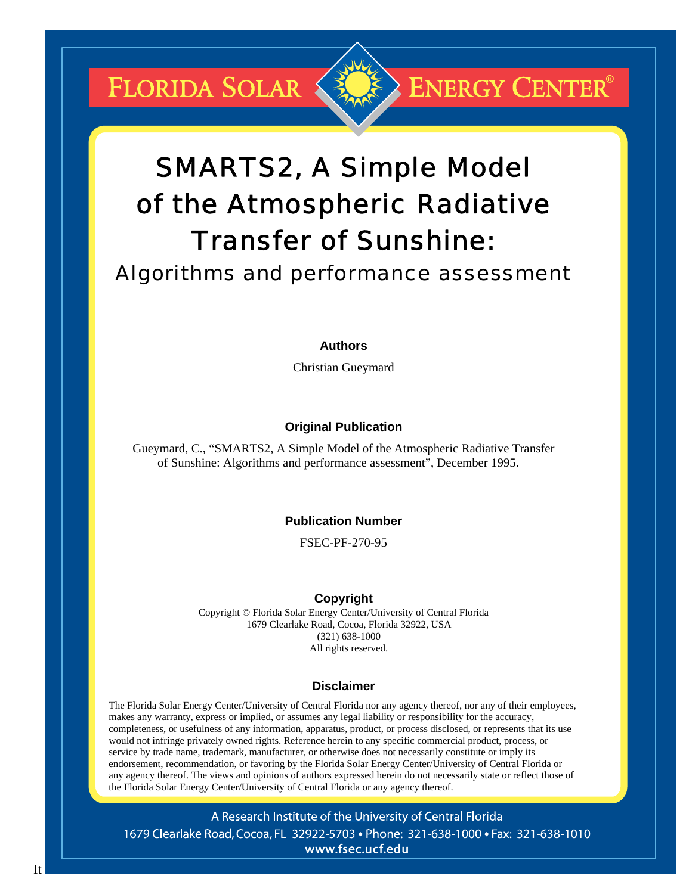FLORIDA SOLAR ENERGY CENTER®

# SMARTS2, A Simple Model of the Atmospheric Radiative Transfer of Sunshine:

## Algorithms and performance assessment

**Authors**

Christian Gueymard

**Original Publication**

Gueymard, C., "SMARTS2, A Simple Model of the Atmospheric Radiative Transfer of Sunshine: Algorithms and performance assessment", December 1995.

**Publication Number**

FSEC-PF-270-95

**Copyright**

Copyright © Florida Solar Energy Center/University of Central Florida
1679 Clearlake Road, Cocoa, Florida 32922, USA
(321) 638-1000
All rights reserved.

**Disclaimer**

The Florida Solar Energy Center/University of Central Florida nor any agency thereof, nor any of their employees, makes any warranty, express or implied, or assumes any legal liability or responsibility for the accuracy, completeness, or usefulness of any information, apparatus, product, or process disclosed, or represents that its use would not infringe privately owned rights. Reference herein to any specific commercial product, process, or service by trade name, trademark, manufacturer, or otherwise does not necessarily constitute or imply its endorsement, recommendation, or favoring by the Florida Solar Energy Center/University of Central Florida or any agency thereof. The views and opinions of authors expressed herein do not necessarily state or reflect those of the Florida Solar Energy Center/University of Central Florida or any agency thereof.

A Research Institute of the University of Central Florida
1679 Clearlake Road, Cocoa, FL 32922-5703 • Phone: 321-638-1000 • Fax: 321-638-1010
www.fsec.ucf.edu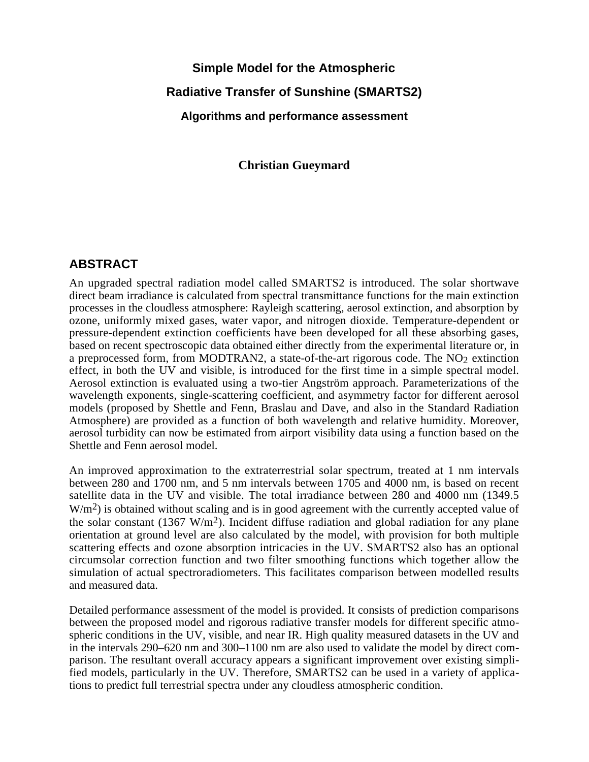# Simple Model for the Atmospheric

# Radiative Transfer of Sunshine (SMARTS2)

### Algorithms and performance assessment

**Christian Gueymard**

## ABSTRACT

An upgraded spectral radiation model called SMARTS2 is introduced. The solar shortwave direct beam irradiance is calculated from spectral transmittance functions for the main extinction processes in the cloudless atmosphere: Rayleigh scattering, aerosol extinction, and absorption by ozone, uniformly mixed gases, water vapor, and nitrogen dioxide. Temperature-dependent or pressure-dependent extinction coefficients have been developed for all these absorbing gases, based on recent spectroscopic data obtained either directly from the experimental literature or, in a preprocessed form, from MODTRAN2, a state-of-the-art rigorous code. The $NO_2$ extinction effect, in both the UV and visible, is introduced for the first time in a simple spectral model. Aerosol extinction is evaluated using a two-tier Angström approach. Parameterizations of the wavelength exponents, single-scattering coefficient, and asymmetry factor for different aerosol models (proposed by Shettle and Fenn, Braslau and Dave, and also in the Standard Radiation Atmosphere) are provided as a function of both wavelength and relative humidity. Moreover, aerosol turbidity can now be estimated from airport visibility data using a function based on the Shettle and Fenn aerosol model.

An improved approximation to the extraterrestrial solar spectrum, treated at 1 nm intervals between 280 and 1700 nm, and 5 nm intervals between 1705 and 4000 nm, is based on recent satellite data in the UV and visible. The total irradiance between 280 and 4000 nm (1349.5 $W/m^2$) is obtained without scaling and is in good agreement with the currently accepted value of the solar constant (1367 $W/m^2$). Incident diffuse radiation and global radiation for any plane orientation at ground level are also calculated by the model, with provision for both multiple scattering effects and ozone absorption intricacies in the UV. SMARTS2 also has an optional circumsolar correction function and two filter smoothing functions which together allow the simulation of actual spectroradiometers. This facilitates comparison between modelled results and measured data.

Detailed performance assessment of the model is provided. It consists of prediction comparisons between the proposed model and rigorous radiative transfer models for different specific atmospheric conditions in the UV, visible, and near IR. High quality measured datasets in the UV and in the intervals 290–620 nm and 300–1100 nm are also used to validate the model by direct comparison. The resultant overall accuracy appears a significant improvement over existing simplified models, particularly in the UV. Therefore, SMARTS2 can be used in a variety of applications to predict full terrestrial spectra under any cloudless atmospheric condition.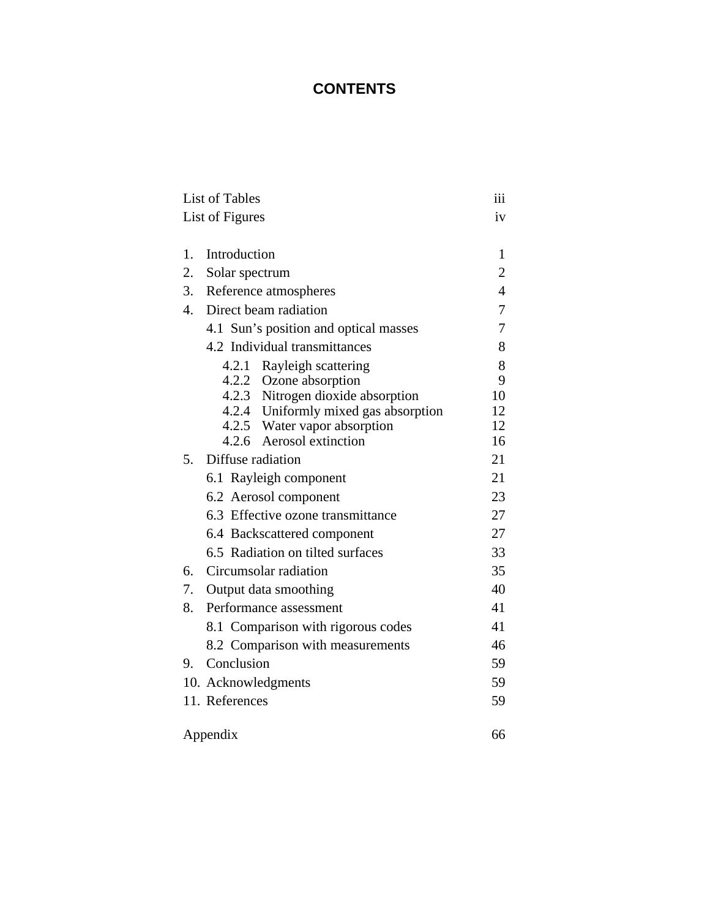# CONTENTS

| | |
|---|---|
| List of Tables | iii |
| List of Figures | iv |
| | |
| 1. Introduction | 1 |
| 2. Solar spectrum | 2 |
| 3. Reference atmospheres | 4 |
| 4. Direct beam radiation | 7 |
| 4.1 Sun's position and optical masses | 7 |
| 4.2 Individual transmittances | 8 |
| 4.2.1 Rayleigh scattering | 8 |
| 4.2.2 Ozone absorption | 9 |
| 4.2.3 Nitrogen dioxide absorption | 10 |
| 4.2.4 Uniformly mixed gas absorption | 12 |
| 4.2.5 Water vapor absorption | 12 |
| 4.2.6 Aerosol extinction | 16 |
| 5. Diffuse radiation | 21 |
| 6.1 Rayleigh component | 21 |
| 6.2 Aerosol component | 23 |
| 6.3 Effective ozone transmittance | 27 |
| 6.4 Backscattered component | 27 |
| 6.5 Radiation on tilted surfaces | 33 |
| 6. Circumsolar radiation | 35 |
| 7. Output data smoothing | 40 |
| 8. Performance assessment | 41 |
| 8.1 Comparison with rigorous codes | 41 |
| 8.2 Comparison with measurements | 46 |
| 9. Conclusion | 59 |
| 10. Acknowledgments | 59 |
| 11. References | 59 |
| | |
| Appendix | 66 |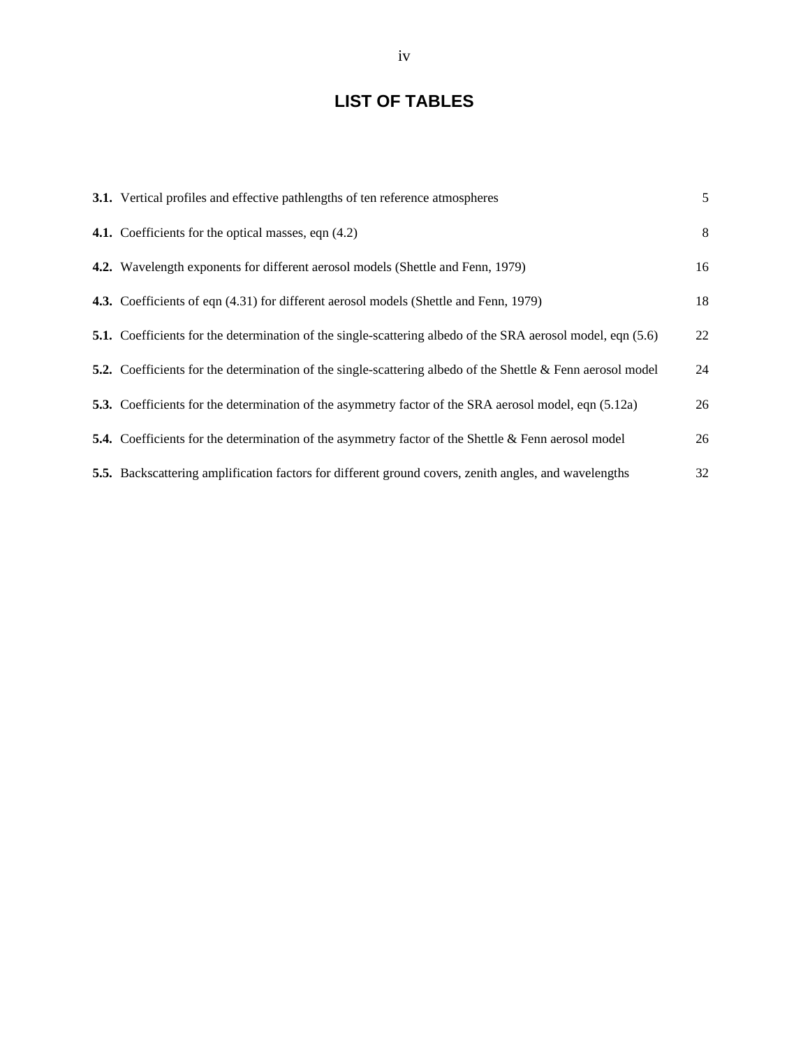# LIST OF TABLES

**3.1.** Vertical profiles and effective pathlengths of ten reference atmospheres 5

**4.1.** Coefficients for the optical masses, eqn (4.2) 8

**4.2.** Wavelength exponents for different aerosol models (Shettle and Fenn, 1979) 16

**4.3.** Coefficients of eqn (4.31) for different aerosol models (Shettle and Fenn, 1979) 18

**5.1.** Coefficients for the determination of the single-scattering albedo of the SRA aerosol model, eqn (5.6) 22

**5.2.** Coefficients for the determination of the single-scattering albedo of the Shettle & Fenn aerosol model 24

**5.3.** Coefficients for the determination of the asymmetry factor of the SRA aerosol model, eqn (5.12a) 26

**5.4.** Coefficients for the determination of the asymmetry factor of the Shettle & Fenn aerosol model 26

**5.5.** Backscattering amplification factors for different ground covers, zenith angles, and wavelengths 32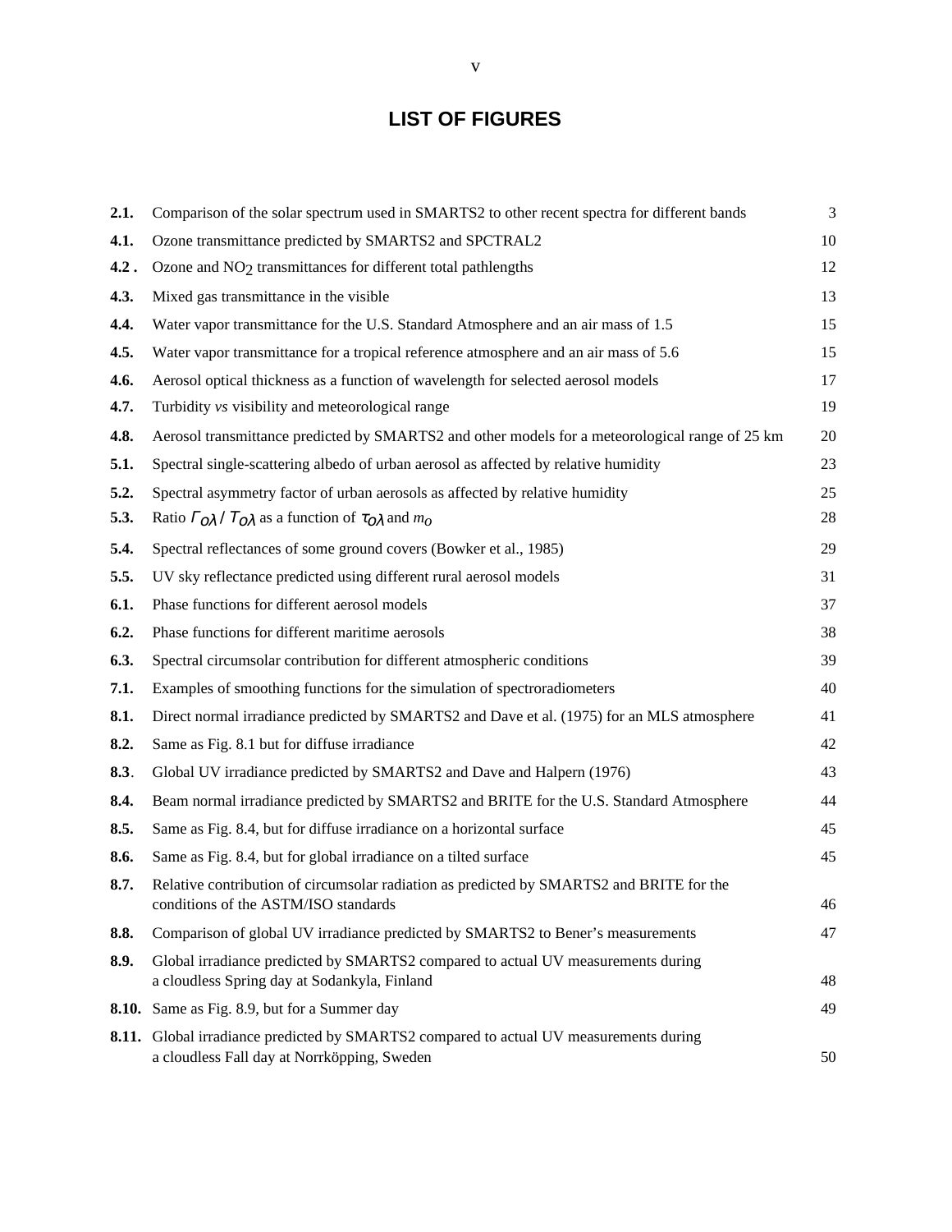# LIST OF FIGURES

| | | |
|---|---|---|
| **2.1.** | Comparison of the solar spectrum used in SMARTS2 to other recent spectra for different bands | 3 |
| **4.1.** | Ozone transmittance predicted by SMARTS2 and SPCTRAL2 | 10 |
| **4.2 .** | Ozone and $NO_2$ transmittances for different total pathlengths | 12 |
| **4.3.** | Mixed gas transmittance in the visible | 13 |
| **4.4.** | Water vapor transmittance for the U.S. Standard Atmosphere and an air mass of 1.5 | 15 |
| **4.5.** | Water vapor transmittance for a tropical reference atmosphere and an air mass of 5.6 | 15 |
| **4.6.** | Aerosol optical thickness as a function of wavelength for selected aerosol models | 17 |
| **4.7.** | Turbidity *vs* visibility and meteorological range | 19 |
| **4.8.** | Aerosol transmittance predicted by SMARTS2 and other models for a meteorological range of 25 km | 20 |
| **5.1.** | Spectral single-scattering albedo of urban aerosol as affected by relative humidity | 23 |
| **5.2.** | Spectral asymmetry factor of urban aerosols as affected by relative humidity | 25 |
| **5.3.** | Ratio $\Gamma_{o\lambda} / T_{o\lambda}$ as a function of $\tau_{o\lambda}$ and $m_o$ | 28 |
| **5.4.** | Spectral reflectances of some ground covers (Bowker et al., 1985) | 29 |
| **5.5.** | UV sky reflectance predicted using different rural aerosol models | 31 |
| **6.1.** | Phase functions for different aerosol models | 37 |
| **6.2.** | Phase functions for different maritime aerosols | 38 |
| **6.3.** | Spectral circumsolar contribution for different atmospheric conditions | 39 |
| **7.1.** | Examples of smoothing functions for the simulation of spectroradiometers | 40 |
| **8.1.** | Direct normal irradiance predicted by SMARTS2 and Dave et al. (1975) for an MLS atmosphere | 41 |
| **8.2.** | Same as Fig. 8.1 but for diffuse irradiance | 42 |
| **8.3**. | Global UV irradiance predicted by SMARTS2 and Dave and Halpern (1976) | 43 |
| **8.4.** | Beam normal irradiance predicted by SMARTS2 and BRITE for the U.S. Standard Atmosphere | 44 |
| **8.5.** | Same as Fig. 8.4, but for diffuse irradiance on a horizontal surface | 45 |
| **8.6.** | Same as Fig. 8.4, but for global irradiance on a tilted surface | 45 |
| **8.7.** | Relative contribution of circumsolar radiation as predicted by SMARTS2 and BRITE for the conditions of the ASTM/ISO standards | 46 |
| **8.8.** | Comparison of global UV irradiance predicted by SMARTS2 to Bener's measurements | 47 |
| **8.9.** | Global irradiance predicted by SMARTS2 compared to actual UV measurements during a cloudless Spring day at Sodankyla, Finland | 48 |
| **8.10.** | Same as Fig. 8.9, but for a Summer day | 49 |
| **8.11.** | Global irradiance predicted by SMARTS2 compared to actual UV measurements during a cloudless Fall day at Norrköpping, Sweden | 50 |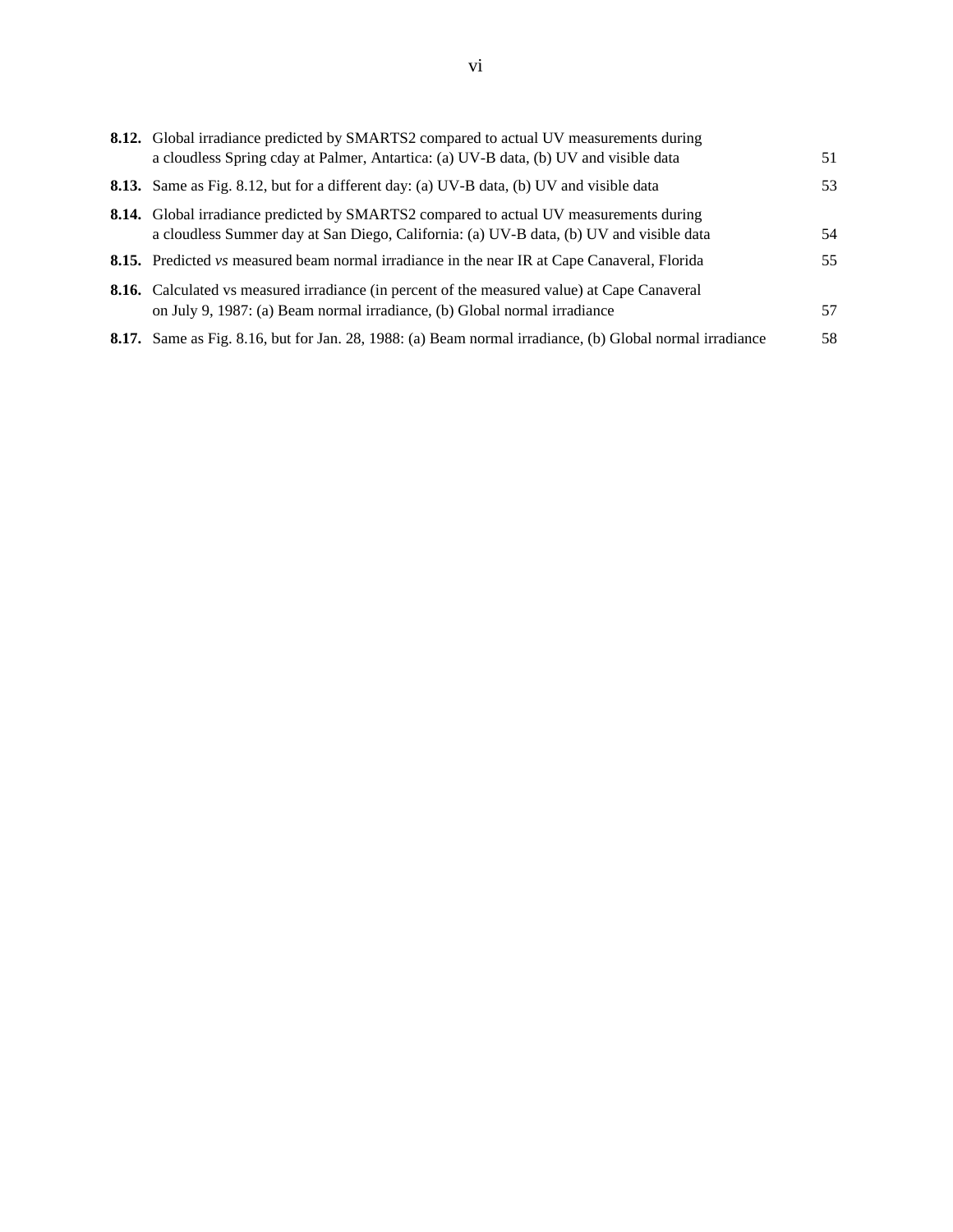**8.12.** Global irradiance predicted by SMARTS2 compared to actual UV measurements during a cloudless Spring cday at Palmer, Antartica: (a) UV-B data, (b) UV and visible data 51

**8.13.** Same as Fig. 8.12, but for a different day: (a) UV-B data, (b) UV and visible data 53

**8.14.** Global irradiance predicted by SMARTS2 compared to actual UV measurements during a cloudless Summer day at San Diego, California: (a) UV-B data, (b) UV and visible data 54

**8.15.** Predicted *vs* measured beam normal irradiance in the near IR at Cape Canaveral, Florida 55

**8.16.** Calculated vs measured irradiance (in percent of the measured value) at Cape Canaveral on July 9, 1987: (a) Beam normal irradiance, (b) Global normal irradiance 57

**8.17.** Same as Fig. 8.16, but for Jan. 28, 1988: (a) Beam normal irradiance, (b) Global normal irradiance 58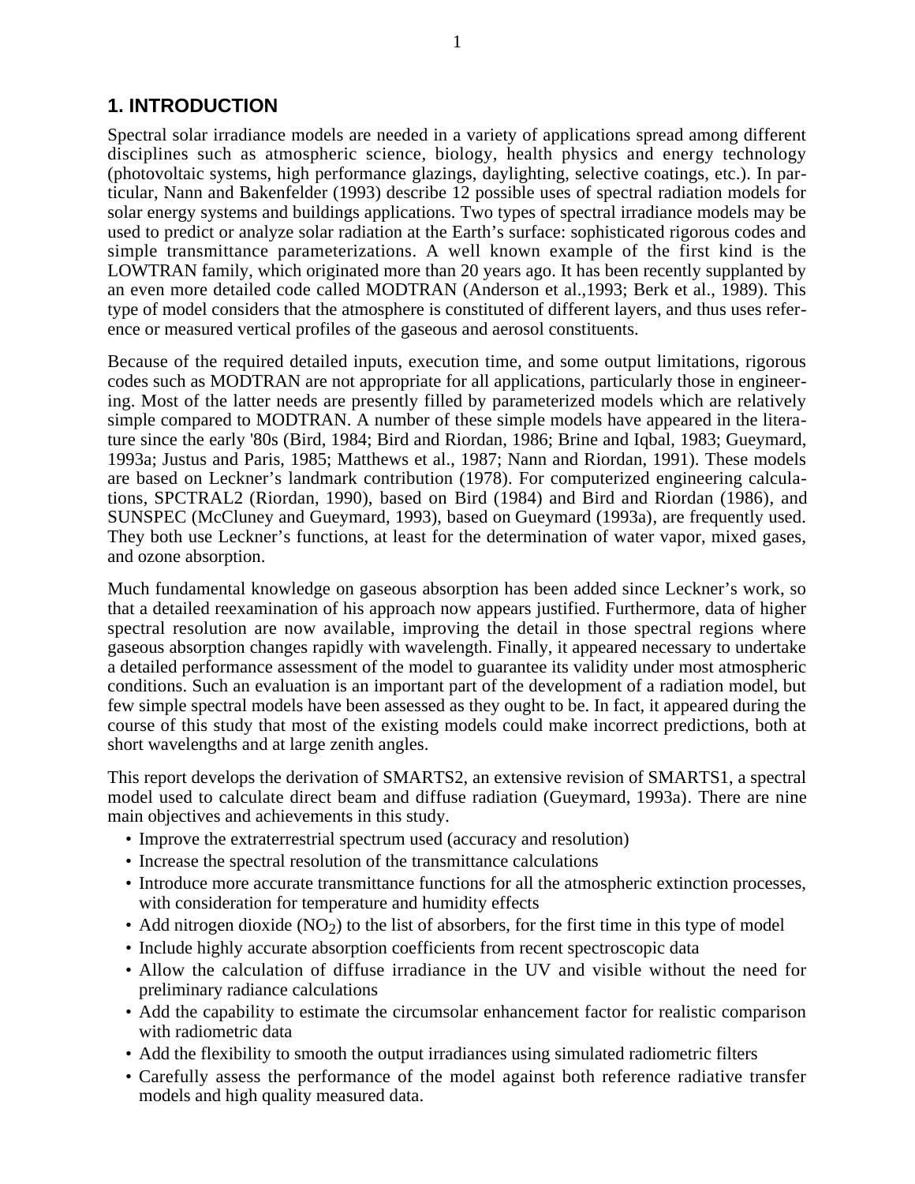# 1. INTRODUCTION

Spectral solar irradiance models are needed in a variety of applications spread among different disciplines such as atmospheric science, biology, health physics and energy technology (photovoltaic systems, high performance glazings, daylighting, selective coatings, etc.). In particular, Nann and Bakenfelder (1993) describe 12 possible uses of spectral radiation models for solar energy systems and buildings applications. Two types of spectral irradiance models may be used to predict or analyze solar radiation at the Earth's surface: sophisticated rigorous codes and simple transmittance parameterizations. A well known example of the first kind is the LOWTRAN family, which originated more than 20 years ago. It has been recently supplanted by an even more detailed code called MODTRAN (Anderson et al.,1993; Berk et al., 1989). This type of model considers that the atmosphere is constituted of different layers, and thus uses reference or measured vertical profiles of the gaseous and aerosol constituents.

Because of the required detailed inputs, execution time, and some output limitations, rigorous codes such as MODTRAN are not appropriate for all applications, particularly those in engineering. Most of the latter needs are presently filled by parameterized models which are relatively simple compared to MODTRAN. A number of these simple models have appeared in the literature since the early '80s (Bird, 1984; Bird and Riordan, 1986; Brine and Iqbal, 1983; Gueymard, 1993a; Justus and Paris, 1985; Matthews et al., 1987; Nann and Riordan, 1991). These models are based on Leckner's landmark contribution (1978). For computerized engineering calculations, SPCTRAL2 (Riordan, 1990), based on Bird (1984) and Bird and Riordan (1986), and SUNSPEC (McCluney and Gueymard, 1993), based on Gueymard (1993a), are frequently used. They both use Leckner's functions, at least for the determination of water vapor, mixed gases, and ozone absorption.

Much fundamental knowledge on gaseous absorption has been added since Leckner's work, so that a detailed reexamination of his approach now appears justified. Furthermore, data of higher spectral resolution are now available, improving the detail in those spectral regions where gaseous absorption changes rapidly with wavelength. Finally, it appeared necessary to undertake a detailed performance assessment of the model to guarantee its validity under most atmospheric conditions. Such an evaluation is an important part of the development of a radiation model, but few simple spectral models have been assessed as they ought to be. In fact, it appeared during the course of this study that most of the existing models could make incorrect predictions, both at short wavelengths and at large zenith angles.

This report develops the derivation of SMARTS2, an extensive revision of SMARTS1, a spectral model used to calculate direct beam and diffuse radiation (Gueymard, 1993a). There are nine main objectives and achievements in this study.

- Improve the extraterrestrial spectrum used (accuracy and resolution)
- Increase the spectral resolution of the transmittance calculations
- Introduce more accurate transmittance functions for all the atmospheric extinction processes, with consideration for temperature and humidity effects
- Add nitrogen dioxide ($NO_2$) to the list of absorbers, for the first time in this type of model
- Include highly accurate absorption coefficients from recent spectroscopic data
- Allow the calculation of diffuse irradiance in the UV and visible without the need for preliminary radiance calculations
- Add the capability to estimate the circumsolar enhancement factor for realistic comparison with radiometric data
- Add the flexibility to smooth the output irradiances using simulated radiometric filters
- Carefully assess the performance of the model against both reference radiative transfer models and high quality measured data.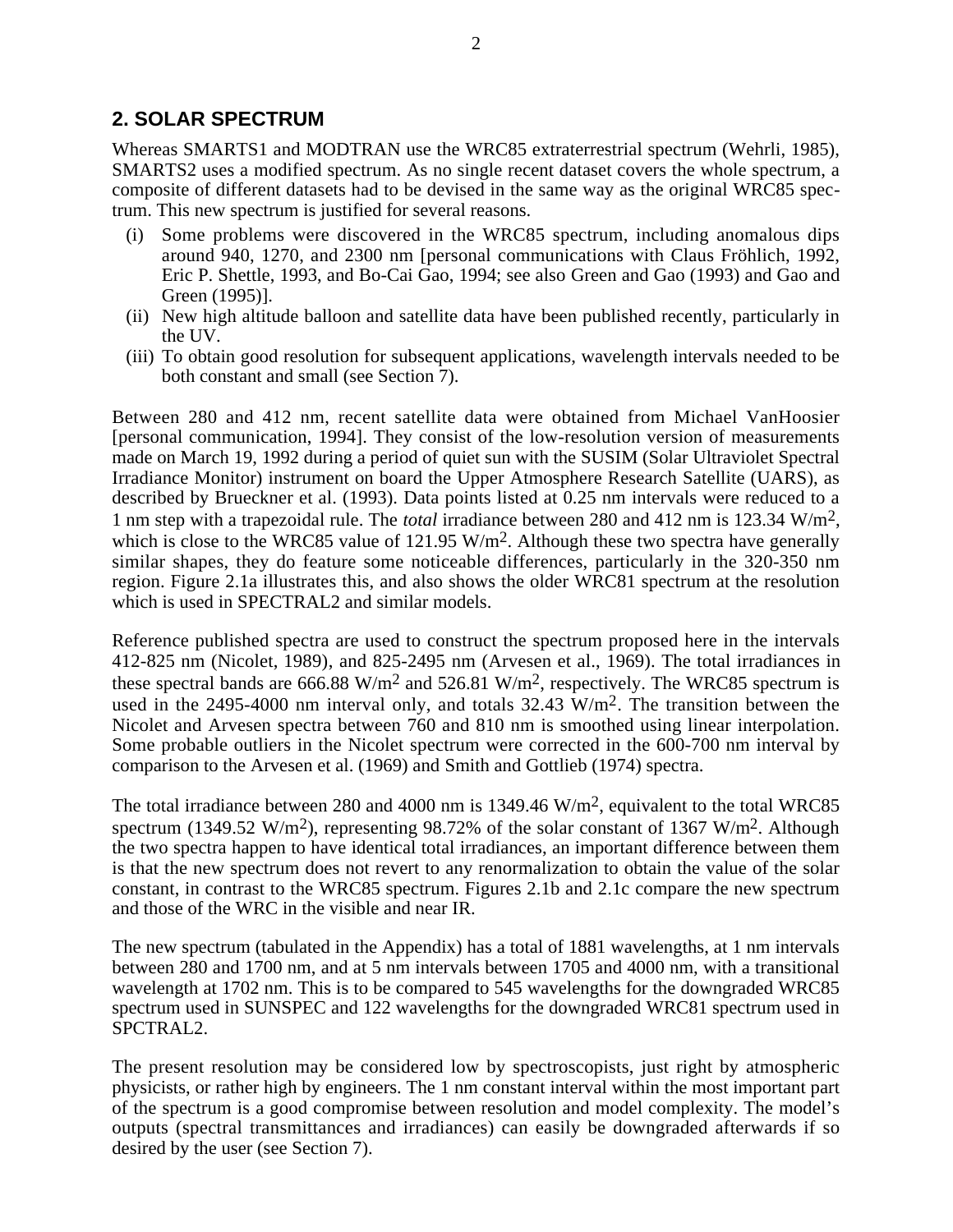## 2. SOLAR SPECTRUM

Whereas SMARTS1 and MODTRAN use the WRC85 extraterrestrial spectrum (Wehrli, 1985), SMARTS2 uses a modified spectrum. As no single recent dataset covers the whole spectrum, a composite of different datasets had to be devised in the same way as the original WRC85 spectrum. This new spectrum is justified for several reasons.

- (i) Some problems were discovered in the WRC85 spectrum, including anomalous dips around 940, 1270, and 2300 nm [personal communications with Claus Fröhlich, 1992, Eric P. Shettle, 1993, and Bo-Cai Gao, 1994; see also Green and Gao (1993) and Gao and Green (1995)].
- (ii) New high altitude balloon and satellite data have been published recently, particularly in the UV.
- (iii) To obtain good resolution for subsequent applications, wavelength intervals needed to be both constant and small (see Section 7).

Between 280 and 412 nm, recent satellite data were obtained from Michael VanHoosier [personal communication, 1994]. They consist of the low-resolution version of measurements made on March 19, 1992 during a period of quiet sun with the SUSIM (Solar Ultraviolet Spectral Irradiance Monitor) instrument on board the Upper Atmosphere Research Satellite (UARS), as described by Brueckner et al. (1993). Data points listed at 0.25 nm intervals were reduced to a 1 nm step with a trapezoidal rule. The *total* irradiance between 280 and 412 nm is 123.34 W/m$^2$, which is close to the WRC85 value of 121.95 W/m$^2$. Although these two spectra have generally similar shapes, they do feature some noticeable differences, particularly in the 320-350 nm region. Figure 2.1a illustrates this, and also shows the older WRC81 spectrum at the resolution which is used in SPECTRAL2 and similar models.

Reference published spectra are used to construct the spectrum proposed here in the intervals 412-825 nm (Nicolet, 1989), and 825-2495 nm (Arvesen et al., 1969). The total irradiances in these spectral bands are 666.88 W/m$^2$ and 526.81 W/m$^2$, respectively. The WRC85 spectrum is used in the 2495-4000 nm interval only, and totals 32.43 W/m$^2$. The transition between the Nicolet and Arvesen spectra between 760 and 810 nm is smoothed using linear interpolation. Some probable outliers in the Nicolet spectrum were corrected in the 600-700 nm interval by comparison to the Arvesen et al. (1969) and Smith and Gottlieb (1974) spectra.

The total irradiance between 280 and 4000 nm is 1349.46 W/m$^2$, equivalent to the total WRC85 spectrum (1349.52 W/m$^2$), representing 98.72% of the solar constant of 1367 W/m$^2$. Although the two spectra happen to have identical total irradiances, an important difference between them is that the new spectrum does not revert to any renormalization to obtain the value of the solar constant, in contrast to the WRC85 spectrum. Figures 2.1b and 2.1c compare the new spectrum and those of the WRC in the visible and near IR.

The new spectrum (tabulated in the Appendix) has a total of 1881 wavelengths, at 1 nm intervals between 280 and 1700 nm, and at 5 nm intervals between 1705 and 4000 nm, with a transitional wavelength at 1702 nm. This is to be compared to 545 wavelengths for the downgraded WRC85 spectrum used in SUNSPEC and 122 wavelengths for the downgraded WRC81 spectrum used in SPCTRAL2.

The present resolution may be considered low by spectroscopists, just right by atmospheric physicists, or rather high by engineers. The 1 nm constant interval within the most important part of the spectrum is a good compromise between resolution and model complexity. The model's outputs (spectral transmittances and irradiances) can easily be downgraded afterwards if so desired by the user (see Section 7).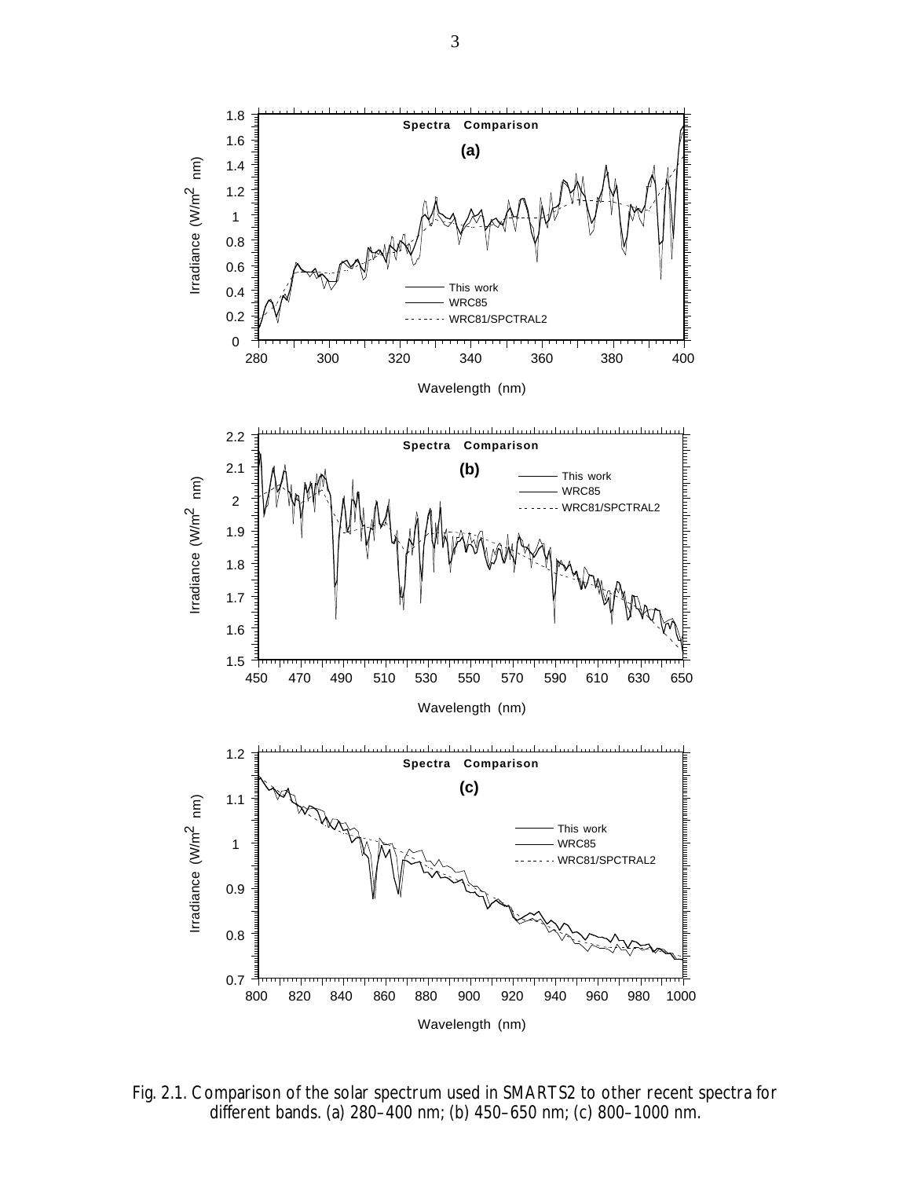Fig. 2.1. Comparison of the solar spectrum used in SMARTS2 to other recent spectra for different bands. (a) 280–400 nm; (b) 450–650 nm; (c) 800–1000 nm.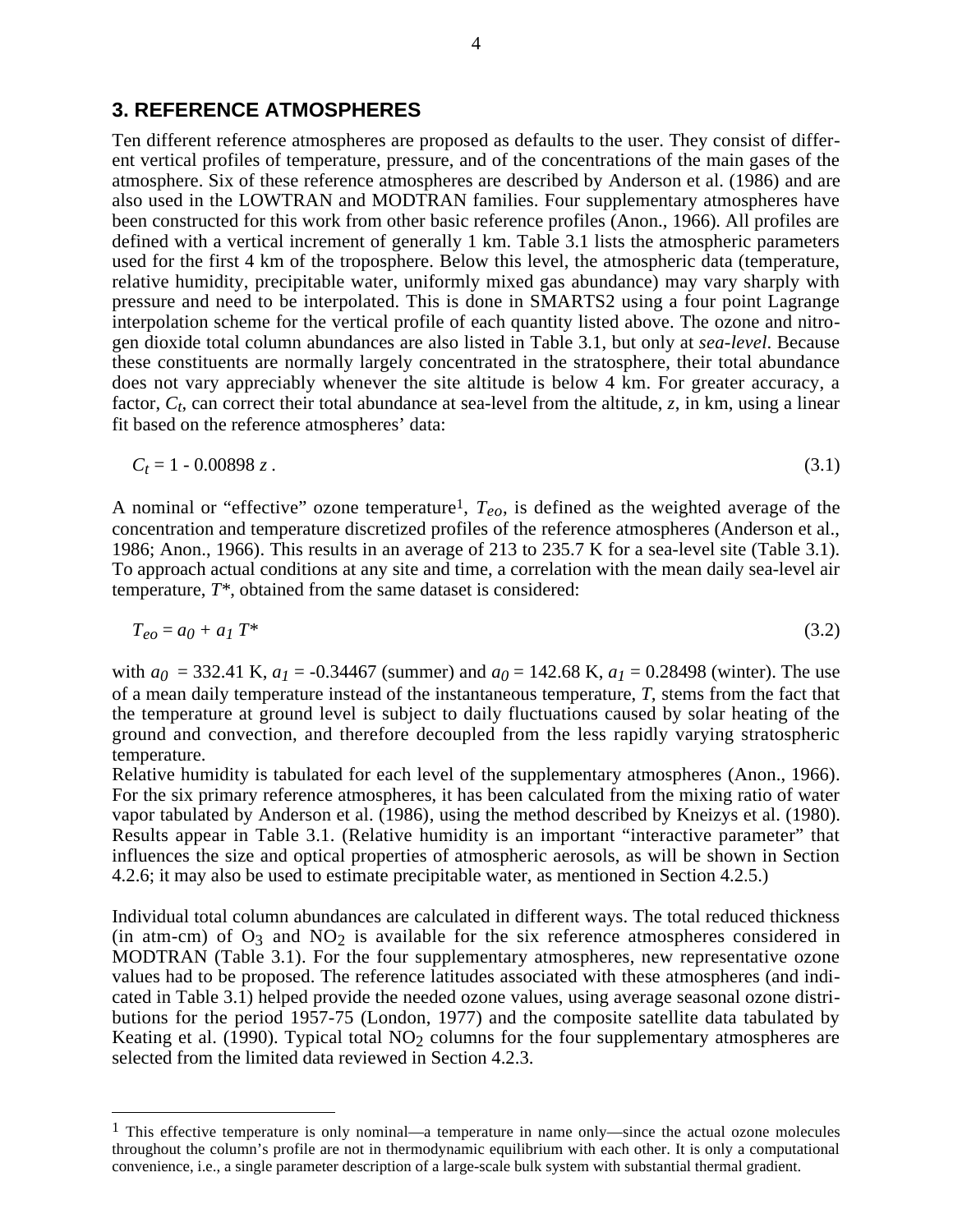## 3. REFERENCE ATMOSPHERES

Ten different reference atmospheres are proposed as defaults to the user. They consist of different vertical profiles of temperature, pressure, and of the concentrations of the main gases of the atmosphere. Six of these reference atmospheres are described by Anderson et al. (1986) and are also used in the LOWTRAN and MODTRAN families. Four supplementary atmospheres have been constructed for this work from other basic reference profiles (Anon., 1966). All profiles are defined with a vertical increment of generally 1 km. Table 3.1 lists the atmospheric parameters used for the first 4 km of the troposphere. Below this level, the atmospheric data (temperature, relative humidity, precipitable water, uniformly mixed gas abundance) may vary sharply with pressure and need to be interpolated. This is done in SMARTS2 using a four point Lagrange interpolation scheme for the vertical profile of each quantity listed above. The ozone and nitrogen dioxide total column abundances are also listed in Table 3.1, but only at *sea-level*. Because these constituents are normally largely concentrated in the stratosphere, their total abundance does not vary appreciably whenever the site altitude is below 4 km. For greater accuracy, a factor, $C_t$, can correct their total abundance at sea-level from the altitude, $z$, in km, using a linear fit based on the reference atmospheres' data:

$$C_t = 1 - 0.00898\, z\,. \tag{3.1}$$

A nominal or "effective" ozone temperature[1], $T_{eo}$, is defined as the weighted average of the concentration and temperature discretized profiles of the reference atmospheres (Anderson et al., 1986; Anon., 1966). This results in an average of 213 to 235.7 K for a sea-level site (Table 3.1). To approach actual conditions at any site and time, a correlation with the mean daily sea-level air temperature, $T^*$, obtained from the same dataset is considered:

$$T_{eo} = a_0 + a_1\, T^* \tag{3.2}$$

with $a_0 = 332.41$ K, $a_1 = -0.34467$ (summer) and $a_0 = 142.68$ K, $a_1 = 0.28498$ (winter). The use of a mean daily temperature instead of the instantaneous temperature, $T$, stems from the fact that the temperature at ground level is subject to daily fluctuations caused by solar heating of the ground and convection, and therefore decoupled from the less rapidly varying stratospheric temperature.

Relative humidity is tabulated for each level of the supplementary atmospheres (Anon., 1966). For the six primary reference atmospheres, it has been calculated from the mixing ratio of water vapor tabulated by Anderson et al. (1986), using the method described by Kneizys et al. (1980). Results appear in Table 3.1. (Relative humidity is an important "interactive parameter" that influences the size and optical properties of atmospheric aerosols, as will be shown in Section 4.2.6; it may also be used to estimate precipitable water, as mentioned in Section 4.2.5.)

Individual total column abundances are calculated in different ways. The total reduced thickness (in atm-cm) of $O_3$ and $NO_2$ is available for the six reference atmospheres considered in MODTRAN (Table 3.1). For the four supplementary atmospheres, new representative ozone values had to be proposed. The reference latitudes associated with these atmospheres (and indicated in Table 3.1) helped provide the needed ozone values, using average seasonal ozone distributions for the period 1957-75 (London, 1977) and the composite satellite data tabulated by Keating et al. (1990). Typical total $NO_2$ columns for the four supplementary atmospheres are selected from the limited data reviewed in Section 4.2.3.

---

[1] This effective temperature is only nominal—a temperature in name only—since the actual ozone molecules throughout the column's profile are not in thermodynamic equilibrium with each other. It is only a computational convenience, i.e., a single parameter description of a large-scale bulk system with substantial thermal gradient.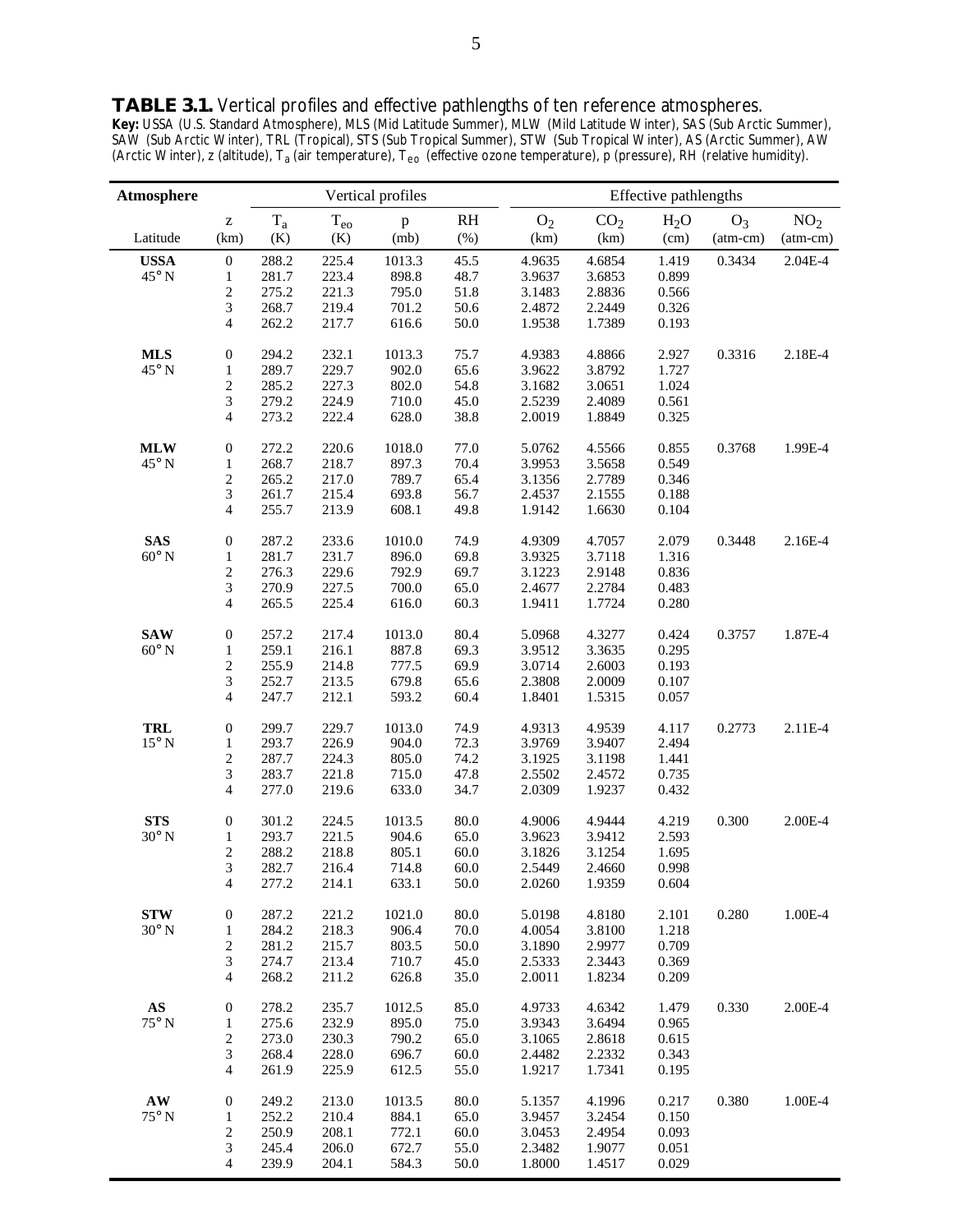**TABLE 3.1.** Vertical profiles and effective pathlengths of ten reference atmospheres.
**Key:** USSA (U.S. Standard Atmosphere), MLS (Mid Latitude Summer), MLW (Mild Latitude Winter), SAS (Sub Arctic Summer), SAW (Sub Arctic Winter), TRL (Tropical), STS (Sub Tropical Summer), STW (Sub Tropical Winter), AS (Arctic Summer), AW (Arctic Winter), z (altitude), $T_a$ (air temperature), $T_{eo}$ (effective ozone temperature), p (pressure), RH (relative humidity).

| Atmosphere | Vertical profiles | | | | | Effective pathlengths | | | | |
|---|---|---|---|---|---|---|---|---|---|---|
| Latitude | z (km) | $T_a$ (K) | $T_{eo}$ (K) | p (mb) | RH (%) | $O_2$ (km) | $CO_2$ (km) | $H_2O$ (cm) | $O_3$ (atm-cm) | $NO_2$ (atm-cm) |
| **USSA** | 0 | 288.2 | 225.4 | 1013.3 | 45.5 | 4.9635 | 4.6854 | 1.419 | 0.3434 | 2.04E-4 |
| 45° N | 1 | 281.7 | 223.4 | 898.8 | 48.7 | 3.9637 | 3.6853 | 0.899 | | |
| | 2 | 275.2 | 221.3 | 795.0 | 51.8 | 3.1483 | 2.8836 | 0.566 | | |
| | 3 | 268.7 | 219.4 | 701.2 | 50.6 | 2.4872 | 2.2449 | 0.326 | | |
| | 4 | 262.2 | 217.7 | 616.6 | 50.0 | 1.9538 | 1.7389 | 0.193 | | |
| **MLS** | 0 | 294.2 | 232.1 | 1013.3 | 75.7 | 4.9383 | 4.8866 | 2.927 | 0.3316 | 2.18E-4 |
| 45° N | 1 | 289.7 | 229.7 | 902.0 | 65.6 | 3.9622 | 3.8792 | 1.727 | | |
| | 2 | 285.2 | 227.3 | 802.0 | 54.8 | 3.1682 | 3.0651 | 1.024 | | |
| | 3 | 279.2 | 224.9 | 710.0 | 45.0 | 2.5239 | 2.4089 | 0.561 | | |
| | 4 | 273.2 | 222.4 | 628.0 | 38.8 | 2.0019 | 1.8849 | 0.325 | | |
| **MLW** | 0 | 272.2 | 220.6 | 1018.0 | 77.0 | 5.0762 | 4.5566 | 0.855 | 0.3768 | 1.99E-4 |
| 45° N | 1 | 268.7 | 218.7 | 897.3 | 70.4 | 3.9953 | 3.5658 | 0.549 | | |
| | 2 | 265.2 | 217.0 | 789.7 | 65.4 | 3.1356 | 2.7789 | 0.346 | | |
| | 3 | 261.7 | 215.4 | 693.8 | 56.7 | 2.4537 | 2.1555 | 0.188 | | |
| | 4 | 255.7 | 213.9 | 608.1 | 49.8 | 1.9142 | 1.6630 | 0.104 | | |
| **SAS** | 0 | 287.2 | 233.6 | 1010.0 | 74.9 | 4.9309 | 4.7057 | 2.079 | 0.3448 | 2.16E-4 |
| 60° N | 1 | 281.7 | 231.7 | 896.0 | 69.8 | 3.9325 | 3.7118 | 1.316 | | |
| | 2 | 276.3 | 229.6 | 792.9 | 69.7 | 3.1223 | 2.9148 | 0.836 | | |
| | 3 | 270.9 | 227.5 | 700.0 | 65.0 | 2.4677 | 2.2784 | 0.483 | | |
| | 4 | 265.5 | 225.4 | 616.0 | 60.3 | 1.9411 | 1.7724 | 0.280 | | |
| **SAW** | 0 | 257.2 | 217.4 | 1013.0 | 80.4 | 5.0968 | 4.3277 | 0.424 | 0.3757 | 1.87E-4 |
| 60° N | 1 | 259.1 | 216.1 | 887.8 | 69.3 | 3.9512 | 3.3635 | 0.295 | | |
| | 2 | 255.9 | 214.8 | 777.5 | 69.9 | 3.0714 | 2.6003 | 0.193 | | |
| | 3 | 252.7 | 213.5 | 679.8 | 65.6 | 2.3808 | 2.0009 | 0.107 | | |
| | 4 | 247.7 | 212.1 | 593.2 | 60.4 | 1.8401 | 1.5315 | 0.057 | | |
| **TRL** | 0 | 299.7 | 229.7 | 1013.0 | 74.9 | 4.9313 | 4.9539 | 4.117 | 0.2773 | 2.11E-4 |
| 15° N | 1 | 293.7 | 226.9 | 904.0 | 72.3 | 3.9769 | 3.9407 | 2.494 | | |
| | 2 | 287.7 | 224.3 | 805.0 | 74.2 | 3.1925 | 3.1198 | 1.441 | | |
| | 3 | 283.7 | 221.8 | 715.0 | 47.8 | 2.5502 | 2.4572 | 0.735 | | |
| | 4 | 277.0 | 219.6 | 633.0 | 34.7 | 2.0309 | 1.9237 | 0.432 | | |
| **STS** | 0 | 301.2 | 224.5 | 1013.5 | 80.0 | 4.9006 | 4.9444 | 4.219 | 0.300 | 2.00E-4 |
| 30° N | 1 | 293.7 | 221.5 | 904.6 | 65.0 | 3.9623 | 3.9412 | 2.593 | | |
| | 2 | 288.2 | 218.8 | 805.1 | 60.0 | 3.1826 | 3.1254 | 1.695 | | |
| | 3 | 282.7 | 216.4 | 714.8 | 60.0 | 2.5449 | 2.4660 | 0.998 | | |
| | 4 | 277.2 | 214.1 | 633.1 | 50.0 | 2.0260 | 1.9359 | 0.604 | | |
| **STW** | 0 | 287.2 | 221.2 | 1021.0 | 80.0 | 5.0198 | 4.8180 | 2.101 | 0.280 | 1.00E-4 |
| 30° N | 1 | 284.2 | 218.3 | 906.4 | 70.0 | 4.0054 | 3.8100 | 1.218 | | |
| | 2 | 281.2 | 215.7 | 803.5 | 50.0 | 3.1890 | 2.9977 | 0.709 | | |
| | 3 | 274.7 | 213.4 | 710.7 | 45.0 | 2.5333 | 2.3443 | 0.369 | | |
| | 4 | 268.2 | 211.2 | 626.8 | 35.0 | 2.0011 | 1.8234 | 0.209 | | |
| **AS** | 0 | 278.2 | 235.7 | 1012.5 | 85.0 | 4.9733 | 4.6342 | 1.479 | 0.330 | 2.00E-4 |
| 75° N | 1 | 275.6 | 232.9 | 895.0 | 75.0 | 3.9343 | 3.6494 | 0.965 | | |
| | 2 | 273.0 | 230.3 | 790.2 | 65.0 | 3.1065 | 2.8618 | 0.615 | | |
| | 3 | 268.4 | 228.0 | 696.7 | 60.0 | 2.4482 | 2.2332 | 0.343 | | |
| | 4 | 261.9 | 225.9 | 612.5 | 55.0 | 1.9217 | 1.7341 | 0.195 | | |
| **AW** | 0 | 249.2 | 213.0 | 1013.5 | 80.0 | 5.1357 | 4.1996 | 0.217 | 0.380 | 1.00E-4 |
| 75° N | 1 | 252.2 | 210.4 | 884.1 | 65.0 | 3.9457 | 3.2454 | 0.150 | | |
| | 2 | 250.9 | 208.1 | 772.1 | 60.0 | 3.0453 | 2.4954 | 0.093 | | |
| | 3 | 245.4 | 206.0 | 672.7 | 55.0 | 2.3482 | 1.9077 | 0.051 | | |
| | 4 | 239.9 | 204.1 | 584.3 | 50.0 | 1.8000 | 1.4517 | 0.029 | | |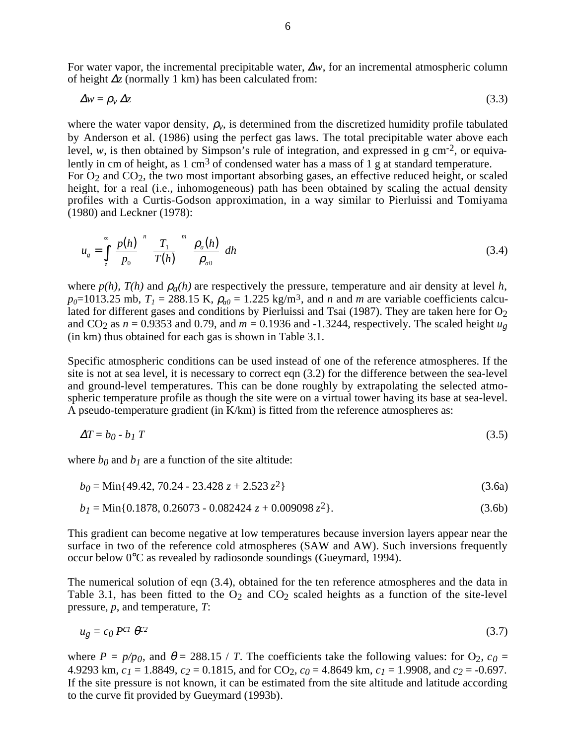For water vapor, the incremental precipitable water, $\Delta w$, for an incremental atmospheric column of height $\Delta z$ (normally 1 km) has been calculated from:

$$\Delta w = \rho_v \, \Delta z \tag{3.3}$$

where the water vapor density, $\rho_v$, is determined from the discretized humidity profile tabulated by Anderson et al. (1986) using the perfect gas laws. The total precipitable water above each level, $w$, is then obtained by Simpson's rule of integration, and expressed in g cm$^{-2}$, or equivalently in cm of height, as 1 cm$^3$ of condensed water has a mass of 1 g at standard temperature.
For $O_2$ and $CO_2$, the two most important absorbing gases, an effective reduced height, or scaled height, for a real (i.e., inhomogeneous) path has been obtained by scaling the actual density profiles with a Curtis-Godson approximation, in a way similar to Pierluissi and Tomiyama (1980) and Leckner (1978):

$$u_g = \int_z^\infty \left[\frac{p(h)}{p_0}\right]^n \left[\frac{T_1}{T(h)}\right]^m \left[\frac{\rho_a(h)}{\rho_{a0}}\right] dh \tag{3.4}$$

where $p(h)$, $T(h)$ and $\rho_a(h)$ are respectively the pressure, temperature and air density at level $h$, $p_0$=1013.25 mb, $T_1$ = 288.15 K, $\rho_{a0}$ = 1.225 kg/m$^3$, and $n$ and $m$ are variable coefficients calculated for different gases and conditions by Pierluissi and Tsai (1987). They are taken here for $O_2$ and $CO_2$ as $n$ = 0.9353 and 0.79, and $m$ = 0.1936 and -1.3244, respectively. The scaled height $u_g$ (in km) thus obtained for each gas is shown in Table 3.1.

Specific atmospheric conditions can be used instead of one of the reference atmospheres. If the site is not at sea level, it is necessary to correct eqn (3.2) for the difference between the sea-level and ground-level temperatures. This can be done roughly by extrapolating the selected atmospheric temperature profile as though the site were on a virtual tower having its base at sea-level. A pseudo-temperature gradient (in K/km) is fitted from the reference atmospheres as:

$$\Delta T = b_0 - b_1 \, T \tag{3.5}$$

where $b_0$ and $b_1$ are a function of the site altitude:

$$b_0 = \text{Min}\{49.42,\ 70.24 - 23.428\, z + 2.523\, z^2\} \tag{3.6a}$$

$$b_1 = \text{Min}\{0.1878,\ 0.26073 - 0.082424\, z + 0.009098\, z^2\}. \tag{3.6b}$$

This gradient can become negative at low temperatures because inversion layers appear near the surface in two of the reference cold atmospheres (SAW and AW). Such inversions frequently occur below 0°C as revealed by radiosonde soundings (Gueymard, 1994).

The numerical solution of eqn (3.4), obtained for the ten reference atmospheres and the data in Table 3.1, has been fitted to the $O_2$ and $CO_2$ scaled heights as a function of the site-level pressure, $p$, and temperature, $T$:

$$u_g = c_0 \, P^{c_1} \, \theta^{c_2} \tag{3.7}$$

where $P = p/p_0$, and $\theta = 288.15 / T$. The coefficients take the following values: for $O_2$, $c_0$ = 4.9293 km, $c_1$ = 1.8849, $c_2$ = 0.1815, and for $CO_2$, $c_0$ = 4.8649 km, $c_1$ = 1.9908, and $c_2$ = -0.697. If the site pressure is not known, it can be estimated from the site altitude and latitude according to the curve fit provided by Gueymard (1993b).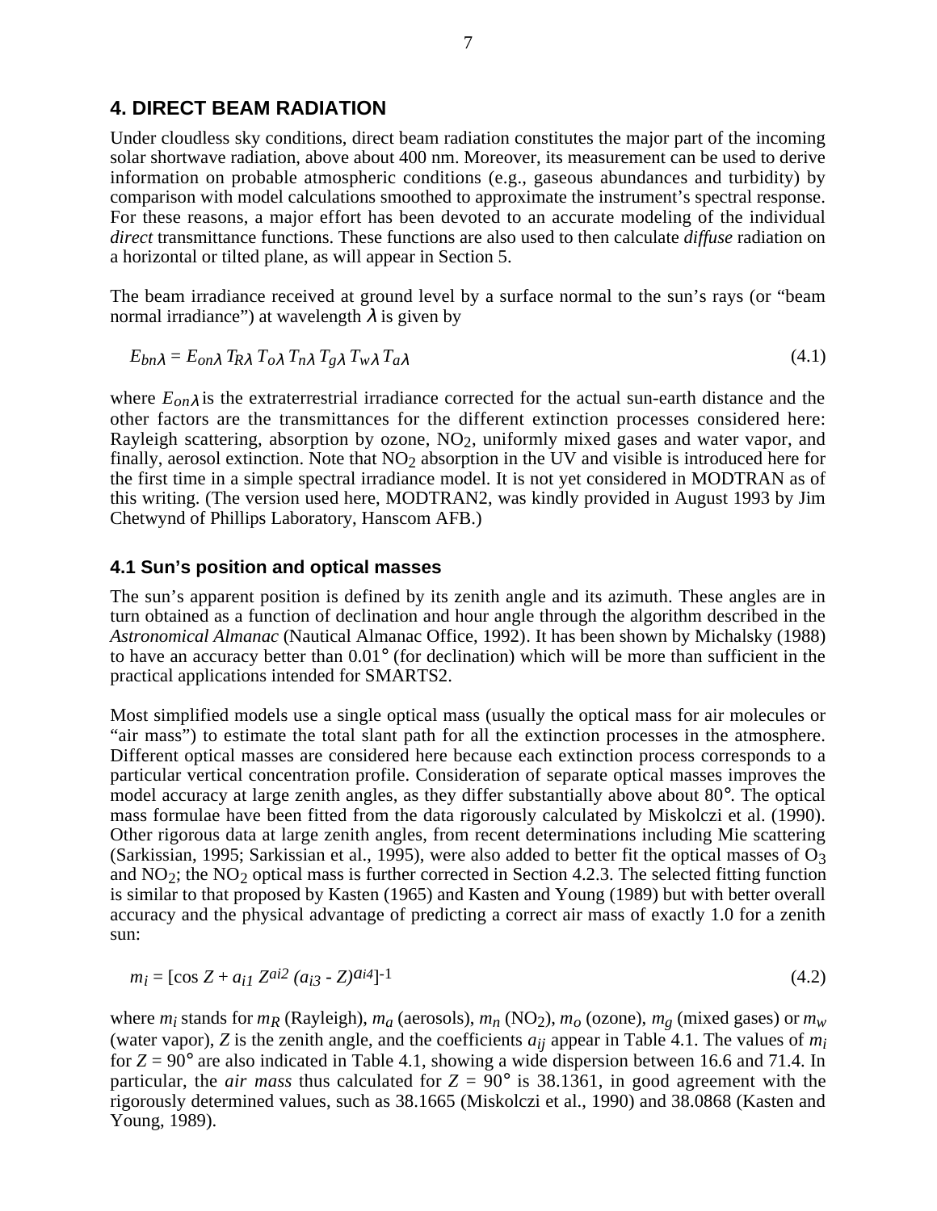## 4. DIRECT BEAM RADIATION

Under cloudless sky conditions, direct beam radiation constitutes the major part of the incoming solar shortwave radiation, above about 400 nm. Moreover, its measurement can be used to derive information on probable atmospheric conditions (e.g., gaseous abundances and turbidity) by comparison with model calculations smoothed to approximate the instrument's spectral response. For these reasons, a major effort has been devoted to an accurate modeling of the individual *direct* transmittance functions. These functions are also used to then calculate *diffuse* radiation on a horizontal or tilted plane, as will appear in Section 5.

The beam irradiance received at ground level by a surface normal to the sun's rays (or "beam normal irradiance") at wavelength $\lambda$ is given by

$$E_{bn\lambda} = E_{on\lambda}\, T_{R\lambda}\, T_{o\lambda}\, T_{n\lambda}\, T_{g\lambda}\, T_{w\lambda}\, T_{a\lambda} \tag{4.1}$$

where $E_{on\lambda}$ is the extraterrestrial irradiance corrected for the actual sun-earth distance and the other factors are the transmittances for the different extinction processes considered here: Rayleigh scattering, absorption by ozone, $NO_2$, uniformly mixed gases and water vapor, and finally, aerosol extinction. Note that $NO_2$ absorption in the UV and visible is introduced here for the first time in a simple spectral irradiance model. It is not yet considered in MODTRAN as of this writing. (The version used here, MODTRAN2, was kindly provided in August 1993 by Jim Chetwynd of Phillips Laboratory, Hanscom AFB.)

### 4.1 Sun's position and optical masses

The sun's apparent position is defined by its zenith angle and its azimuth. These angles are in turn obtained as a function of declination and hour angle through the algorithm described in the *Astronomical Almanac* (Nautical Almanac Office, 1992). It has been shown by Michalsky (1988) to have an accuracy better than 0.01° (for declination) which will be more than sufficient in the practical applications intended for SMARTS2.

Most simplified models use a single optical mass (usually the optical mass for air molecules or "air mass") to estimate the total slant path for all the extinction processes in the atmosphere. Different optical masses are considered here because each extinction process corresponds to a particular vertical concentration profile. Consideration of separate optical masses improves the model accuracy at large zenith angles, as they differ substantially above about 80°. The optical mass formulae have been fitted from the data rigorously calculated by Miskolczi et al. (1990). Other rigorous data at large zenith angles, from recent determinations including Mie scattering (Sarkissian, 1995; Sarkissian et al., 1995), were also added to better fit the optical masses of $O_3$ and $NO_2$; the $NO_2$ optical mass is further corrected in Section 4.2.3. The selected fitting function is similar to that proposed by Kasten (1965) and Kasten and Young (1989) but with better overall accuracy and the physical advantage of predicting a correct air mass of exactly 1.0 for a zenith sun:

$$m_i = [\cos Z + a_{i1}\, Z^{a_{i2}}\, (a_{i3} - Z)^{a_{i4}}]^{-1} \tag{4.2}$$

where $m_i$ stands for $m_R$ (Rayleigh), $m_a$ (aerosols), $m_n$ ($NO_2$), $m_o$ (ozone), $m_g$ (mixed gases) or $m_w$ (water vapor), $Z$ is the zenith angle, and the coefficients $a_{ij}$ appear in Table 4.1. The values of $m_i$ for $Z = 90°$ are also indicated in Table 4.1, showing a wide dispersion between 16.6 and 71.4. In particular, the *air mass* thus calculated for $Z = 90°$ is 38.1361, in good agreement with the rigorously determined values, such as 38.1665 (Miskolczi et al., 1990) and 38.0868 (Kasten and Young, 1989).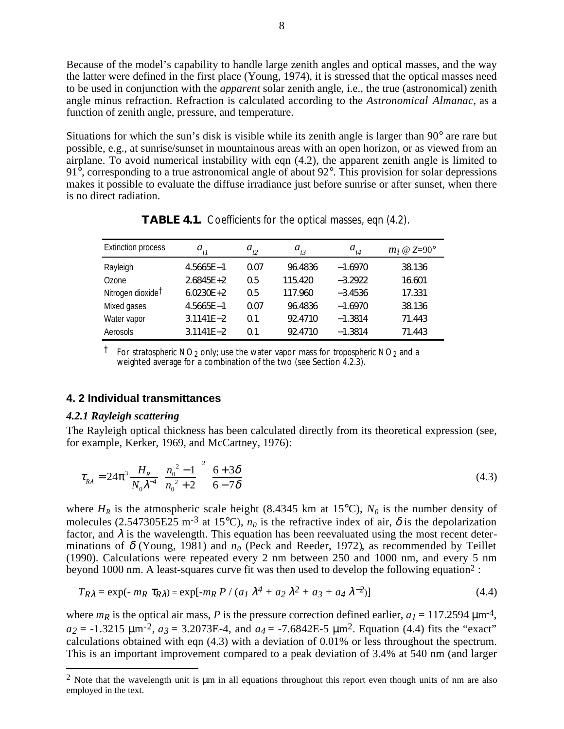Because of the model's capability to handle large zenith angles and optical masses, and the way the latter were defined in the first place (Young, 1974), it is stressed that the optical masses need to be used in conjunction with the *apparent* solar zenith angle, i.e., the true (astronomical) zenith angle minus refraction. Refraction is calculated according to the *Astronomical Almanac*, as a function of zenith angle, pressure, and temperature.

Situations for which the sun's disk is visible while its zenith angle is larger than 90° are rare but possible, e.g., at sunrise/sunset in mountainous areas with an open horizon, or as viewed from an airplane. To avoid numerical instability with eqn (4.2), the apparent zenith angle is limited to 91°, corresponding to a true astronomical angle of about 92°. This provision for solar depressions makes it possible to evaluate the diffuse irradiance just before sunrise or after sunset, when there is no direct radiation.

**TABLE 4.1.** Coefficients for the optical masses, eqn (4.2).

| Extinction process | $a_{i1}$ | $a_{i2}$ | $a_{i3}$ | $a_{i4}$ | $m_i$ @ $Z$=90° |
|---|---|---|---|---|---|
| Rayleigh | 4.5665E–1 | 0.07 | 96.4836 | –1.6970 | 38.136 |
| Ozone | 2.6845E+2 | 0.5 | 115.420 | –3.2922 | 16.601 |
| Nitrogen dioxide† | 6.0230E+2 | 0.5 | 117.960 | –3.4536 | 17.331 |
| Mixed gases | 4.5665E–1 | 0.07 | 96.4836 | –1.6970 | 38.136 |
| Water vapor | 3.1141E–2 | 0.1 | 92.4710 | –1.3814 | 71.443 |
| Aerosols | 3.1141E–2 | 0.1 | 92.4710 | –1.3814 | 71.443 |

† For stratospheric $NO_2$ only; use the water vapor mass for tropospheric $NO_2$ and a weighted average for a combination of the two (see Section 4.2.3).

## 4. 2 Individual transmittances

### *4.2.1 Rayleigh scattering*

The Rayleigh optical thickness has been calculated directly from its theoretical expression (see, for example, Kerker, 1969, and McCartney, 1976):

$$\tau_{R\lambda} = 24\pi^3 \frac{H_R}{N_0 \lambda^{-4}} \left(\frac{n_0^{\,2} - 1}{n_0^{\,2} + 2}\right)^2 \left(\frac{6 + 3\delta}{6 - 7\delta}\right) \tag{4.3}$$

where $H_R$ is the atmospheric scale height (8.4345 km at 15°C), $N_0$ is the number density of molecules (2.547305E25 m$^{-3}$ at 15°C), $n_0$ is the refractive index of air, $\delta$ is the depolarization factor, and $\lambda$ is the wavelength. This equation has been reevaluated using the most recent determinations of $\delta$ (Young, 1981) and $n_0$ (Peck and Reeder, 1972), as recommended by Teillet (1990). Calculations were repeated every 2 nm between 250 and 1000 nm, and every 5 nm beyond 1000 nm. A least-squares curve fit was then used to develop the following equation[2] :

$$T_{R\lambda} = \exp(-\, m_R\, \tau_{R\lambda}) = \exp[-m_R\, P \,/\, (a_1\, \lambda^4 + a_2\, \lambda^2 + a_3 + a_4\, \lambda^{-2})] \tag{4.4}$$

where $m_R$ is the optical air mass, $P$ is the pressure correction defined earlier, $a_1$ = 117.2594 µm$^{-4}$, $a_2$ = -1.3215 µm$^{-2}$, $a_3$ = 3.2073E-4, and $a_4$ = -7.6842E-5 µm$^2$. Equation (4.4) fits the "exact" calculations obtained with eqn (4.3) with a deviation of 0.01% or less throughout the spectrum. This is an important improvement compared to a peak deviation of 3.4% at 540 nm (and larger

---

[2] Note that the wavelength unit is µm in all equations throughout this report even though units of nm are also employed in the text.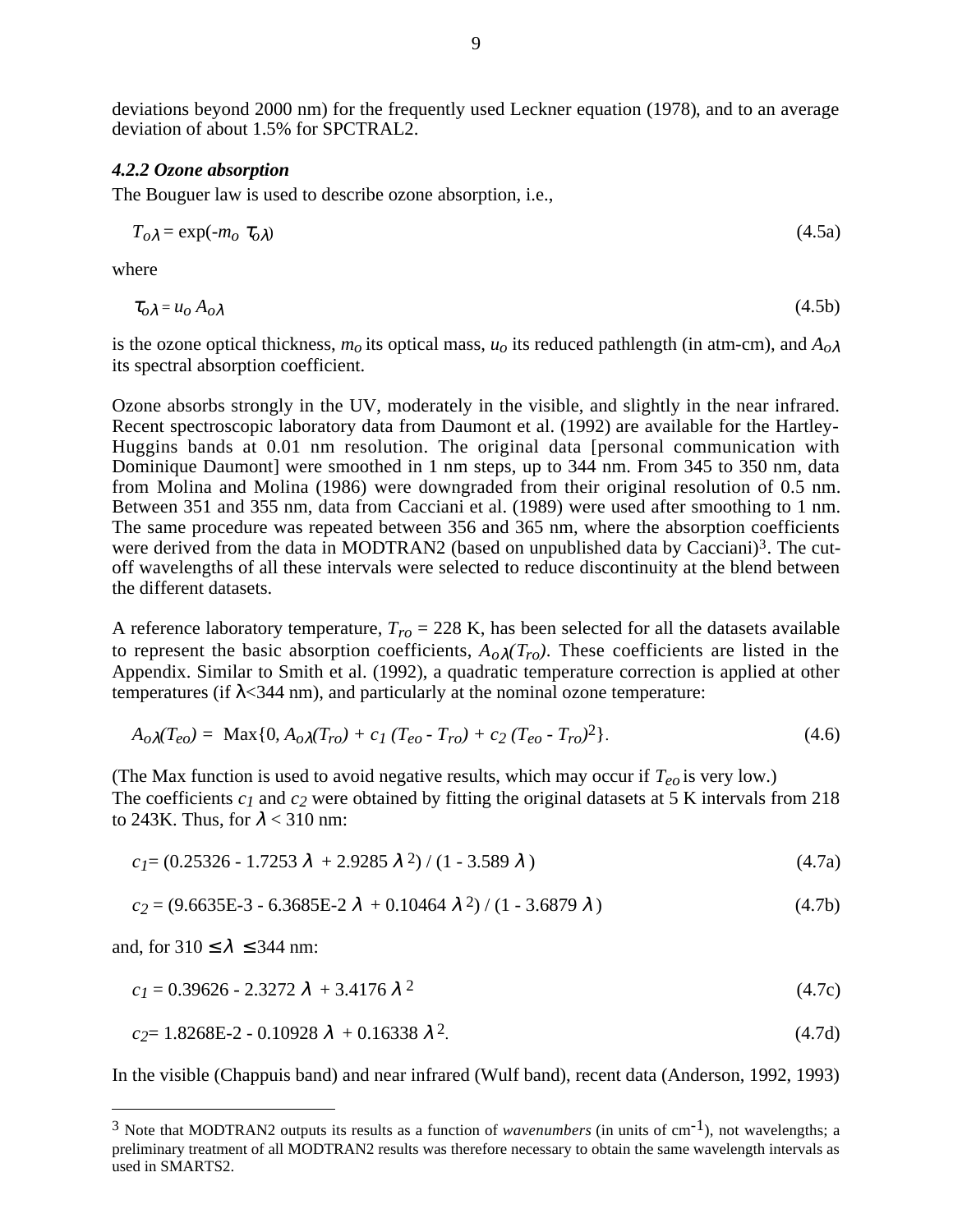deviations beyond 2000 nm) for the frequently used Leckner equation (1978), and to an average deviation of about 1.5% for SPCTRAL2.

#### *4.2.2 Ozone absorption*

The Bouguer law is used to describe ozone absorption, i.e.,

$$T_{o\lambda} = \exp(-m_o\ \tau_{o\lambda}) \tag{4.5a}$$

where

$$\tau_{o\lambda} = u_o\ A_{o\lambda} \tag{4.5b}$$

is the ozone optical thickness, $m_o$ its optical mass, $u_o$ its reduced pathlength (in atm-cm), and $A_{o\lambda}$ its spectral absorption coefficient.

Ozone absorbs strongly in the UV, moderately in the visible, and slightly in the near infrared. Recent spectroscopic laboratory data from Daumont et al. (1992) are available for the Hartley-Huggins bands at 0.01 nm resolution. The original data [personal communication with Dominique Daumont] were smoothed in 1 nm steps, up to 344 nm. From 345 to 350 nm, data from Molina and Molina (1986) were downgraded from their original resolution of 0.5 nm. Between 351 and 355 nm, data from Cacciani et al. (1989) were used after smoothing to 1 nm. The same procedure was repeated between 356 and 365 nm, where the absorption coefficients were derived from the data in MODTRAN2 (based on unpublished data by Cacciani)[3]. The cut-off wavelengths of all these intervals were selected to reduce discontinuity at the blend between the different datasets.

A reference laboratory temperature, $T_{ro}$ = 228 K, has been selected for all the datasets available to represent the basic absorption coefficients, $A_{o\lambda}(T_{ro})$. These coefficients are listed in the Appendix. Similar to Smith et al. (1992), a quadratic temperature correction is applied at other temperatures (if $\lambda$<344 nm), and particularly at the nominal ozone temperature:

$$A_{o\lambda}(T_{eo}) = \text{Max}\{0, A_{o\lambda}(T_{ro}) + c_1\,(T_{eo} - T_{ro}) + c_2\,(T_{eo} - T_{ro})^2\}. \tag{4.6}$$

(The Max function is used to avoid negative results, which may occur if $T_{eo}$ is very low.)
The coefficients $c_1$ and $c_2$ were obtained by fitting the original datasets at 5 K intervals from 218 to 243K. Thus, for $\lambda$ < 310 nm:

$$c_1 = (0.25326 - 1.7253\,\lambda + 2.9285\,\lambda^2) / (1 - 3.589\,\lambda) \tag{4.7a}$$

$$c_2 = (9.6635\text{E-}3 - 6.3685\text{E-}2\,\lambda + 0.10464\,\lambda^2) / (1 - 3.6879\,\lambda) \tag{4.7b}$$

and, for $310 \le \lambda \le 344$ nm:

$$c_1 = 0.39626 - 2.3272\,\lambda + 3.4176\,\lambda^2 \tag{4.7c}$$

$$c_2 = 1.8268\text{E-}2 - 0.10928\,\lambda + 0.16338\,\lambda^2. \tag{4.7d}$$

In the visible (Chappuis band) and near infrared (Wulf band), recent data (Anderson, 1992, 1993)

---

[3] Note that MODTRAN2 outputs its results as a function of *wavenumbers* (in units of $\text{cm}^{-1}$), not wavelengths; a preliminary treatment of all MODTRAN2 results was therefore necessary to obtain the same wavelength intervals as used in SMARTS2.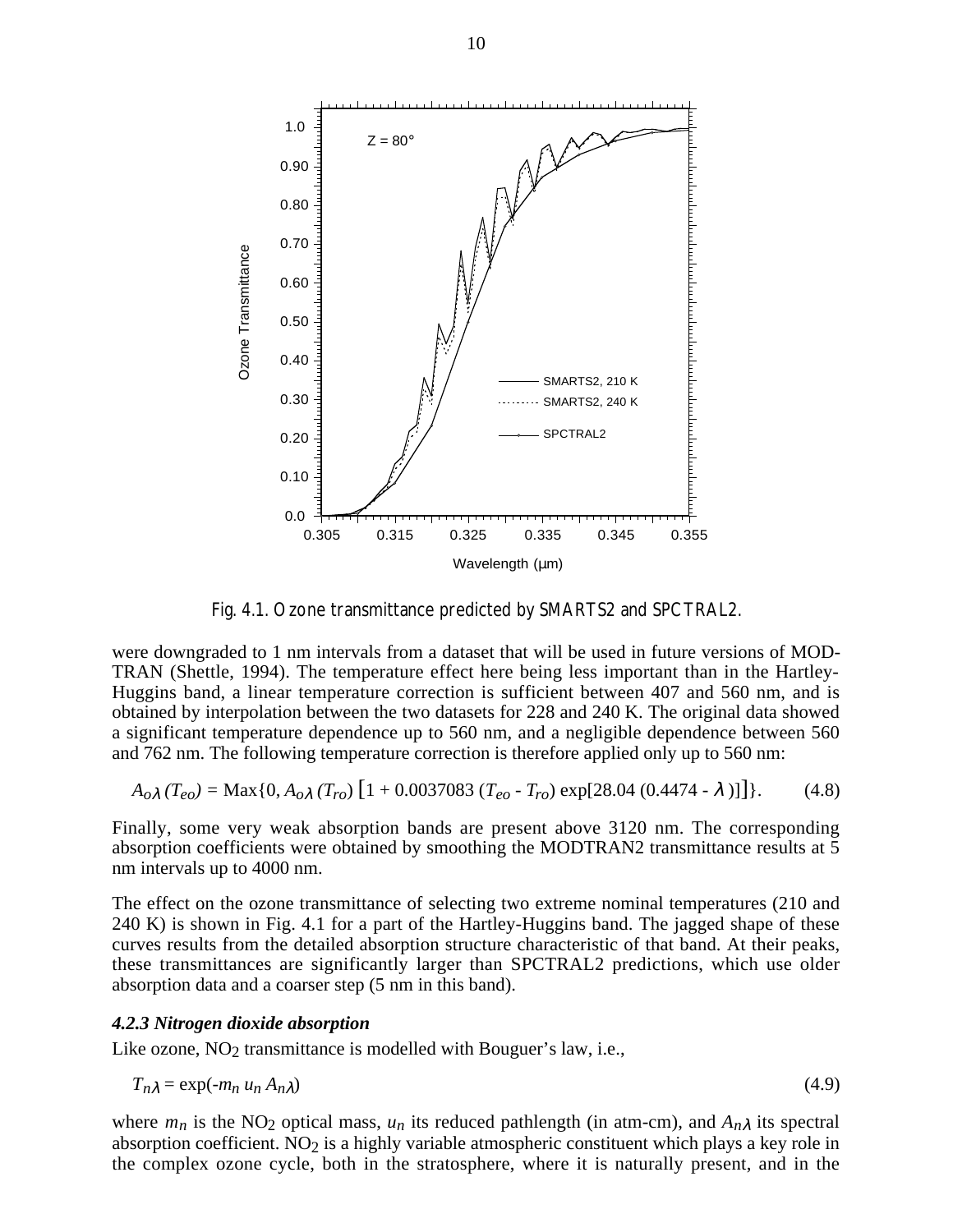Fig. 4.1. Ozone transmittance predicted by SMARTS2 and SPCTRAL2.

were downgraded to 1 nm intervals from a dataset that will be used in future versions of MODTRAN (Shettle, 1994). The temperature effect here being less important than in the Hartley-Huggins band, a linear temperature correction is sufficient between 407 and 560 nm, and is obtained by interpolation between the two datasets for 228 and 240 K. The original data showed a significant temperature dependence up to 560 nm, and a negligible dependence between 560 and 762 nm. The following temperature correction is therefore applied only up to 560 nm:

$$A_{o\lambda}(T_{eo}) = \text{Max}\{0, A_{o\lambda}(T_{ro}) \left[1 + 0.0037083\,(T_{eo} - T_{ro}) \exp[28.04\,(0.4474 - \lambda)]\right]\}. \qquad (4.8)$$

Finally, some very weak absorption bands are present above 3120 nm. The corresponding absorption coefficients were obtained by smoothing the MODTRAN2 transmittance results at 5 nm intervals up to 4000 nm.

The effect on the ozone transmittance of selecting two extreme nominal temperatures (210 and 240 K) is shown in Fig. 4.1 for a part of the Hartley-Huggins band. The jagged shape of these curves results from the detailed absorption structure characteristic of that band. At their peaks, these transmittances are significantly larger than SPCTRAL2 predictions, which use older absorption data and a coarser step (5 nm in this band).

#### *4.2.3 Nitrogen dioxide absorption*

Like ozone, $NO_2$ transmittance is modelled with Bouguer's law, i.e.,

$$T_{n\lambda} = \exp(-m_n\, u_n\, A_{n\lambda}) \qquad (4.9)$$

where $m_n$ is the $NO_2$ optical mass, $u_n$ its reduced pathlength (in atm-cm), and $A_{n\lambda}$ its spectral absorption coefficient. $NO_2$ is a highly variable atmospheric constituent which plays a key role in the complex ozone cycle, both in the stratosphere, where it is naturally present, and in the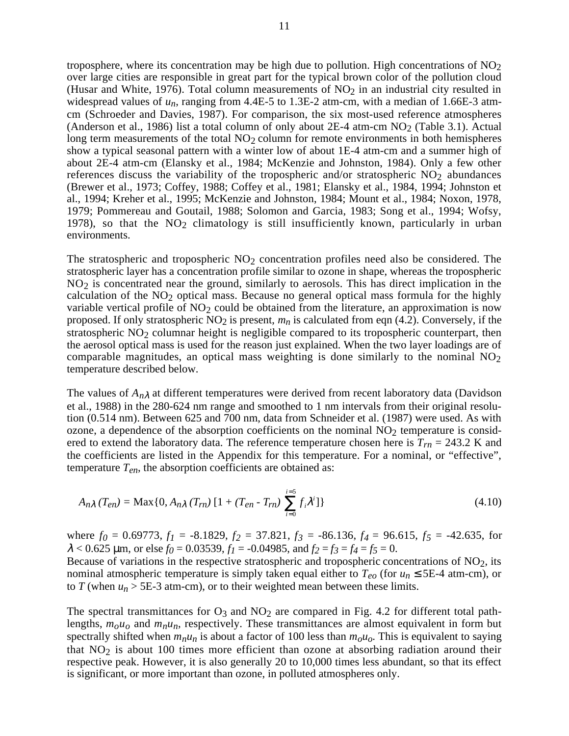troposphere, where its concentration may be high due to pollution. High concentrations of $NO_2$ over large cities are responsible in great part for the typical brown color of the pollution cloud (Husar and White, 1976). Total column measurements of $NO_2$ in an industrial city resulted in widespread values of $u_n$, ranging from 4.4E-5 to 1.3E-2 atm-cm, with a median of 1.66E-3 atm-cm (Schroeder and Davies, 1987). For comparison, the six most-used reference atmospheres (Anderson et al., 1986) list a total column of only about 2E-4 atm-cm $NO_2$ (Table 3.1). Actual long term measurements of the total $NO_2$ column for remote environments in both hemispheres show a typical seasonal pattern with a winter low of about 1E-4 atm-cm and a summer high of about 2E-4 atm-cm (Elansky et al., 1984; McKenzie and Johnston, 1984). Only a few other references discuss the variability of the tropospheric and/or stratospheric $NO_2$ abundances (Brewer et al., 1973; Coffey, 1988; Coffey et al., 1981; Elansky et al., 1984, 1994; Johnston et al., 1994; Kreher et al., 1995; McKenzie and Johnston, 1984; Mount et al., 1984; Noxon, 1978, 1979; Pommereau and Goutail, 1988; Solomon and Garcia, 1983; Song et al., 1994; Wofsy, 1978), so that the $NO_2$ climatology is still insufficiently known, particularly in urban environments.

The stratospheric and tropospheric $NO_2$ concentration profiles need also be considered. The stratospheric layer has a concentration profile similar to ozone in shape, whereas the tropospheric $NO_2$ is concentrated near the ground, similarly to aerosols. This has direct implication in the calculation of the $NO_2$ optical mass. Because no general optical mass formula for the highly variable vertical profile of $NO_2$ could be obtained from the literature, an approximation is now proposed. If only stratospheric $NO_2$ is present, $m_n$ is calculated from eqn (4.2). Conversely, if the stratospheric $NO_2$ columnar height is negligible compared to its tropospheric counterpart, then the aerosol optical mass is used for the reason just explained. When the two layer loadings are of comparable magnitudes, an optical mass weighting is done similarly to the nominal $NO_2$ temperature described below.

The values of $A_{n\lambda}$ at different temperatures were derived from recent laboratory data (Davidson et al., 1988) in the 280-624 nm range and smoothed to 1 nm intervals from their original resolution (0.514 nm). Between 625 and 700 nm, data from Schneider et al. (1987) were used. As with ozone, a dependence of the absorption coefficients on the nominal $NO_2$ temperature is considered to extend the laboratory data. The reference temperature chosen here is $T_{rn}$ = 243.2 K and the coefficients are listed in the Appendix for this temperature. For a nominal, or "effective", temperature $T_{en}$, the absorption coefficients are obtained as:

$$A_{n\lambda}(T_{en}) = \mathrm{Max}\{0, A_{n\lambda}(T_{rn})\,[1 + (T_{en} - T_{rn}) \sum_{i=0}^{i=5} f_i \lambda^i]\} \tag{4.10}$$

where $f_0$ = 0.69773, $f_1$ = -8.1829, $f_2$ = 37.821, $f_3$ = -86.136, $f_4$ = 96.615, $f_5$ = -42.635, for $\lambda < 0.625$ µm, or else $f_0$ = 0.03539, $f_1$ = -0.04985, and $f_2 = f_3 = f_4 = f_5 = 0$.
Because of variations in the respective stratospheric and tropospheric concentrations of $NO_2$, its nominal atmospheric temperature is simply taken equal either to $T_{eo}$ (for $u_n \leq$ 5E-4 atm-cm), or to $T$ (when $u_n >$ 5E-3 atm-cm), or to their weighted mean between these limits.

The spectral transmittances for $O_3$ and $NO_2$ are compared in Fig. 4.2 for different total path-lengths, $m_o u_o$ and $m_n u_n$, respectively. These transmittances are almost equivalent in form but spectrally shifted when $m_n u_n$ is about a factor of 100 less than $m_o u_o$. This is equivalent to saying that $NO_2$ is about 100 times more efficient than ozone at absorbing radiation around their respective peak. However, it is also generally 20 to 10,000 times less abundant, so that its effect is significant, or more important than ozone, in polluted atmospheres only.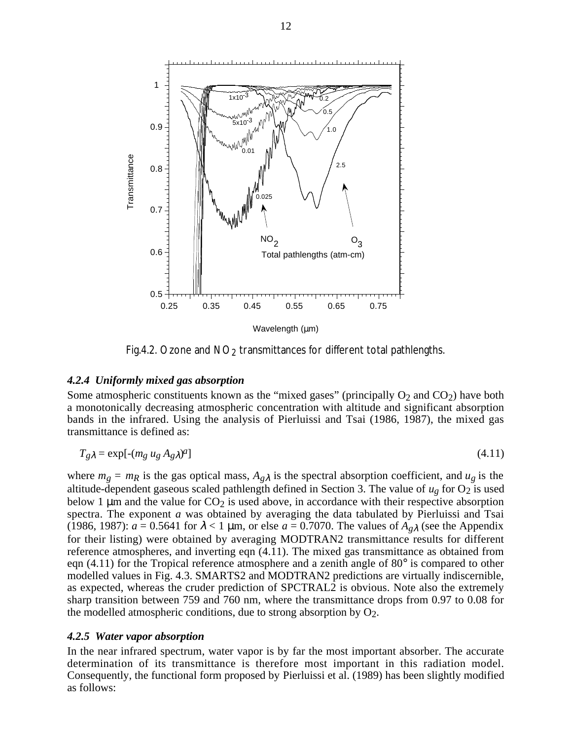Fig.4.2. Ozone and $NO_2$ transmittances for different total pathlengths.

#### *4.2.4 Uniformly mixed gas absorption*

Some atmospheric constituents known as the "mixed gases" (principally $O_2$ and $CO_2$) have both a monotonically decreasing atmospheric concentration with altitude and significant absorption bands in the infrared. Using the analysis of Pierluissi and Tsai (1986, 1987), the mixed gas transmittance is defined as:

$$T_{g\lambda} = \exp[-(m_g\, u_g\, A_{g\lambda})^a] \tag{4.11}$$

where $m_g = m_R$ is the gas optical mass, $A_{g\lambda}$ is the spectral absorption coefficient, and $u_g$ is the altitude-dependent gaseous scaled pathlength defined in Section 3. The value of $u_g$ for $O_2$ is used below 1 µm and the value for $CO_2$ is used above, in accordance with their respective absorption spectra. The exponent $a$ was obtained by averaging the data tabulated by Pierluissi and Tsai (1986, 1987): $a = 0.5641$ for $\lambda < 1$ µm, or else $a = 0.7070$. The values of $A_{g\lambda}$ (see the Appendix for their listing) were obtained by averaging MODTRAN2 transmittance results for different reference atmospheres, and inverting eqn (4.11). The mixed gas transmittance as obtained from eqn (4.11) for the Tropical reference atmosphere and a zenith angle of 80° is compared to other modelled values in Fig. 4.3. SMARTS2 and MODTRAN2 predictions are virtually indiscernible, as expected, whereas the cruder prediction of SPCTRAL2 is obvious. Note also the extremely sharp transition between 759 and 760 nm, where the transmittance drops from 0.97 to 0.08 for the modelled atmospheric conditions, due to strong absorption by $O_2$.

#### *4.2.5 Water vapor absorption*

In the near infrared spectrum, water vapor is by far the most important absorber. The accurate determination of its transmittance is therefore most important in this radiation model. Consequently, the functional form proposed by Pierluissi et al. (1989) has been slightly modified as follows: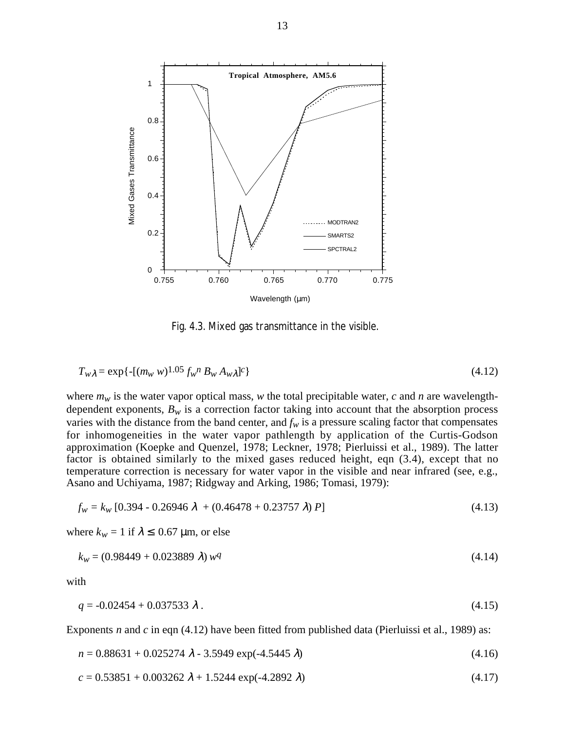Fig. 4.3. Mixed gas transmittance in the visible.

$$T_{w\lambda} = \exp\{-[(m_w\, w)^{1.05}\, f_w^{\,n}\, B_w\, A_{w\lambda}]^c\} \tag{4.12}$$

where $m_w$ is the water vapor optical mass, $w$ the total precipitable water, $c$ and $n$ are wavelength-dependent exponents, $B_w$ is a correction factor taking into account that the absorption process varies with the distance from the band center, and $f_w$ is a pressure scaling factor that compensates for inhomogeneities in the water vapor pathlength by application of the Curtis-Godson approximation (Koepke and Quenzel, 1978; Leckner, 1978; Pierluissi et al., 1989). The latter factor is obtained similarly to the mixed gases reduced height, eqn (3.4), except that no temperature correction is necessary for water vapor in the visible and near infrared (see, e.g., Asano and Uchiyama, 1987; Ridgway and Arking, 1986; Tomasi, 1979):

$$f_w = k_w\, [0.394 - 0.26946\, \lambda\; + (0.46478 + 0.23757\, \lambda)\, P] \tag{4.13}$$

where $k_w = 1$ if $\lambda \leq 0.67$ µm, or else

$$k_w = (0.98449 + 0.023889\, \lambda)\, w^q \tag{4.14}$$

with

$$q = -0.02454 + 0.037533\, \lambda\,. \tag{4.15}$$

Exponents $n$ and $c$ in eqn (4.12) have been fitted from published data (Pierluissi et al., 1989) as:

$$n = 0.88631 + 0.025274\, \lambda - 3.5949\, \exp(-4.5445\, \lambda) \tag{4.16}$$

$$c = 0.53851 + 0.003262\, \lambda + 1.5244\, \exp(-4.2892\, \lambda) \tag{4.17}$$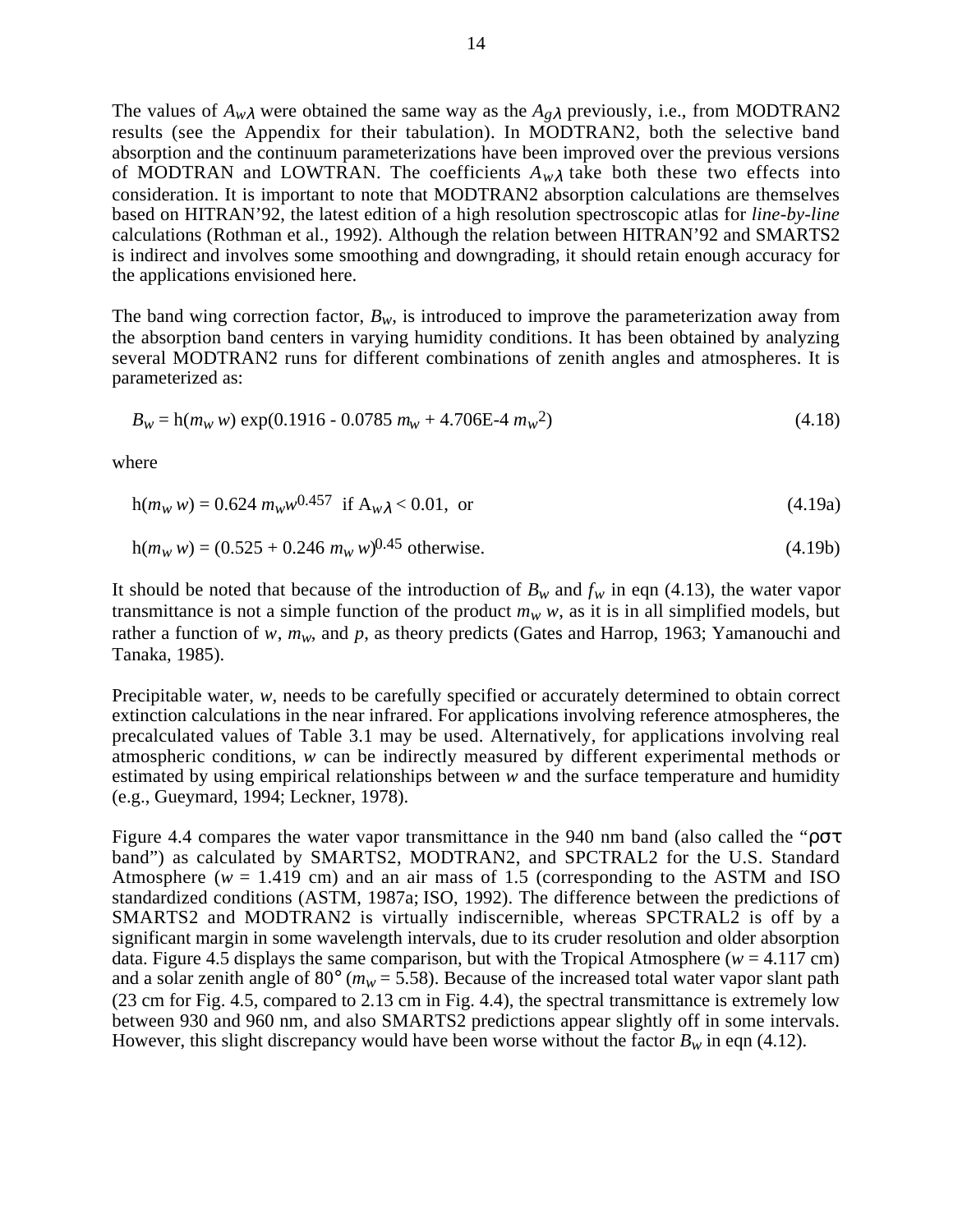The values of $A_{w\lambda}$ were obtained the same way as the $A_{g\lambda}$ previously, i.e., from MODTRAN2 results (see the Appendix for their tabulation). In MODTRAN2, both the selective band absorption and the continuum parameterizations have been improved over the previous versions of MODTRAN and LOWTRAN. The coefficients $A_{w\lambda}$ take both these two effects into consideration. It is important to note that MODTRAN2 absorption calculations are themselves based on HITRAN'92, the latest edition of a high resolution spectroscopic atlas for *line-by-line* calculations (Rothman et al., 1992). Although the relation between HITRAN'92 and SMARTS2 is indirect and involves some smoothing and downgrading, it should retain enough accuracy for the applications envisioned here.

The band wing correction factor, $B_w$, is introduced to improve the parameterization away from the absorption band centers in varying humidity conditions. It has been obtained by analyzing several MODTRAN2 runs for different combinations of zenith angles and atmospheres. It is parameterized as:

$$B_w = \mathrm{h}(m_w\, w)\, \exp(0.1916 - 0.0785\, m_w + 4.706\mathrm{E}{-4}\, m_w^2) \tag{4.18}$$

where

$$\mathrm{h}(m_w\, w) = 0.624\, m_w w^{0.457} \quad \text{if } A_{w\lambda} < 0.01, \text{ or} \tag{4.19a}$$

$$\mathrm{h}(m_w\, w) = (0.525 + 0.246\, m_w\, w)^{0.45} \text{ otherwise.} \tag{4.19b}$$

It should be noted that because of the introduction of $B_w$ and $f_w$ in eqn (4.13), the water vapor transmittance is not a simple function of the product $m_w\, w$, as it is in all simplified models, but rather a function of $w$, $m_w$, and $p$, as theory predicts (Gates and Harrop, 1963; Yamanouchi and Tanaka, 1985).

Precipitable water, $w$, needs to be carefully specified or accurately determined to obtain correct extinction calculations in the near infrared. For applications involving reference atmospheres, the precalculated values of Table 3.1 may be used. Alternatively, for applications involving real atmospheric conditions, $w$ can be indirectly measured by different experimental methods or estimated by using empirical relationships between $w$ and the surface temperature and humidity (e.g., Gueymard, 1994; Leckner, 1978).

Figure 4.4 compares the water vapor transmittance in the 940 nm band (also called the "$\rho\sigma\tau$ band") as calculated by SMARTS2, MODTRAN2, and SPCTRAL2 for the U.S. Standard Atmosphere ($w$ = 1.419 cm) and an air mass of 1.5 (corresponding to the ASTM and ISO standardized conditions (ASTM, 1987a; ISO, 1992). The difference between the predictions of SMARTS2 and MODTRAN2 is virtually indiscernible, whereas SPCTRAL2 is off by a significant margin in some wavelength intervals, due to its cruder resolution and older absorption data. Figure 4.5 displays the same comparison, but with the Tropical Atmosphere ($w$ = 4.117 cm) and a solar zenith angle of 80° ($m_w$ = 5.58). Because of the increased total water vapor slant path (23 cm for Fig. 4.5, compared to 2.13 cm in Fig. 4.4), the spectral transmittance is extremely low between 930 and 960 nm, and also SMARTS2 predictions appear slightly off in some intervals. However, this slight discrepancy would have been worse without the factor $B_w$ in eqn (4.12).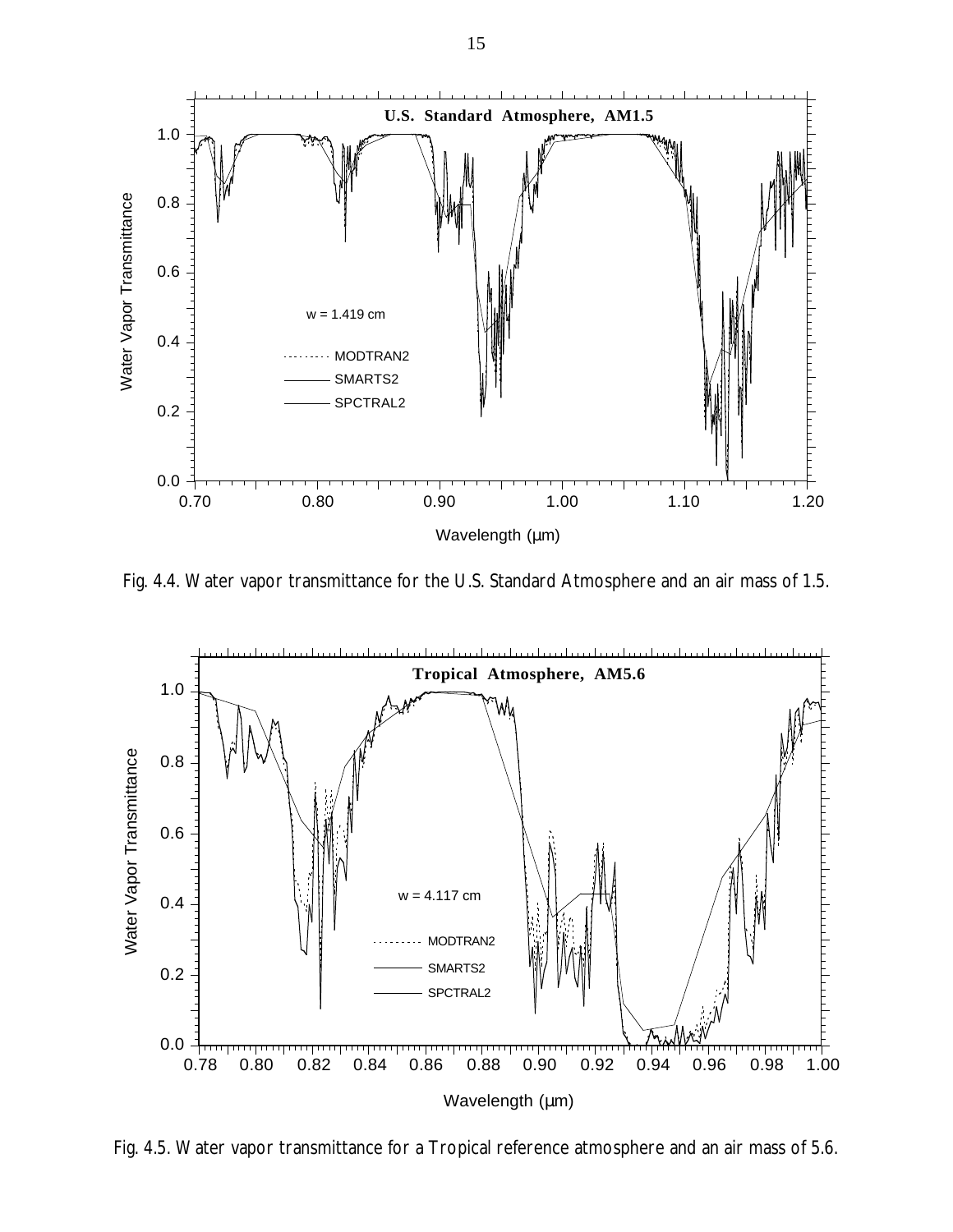Fig. 4.4. Water vapor transmittance for the U.S. Standard Atmosphere and an air mass of 1.5.

Fig. 4.5. Water vapor transmittance for a Tropical reference atmosphere and an air mass of 5.6.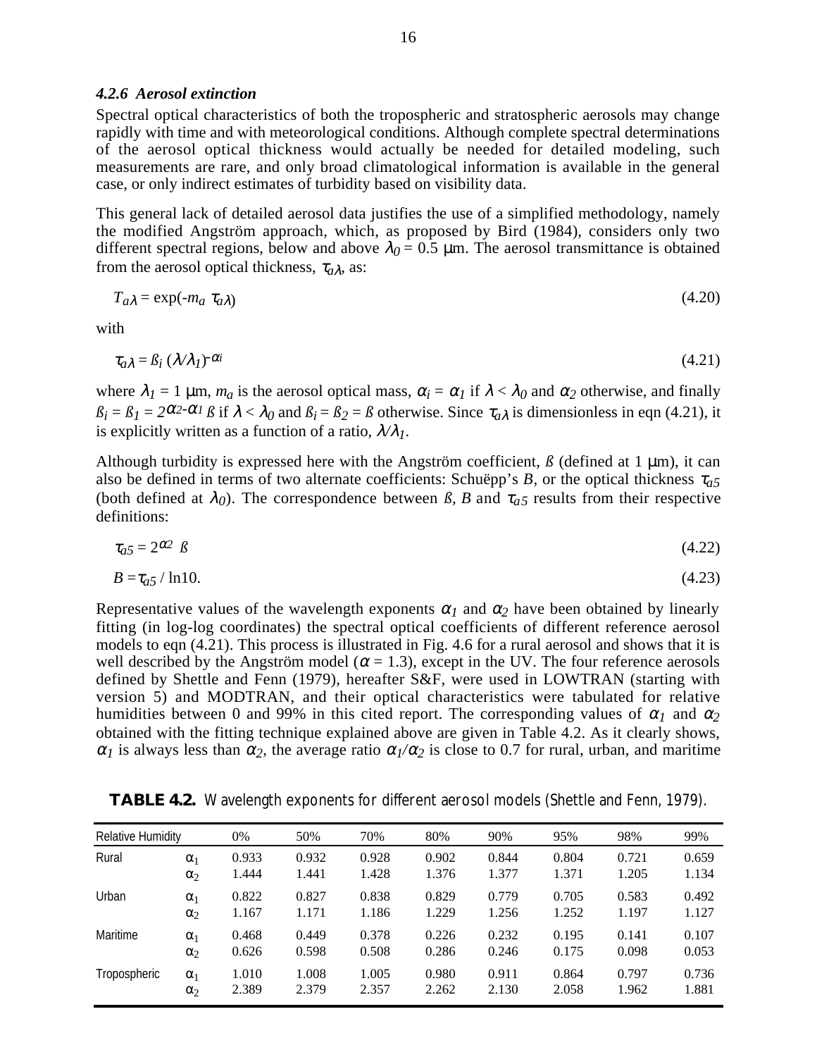#### *4.2.6 Aerosol extinction*

Spectral optical characteristics of both the tropospheric and stratospheric aerosols may change rapidly with time and with meteorological conditions. Although complete spectral determinations of the aerosol optical thickness would actually be needed for detailed modeling, such measurements are rare, and only broad climatological information is available in the general case, or only indirect estimates of turbidity based on visibility data.

This general lack of detailed aerosol data justifies the use of a simplified methodology, namely the modified Angström approach, which, as proposed by Bird (1984), considers only two different spectral regions, below and above $\lambda_0 = 0.5$ μm. The aerosol transmittance is obtained from the aerosol optical thickness, $\tau_{a\lambda}$, as:

$$T_{a\lambda} = \exp(-m_a\ \tau_{a\lambda}) \tag{4.20}$$

with

$$\tau_{a\lambda} = ß_i\ (\lambda/\lambda_1)^{-\alpha i} \tag{4.21}$$

where $\lambda_1 = 1$ μm, $m_a$ is the aerosol optical mass, $\alpha_i = \alpha_1$ if $\lambda < \lambda_0$ and $\alpha_2$ otherwise, and finally $ß_i = ß_1 = 2^{\alpha_2 - \alpha_1} ß$ if $\lambda < \lambda_0$ and $ß_i = ß_2 = ß$ otherwise. Since $\tau_{a\lambda}$ is dimensionless in eqn (4.21), it is explicitly written as a function of a ratio, $\lambda/\lambda_1$.

Although turbidity is expressed here with the Angström coefficient, *ß* (defined at 1 μm), it can also be defined in terms of two alternate coefficients: Schuëpp's *B*, or the optical thickness $\tau_{a5}$ (both defined at $\lambda_0$). The correspondence between *ß*, *B* and $\tau_{a5}$ results from their respective definitions:

$$\tau_{a5} = 2^{\alpha 2}\ ß \tag{4.22}$$

$$B = \tau_{a5} / \ln 10. \tag{4.23}$$

Representative values of the wavelength exponents $\alpha_1$ and $\alpha_2$ have been obtained by linearly fitting (in log-log coordinates) the spectral optical coefficients of different reference aerosol models to eqn (4.21). This process is illustrated in Fig. 4.6 for a rural aerosol and shows that it is well described by the Angström model ($\alpha = 1.3$), except in the UV. The four reference aerosols defined by Shettle and Fenn (1979), hereafter S&F, were used in LOWTRAN (starting with version 5) and MODTRAN, and their optical characteristics were tabulated for relative humidities between 0 and 99% in this cited report. The corresponding values of $\alpha_1$ and $\alpha_2$ obtained with the fitting technique explained above are given in Table 4.2. As it clearly shows, $\alpha_1$ is always less than $\alpha_2$, the average ratio $\alpha_1/\alpha_2$ is close to 0.7 for rural, urban, and maritime

**TABLE 4.2.** Wavelength exponents for different aerosol models (Shettle and Fenn, 1979).

| Relative Humidity | | 0% | 50% | 70% | 80% | 90% | 95% | 98% | 99% |
|---|---|---|---|---|---|---|---|---|---|
| Rural | $\alpha_1$ | 0.933 | 0.932 | 0.928 | 0.902 | 0.844 | 0.804 | 0.721 | 0.659 |
| | $\alpha_2$ | 1.444 | 1.441 | 1.428 | 1.376 | 1.377 | 1.371 | 1.205 | 1.134 |
| Urban | $\alpha_1$ | 0.822 | 0.827 | 0.838 | 0.829 | 0.779 | 0.705 | 0.583 | 0.492 |
| | $\alpha_2$ | 1.167 | 1.171 | 1.186 | 1.229 | 1.256 | 1.252 | 1.197 | 1.127 |
| Maritime | $\alpha_1$ | 0.468 | 0.449 | 0.378 | 0.226 | 0.232 | 0.195 | 0.141 | 0.107 |
| | $\alpha_2$ | 0.626 | 0.598 | 0.508 | 0.286 | 0.246 | 0.175 | 0.098 | 0.053 |
| Tropospheric | $\alpha_1$ | 1.010 | 1.008 | 1.005 | 0.980 | 0.911 | 0.864 | 0.797 | 0.736 |
| | $\alpha_2$ | 2.389 | 2.379 | 2.357 | 2.262 | 2.130 | 2.058 | 1.962 | 1.881 |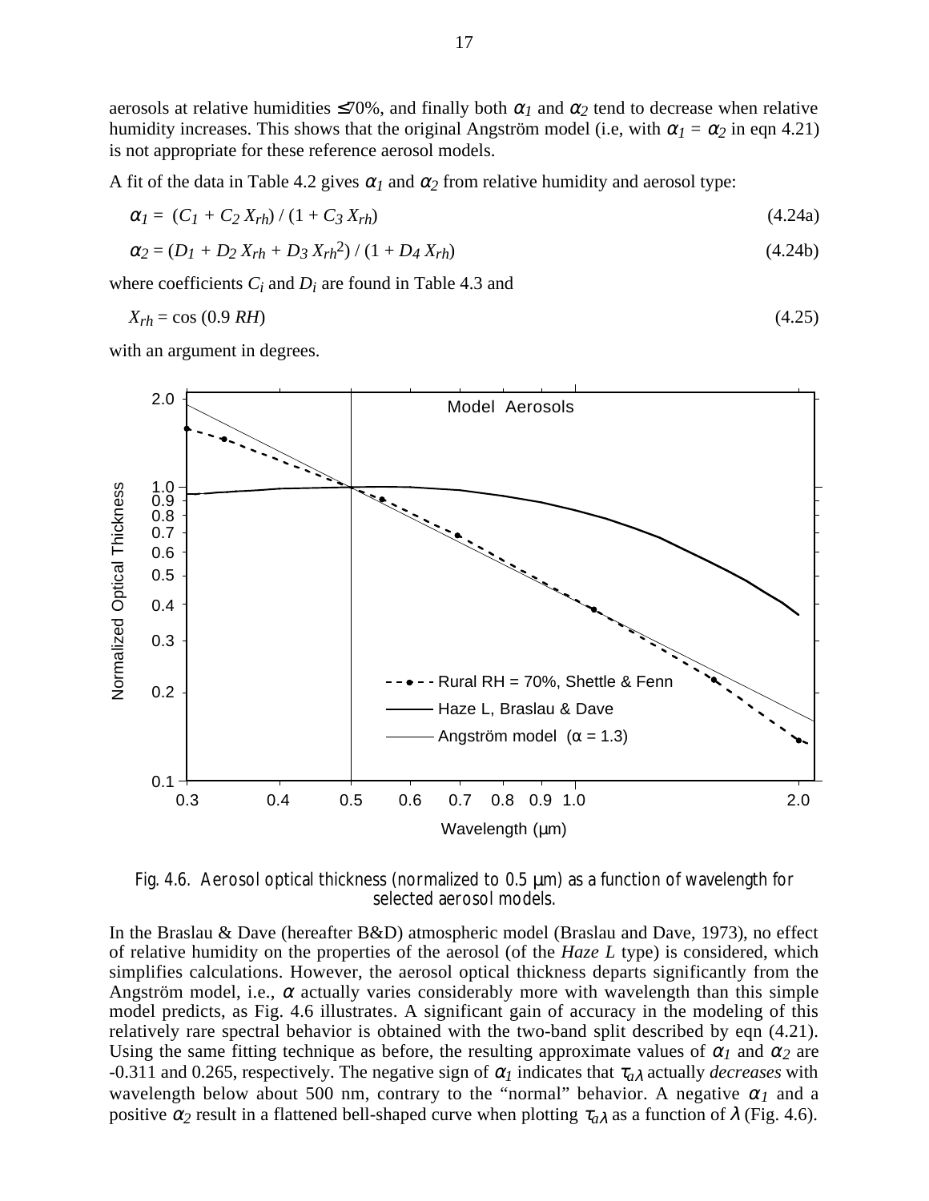aerosols at relative humidities ≤70%, and finally both $\alpha_1$ and $\alpha_2$ tend to decrease when relative humidity increases. This shows that the original Angström model (i.e, with $\alpha_1 = \alpha_2$ in eqn 4.21) is not appropriate for these reference aerosol models.

A fit of the data in Table 4.2 gives $\alpha_1$ and $\alpha_2$ from relative humidity and aerosol type:

$$\alpha_1 = (C_1 + C_2 X_{rh}) / (1 + C_3 X_{rh}) \tag{4.24a}$$

$$\alpha_2 = (D_1 + D_2 X_{rh} + D_3 X_{rh}^2) / (1 + D_4 X_{rh}) \tag{4.24b}$$

where coefficients $C_i$ and $D_i$ are found in Table 4.3 and

$$X_{rh} = \cos (0.9\ RH) \tag{4.25}$$

with an argument in degrees.

Fig. 4.6. Aerosol optical thickness (normalized to 0.5 μm) as a function of wavelength for selected aerosol models.

In the Braslau & Dave (hereafter B&D) atmospheric model (Braslau and Dave, 1973), no effect of relative humidity on the properties of the aerosol (of the *Haze L* type) is considered, which simplifies calculations. However, the aerosol optical thickness departs significantly from the Angström model, i.e., $\alpha$ actually varies considerably more with wavelength than this simple model predicts, as Fig. 4.6 illustrates. A significant gain of accuracy in the modeling of this relatively rare spectral behavior is obtained with the two-band split described by eqn (4.21). Using the same fitting technique as before, the resulting approximate values of $\alpha_1$ and $\alpha_2$ are -0.311 and 0.265, respectively. The negative sign of $\alpha_1$ indicates that $\tau_{a\lambda}$ actually *decreases* with wavelength below about 500 nm, contrary to the "normal" behavior. A negative $\alpha_1$ and a positive $\alpha_2$ result in a flattened bell-shaped curve when plotting $\tau_{a\lambda}$ as a function of $\lambda$ (Fig. 4.6).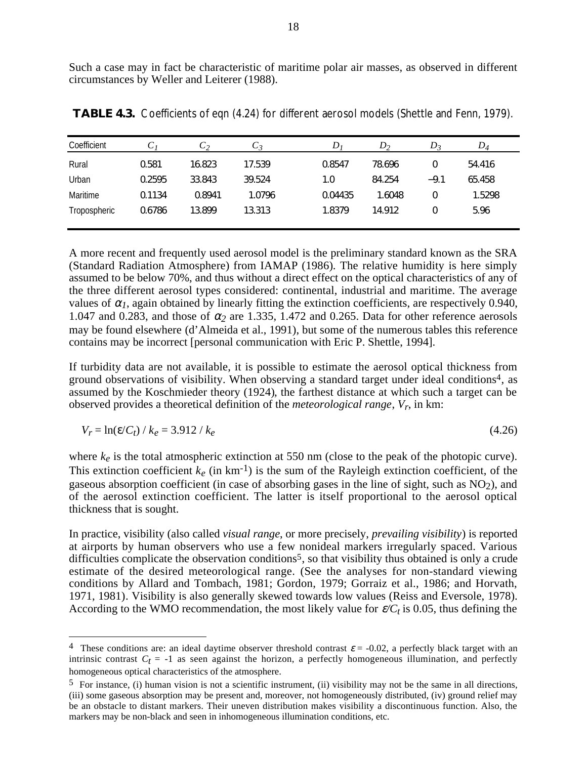Such a case may in fact be characteristic of maritime polar air masses, as observed in different circumstances by Weller and Leiterer (1988).

**TABLE 4.3.** Coefficients of eqn (4.24) for different aerosol models (Shettle and Fenn, 1979).

| Coefficient | $C_1$ | $C_2$ | $C_3$ | $D_1$ | $D_2$ | $D_3$ | $D_4$ |
|---|---|---|---|---|---|---|---|
| Rural | 0.581 | 16.823 | 17.539 | 0.8547 | 78.696 | 0 | 54.416 |
| Urban | 0.2595 | 33.843 | 39.524 | 1.0 | 84.254 | −9.1 | 65.458 |
| Maritime | 0.1134 | 0.8941 | 1.0796 | 0.04435 | 1.6048 | 0 | 1.5298 |
| Tropospheric | 0.6786 | 13.899 | 13.313 | 1.8379 | 14.912 | 0 | 5.96 |

A more recent and frequently used aerosol model is the preliminary standard known as the SRA (Standard Radiation Atmosphere) from IAMAP (1986). The relative humidity is here simply assumed to be below 70%, and thus without a direct effect on the optical characteristics of any of the three different aerosol types considered: continental, industrial and maritime. The average values of $\alpha_1$, again obtained by linearly fitting the extinction coefficients, are respectively 0.940, 1.047 and 0.283, and those of $\alpha_2$ are 1.335, 1.472 and 0.265. Data for other reference aerosols may be found elsewhere (d'Almeida et al., 1991), but some of the numerous tables this reference contains may be incorrect [personal communication with Eric P. Shettle, 1994].

If turbidity data are not available, it is possible to estimate the aerosol optical thickness from ground observations of visibility. When observing a standard target under ideal conditions[4], as assumed by the Koschmieder theory (1924), the farthest distance at which such a target can be observed provides a theoretical definition of the *meteorological range*, $V_r$, in km:

$$V_r = \ln(\varepsilon/C_t) \,/\, k_e = 3.912 \,/\, k_e \tag{4.26}$$

where $k_e$ is the total atmospheric extinction at 550 nm (close to the peak of the photopic curve). This extinction coefficient $k_e$ (in km$^{-1}$) is the sum of the Rayleigh extinction coefficient, of the gaseous absorption coefficient (in case of absorbing gases in the line of sight, such as $NO_2$), and of the aerosol extinction coefficient. The latter is itself proportional to the aerosol optical thickness that is sought.

In practice, visibility (also called *visual range*, or more precisely, *prevailing visibility*) is reported at airports by human observers who use a few nonideal markers irregularly spaced. Various difficulties complicate the observation conditions[5], so that visibility thus obtained is only a crude estimate of the desired meteorological range. (See the analyses for non-standard viewing conditions by Allard and Tombach, 1981; Gordon, 1979; Gorraiz et al., 1986; and Horvath, 1971, 1981). Visibility is also generally skewed towards low values (Reiss and Eversole, 1978). According to the WMO recommendation, the most likely value for $\varepsilon/C_t$ is 0.05, thus defining the

---

[4] These conditions are: an ideal daytime observer threshold contrast $\varepsilon = -0.02$, a perfectly black target with an intrinsic contrast $C_t = -1$ as seen against the horizon, a perfectly homogeneous illumination, and perfectly homogeneous optical characteristics of the atmosphere.

[5] For instance, (i) human vision is not a scientific instrument, (ii) visibility may not be the same in all directions, (iii) some gaseous absorption may be present and, moreover, not homogeneously distributed, (iv) ground relief may be an obstacle to distant markers. Their uneven distribution makes visibility a discontinuous function. Also, the markers may be non-black and seen in inhomogeneous illumination conditions, etc.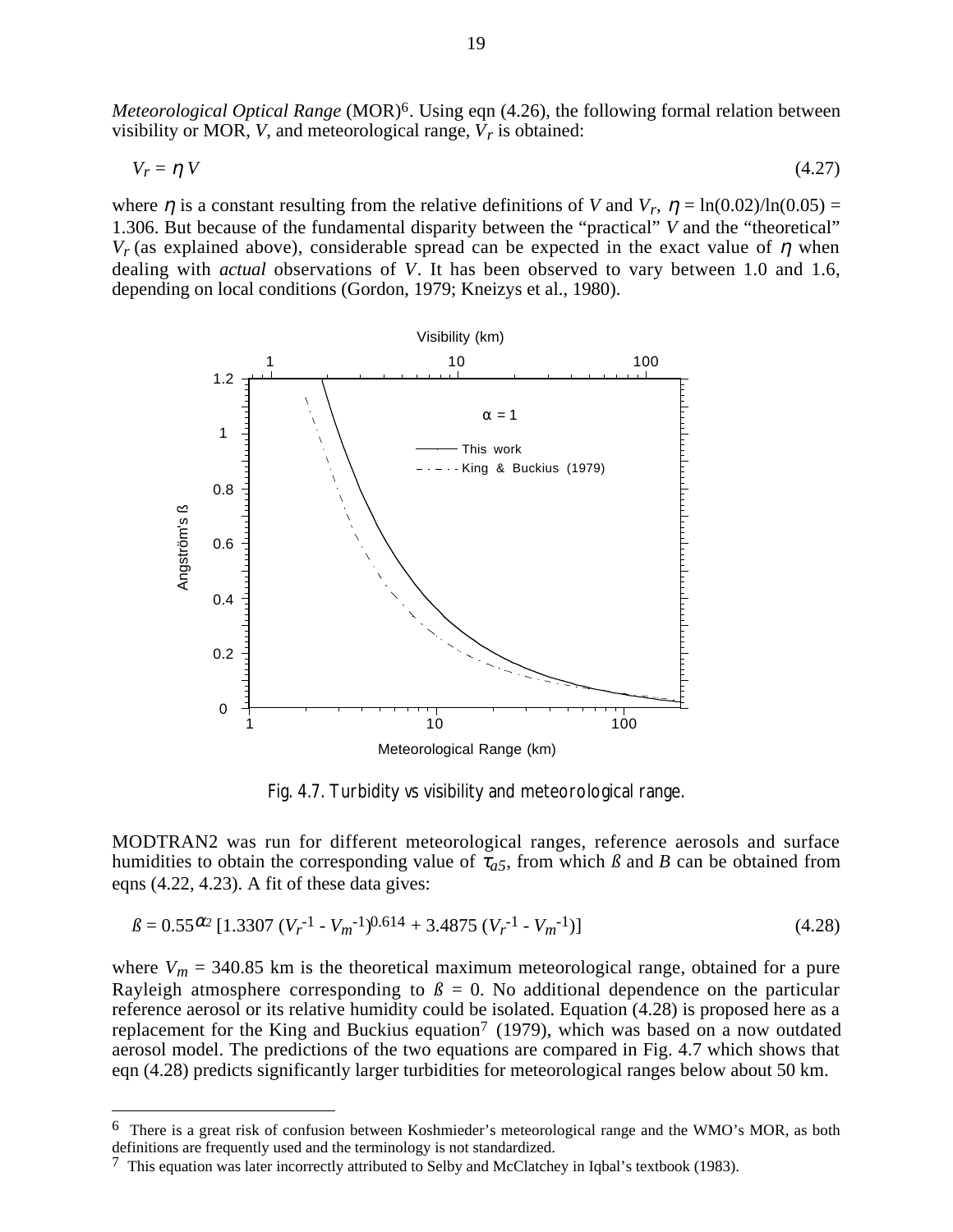*Meteorological Optical Range* (MOR)[6]. Using eqn (4.26), the following formal relation between visibility or MOR, $V$, and meteorological range, $V_r$ is obtained:

$$V_r = \eta V \tag{4.27}$$

where $\eta$ is a constant resulting from the relative definitions of $V$ and $V_r$, $\eta = \ln(0.02)/\ln(0.05) = 1.306$. But because of the fundamental disparity between the "practical" $V$ and the "theoretical" $V_r$ (as explained above), considerable spread can be expected in the exact value of $\eta$ when dealing with *actual* observations of $V$. It has been observed to vary between 1.0 and 1.6, depending on local conditions (Gordon, 1979; Kneizys et al., 1980).

Fig. 4.7. Turbidity vs visibility and meteorological range.

MODTRAN2 was run for different meteorological ranges, reference aerosols and surface humidities to obtain the corresponding value of $\tau_{a5}$, from which $ß$ and $B$ can be obtained from eqns (4.22, 4.23). A fit of these data gives:

$$ß = 0.55^{\alpha_2} [1.3307 (V_r^{-1} - V_m^{-1})^{0.614} + 3.4875 (V_r^{-1} - V_m^{-1})] \tag{4.28}$$

where $V_m = 340.85$ km is the theoretical maximum meteorological range, obtained for a pure Rayleigh atmosphere corresponding to $ß = 0$. No additional dependence on the particular reference aerosol or its relative humidity could be isolated. Equation (4.28) is proposed here as a replacement for the King and Buckius equation[7] (1979), which was based on a now outdated aerosol model. The predictions of the two equations are compared in Fig. 4.7 which shows that eqn (4.28) predicts significantly larger turbidities for meteorological ranges below about 50 km.

---

[6] There is a great risk of confusion between Koshmieder's meteorological range and the WMO's MOR, as both definitions are frequently used and the terminology is not standardized.

[7] This equation was later incorrectly attributed to Selby and McClatchey in Iqbal's textbook (1983).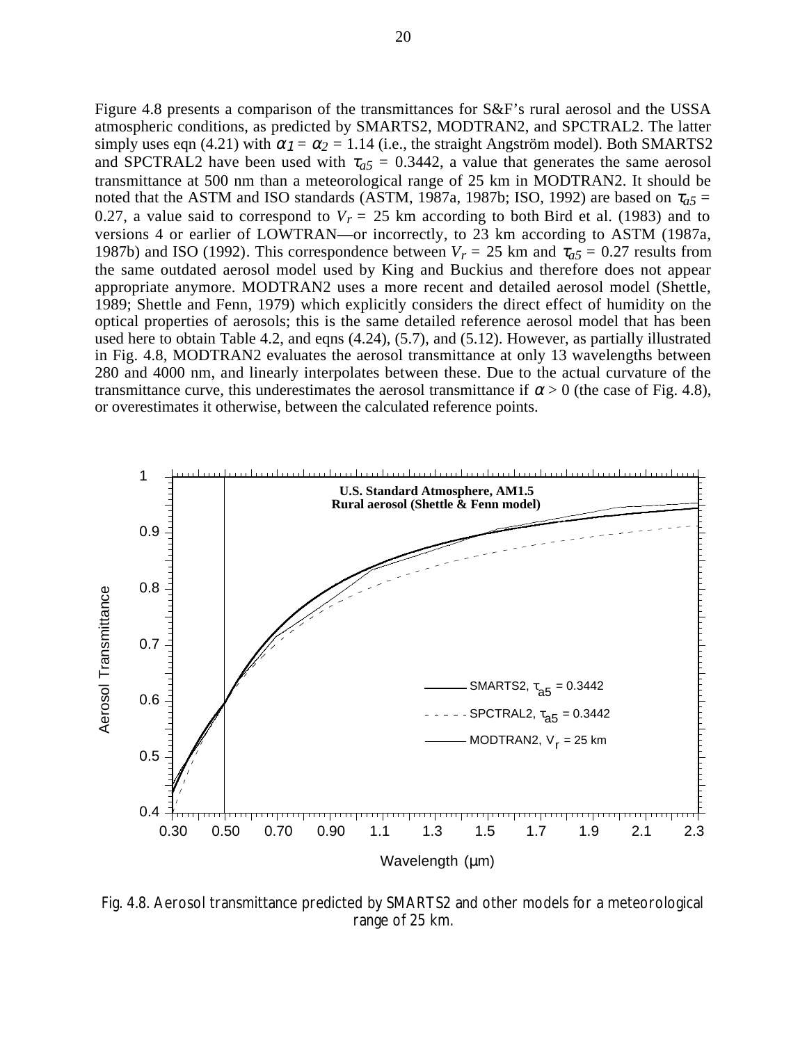Figure 4.8 presents a comparison of the transmittances for S&F's rural aerosol and the USSA atmospheric conditions, as predicted by SMARTS2, MODTRAN2, and SPCTRAL2. The latter simply uses eqn (4.21) with $\alpha_1 = \alpha_2 = 1.14$ (i.e., the straight Angström model). Both SMARTS2 and SPCTRAL2 have been used with $\tau_{a5} = 0.3442$, a value that generates the same aerosol transmittance at 500 nm than a meteorological range of 25 km in MODTRAN2. It should be noted that the ASTM and ISO standards (ASTM, 1987a, 1987b; ISO, 1992) are based on $\tau_{a5} = 0.27$, a value said to correspond to $V_r = 25$ km according to both Bird et al. (1983) and to versions 4 or earlier of LOWTRAN—or incorrectly, to 23 km according to ASTM (1987a, 1987b) and ISO (1992). This correspondence between $V_r = 25$ km and $\tau_{a5} = 0.27$ results from the same outdated aerosol model used by King and Buckius and therefore does not appear appropriate anymore. MODTRAN2 uses a more recent and detailed aerosol model (Shettle, 1989; Shettle and Fenn, 1979) which explicitly considers the direct effect of humidity on the optical properties of aerosols; this is the same detailed reference aerosol model that has been used here to obtain Table 4.2, and eqns (4.24), (5.7), and (5.12). However, as partially illustrated in Fig. 4.8, MODTRAN2 evaluates the aerosol transmittance at only 13 wavelengths between 280 and 4000 nm, and linearly interpolates between these. Due to the actual curvature of the transmittance curve, this underestimates the aerosol transmittance if $\alpha > 0$ (the case of Fig. 4.8), or overestimates it otherwise, between the calculated reference points.

Fig. 4.8. Aerosol transmittance predicted by SMARTS2 and other models for a meteorological range of 25 km.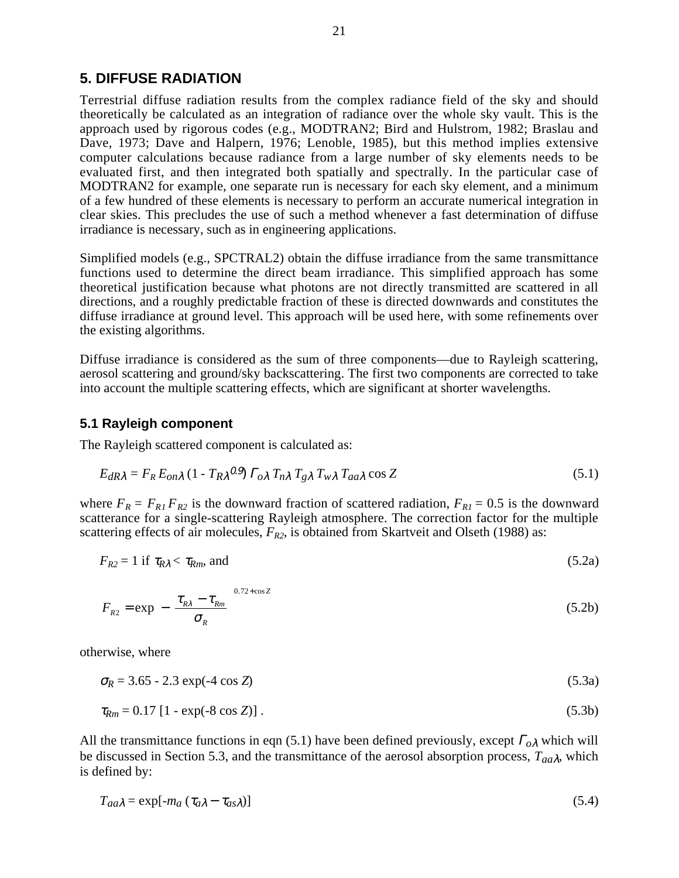# 5. DIFFUSE RADIATION

Terrestrial diffuse radiation results from the complex radiance field of the sky and should theoretically be calculated as an integration of radiance over the whole sky vault. This is the approach used by rigorous codes (e.g., MODTRAN2; Bird and Hulstrom, 1982; Braslau and Dave, 1973; Dave and Halpern, 1976; Lenoble, 1985), but this method implies extensive computer calculations because radiance from a large number of sky elements needs to be evaluated first, and then integrated both spatially and spectrally. In the particular case of MODTRAN2 for example, one separate run is necessary for each sky element, and a minimum of a few hundred of these elements is necessary to perform an accurate numerical integration in clear skies. This precludes the use of such a method whenever a fast determination of diffuse irradiance is necessary, such as in engineering applications.

Simplified models (e.g., SPCTRAL2) obtain the diffuse irradiance from the same transmittance functions used to determine the direct beam irradiance. This simplified approach has some theoretical justification because what photons are not directly transmitted are scattered in all directions, and a roughly predictable fraction of these is directed downwards and constitutes the diffuse irradiance at ground level. This approach will be used here, with some refinements over the existing algorithms.

Diffuse irradiance is considered as the sum of three components—due to Rayleigh scattering, aerosol scattering and ground/sky backscattering. The first two components are corrected to take into account the multiple scattering effects, which are significant at shorter wavelengths.

## 5.1 Rayleigh component

The Rayleigh scattered component is calculated as:

$$E_{dR\lambda} = F_R\, E_{on\lambda}\, (1 - T_{R\lambda}^{0.9})\, \Gamma_{o\lambda}\, T_{n\lambda}\, T_{g\lambda}\, T_{w\lambda}\, T_{aa\lambda} \cos Z \tag{5.1}$$

where $F_R = F_{R1} F_{R2}$ is the downward fraction of scattered radiation, $F_{R1} = 0.5$ is the downward scatterance for a single-scattering Rayleigh atmosphere. The correction factor for the multiple scattering effects of air molecules, $F_{R2}$, is obtained from Skartveit and Olseth (1988) as:

$$F_{R2} = 1 \text{ if } \tau_{R\lambda} < \tau_{Rm}, \text{ and} \tag{5.2a}$$

$$F_{R2} = \exp\left[-\left(\frac{\tau_{R\lambda} - \tau_{Rm}}{\sigma_R}\right)^{0.72 + \cos Z}\right] \tag{5.2b}$$

otherwise, where

$$\sigma_R = 3.65 - 2.3 \exp(-4 \cos Z) \tag{5.3a}$$

$$\tau_{Rm} = 0.17\, [1 - \exp(-8 \cos Z)]\ . \tag{5.3b}$$

All the transmittance functions in eqn (5.1) have been defined previously, except $\Gamma_{o\lambda}$ which will be discussed in Section 5.3, and the transmittance of the aerosol absorption process, $T_{aa\lambda}$, which is defined by:

$$T_{aa\lambda} = \exp[-m_a\, (\tau_{a\lambda} - \tau_{as\lambda})] \tag{5.4}$$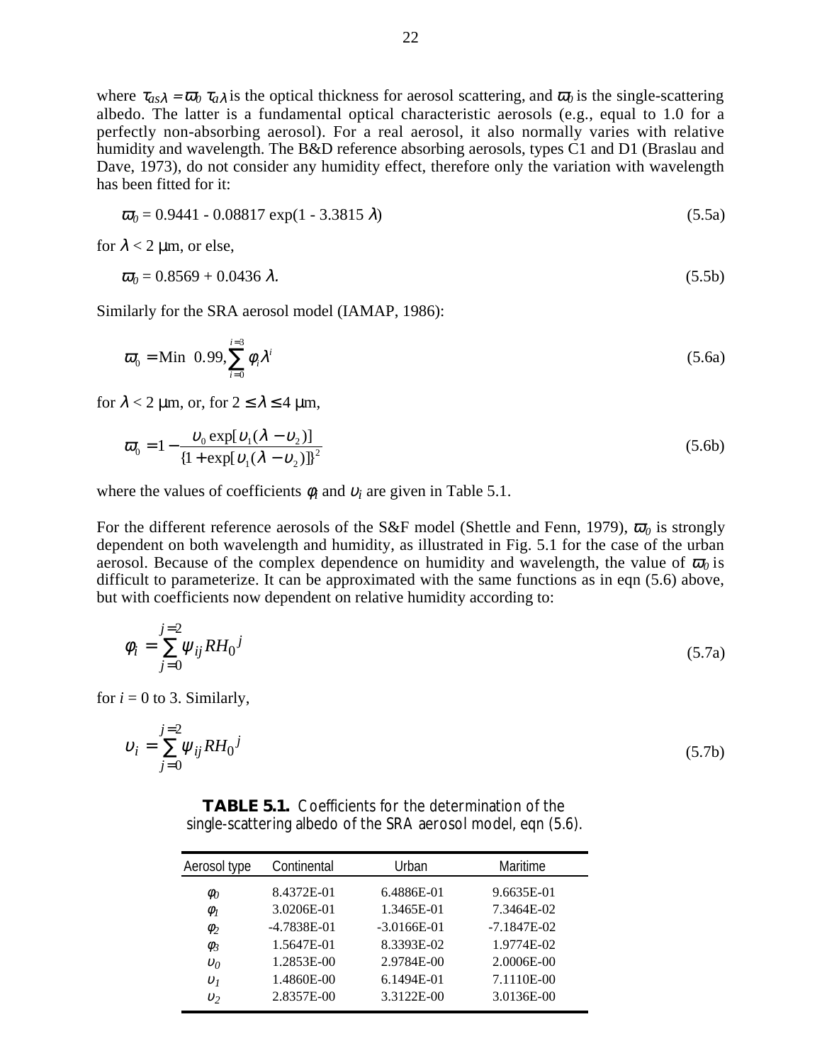where $\tau_{as\lambda} = \varpi_0 \, \tau_{a\lambda}$ is the optical thickness for aerosol scattering, and $\varpi_0$ is the single-scattering albedo. The latter is a fundamental optical characteristic aerosols (e.g., equal to 1.0 for a perfectly non-absorbing aerosol). For a real aerosol, it also normally varies with relative humidity and wavelength. The B&D reference absorbing aerosols, types C1 and D1 (Braslau and Dave, 1973), do not consider any humidity effect, therefore only the variation with wavelength has been fitted for it:

$$\varpi_0 = 0.9441 - 0.08817 \exp(1 - 3.3815\, \lambda) \tag{5.5a}$$

for $\lambda < 2$ µm, or else,

$$\varpi_0 = 0.8569 + 0.0436\, \lambda. \tag{5.5b}$$

Similarly for the SRA aerosol model (IAMAP, 1986):

$$\varpi_0 = \mathrm{Min}\left(0.99, \sum_{i=0}^{i=3} \phi_i \lambda^i\right) \tag{5.6a}$$

for $\lambda < 2$ µm, or, for $2 \le \lambda \le 4$ µm,

$$\varpi_0 = 1 - \frac{\upsilon_0 \exp[\upsilon_1(\lambda - \upsilon_2)]}{\{1 + \exp[\upsilon_1(\lambda - \upsilon_2)]\}^2} \tag{5.6b}$$

where the values of coefficients $\phi_i$ and $\upsilon_i$ are given in Table 5.1.

For the different reference aerosols of the S&F model (Shettle and Fenn, 1979), $\varpi_0$ is strongly dependent on both wavelength and humidity, as illustrated in Fig. 5.1 for the case of the urban aerosol. Because of the complex dependence on humidity and wavelength, the value of $\varpi_0$ is difficult to parameterize. It can be approximated with the same functions as in eqn (5.6) above, but with coefficients now dependent on relative humidity according to:

$$\phi_i = \sum_{j=0}^{j=2} \psi_{ij} RH_0{}^j \tag{5.7a}$$

for $i = 0$ to 3. Similarly,

$$\upsilon_i = \sum_{j=0}^{j=2} \psi_{ij} RH_0{}^j \tag{5.7b}$$

**TABLE 5.1.** Coefficients for the determination of the single-scattering albedo of the SRA aerosol model, eqn (5.6).

| Aerosol type | Continental | Urban | Maritime |
|---|---|---|---|
| $\phi_0$ | 8.4372E-01 | 6.4886E-01 | 9.6635E-01 |
| $\phi_1$ | 3.0206E-01 | 1.3465E-01 | 7.3464E-02 |
| $\phi_2$ | -4.7838E-01 | -3.0166E-01 | -7.1847E-02 |
| $\phi_3$ | 1.5647E-01 | 8.3393E-02 | 1.9774E-02 |
| $\upsilon_0$ | 1.2853E-00 | 2.9784E-00 | 2.0006E-00 |
| $\upsilon_1$ | 1.4860E-00 | 6.1494E-01 | 7.1110E-00 |
| $\upsilon_2$ | 2.8357E-00 | 3.3122E-00 | 3.0136E-00 |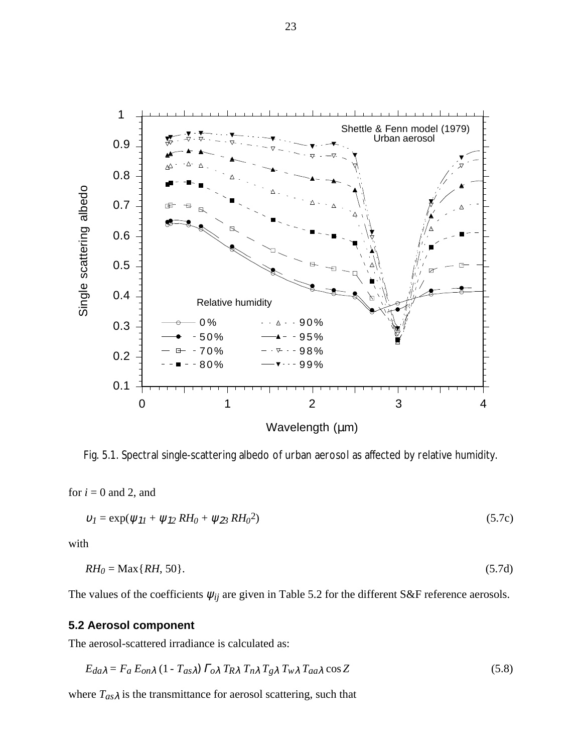Fig. 5.1. Spectral single-scattering albedo of urban aerosol as affected by relative humidity.

for $i = 0$ and 2, and

$$\upsilon_1 = \exp(\psi_{11} + \psi_{12}\, RH_0 + \psi_{23}\, RH_0^2) \tag{5.7c}$$

with

$$RH_0 = \mathrm{Max}\{RH, 50\}. \tag{5.7d}$$

The values of the coefficients $\psi_{ij}$ are given in Table 5.2 for the different S&F reference aerosols.

## 5.2 Aerosol component

The aerosol-scattered irradiance is calculated as:

$$E_{da\lambda} = F_a\, E_{on\lambda}\, (1 - T_{as\lambda})\, \Gamma_{o\lambda}\, T_{R\lambda}\, T_{n\lambda}\, T_{g\lambda}\, T_{w\lambda}\, T_{aa\lambda} \cos Z \tag{5.8}$$

where $T_{as\lambda}$ is the transmittance for aerosol scattering, such that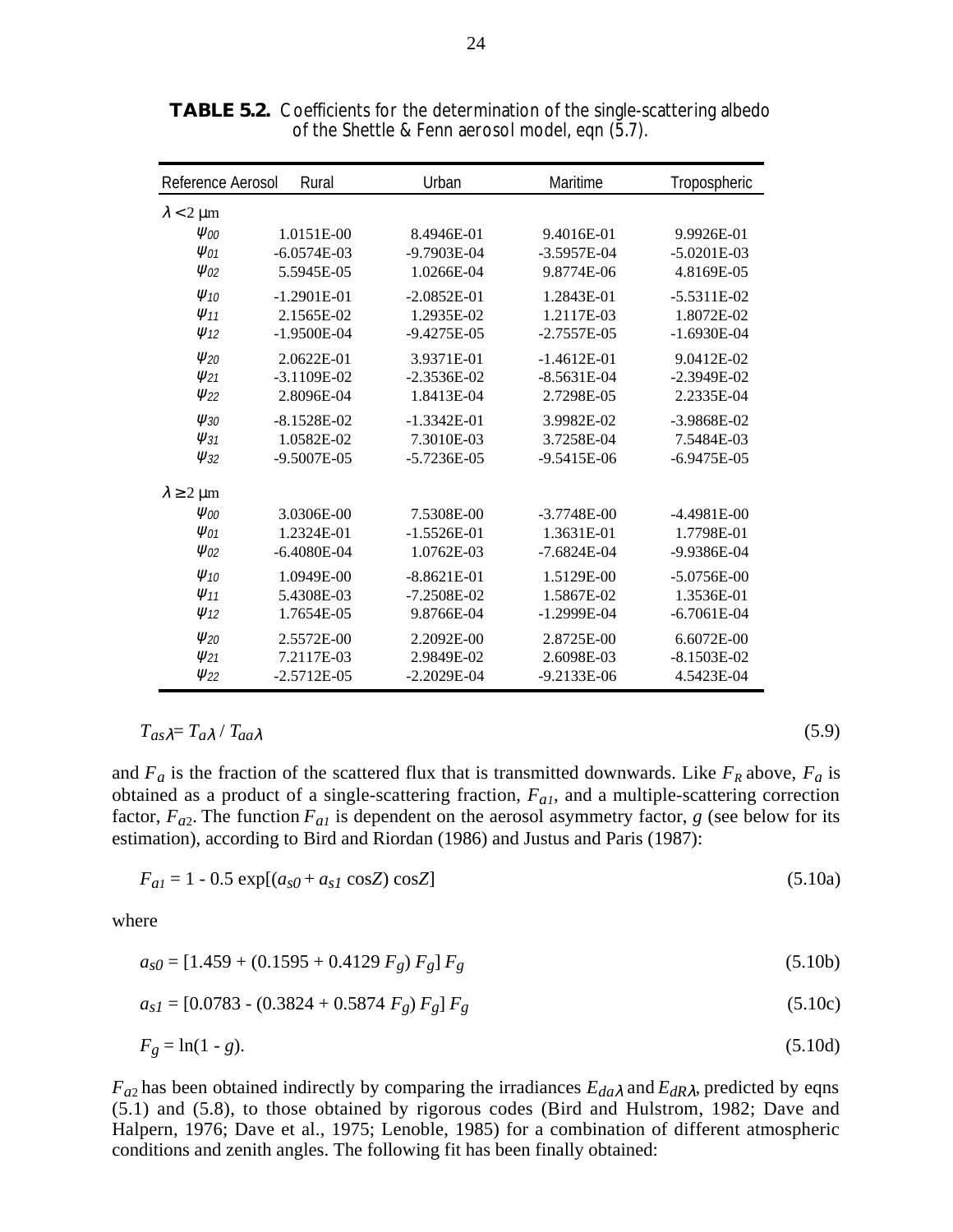**TABLE 5.2.** Coefficients for the determination of the single-scattering albedo of the Shettle & Fenn aerosol model, eqn (5.7).

| Reference Aerosol | Rural | Urban | Maritime | Tropospheric |
|---|---|---|---|---|
| $\lambda < 2$ μm | | | | |
| $\psi_{00}$ | 1.0151E-00 | 8.4946E-01 | 9.4016E-01 | 9.9926E-01 |
| $\psi_{01}$ | -6.0574E-03 | -9.7903E-04 | -3.5957E-04 | -5.0201E-03 |
| $\psi_{02}$ | 5.5945E-05 | 1.0266E-04 | 9.8774E-06 | 4.8169E-05 |
| $\psi_{10}$ | -1.2901E-01 | -2.0852E-01 | 1.2843E-01 | -5.5311E-02 |
| $\psi_{11}$ | 2.1565E-02 | 1.2935E-02 | 1.2117E-03 | 1.8072E-02 |
| $\psi_{12}$ | -1.9500E-04 | -9.4275E-05 | -2.7557E-05 | -1.6930E-04 |
| $\psi_{20}$ | 2.0622E-01 | 3.9371E-01 | -1.4612E-01 | 9.0412E-02 |
| $\psi_{21}$ | -3.1109E-02 | -2.3536E-02 | -8.5631E-04 | -2.3949E-02 |
| $\psi_{22}$ | 2.8096E-04 | 1.8413E-04 | 2.7298E-05 | 2.2335E-04 |
| $\psi_{30}$ | -8.1528E-02 | -1.3342E-01 | 3.9982E-02 | -3.9868E-02 |
| $\psi_{31}$ | 1.0582E-02 | 7.3010E-03 | 3.7258E-04 | 7.5484E-03 |
| $\psi_{32}$ | -9.5007E-05 | -5.7236E-05 | -9.5415E-06 | -6.9475E-05 |
| $\lambda \geq 2$ μm | | | | |
| $\psi_{00}$ | 3.0306E-00 | 7.5308E-00 | -3.7748E-00 | -4.4981E-00 |
| $\psi_{01}$ | 1.2324E-01 | -1.5526E-01 | 1.3631E-01 | 1.7798E-01 |
| $\psi_{02}$ | -6.4080E-04 | 1.0762E-03 | -7.6824E-04 | -9.9386E-04 |
| $\psi_{10}$ | 1.0949E-00 | -8.8621E-01 | 1.5129E-00 | -5.0756E-00 |
| $\psi_{11}$ | 5.4308E-03 | -7.2508E-02 | 1.5867E-02 | 1.3536E-01 |
| $\psi_{12}$ | 1.7654E-05 | 9.8766E-04 | -1.2999E-04 | -6.7061E-04 |
| $\psi_{20}$ | 2.5572E-00 | 2.2092E-00 | 2.8725E-00 | 6.6072E-00 |
| $\psi_{21}$ | 7.2117E-03 | 2.9849E-02 | 2.6098E-03 | -8.1503E-02 |
| $\psi_{22}$ | -2.5712E-05 | -2.2029E-04 | -9.2133E-06 | 4.5423E-04 |

$$T_{as\lambda} = T_{a\lambda} / T_{aa\lambda} \tag{5.9}$$

and $F_a$ is the fraction of the scattered flux that is transmitted downwards. Like $F_R$ above, $F_a$ is obtained as a product of a single-scattering fraction, $F_{a1}$, and a multiple-scattering correction factor, $F_{a2}$. The function $F_{a1}$ is dependent on the aerosol asymmetry factor, $g$ (see below for its estimation), according to Bird and Riordan (1986) and Justus and Paris (1987):

$$F_{a1} = 1 - 0.5 \exp[(a_{s0} + a_{s1} \cos Z) \cos Z] \tag{5.10a}$$

where

$$a_{s0} = [1.459 + (0.1595 + 0.4129\, F_g)\, F_g]\, F_g \tag{5.10b}$$

$$a_{s1} = [0.0783 - (0.3824 + 0.5874\, F_g)\, F_g]\, F_g \tag{5.10c}$$

$$F_g = \ln(1 - g). \tag{5.10d}$$

$F_{a2}$ has been obtained indirectly by comparing the irradiances $E_{da\lambda}$ and $E_{dR\lambda}$, predicted by eqns (5.1) and (5.8), to those obtained by rigorous codes (Bird and Hulstrom, 1982; Dave and Halpern, 1976; Dave et al., 1975; Lenoble, 1985) for a combination of different atmospheric conditions and zenith angles. The following fit has been finally obtained: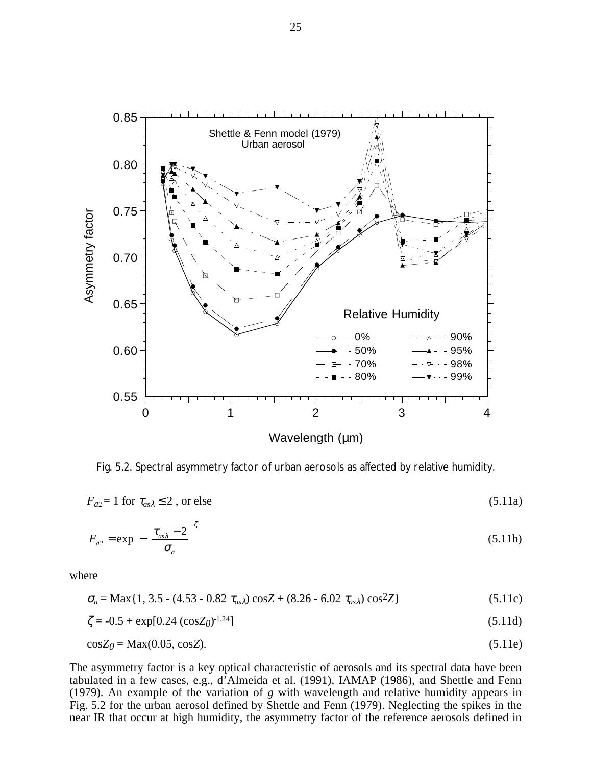Fig. 5.2. Spectral asymmetry factor of urban aerosols as affected by relative humidity.

$$F_{a2} = 1 \text{ for } \tau_{as\lambda} \leq 2 \text{ , or else} \tag{5.11a}$$

$$F_{a2} = \exp\left[-\left(\frac{\tau_{as\lambda} - 2}{\sigma_a}\right)^{\zeta}\right] \tag{5.11b}$$

where

$$\sigma_a = \text{Max}\{1, 3.5 - (4.53 - 0.82\ \tau_{as\lambda}) \cos Z + (8.26 - 6.02\ \tau_{as\lambda}) \cos^2 Z\} \tag{5.11c}$$

$$\zeta = -0.5 + \exp[0.24\ (\cos Z_0)^{-1.24}] \tag{5.11d}$$

$$\cos Z_0 = \text{Max}(0.05, \cos Z). \tag{5.11e}$$

The asymmetry factor is a key optical characteristic of aerosols and its spectral data have been tabulated in a few cases, e.g., d'Almeida et al. (1991), IAMAP (1986), and Shettle and Fenn (1979). An example of the variation of $g$ with wavelength and relative humidity appears in Fig. 5.2 for the urban aerosol defined by Shettle and Fenn (1979). Neglecting the spikes in the near IR that occur at high humidity, the asymmetry factor of the reference aerosols defined in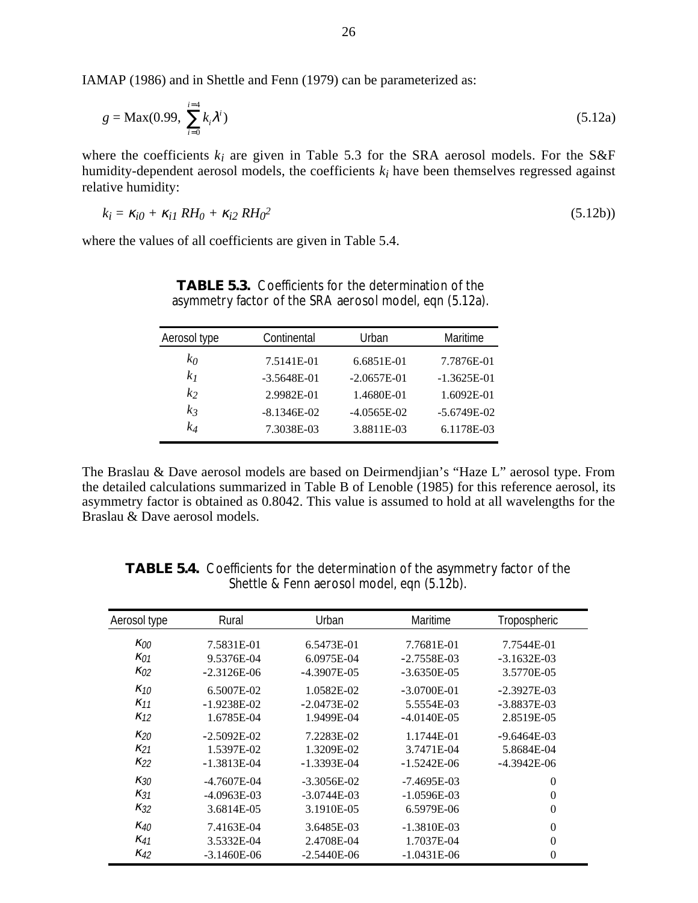IAMAP (1986) and in Shettle and Fenn (1979) can be parameterized as:

$$g = \text{Max}(0.99, \sum_{i=0}^{i=4} k_i \lambda^i) \tag{5.12a}$$

where the coefficients $k_i$ are given in Table 5.3 for the SRA aerosol models. For the S&F humidity-dependent aerosol models, the coefficients $k_i$ have been themselves regressed against relative humidity:

$$k_i = \kappa_{i0} + \kappa_{i1} RH_0 + \kappa_{i2} RH_0^2 \tag{5.12b)}$$

where the values of all coefficients are given in Table 5.4.

**TABLE 5.3.** Coefficients for the determination of the asymmetry factor of the SRA aerosol model, eqn (5.12a).

| Aerosol type | Continental | Urban | Maritime |
|---|---|---|---|
| $k_0$ | 7.5141E-01 | 6.6851E-01 | 7.7876E-01 |
| $k_1$ | -3.5648E-01 | -2.0657E-01 | -1.3625E-01 |
| $k_2$ | 2.9982E-01 | 1.4680E-01 | 1.6092E-01 |
| $k_3$ | -8.1346E-02 | -4.0565E-02 | -5.6749E-02 |
| $k_4$ | 7.3038E-03 | 3.8811E-03 | 6.1178E-03 |

The Braslau & Dave aerosol models are based on Deirmendjian's "Haze L" aerosol type. From the detailed calculations summarized in Table B of Lenoble (1985) for this reference aerosol, its asymmetry factor is obtained as 0.8042. This value is assumed to hold at all wavelengths for the Braslau & Dave aerosol models.

**TABLE 5.4.** Coefficients for the determination of the asymmetry factor of the Shettle & Fenn aerosol model, eqn (5.12b).

| Aerosol type | Rural | Urban | Maritime | Tropospheric |
|---|---|---|---|---|
| $\kappa_{00}$ | 7.5831E-01 | 6.5473E-01 | 7.7681E-01 | 7.7544E-01 |
| $\kappa_{01}$ | 9.5376E-04 | 6.0975E-04 | -2.7558E-03 | -3.1632E-03 |
| $\kappa_{02}$ | -2.3126E-06 | -4.3907E-05 | -3.6350E-05 | 3.5770E-05 |
| $\kappa_{10}$ | 6.5007E-02 | 1.0582E-02 | -3.0700E-01 | -2.3927E-03 |
| $\kappa_{11}$ | -1.9238E-02 | -2.0473E-02 | 5.5554E-03 | -3.8837E-03 |
| $\kappa_{12}$ | 1.6785E-04 | 1.9499E-04 | -4.0140E-05 | 2.8519E-05 |
| $\kappa_{20}$ | -2.5092E-02 | 7.2283E-02 | 1.1744E-01 | -9.6464E-03 |
| $\kappa_{21}$ | 1.5397E-02 | 1.3209E-02 | 3.7471E-04 | 5.8684E-04 |
| $\kappa_{22}$ | -1.3813E-04 | -1.3393E-04 | -1.5242E-06 | -4.3942E-06 |
| $\kappa_{30}$ | -4.7607E-04 | -3.3056E-02 | -7.4695E-03 | 0 |
| $\kappa_{31}$ | -4.0963E-03 | -3.0744E-03 | -1.0596E-03 | 0 |
| $\kappa_{32}$ | 3.6814E-05 | 3.1910E-05 | 6.5979E-06 | 0 |
| $\kappa_{40}$ | 7.4163E-04 | 3.6485E-03 | -1.3810E-03 | 0 |
| $\kappa_{41}$ | 3.5332E-04 | 2.4708E-04 | 1.7037E-04 | 0 |
| $\kappa_{42}$ | -3.1460E-06 | -2.5440E-06 | -1.0431E-06 | 0 |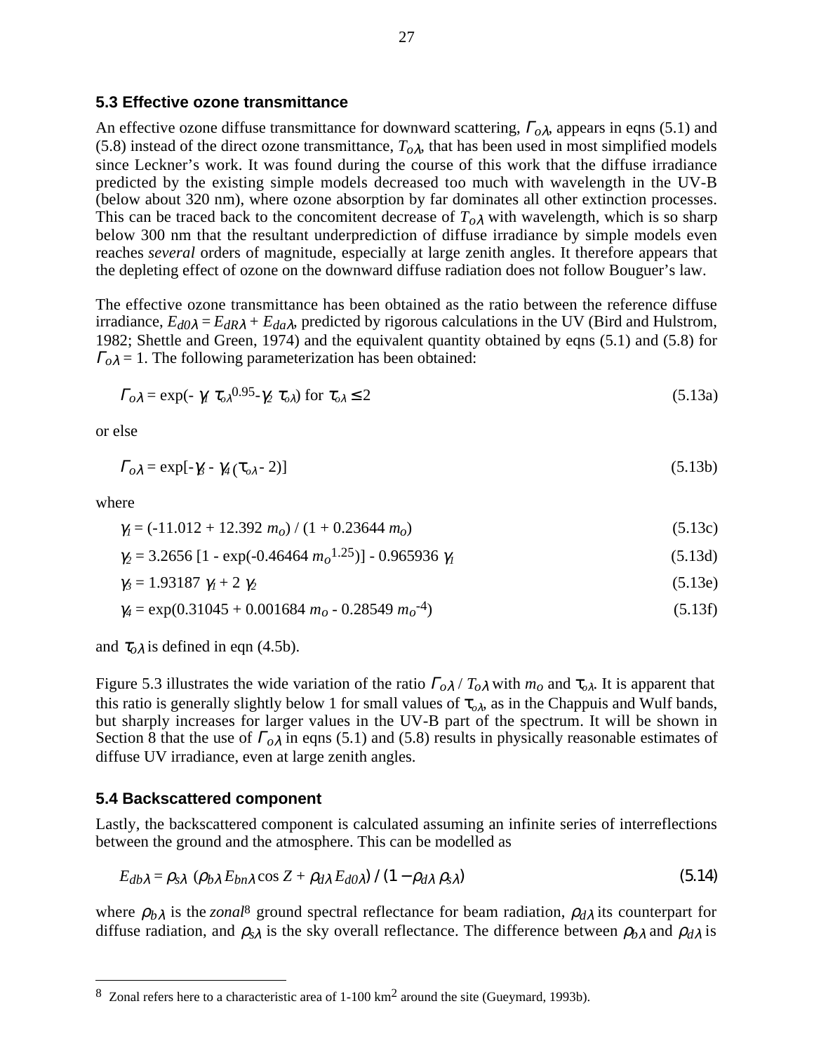### 5.3 Effective ozone transmittance

An effective ozone diffuse transmittance for downward scattering, $\Gamma_{o\lambda}$, appears in eqns (5.1) and (5.8) instead of the direct ozone transmittance, $T_{o\lambda}$, that has been used in most simplified models since Leckner's work. It was found during the course of this work that the diffuse irradiance predicted by the existing simple models decreased too much with wavelength in the UV-B (below about 320 nm), where ozone absorption by far dominates all other extinction processes. This can be traced back to the concomitent decrease of $T_{o\lambda}$ with wavelength, which is so sharp below 300 nm that the resultant underprediction of diffuse irradiance by simple models even reaches *several* orders of magnitude, especially at large zenith angles. It therefore appears that the depleting effect of ozone on the downward diffuse radiation does not follow Bouguer's law.

The effective ozone transmittance has been obtained as the ratio between the reference diffuse irradiance, $E_{d0\lambda} = E_{dR\lambda} + E_{da\lambda}$, predicted by rigorous calculations in the UV (Bird and Hulstrom, 1982; Shettle and Green, 1974) and the equivalent quantity obtained by eqns (5.1) and (5.8) for $\Gamma_{o\lambda} = 1$. The following parameterization has been obtained:

$$\Gamma_{o\lambda} = \exp(-\gamma_1\,\tau_{o\lambda}^{0.95} - \gamma_2\,\tau_{o\lambda}) \text{ for } \tau_{o\lambda} \le 2 \tag{5.13a}$$

or else

$$\Gamma_{o\lambda} = \exp[-\gamma_3 - \gamma_4\,(\tau_{o\lambda} - 2)] \tag{5.13b}$$

where

$$\gamma_1 = (-11.012 + 12.392\,m_o) / (1 + 0.23644\,m_o) \tag{5.13c}$$

$$\gamma_2 = 3.2656\,[1 - \exp(-0.46464\,m_o^{1.25})] - 0.965936\,\gamma_1 \tag{5.13d}$$

$$\gamma_3 = 1.93187\,\gamma_1 + 2\,\gamma_2 \tag{5.13e}$$

$$\gamma_4 = \exp(0.31045 + 0.001684\,m_o - 0.28549\,m_o^{-4}) \tag{5.13f}$$

and $\tau_{o\lambda}$ is defined in eqn (4.5b).

Figure 5.3 illustrates the wide variation of the ratio $\Gamma_{o\lambda} / T_{o\lambda}$ with $m_o$ and $\tau_{o\lambda}$. It is apparent that this ratio is generally slightly below 1 for small values of $\tau_{o\lambda}$, as in the Chappuis and Wulf bands, but sharply increases for larger values in the UV-B part of the spectrum. It will be shown in Section 8 that the use of $\Gamma_{o\lambda}$ in eqns (5.1) and (5.8) results in physically reasonable estimates of diffuse UV irradiance, even at large zenith angles.

### 5.4 Backscattered component

Lastly, the backscattered component is calculated assuming an infinite series of interreflections between the ground and the atmosphere. This can be modelled as

$$E_{db\lambda} = \rho_{s\lambda}\,(\rho_{b\lambda}\,E_{bn\lambda} \cos Z + \rho_{d\lambda}\,E_{d0\lambda}) / (1 - \rho_{d\lambda}\,\rho_{s\lambda}) \tag{5.14}$$

where $\rho_{b\lambda}$ is the *zonal*[8] ground spectral reflectance for beam radiation, $\rho_{d\lambda}$ its counterpart for diffuse radiation, and $\rho_{s\lambda}$ is the sky overall reflectance. The difference between $\rho_{b\lambda}$ and $\rho_{d\lambda}$ is

[8] Zonal refers here to a characteristic area of 1-100 km$^2$ around the site (Gueymard, 1993b).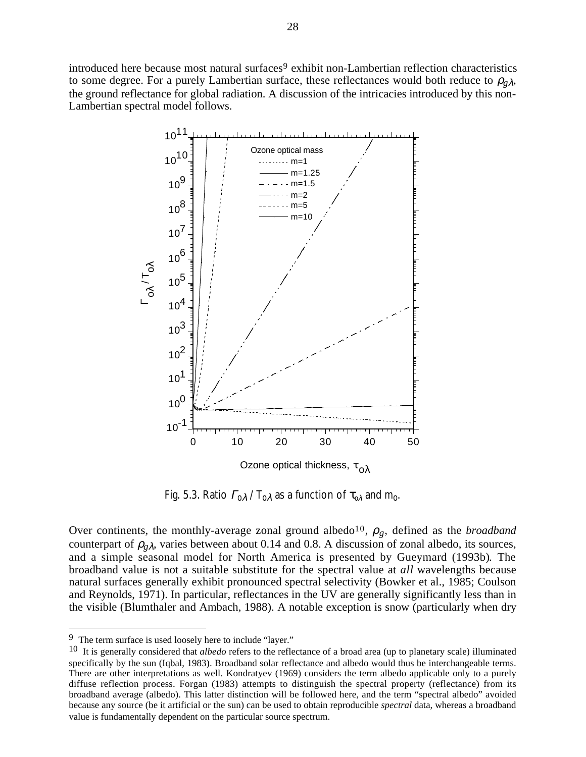introduced here because most natural surfaces[9] exhibit non-Lambertian reflection characteristics to some degree. For a purely Lambertian surface, these reflectances would both reduce to $\rho_{g\lambda}$, the ground reflectance for global radiation. A discussion of the intricacies introduced by this non-Lambertian spectral model follows.

Fig. 5.3. Ratio $\Gamma_{o\lambda} / T_{o\lambda}$ as a function of $\tau_{o\lambda}$ and $m_o$.

Over continents, the monthly-average zonal ground albedo[10], $\rho_g$, defined as the *broadband* counterpart of $\rho_{g\lambda}$, varies between about 0.14 and 0.8. A discussion of zonal albedo, its sources, and a simple seasonal model for North America is presented by Gueymard (1993b). The broadband value is not a suitable substitute for the spectral value at *all* wavelengths because natural surfaces generally exhibit pronounced spectral selectivity (Bowker et al., 1985; Coulson and Reynolds, 1971). In particular, reflectances in the UV are generally significantly less than in the visible (Blumthaler and Ambach, 1988). A notable exception is snow (particularly when dry

---

[9] The term surface is used loosely here to include "layer."

[10] It is generally considered that *albedo* refers to the reflectance of a broad area (up to planetary scale) illuminated specifically by the sun (Iqbal, 1983). Broadband solar reflectance and albedo would thus be interchangeable terms. There are other interpretations as well. Kondratyev (1969) considers the term albedo applicable only to a purely diffuse reflection process. Forgan (1983) attempts to distinguish the spectral property (reflectance) from its broadband average (albedo). This latter distinction will be followed here, and the term "spectral albedo" avoided because any source (be it artificial or the sun) can be used to obtain reproducible *spectral* data, whereas a broadband value is fundamentally dependent on the particular source spectrum.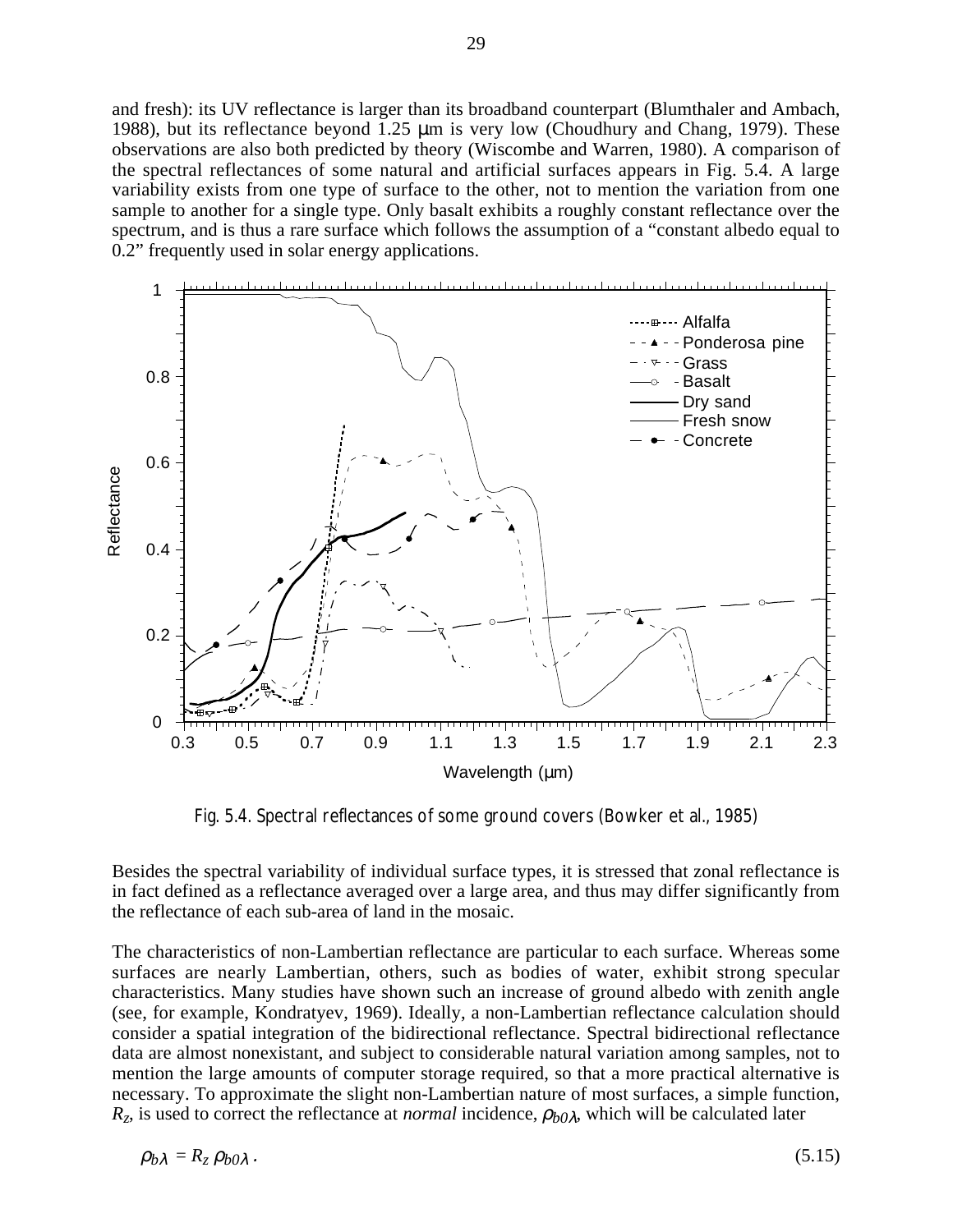and fresh): its UV reflectance is larger than its broadband counterpart (Blumthaler and Ambach, 1988), but its reflectance beyond 1.25 μm is very low (Choudhury and Chang, 1979). These observations are also both predicted by theory (Wiscombe and Warren, 1980). A comparison of the spectral reflectances of some natural and artificial surfaces appears in Fig. 5.4. A large variability exists from one type of surface to the other, not to mention the variation from one sample to another for a single type. Only basalt exhibits a roughly constant reflectance over the spectrum, and is thus a rare surface which follows the assumption of a "constant albedo equal to 0.2" frequently used in solar energy applications.

Fig. 5.4. Spectral reflectances of some ground covers (Bowker et al., 1985)

Besides the spectral variability of individual surface types, it is stressed that zonal reflectance is in fact defined as a reflectance averaged over a large area, and thus may differ significantly from the reflectance of each sub-area of land in the mosaic.

The characteristics of non-Lambertian reflectance are particular to each surface. Whereas some surfaces are nearly Lambertian, others, such as bodies of water, exhibit strong specular characteristics. Many studies have shown such an increase of ground albedo with zenith angle (see, for example, Kondratyev, 1969). Ideally, a non-Lambertian reflectance calculation should consider a spatial integration of the bidirectional reflectance. Spectral bidirectional reflectance data are almost nonexistant, and subject to considerable natural variation among samples, not to mention the large amounts of computer storage required, so that a more practical alternative is necessary. To approximate the slight non-Lambertian nature of most surfaces, a simple function, $R_z$, is used to correct the reflectance at *normal* incidence, $\rho_{b0\lambda}$, which will be calculated later

$$\rho_{b\lambda} = R_z \, \rho_{b0\lambda} \,. \tag{5.15}$$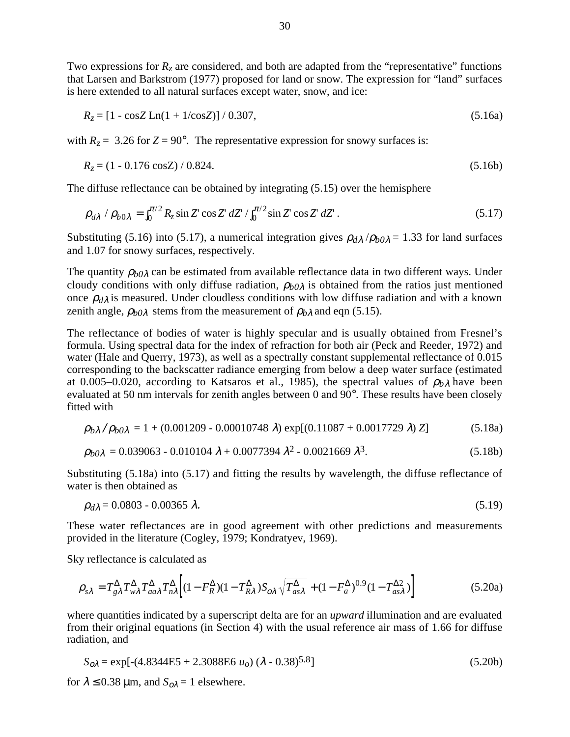Two expressions for $R_Z$ are considered, and both are adapted from the “representative” functions that Larsen and Barkstrom (1977) proposed for land or snow. The expression for “land” surfaces is here extended to all natural surfaces except water, snow, and ice:

$$R_Z = [1 - \cos Z \,\mathrm{Ln}(1 + 1/\cos Z)] / 0.307, \tag{5.16a}$$

with $R_Z$ = 3.26 for $Z = 90°$. The representative expression for snowy surfaces is:

$$R_Z = (1 - 0.176 \cos Z) / 0.824. \tag{5.16b}$$

The diffuse reflectance can be obtained by integrating (5.15) over the hemisphere

$$\rho_{d\lambda} / \rho_{b0\lambda} = \int_0^{\pi/2} R_z \sin Z' \cos Z' \, dZ' \Big/ \int_0^{\pi/2} \sin Z' \cos Z' \, dZ' \,. \tag{5.17}$$

Substituting (5.16) into (5.17), a numerical integration gives $\rho_{d\lambda}/\rho_{b0\lambda}$ = 1.33 for land surfaces and 1.07 for snowy surfaces, respectively.

The quantity $\rho_{b0\lambda}$ can be estimated from available reflectance data in two different ways. Under cloudy conditions with only diffuse radiation, $\rho_{b0\lambda}$ is obtained from the ratios just mentioned once $\rho_{d\lambda}$ is measured. Under cloudless conditions with low diffuse radiation and with a known zenith angle, $\rho_{b0\lambda}$ stems from the measurement of $\rho_{b\lambda}$ and eqn (5.15).

The reflectance of bodies of water is highly specular and is usually obtained from Fresnel’s formula. Using spectral data for the index of refraction for both air (Peck and Reeder, 1972) and water (Hale and Querry, 1973), as well as a spectrally constant supplemental reflectance of 0.015 corresponding to the backscatter radiance emerging from below a deep water surface (estimated at 0.005–0.020, according to Katsaros et al., 1985), the spectral values of $\rho_{b\lambda}$ have been evaluated at 50 nm intervals for zenith angles between 0 and 90°. These results have been closely fitted with

$$\rho_{b\lambda} / \rho_{b0\lambda} = 1 + (0.001209 - 0.00010748\, \lambda) \exp[(0.11087 + 0.0017729\, \lambda)\, Z] \tag{5.18a}$$

$$\rho_{b0\lambda} = 0.039063 - 0.010104\, \lambda + 0.0077394\, \lambda^2 - 0.0021669\, \lambda^3. \tag{5.18b}$$

Substituting (5.18a) into (5.17) and fitting the results by wavelength, the diffuse reflectance of water is then obtained as

$$\rho_{d\lambda} = 0.0803 - 0.00365\, \lambda. \tag{5.19}$$

These water reflectances are in good agreement with other predictions and measurements provided in the literature (Cogley, 1979; Kondratyev, 1969).

Sky reflectance is calculated as

$$\rho_{s\lambda} = T^{\Delta}_{g\lambda} T^{\Delta}_{w\lambda} T^{\Delta}_{aa\lambda} T^{\Delta}_{n\lambda} \left[ (1 - F^{\Delta}_R)(1 - T^{\Delta}_{R\lambda}) S_{o\lambda} \sqrt{T^{\Delta}_{as\lambda}} + (1 - F^{\Delta}_a)^{0.9} (1 - T^{\Delta 2}_{as\lambda}) \right] \tag{5.20a}$$

where quantities indicated by a superscript delta are for an *upward* illumination and are evaluated from their original equations (in Section 4) with the usual reference air mass of 1.66 for diffuse radiation, and

$$S_{o\lambda} = \exp[-(4.8344\mathrm{E}5 + 2.3088\mathrm{E}6\; u_o)\, (\lambda - 0.38)^{5.8}] \tag{5.20b}$$

for $\lambda \le 0.38$ µm, and $S_{o\lambda} = 1$ elsewhere.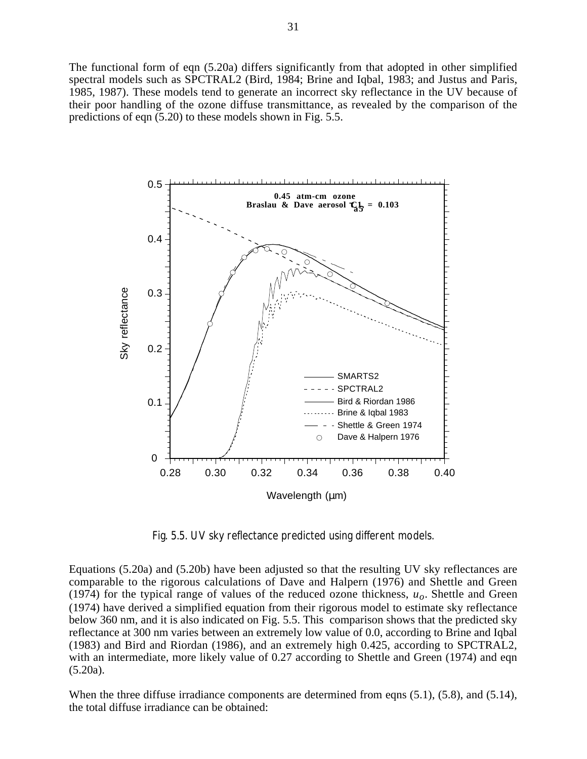The functional form of eqn (5.20a) differs significantly from that adopted in other simplified spectral models such as SPCTRAL2 (Bird, 1984; Brine and Iqbal, 1983; and Justus and Paris, 1985, 1987). These models tend to generate an incorrect sky reflectance in the UV because of their poor handling of the ozone diffuse transmittance, as revealed by the comparison of the predictions of eqn (5.20) to these models shown in Fig. 5.5.

Fig. 5.5. UV sky reflectance predicted using different models.

Equations (5.20a) and (5.20b) have been adjusted so that the resulting UV sky reflectances are comparable to the rigorous calculations of Dave and Halpern (1976) and Shettle and Green (1974) for the typical range of values of the reduced ozone thickness, $u_o$. Shettle and Green (1974) have derived a simplified equation from their rigorous model to estimate sky reflectance below 360 nm, and it is also indicated on Fig. 5.5. This comparison shows that the predicted sky reflectance at 300 nm varies between an extremely low value of 0.0, according to Brine and Iqbal (1983) and Bird and Riordan (1986), and an extremely high 0.425, according to SPCTRAL2, with an intermediate, more likely value of 0.27 according to Shettle and Green (1974) and eqn (5.20a).

When the three diffuse irradiance components are determined from eqns (5.1), (5.8), and (5.14), the total diffuse irradiance can be obtained: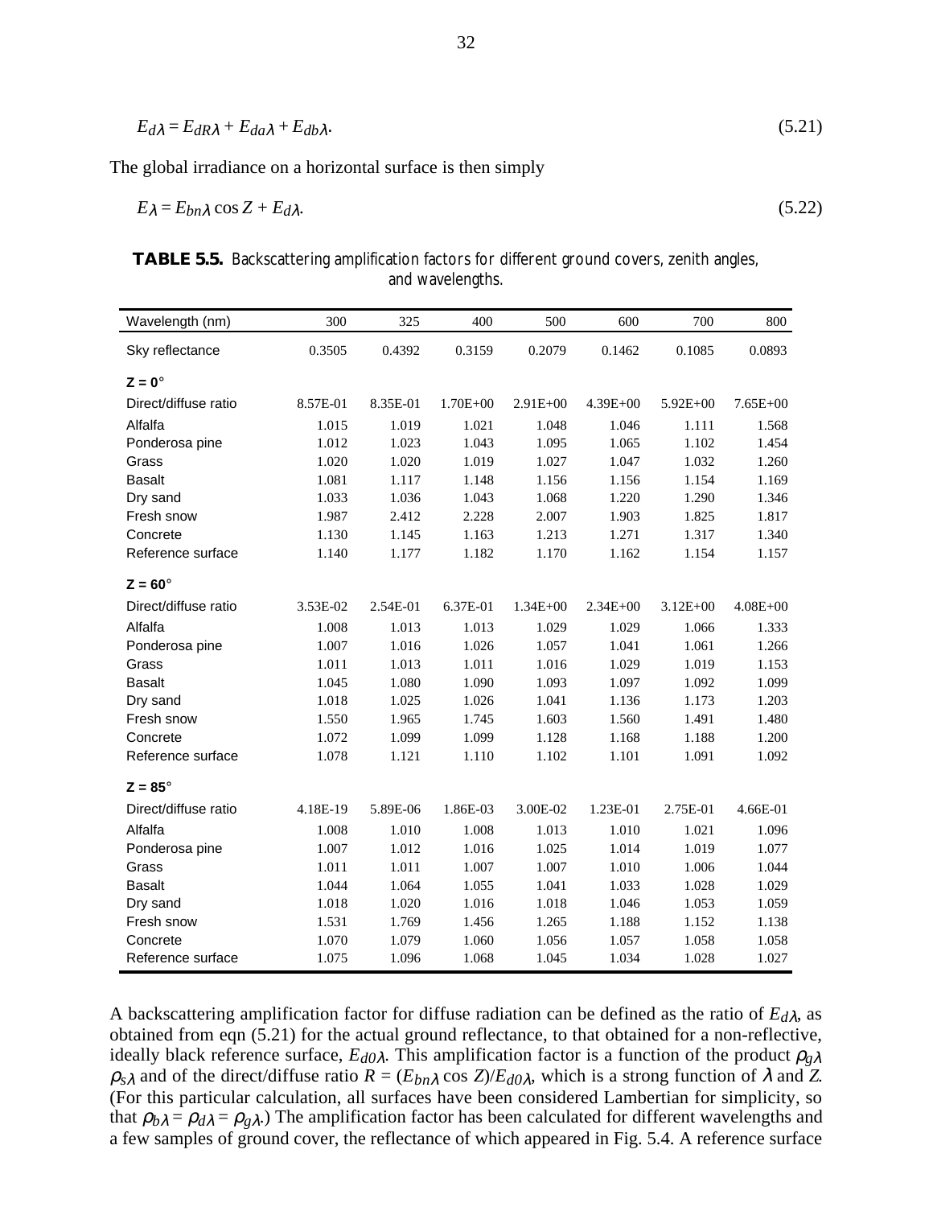$$E_{d\lambda} = E_{dR\lambda} + E_{da\lambda} + E_{db\lambda}. \tag{5.21}$$

The global irradiance on a horizontal surface is then simply

$$E_\lambda = E_{bn\lambda} \cos Z + E_{d\lambda}. \tag{5.22}$$

**TABLE 5.5.** Backscattering amplification factors for different ground covers, zenith angles, and wavelengths.

| Wavelength (nm) | 300 | 325 | 400 | 500 | 600 | 700 | 800 |
|---|---|---|---|---|---|---|---|
| Sky reflectance | 0.3505 | 0.4392 | 0.3159 | 0.2079 | 0.1462 | 0.1085 | 0.0893 |
| **Z = 0°** | | | | | | | |
| Direct/diffuse ratio | 8.57E-01 | 8.35E-01 | 1.70E+00 | 2.91E+00 | 4.39E+00 | 5.92E+00 | 7.65E+00 |
| Alfalfa | 1.015 | 1.019 | 1.021 | 1.048 | 1.046 | 1.111 | 1.568 |
| Ponderosa pine | 1.012 | 1.023 | 1.043 | 1.095 | 1.065 | 1.102 | 1.454 |
| Grass | 1.020 | 1.020 | 1.019 | 1.027 | 1.047 | 1.032 | 1.260 |
| Basalt | 1.081 | 1.117 | 1.148 | 1.156 | 1.156 | 1.154 | 1.169 |
| Dry sand | 1.033 | 1.036 | 1.043 | 1.068 | 1.220 | 1.290 | 1.346 |
| Fresh snow | 1.987 | 2.412 | 2.228 | 2.007 | 1.903 | 1.825 | 1.817 |
| Concrete | 1.130 | 1.145 | 1.163 | 1.213 | 1.271 | 1.317 | 1.340 |
| Reference surface | 1.140 | 1.177 | 1.182 | 1.170 | 1.162 | 1.154 | 1.157 |
| **Z = 60°** | | | | | | | |
| Direct/diffuse ratio | 3.53E-02 | 2.54E-01 | 6.37E-01 | 1.34E+00 | 2.34E+00 | 3.12E+00 | 4.08E+00 |
| Alfalfa | 1.008 | 1.013 | 1.013 | 1.029 | 1.029 | 1.066 | 1.333 |
| Ponderosa pine | 1.007 | 1.016 | 1.026 | 1.057 | 1.041 | 1.061 | 1.266 |
| Grass | 1.011 | 1.013 | 1.011 | 1.016 | 1.029 | 1.019 | 1.153 |
| Basalt | 1.045 | 1.080 | 1.090 | 1.093 | 1.097 | 1.092 | 1.099 |
| Dry sand | 1.018 | 1.025 | 1.026 | 1.041 | 1.136 | 1.173 | 1.203 |
| Fresh snow | 1.550 | 1.965 | 1.745 | 1.603 | 1.560 | 1.491 | 1.480 |
| Concrete | 1.072 | 1.099 | 1.099 | 1.128 | 1.168 | 1.188 | 1.200 |
| Reference surface | 1.078 | 1.121 | 1.110 | 1.102 | 1.101 | 1.091 | 1.092 |
| **Z = 85°** | | | | | | | |
| Direct/diffuse ratio | 4.18E-19 | 5.89E-06 | 1.86E-03 | 3.00E-02 | 1.23E-01 | 2.75E-01 | 4.66E-01 |
| Alfalfa | 1.008 | 1.010 | 1.008 | 1.013 | 1.010 | 1.021 | 1.096 |
| Ponderosa pine | 1.007 | 1.012 | 1.016 | 1.025 | 1.014 | 1.019 | 1.077 |
| Grass | 1.011 | 1.011 | 1.007 | 1.007 | 1.010 | 1.006 | 1.044 |
| Basalt | 1.044 | 1.064 | 1.055 | 1.041 | 1.033 | 1.028 | 1.029 |
| Dry sand | 1.018 | 1.020 | 1.016 | 1.018 | 1.046 | 1.053 | 1.059 |
| Fresh snow | 1.531 | 1.769 | 1.456 | 1.265 | 1.188 | 1.152 | 1.138 |
| Concrete | 1.070 | 1.079 | 1.060 | 1.056 | 1.057 | 1.058 | 1.058 |
| Reference surface | 1.075 | 1.096 | 1.068 | 1.045 | 1.034 | 1.028 | 1.027 |

A backscattering amplification factor for diffuse radiation can be defined as the ratio of $E_{d\lambda}$, as obtained from eqn (5.21) for the actual ground reflectance, to that obtained for a non-reflective, ideally black reference surface, $E_{d0\lambda}$. This amplification factor is a function of the product $\rho_{g\lambda} \rho_{s\lambda}$ and of the direct/diffuse ratio $R = (E_{bn\lambda} \cos Z)/E_{d0\lambda}$, which is a strong function of $\lambda$ and $Z$. (For this particular calculation, all surfaces have been considered Lambertian for simplicity, so that $\rho_{b\lambda} = \rho_{d\lambda} = \rho_{g\lambda}$.) The amplification factor has been calculated for different wavelengths and a few samples of ground cover, the reflectance of which appeared in Fig. 5.4. A reference surface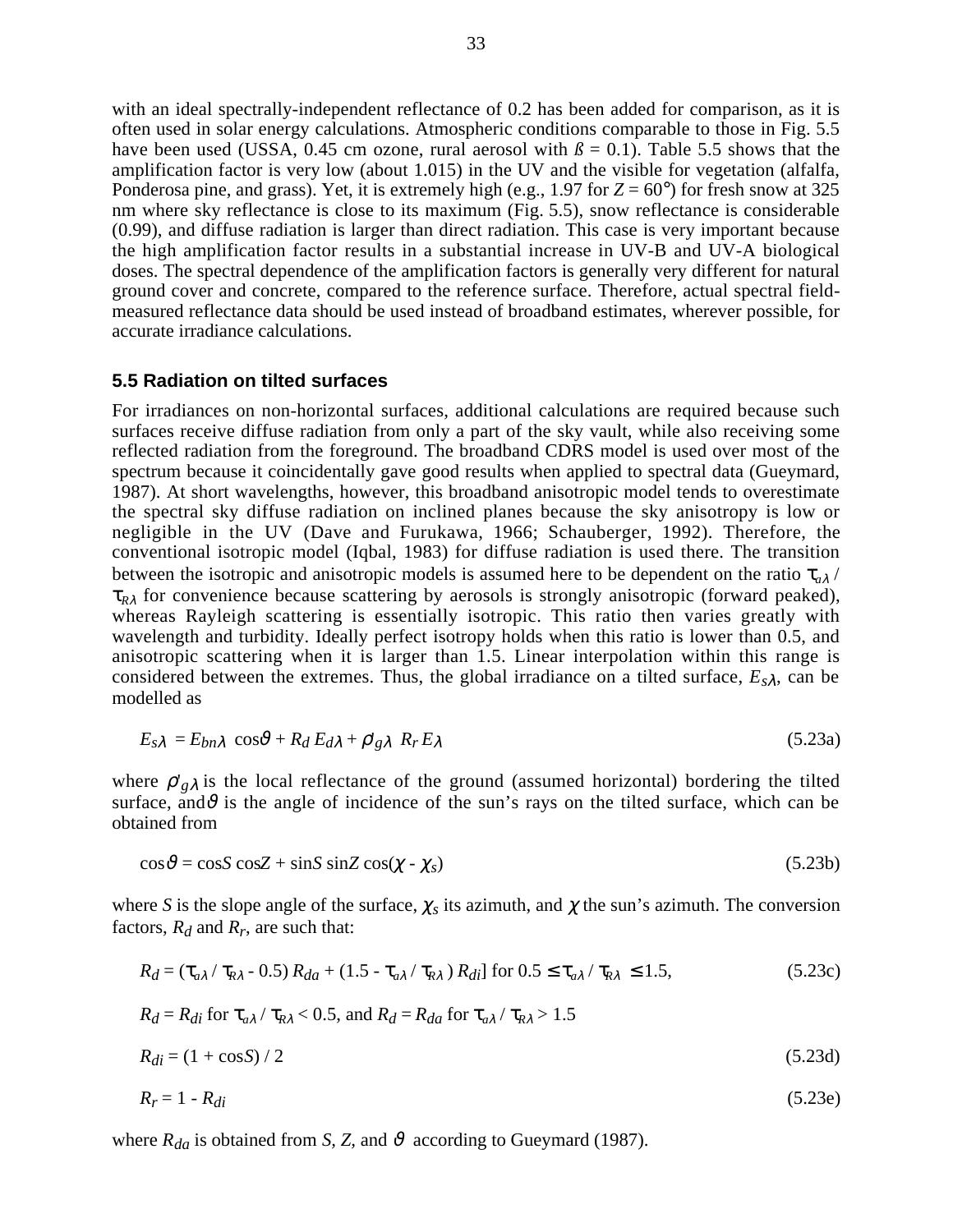with an ideal spectrally-independent reflectance of 0.2 has been added for comparison, as it is often used in solar energy calculations. Atmospheric conditions comparable to those in Fig. 5.5 have been used (USSA, 0.45 cm ozone, rural aerosol with $\beta = 0.1$). Table 5.5 shows that the amplification factor is very low (about 1.015) in the UV and the visible for vegetation (alfalfa, Ponderosa pine, and grass). Yet, it is extremely high (e.g., 1.97 for $Z = 60°$) for fresh snow at 325 nm where sky reflectance is close to its maximum (Fig. 5.5), snow reflectance is considerable (0.99), and diffuse radiation is larger than direct radiation. This case is very important because the high amplification factor results in a substantial increase in UV-B and UV-A biological doses. The spectral dependence of the amplification factors is generally very different for natural ground cover and concrete, compared to the reference surface. Therefore, actual spectral field-measured reflectance data should be used instead of broadband estimates, wherever possible, for accurate irradiance calculations.

## 5.5 Radiation on tilted surfaces

For irradiances on non-horizontal surfaces, additional calculations are required because such surfaces receive diffuse radiation from only a part of the sky vault, while also receiving some reflected radiation from the foreground. The broadband CDRS model is used over most of the spectrum because it coincidentally gave good results when applied to spectral data (Gueymard, 1987). At short wavelengths, however, this broadband anisotropic model tends to overestimate the spectral sky diffuse radiation on inclined planes because the sky anisotropy is low or negligible in the UV (Dave and Furukawa, 1966; Schauberger, 1992). Therefore, the conventional isotropic model (Iqbal, 1983) for diffuse radiation is used there. The transition between the isotropic and anisotropic models is assumed here to be dependent on the ratio $\tau_{a\lambda} / \tau_{R\lambda}$ for convenience because scattering by aerosols is strongly anisotropic (forward peaked), whereas Rayleigh scattering is essentially isotropic. This ratio then varies greatly with wavelength and turbidity. Ideally perfect isotropy holds when this ratio is lower than 0.5, and anisotropic scattering when it is larger than 1.5. Linear interpolation within this range is considered between the extremes. Thus, the global irradiance on a tilted surface, $E_{s\lambda}$, can be modelled as

$$E_{s\lambda} = E_{bn\lambda} \cos\vartheta + R_d E_{d\lambda} + \rho'_{g\lambda} R_r E_\lambda \tag{5.23a}$$

where $\rho'_{g\lambda}$ is the local reflectance of the ground (assumed horizontal) bordering the tilted surface, and $\vartheta$ is the angle of incidence of the sun's rays on the tilted surface, which can be obtained from

$$\cos\vartheta = \cos S \cos Z + \sin S \sin Z \cos(\chi - \chi_s) \tag{5.23b}$$

where $S$ is the slope angle of the surface, $\chi_s$ its azimuth, and $\chi$ the sun's azimuth. The conversion factors, $R_d$ and $R_r$, are such that:

$$R_d = (\tau_{a\lambda} / \tau_{R\lambda} - 0.5)\, R_{da} + (1.5 - \tau_{a\lambda} / \tau_{R\lambda})\, R_{di}] \text{ for } 0.5 \le \tau_{a\lambda} / \tau_{R\lambda} \le 1.5, \tag{5.23c}$$

$R_d = R_{di}$ for $\tau_{a\lambda} / \tau_{R\lambda} < 0.5$, and $R_d = R_{da}$ for $\tau_{a\lambda} / \tau_{R\lambda} > 1.5$

$$R_{di} = (1 + \cos S) / 2 \tag{5.23d}$$

$$R_r = 1 - R_{di} \tag{5.23e}$$

where $R_{da}$ is obtained from $S$, $Z$, and $\vartheta$ according to Gueymard (1987).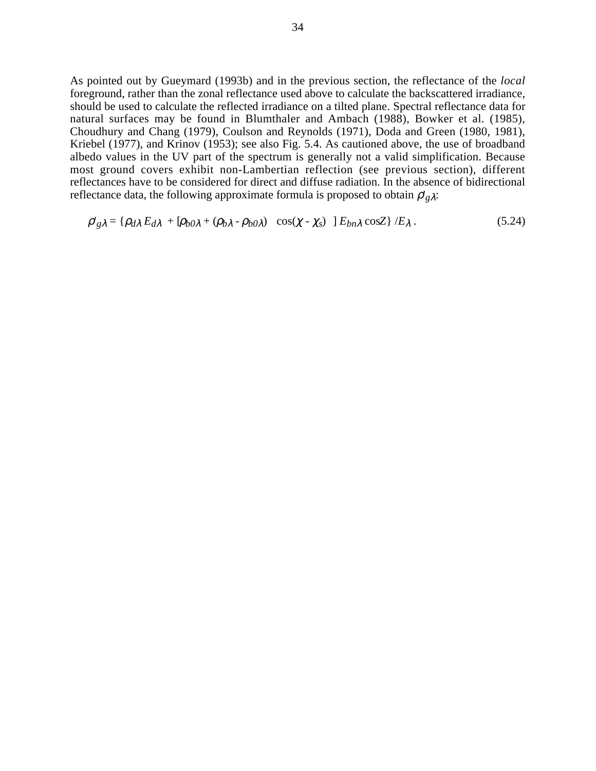As pointed out by Gueymard (1993b) and in the previous section, the reflectance of the *local* foreground, rather than the zonal reflectance used above to calculate the backscattered irradiance, should be used to calculate the reflected irradiance on a tilted plane. Spectral reflectance data for natural surfaces may be found in Blumthaler and Ambach (1988), Bowker et al. (1985), Choudhury and Chang (1979), Coulson and Reynolds (1971), Doda and Green (1980, 1981), Kriebel (1977), and Krinov (1953); see also Fig. 5.4. As cautioned above, the use of broadband albedo values in the UV part of the spectrum is generally not a valid simplification. Because most ground covers exhibit non-Lambertian reflection (see previous section), different reflectances have to be considered for direct and diffuse radiation. In the absence of bidirectional reflectance data, the following approximate formula is proposed to obtain $\rho'_{g\lambda}$:

$$\rho'_{g\lambda} = \{\rho_{d\lambda} E_{d\lambda} + [\rho_{b0\lambda} + (\rho_{b\lambda} - \rho_{b0\lambda}) \quad \cos(\chi - \chi_s) \quad ] E_{bn\lambda} \cos Z\} / E_{\lambda} . \tag{5.24}$$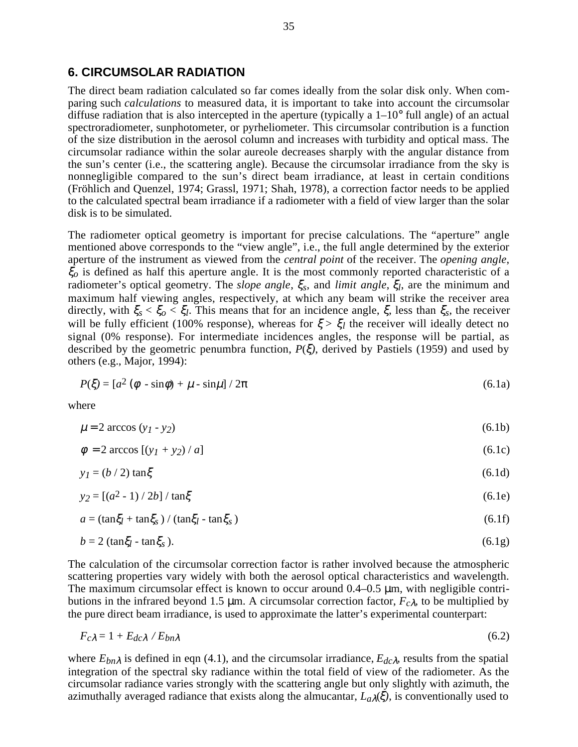## 6. CIRCUMSOLAR RADIATION

The direct beam radiation calculated so far comes ideally from the solar disk only. When comparing such *calculations* to measured data, it is important to take into account the circumsolar diffuse radiation that is also intercepted in the aperture (typically a 1–10° full angle) of an actual spectroradiometer, sunphotometer, or pyrheliometer. This circumsolar contribution is a function of the size distribution in the aerosol column and increases with turbidity and optical mass. The circumsolar radiance within the solar aureole decreases sharply with the angular distance from the sun's center (i.e., the scattering angle). Because the circumsolar irradiance from the sky is nonnegligible compared to the sun's direct beam irradiance, at least in certain conditions (Fröhlich and Quenzel, 1974; Grassl, 1971; Shah, 1978), a correction factor needs to be applied to the calculated spectral beam irradiance if a radiometer with a field of view larger than the solar disk is to be simulated.

The radiometer optical geometry is important for precise calculations. The "aperture" angle mentioned above corresponds to the "view angle", i.e., the full angle determined by the exterior aperture of the instrument as viewed from the *central point* of the receiver. The *opening angle*, $\xi_o$ is defined as half this aperture angle. It is the most commonly reported characteristic of a radiometer's optical geometry. The *slope angle*, $\xi_s$, and *limit angle*, $\xi_l$, are the minimum and maximum half viewing angles, respectively, at which any beam will strike the receiver area directly, with $\xi_s < \xi_o < \xi_l$. This means that for an incidence angle, $\xi$, less than $\xi_s$, the receiver will be fully efficient (100% response), whereas for $\xi > \xi_l$ the receiver will ideally detect no signal (0% response). For intermediate incidences angles, the response will be partial, as described by the geometric penumbra function, $P(\xi)$, derived by Pastiels (1959) and used by others (e.g., Major, 1994):

$$P(\xi) = [a^2 (\phi - \sin\phi) + \mu - \sin\mu] / 2\pi \tag{6.1a}$$

where

$$\mu = 2 \arccos (y_1 - y_2) \tag{6.1b}$$

$$\phi = 2 \arccos [(y_1 + y_2) / a] \tag{6.1c}$$

$$y_1 = (b / 2) \tan\xi \tag{6.1d}$$

$$y_2 = [(a^2 - 1) / 2b] / \tan\xi \tag{6.1e}$$

$$a = (\tan\xi_l + \tan\xi_s) / (\tan\xi_l - \tan\xi_s) \tag{6.1f}$$

$$b = 2 (\tan\xi_l - \tan\xi_s). \tag{6.1g}$$

The calculation of the circumsolar correction factor is rather involved because the atmospheric scattering properties vary widely with both the aerosol optical characteristics and wavelength. The maximum circumsolar effect is known to occur around 0.4–0.5 µm, with negligible contributions in the infrared beyond 1.5 µm. A circumsolar correction factor, $F_{c\lambda}$, to be multiplied by the pure direct beam irradiance, is used to approximate the latter's experimental counterpart:

$$F_{c\lambda} = 1 + E_{dc\lambda} / E_{bn\lambda} \tag{6.2}$$

where $E_{bn\lambda}$ is defined in eqn (4.1), and the circumsolar irradiance, $E_{dc\lambda}$, results from the spatial integration of the spectral sky radiance within the total field of view of the radiometer. As the circumsolar radiance varies strongly with the scattering angle but only slightly with azimuth, the azimuthally averaged radiance that exists along the almucantar, $L_{a\lambda}(\xi)$, is conventionally used to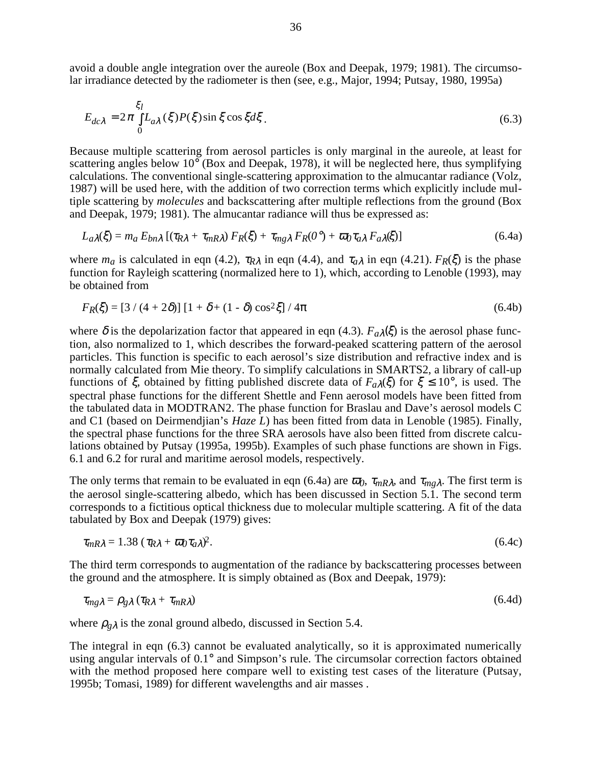avoid a double angle integration over the aureole (Box and Deepak, 1979; 1981). The circumsolar irradiance detected by the radiometer is then (see, e.g., Major, 1994; Putsay, 1980, 1995a)

$$E_{dc\lambda} = 2\pi \int_0^{\xi_l} L_{a\lambda}(\xi) P(\xi) \sin\xi \cos\xi d\xi . \tag{6.3}$$

Because multiple scattering from aerosol particles is only marginal in the aureole, at least for scattering angles below 10° (Box and Deepak, 1978), it will be neglected here, thus symplifying calculations. The conventional single-scattering approximation to the almucantar radiance (Volz, 1987) will be used here, with the addition of two correction terms which explicitly include multiple scattering by *molecules* and backscattering after multiple reflections from the ground (Box and Deepak, 1979; 1981). The almucantar radiance will thus be expressed as:

$$L_{a\lambda}(\xi) = m_a E_{bn\lambda} [(\tau_{R\lambda} + \tau_{mR\lambda}) F_R(\xi) + \tau_{mg\lambda} F_R(0°) + \varpi_0 \tau_{a\lambda} F_{a\lambda}(\xi)] \tag{6.4a}$$

where $m_a$ is calculated in eqn (4.2), $\tau_{R\lambda}$ in eqn (4.4), and $\tau_{a\lambda}$ in eqn (4.21). $F_R(\xi)$ is the phase function for Rayleigh scattering (normalized here to 1), which, according to Lenoble (1993), may be obtained from

$$F_R(\xi) = [3 / (4 + 2\delta)] [1 + \delta + (1 - \delta) \cos^2\xi] / 4\pi \tag{6.4b}$$

where $\delta$ is the depolarization factor that appeared in eqn (4.3). $F_{a\lambda}(\xi)$ is the aerosol phase function, also normalized to 1, which describes the forward-peaked scattering pattern of the aerosol particles. This function is specific to each aerosol's size distribution and refractive index and is normally calculated from Mie theory. To simplify calculations in SMARTS2, a library of call-up functions of $\xi$, obtained by fitting published discrete data of $F_{a\lambda}(\xi)$ for $\xi \le 10°$, is used. The spectral phase functions for the different Shettle and Fenn aerosol models have been fitted from the tabulated data in MODTRAN2. The phase function for Braslau and Dave's aerosol models C and C1 (based on Deirmendjian's *Haze L*) has been fitted from data in Lenoble (1985). Finally, the spectral phase functions for the three SRA aerosols have also been fitted from discrete calculations obtained by Putsay (1995a, 1995b). Examples of such phase functions are shown in Figs. 6.1 and 6.2 for rural and maritime aerosol models, respectively.

The only terms that remain to be evaluated in eqn (6.4a) are $\varpi_0$, $\tau_{mR\lambda}$, and $\tau_{mg\lambda}$. The first term is the aerosol single-scattering albedo, which has been discussed in Section 5.1. The second term corresponds to a fictitious optical thickness due to molecular multiple scattering. A fit of the data tabulated by Box and Deepak (1979) gives:

$$\tau_{mR\lambda} = 1.38 (\tau_{R\lambda} + \varpi_0 \tau_{a\lambda})^2 . \tag{6.4c}$$

The third term corresponds to augmentation of the radiance by backscattering processes between the ground and the atmosphere. It is simply obtained as (Box and Deepak, 1979):

$$\tau_{mg\lambda} = \rho_{g\lambda} (\tau_{R\lambda} + \tau_{mR\lambda}) \tag{6.4d}$$

where $\rho_{g\lambda}$ is the zonal ground albedo, discussed in Section 5.4.

The integral in eqn (6.3) cannot be evaluated analytically, so it is approximated numerically using angular intervals of 0.1° and Simpson's rule. The circumsolar correction factors obtained with the method proposed here compare well to existing test cases of the literature (Putsay, 1995b; Tomasi, 1989) for different wavelengths and air masses .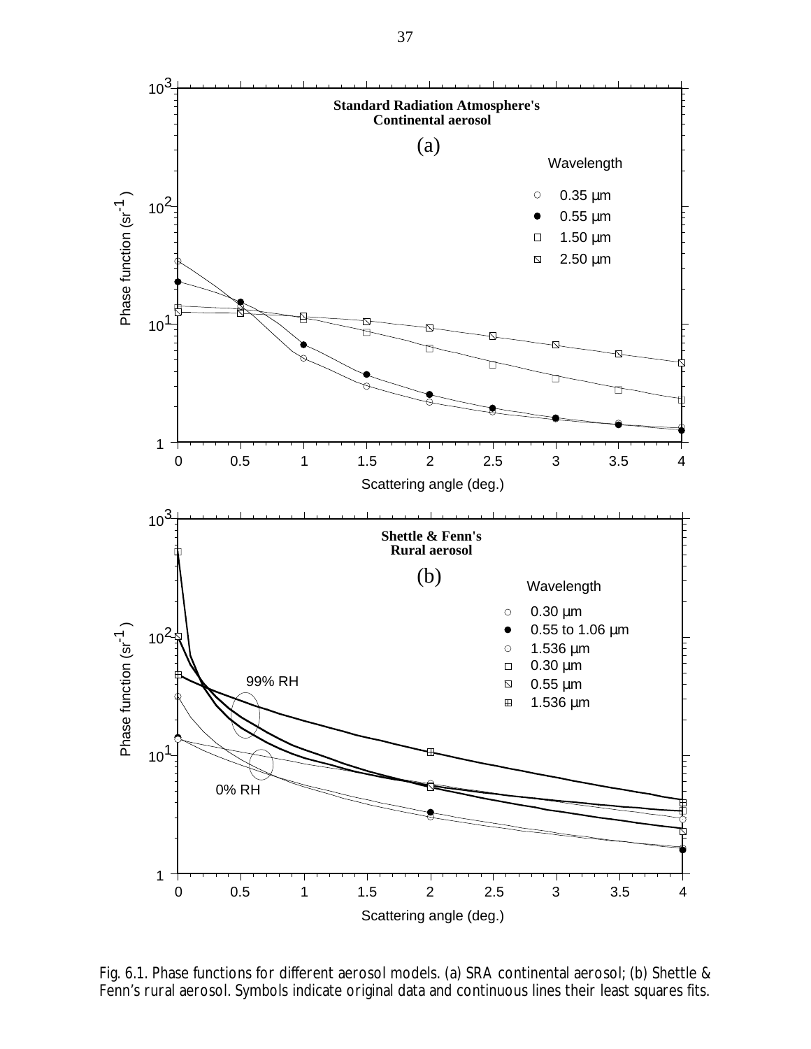Fig. 6.1. Phase functions for different aerosol models. (a) SRA continental aerosol; (b) Shettle & Fenn's rural aerosol. Symbols indicate original data and continuous lines their least squares fits.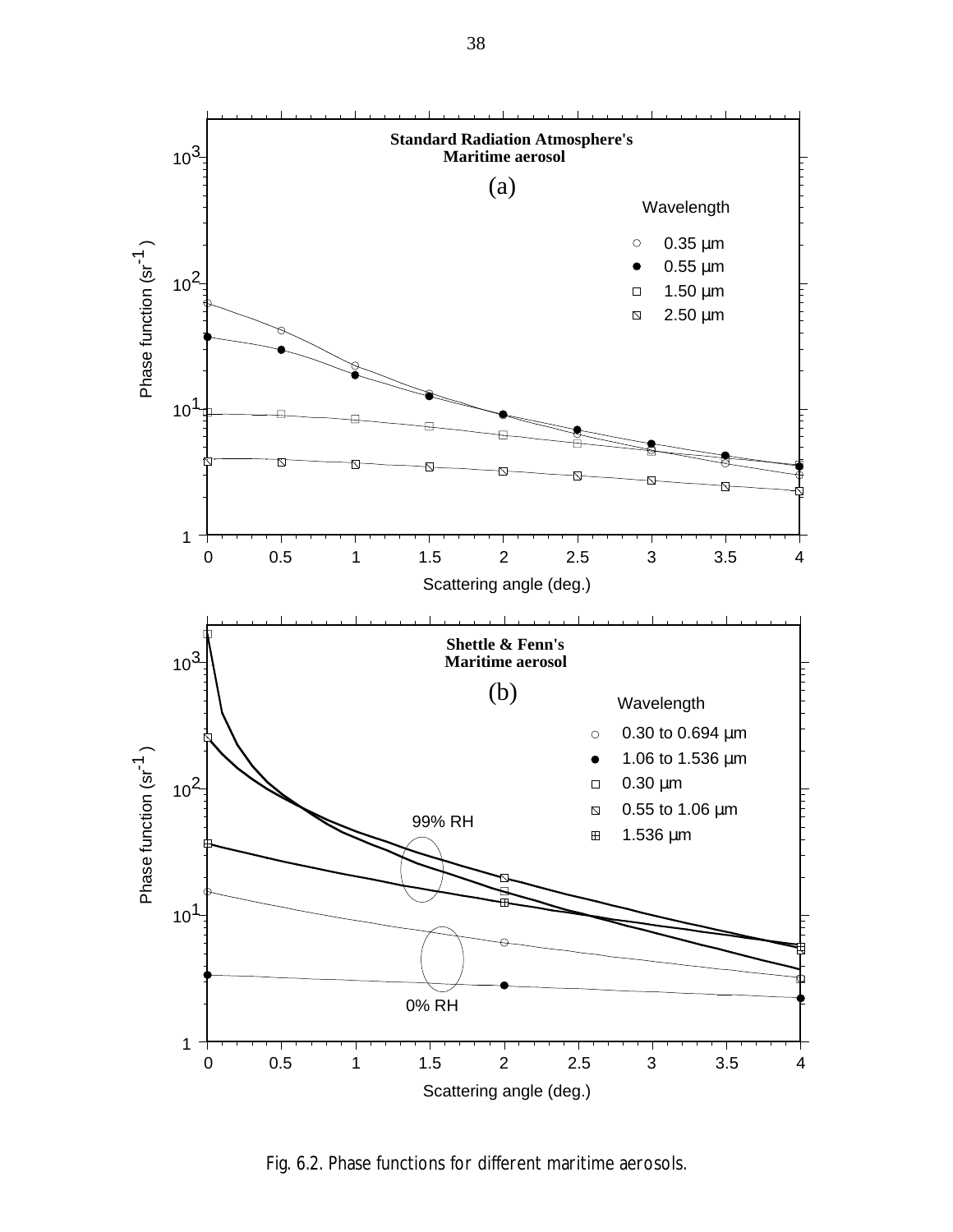Fig. 6.2. Phase functions for different maritime aerosols.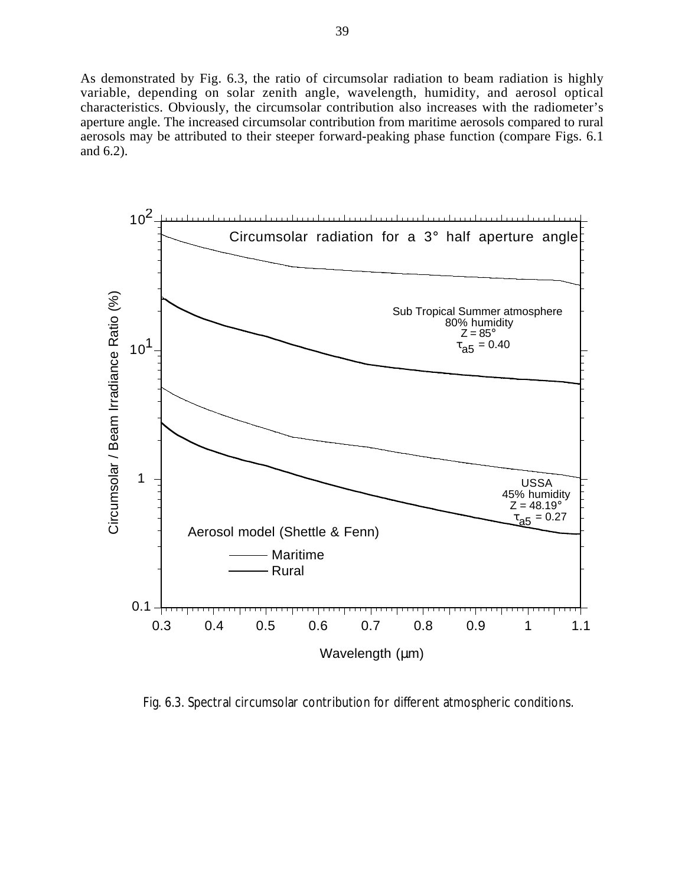As demonstrated by Fig. 6.3, the ratio of circumsolar radiation to beam radiation is highly variable, depending on solar zenith angle, wavelength, humidity, and aerosol optical characteristics. Obviously, the circumsolar contribution also increases with the radiometer's aperture angle. The increased circumsolar contribution from maritime aerosols compared to rural aerosols may be attributed to their steeper forward-peaking phase function (compare Figs. 6.1 and 6.2).

Fig. 6.3. Spectral circumsolar contribution for different atmospheric conditions.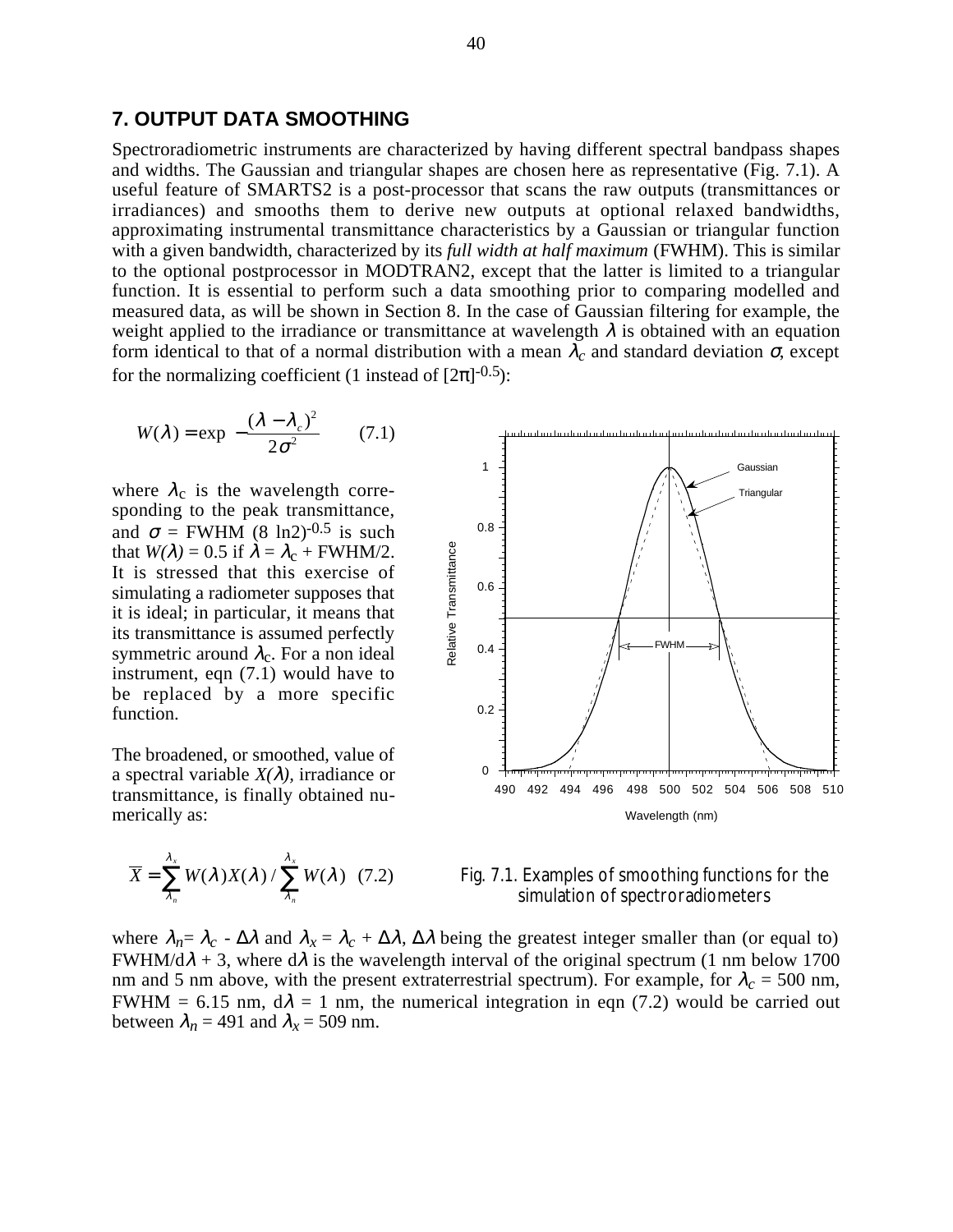## 7. OUTPUT DATA SMOOTHING

Spectroradiometric instruments are characterized by having different spectral bandpass shapes and widths. The Gaussian and triangular shapes are chosen here as representative (Fig. 7.1). A useful feature of SMARTS2 is a post-processor that scans the raw outputs (transmittances or irradiances) and smooths them to derive new outputs at optional relaxed bandwidths, approximating instrumental transmittance characteristics by a Gaussian or triangular function with a given bandwidth, characterized by its *full width at half maximum* (FWHM). This is similar to the optional postprocessor in MODTRAN2, except that the latter is limited to a triangular function. It is essential to perform such a data smoothing prior to comparing modelled and measured data, as will be shown in Section 8. In the case of Gaussian filtering for example, the weight applied to the irradiance or transmittance at wavelength $\lambda$ is obtained with an equation form identical to that of a normal distribution with a mean $\lambda_c$ and standard deviation $\sigma$, except for the normalizing coefficient (1 instead of $[2\pi]^{-0.5}$):

$$W(\lambda) = \exp\left[-\frac{(\lambda - \lambda_c)^2}{2\sigma^2}\right] \qquad (7.1)$$

where $\lambda_c$ is the wavelength corresponding to the peak transmittance, and $\sigma$ = FWHM $(8 \ln 2)^{-0.5}$ is such that $W(\lambda) = 0.5$ if $\lambda = \lambda_c$ + FWHM/2. It is stressed that this exercise of simulating a radiometer supposes that it is ideal; in particular, it means that its transmittance is assumed perfectly symmetric around $\lambda_c$. For a non ideal instrument, eqn (7.1) would have to be replaced by a more specific function.

The broadened, or smoothed, value of a spectral variable $X(\lambda)$, irradiance or transmittance, is finally obtained numerically as:

$$\overline{X} = \sum_{\lambda_n}^{\lambda_x} W(\lambda) X(\lambda) \Big/ \sum_{\lambda_n}^{\lambda_x} W(\lambda) \qquad (7.2)$$

Fig. 7.1. Examples of smoothing functions for the simulation of spectroradiometers

where $\lambda_n = \lambda_c - \Delta\lambda$ and $\lambda_x = \lambda_c + \Delta\lambda$, $\Delta\lambda$ being the greatest integer smaller than (or equal to) FWHM/$d\lambda$ + 3, where $d\lambda$ is the wavelength interval of the original spectrum (1 nm below 1700 nm and 5 nm above, with the present extraterrestrial spectrum). For example, for $\lambda_c$ = 500 nm, FWHM = 6.15 nm, $d\lambda$ = 1 nm, the numerical integration in eqn (7.2) would be carried out between $\lambda_n$ = 491 and $\lambda_x$ = 509 nm.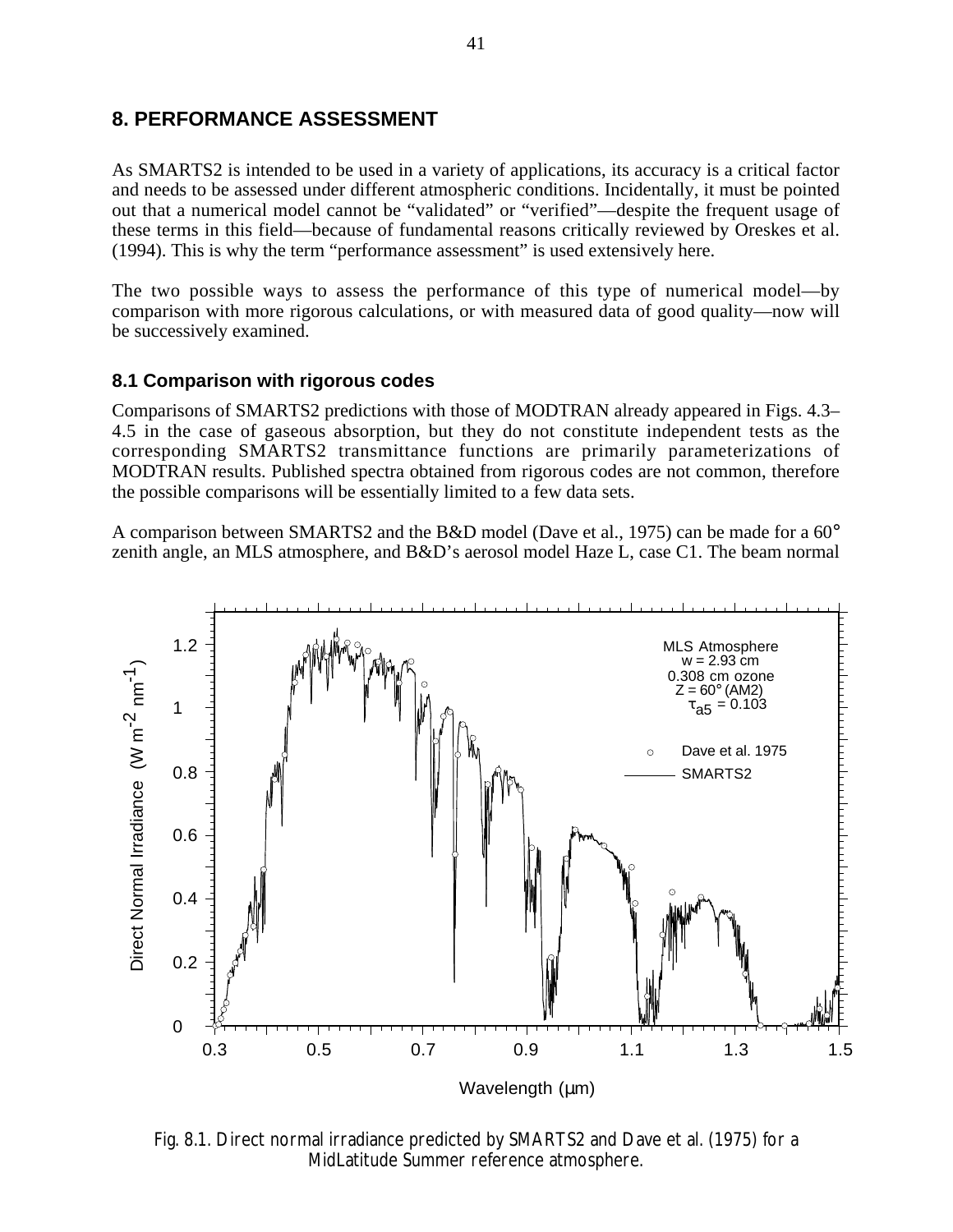## 8. PERFORMANCE ASSESSMENT

As SMARTS2 is intended to be used in a variety of applications, its accuracy is a critical factor and needs to be assessed under different atmospheric conditions. Incidentally, it must be pointed out that a numerical model cannot be "validated" or "verified"—despite the frequent usage of these terms in this field—because of fundamental reasons critically reviewed by Oreskes et al. (1994). This is why the term "performance assessment" is used extensively here.

The two possible ways to assess the performance of this type of numerical model—by comparison with more rigorous calculations, or with measured data of good quality—now will be successively examined.

### 8.1 Comparison with rigorous codes

Comparisons of SMARTS2 predictions with those of MODTRAN already appeared in Figs. 4.3–4.5 in the case of gaseous absorption, but they do not constitute independent tests as the corresponding SMARTS2 transmittance functions are primarily parameterizations of MODTRAN results. Published spectra obtained from rigorous codes are not common, therefore the possible comparisons will be essentially limited to a few data sets.

A comparison between SMARTS2 and the B&D model (Dave et al., 1975) can be made for a 60° zenith angle, an MLS atmosphere, and B&D's aerosol model Haze L, case C1. The beam normal

Fig. 8.1. Direct normal irradiance predicted by SMARTS2 and Dave et al. (1975) for a MidLatitude Summer reference atmosphere.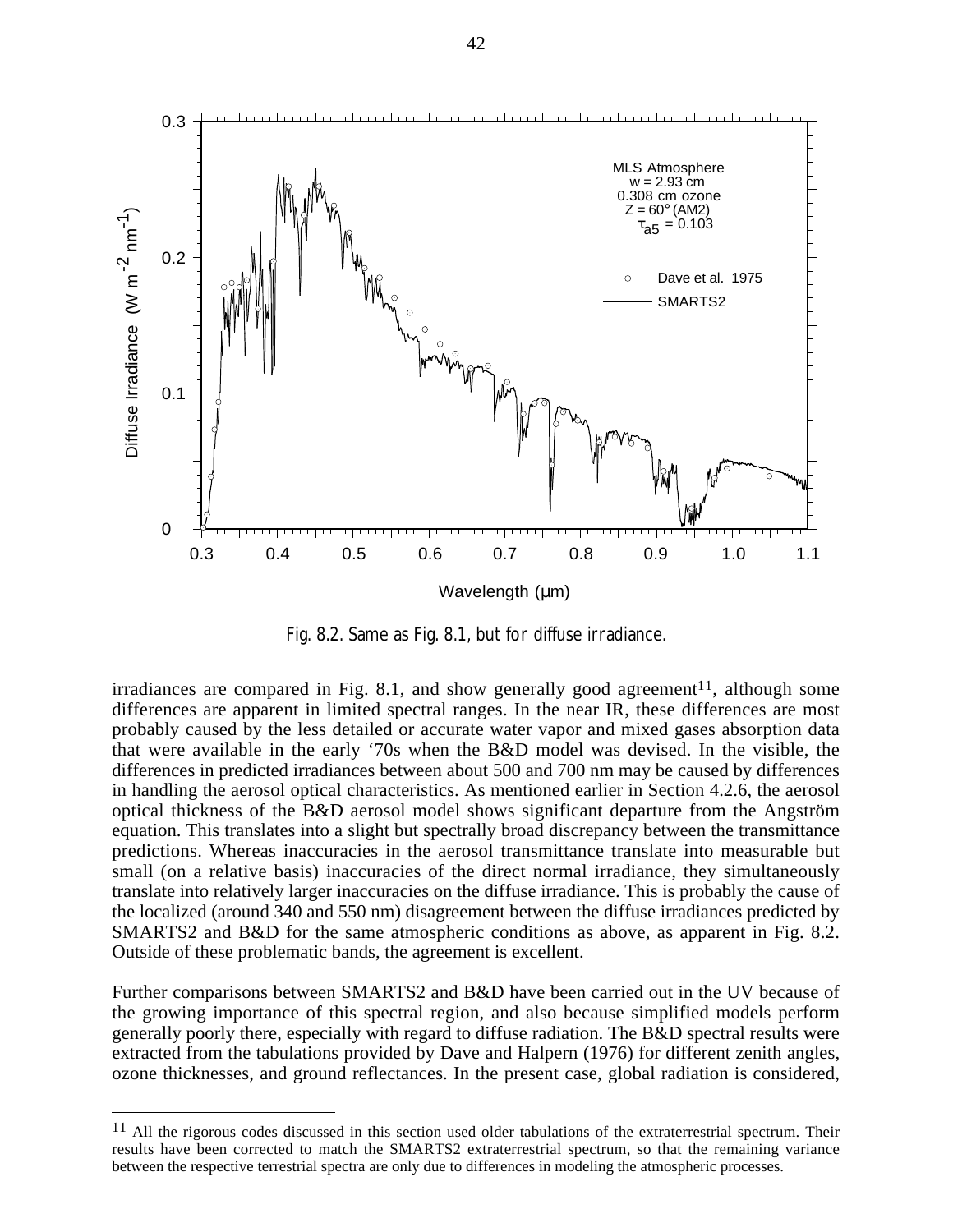Fig. 8.2. Same as Fig. 8.1, but for diffuse irradiance.

irradiances are compared in Fig. 8.1, and show generally good agreement[11], although some differences are apparent in limited spectral ranges. In the near IR, these differences are most probably caused by the less detailed or accurate water vapor and mixed gases absorption data that were available in the early '70s when the B&D model was devised. In the visible, the differences in predicted irradiances between about 500 and 700 nm may be caused by differences in handling the aerosol optical characteristics. As mentioned earlier in Section 4.2.6, the aerosol optical thickness of the B&D aerosol model shows significant departure from the Angström equation. This translates into a slight but spectrally broad discrepancy between the transmittance predictions. Whereas inaccuracies in the aerosol transmittance translate into measurable but small (on a relative basis) inaccuracies of the direct normal irradiance, they simultaneously translate into relatively larger inaccuracies on the diffuse irradiance. This is probably the cause of the localized (around 340 and 550 nm) disagreement between the diffuse irradiances predicted by SMARTS2 and B&D for the same atmospheric conditions as above, as apparent in Fig. 8.2. Outside of these problematic bands, the agreement is excellent.

Further comparisons between SMARTS2 and B&D have been carried out in the UV because of the growing importance of this spectral region, and also because simplified models perform generally poorly there, especially with regard to diffuse radiation. The B&D spectral results were extracted from the tabulations provided by Dave and Halpern (1976) for different zenith angles, ozone thicknesses, and ground reflectances. In the present case, global radiation is considered,

[11] All the rigorous codes discussed in this section used older tabulations of the extraterrestrial spectrum. Their results have been corrected to match the SMARTS2 extraterrestrial spectrum, so that the remaining variance between the respective terrestrial spectra are only due to differences in modeling the atmospheric processes.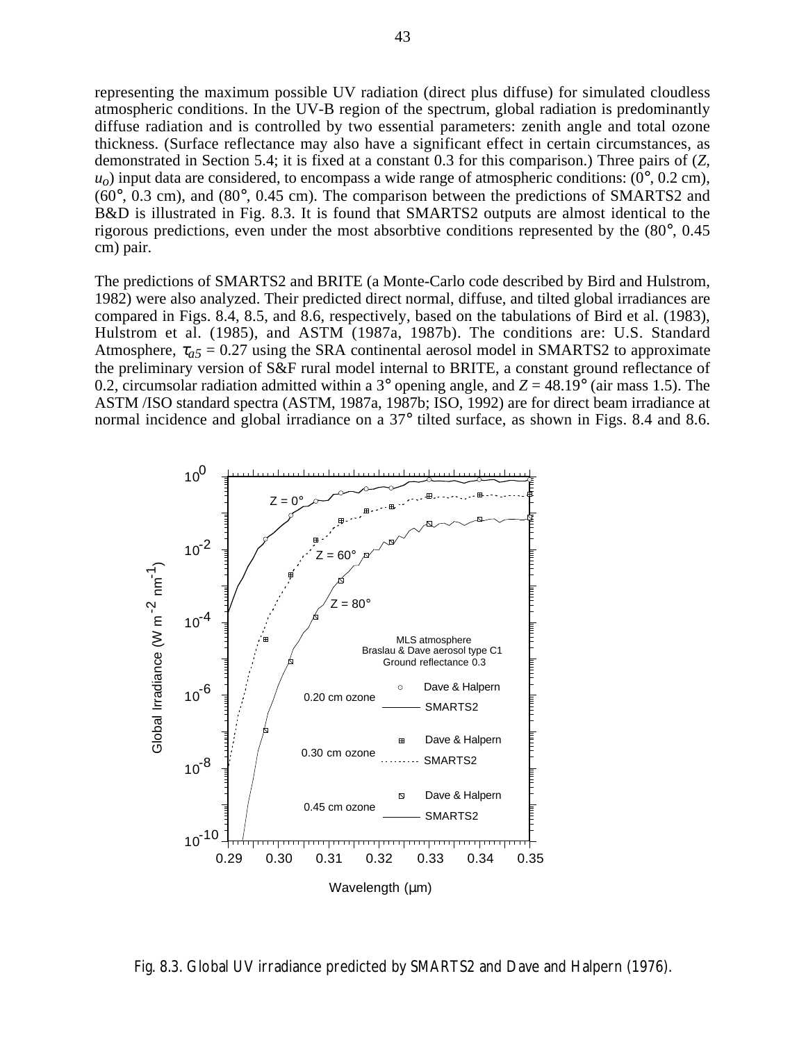representing the maximum possible UV radiation (direct plus diffuse) for simulated cloudless atmospheric conditions. In the UV-B region of the spectrum, global radiation is predominantly diffuse radiation and is controlled by two essential parameters: zenith angle and total ozone thickness. (Surface reflectance may also have a significant effect in certain circumstances, as demonstrated in Section 5.4; it is fixed at a constant 0.3 for this comparison.) Three pairs of ($Z$, $u_o$) input data are considered, to encompass a wide range of atmospheric conditions: (0°, 0.2 cm), (60°, 0.3 cm), and (80°, 0.45 cm). The comparison between the predictions of SMARTS2 and B&D is illustrated in Fig. 8.3. It is found that SMARTS2 outputs are almost identical to the rigorous predictions, even under the most absorbtive conditions represented by the (80°, 0.45 cm) pair.

The predictions of SMARTS2 and BRITE (a Monte-Carlo code described by Bird and Hulstrom, 1982) were also analyzed. Their predicted direct normal, diffuse, and tilted global irradiances are compared in Figs. 8.4, 8.5, and 8.6, respectively, based on the tabulations of Bird et al. (1983), Hulstrom et al. (1985), and ASTM (1987a, 1987b). The conditions are: U.S. Standard Atmosphere, $\tau_{a5}$ = 0.27 using the SRA continental aerosol model in SMARTS2 to approximate the preliminary version of S&F rural model internal to BRITE, a constant ground reflectance of 0.2, circumsolar radiation admitted within a 3° opening angle, and $Z$ = 48.19° (air mass 1.5). The ASTM /ISO standard spectra (ASTM, 1987a, 1987b; ISO, 1992) are for direct beam irradiance at normal incidence and global irradiance on a 37° tilted surface, as shown in Figs. 8.4 and 8.6.

Fig. 8.3. Global UV irradiance predicted by SMARTS2 and Dave and Halpern (1976).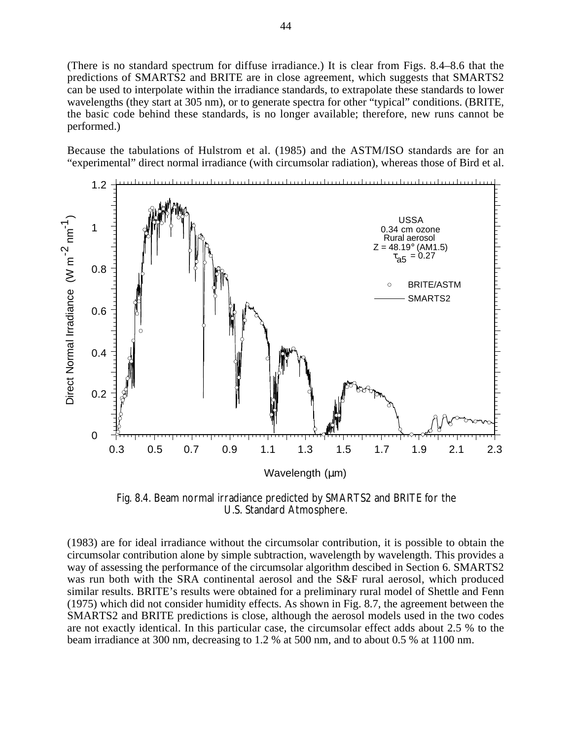(There is no standard spectrum for diffuse irradiance.) It is clear from Figs. 8.4–8.6 that the predictions of SMARTS2 and BRITE are in close agreement, which suggests that SMARTS2 can be used to interpolate within the irradiance standards, to extrapolate these standards to lower wavelengths (they start at 305 nm), or to generate spectra for other "typical" conditions. (BRITE, the basic code behind these standards, is no longer available; therefore, new runs cannot be performed.)

Because the tabulations of Hulstrom et al. (1985) and the ASTM/ISO standards are for an "experimental" direct normal irradiance (with circumsolar radiation), whereas those of Bird et al. (1983) are for ideal irradiance without the circumsolar contribution, it is possible to obtain the circumsolar contribution alone by simple subtraction, wavelength by wavelength. This provides a way of assessing the performance of the circumsolar algorithm descibed in Section 6. SMARTS2 was run both with the SRA continental aerosol and the S&F rural aerosol, which produced similar results. BRITE's results were obtained for a preliminary rural model of Shettle and Fenn (1975) which did not consider humidity effects. As shown in Fig. 8.7, the agreement between the SMARTS2 and BRITE predictions is close, although the aerosol models used in the two codes are not exactly identical. In this particular case, the circumsolar effect adds about 2.5 % to the beam irradiance at 300 nm, decreasing to 1.2 % at 500 nm, and to about 0.5 % at 1100 nm.

*Fig. 8.4. Beam normal irradiance predicted by SMARTS2 and BRITE for the U.S. Standard Atmosphere.*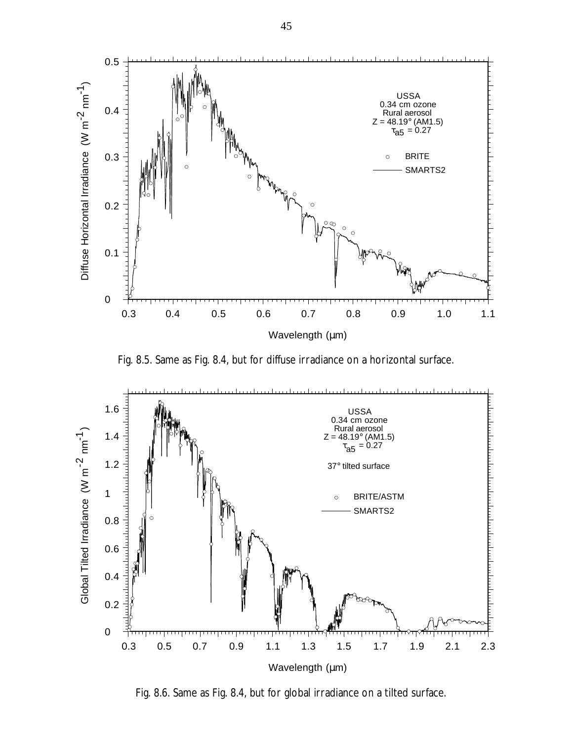Fig. 8.5. Same as Fig. 8.4, but for diffuse irradiance on a horizontal surface.

Fig. 8.6. Same as Fig. 8.4, but for global irradiance on a tilted surface.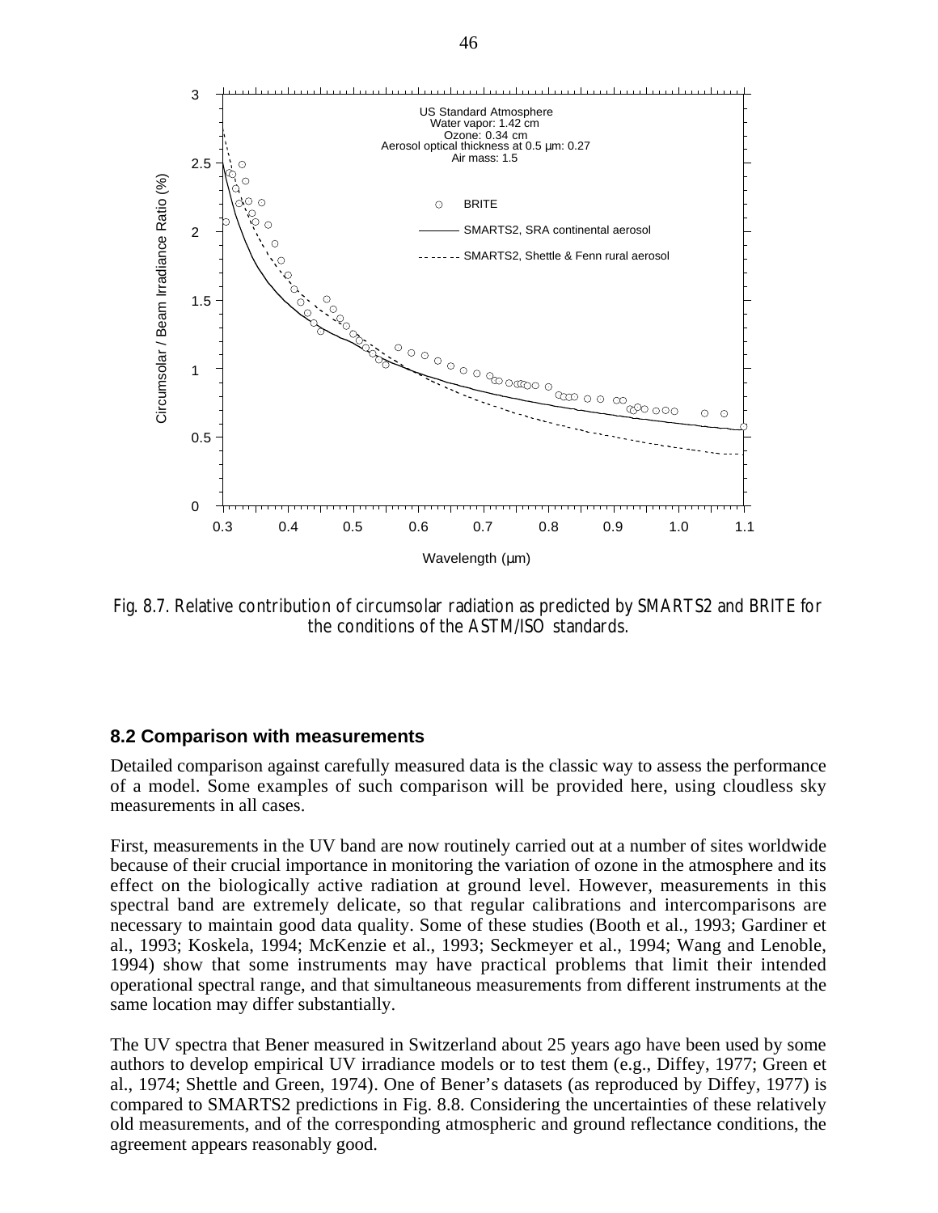Fig. 8.7. Relative contribution of circumsolar radiation as predicted by SMARTS2 and BRITE for the conditions of the ASTM/ISO standards.

### 8.2 Comparison with measurements

Detailed comparison against carefully measured data is the classic way to assess the performance of a model. Some examples of such comparison will be provided here, using cloudless sky measurements in all cases.

First, measurements in the UV band are now routinely carried out at a number of sites worldwide because of their crucial importance in monitoring the variation of ozone in the atmosphere and its effect on the biologically active radiation at ground level. However, measurements in this spectral band are extremely delicate, so that regular calibrations and intercomparisons are necessary to maintain good data quality. Some of these studies (Booth et al., 1993; Gardiner et al., 1993; Koskela, 1994; McKenzie et al., 1993; Seckmeyer et al., 1994; Wang and Lenoble, 1994) show that some instruments may have practical problems that limit their intended operational spectral range, and that simultaneous measurements from different instruments at the same location may differ substantially.

The UV spectra that Bener measured in Switzerland about 25 years ago have been used by some authors to develop empirical UV irradiance models or to test them (e.g., Diffey, 1977; Green et al., 1974; Shettle and Green, 1974). One of Bener's datasets (as reproduced by Diffey, 1977) is compared to SMARTS2 predictions in Fig. 8.8. Considering the uncertainties of these relatively old measurements, and of the corresponding atmospheric and ground reflectance conditions, the agreement appears reasonably good.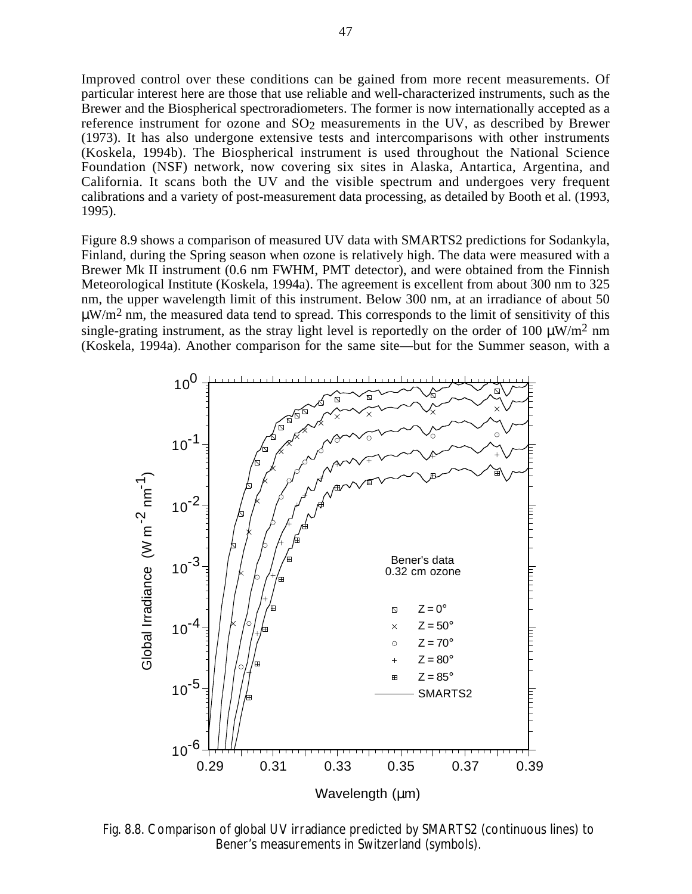Improved control over these conditions can be gained from more recent measurements. Of particular interest here are those that use reliable and well-characterized instruments, such as the Brewer and the Biospherical spectroradiometers. The former is now internationally accepted as a reference instrument for ozone and $SO_2$ measurements in the UV, as described by Brewer (1973). It has also undergone extensive tests and intercomparisons with other instruments (Koskela, 1994b). The Biospherical instrument is used throughout the National Science Foundation (NSF) network, now covering six sites in Alaska, Antartica, Argentina, and California. It scans both the UV and the visible spectrum and undergoes very frequent calibrations and a variety of post-measurement data processing, as detailed by Booth et al. (1993, 1995).

Figure 8.9 shows a comparison of measured UV data with SMARTS2 predictions for Sodankyla, Finland, during the Spring season when ozone is relatively high. The data were measured with a Brewer Mk II instrument (0.6 nm FWHM, PMT detector), and were obtained from the Finnish Meteorological Institute (Koskela, 1994a). The agreement is excellent from about 300 nm to 325 nm, the upper wavelength limit of this instrument. Below 300 nm, at an irradiance of about 50 $\mu W/m^2$ nm, the measured data tend to spread. This corresponds to the limit of sensitivity of this single-grating instrument, as the stray light level is reportedly on the order of 100 $\mu W/m^2$ nm (Koskela, 1994a). Another comparison for the same site—but for the Summer season, with a

Fig. 8.8. Comparison of global UV irradiance predicted by SMARTS2 (continuous lines) to Bener's measurements in Switzerland (symbols).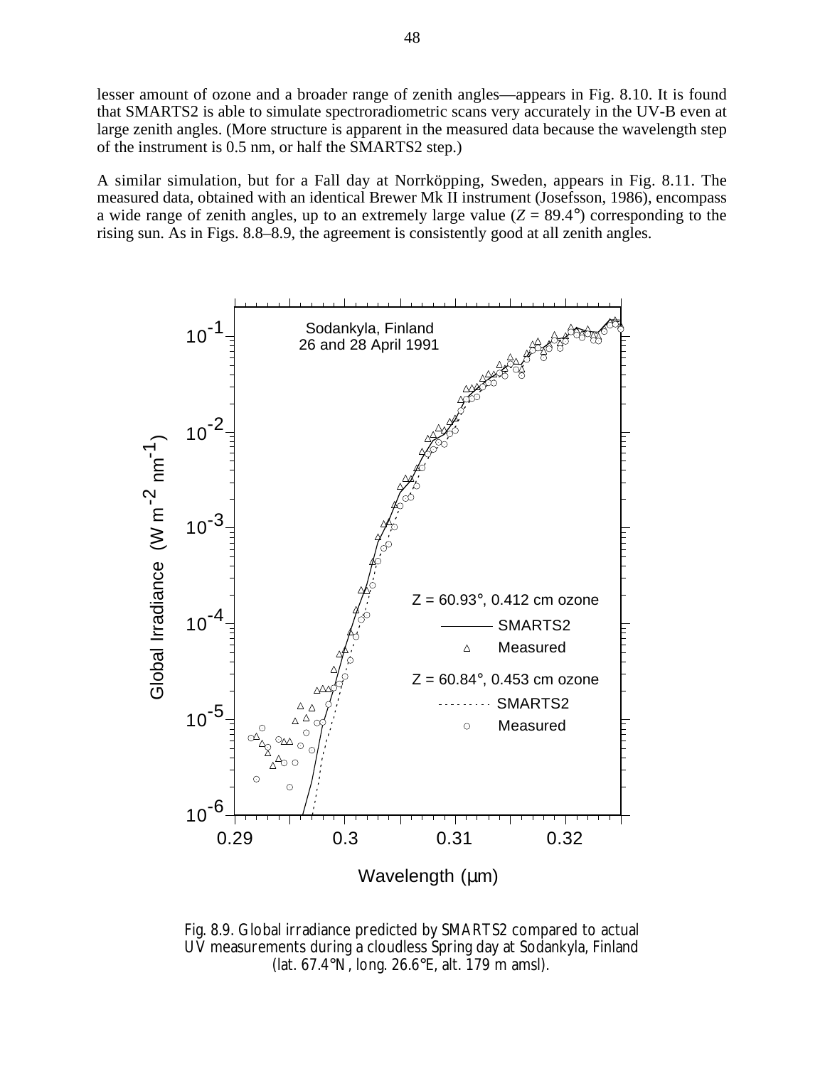lesser amount of ozone and a broader range of zenith angles—appears in Fig. 8.10. It is found that SMARTS2 is able to simulate spectroradiometric scans very accurately in the UV-B even at large zenith angles. (More structure is apparent in the measured data because the wavelength step of the instrument is 0.5 nm, or half the SMARTS2 step.)

A similar simulation, but for a Fall day at Norrköpping, Sweden, appears in Fig. 8.11. The measured data, obtained with an identical Brewer Mk II instrument (Josefsson, 1986), encompass a wide range of zenith angles, up to an extremely large value ($Z = 89.4°$) corresponding to the rising sun. As in Figs. 8.8–8.9, the agreement is consistently good at all zenith angles.

Fig. 8.9. Global irradiance predicted by SMARTS2 compared to actual UV measurements during a cloudless Spring day at Sodankyla, Finland (lat. 67.4°N, long. 26.6°E, alt. 179 m amsl).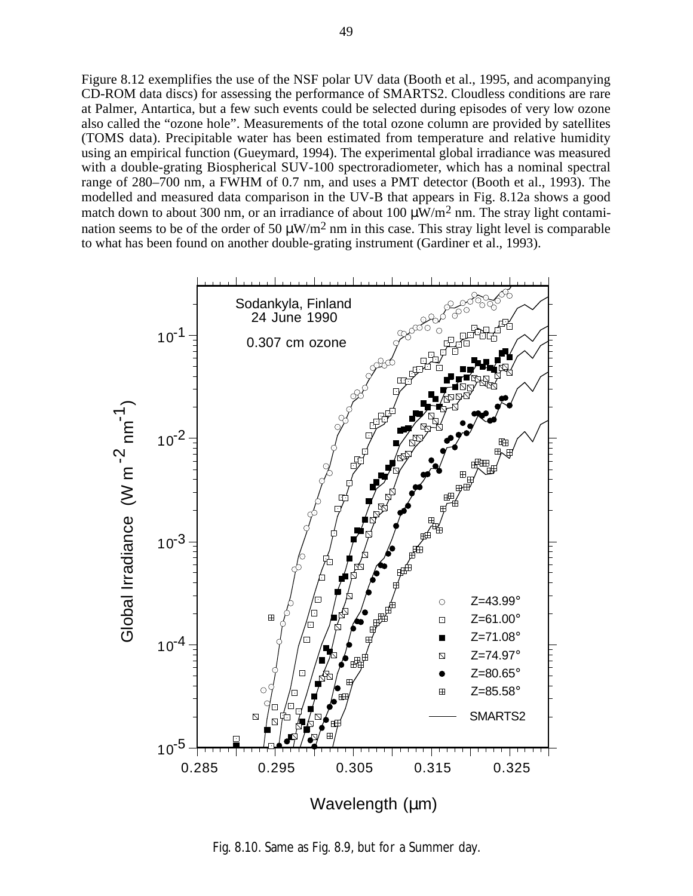Figure 8.12 exemplifies the use of the NSF polar UV data (Booth et al., 1995, and acompanying CD-ROM data discs) for assessing the performance of SMARTS2. Cloudless conditions are rare at Palmer, Antartica, but a few such events could be selected during episodes of very low ozone also called the “ozone hole”. Measurements of the total ozone column are provided by satellites (TOMS data). Precipitable water has been estimated from temperature and relative humidity using an empirical function (Gueymard, 1994). The experimental global irradiance was measured with a double-grating Biospherical SUV-100 spectroradiometer, which has a nominal spectral range of 280–700 nm, a FWHM of 0.7 nm, and uses a PMT detector (Booth et al., 1993). The modelled and measured data comparison in the UV-B that appears in Fig. 8.12a shows a good match down to about 300 nm, or an irradiance of about 100 μW/m$^2$ nm. The stray light contamination seems to be of the order of 50 μW/m$^2$ nm in this case. This stray light level is comparable to what has been found on another double-grating instrument (Gardiner et al., 1993).

Fig. 8.10. Same as Fig. 8.9, but for a Summer day.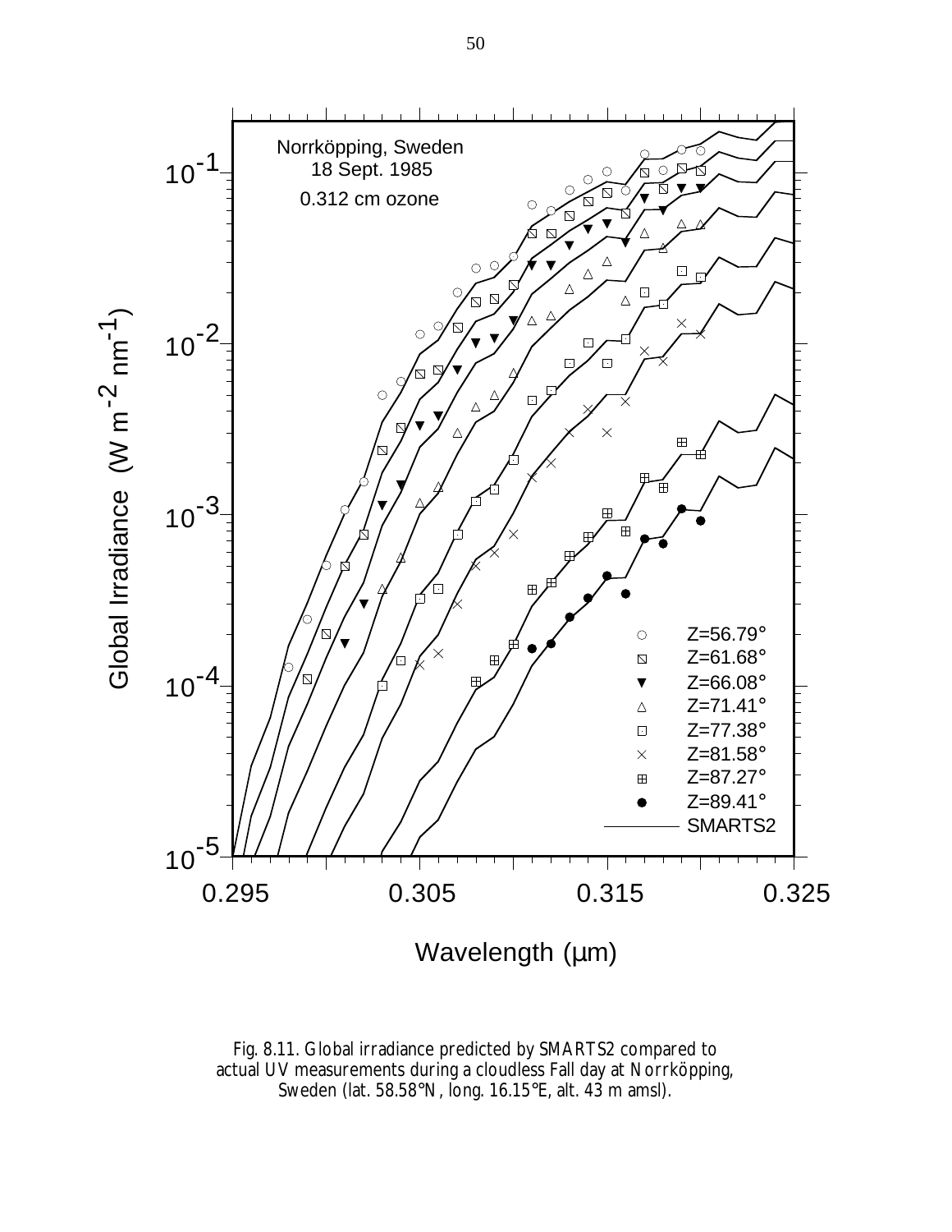Fig. 8.11. Global irradiance predicted by SMARTS2 compared to actual UV measurements during a cloudless Fall day at Norrköpping, Sweden (lat. 58.58°N, long. 16.15°E, alt. 43 m amsl).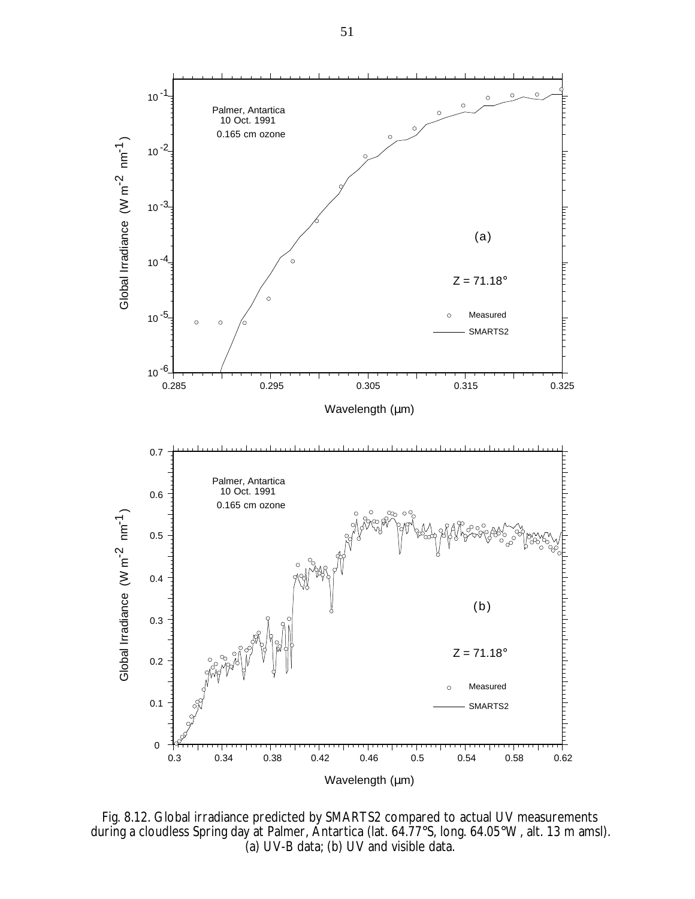Fig. 8.12. Global irradiance predicted by SMARTS2 compared to actual UV measurements during a cloudless Spring day at Palmer, Antartica (lat. 64.77°S, long. 64.05°W, alt. 13 m amsl). (a) UV-B data; (b) UV and visible data.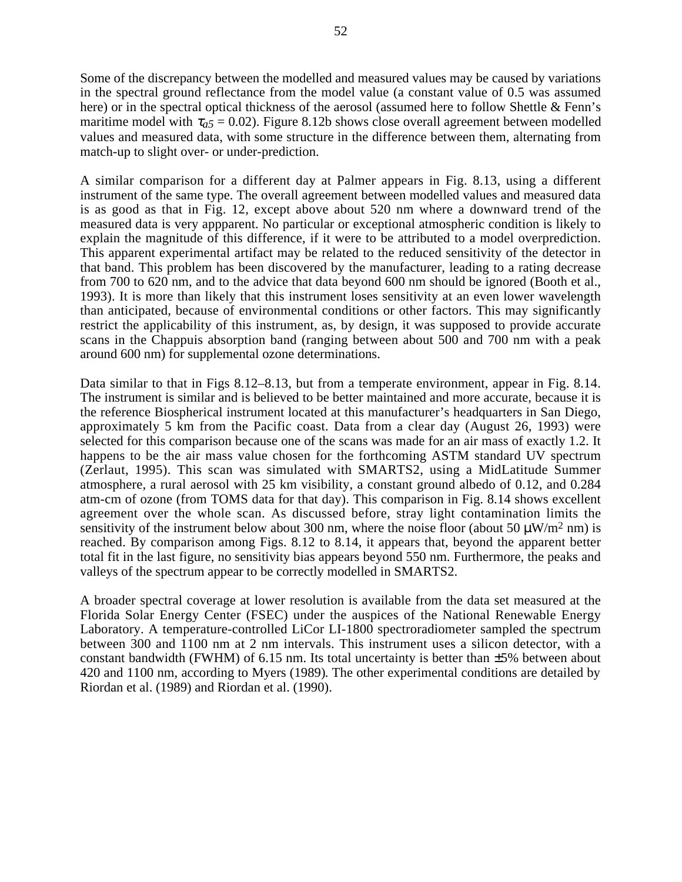Some of the discrepancy between the modelled and measured values may be caused by variations in the spectral ground reflectance from the model value (a constant value of 0.5 was assumed here) or in the spectral optical thickness of the aerosol (assumed here to follow Shettle & Fenn's maritime model with $\tau_{a5}$ = 0.02). Figure 8.12b shows close overall agreement between modelled values and measured data, with some structure in the difference between them, alternating from match-up to slight over- or under-prediction.

A similar comparison for a different day at Palmer appears in Fig. 8.13, using a different instrument of the same type. The overall agreement between modelled values and measured data is as good as that in Fig. 12, except above about 520 nm where a downward trend of the measured data is very appparent. No particular or exceptional atmospheric condition is likely to explain the magnitude of this difference, if it were to be attributed to a model overprediction. This apparent experimental artifact may be related to the reduced sensitivity of the detector in that band. This problem has been discovered by the manufacturer, leading to a rating decrease from 700 to 620 nm, and to the advice that data beyond 600 nm should be ignored (Booth et al., 1993). It is more than likely that this instrument loses sensitivity at an even lower wavelength than anticipated, because of environmental conditions or other factors. This may significantly restrict the applicability of this instrument, as, by design, it was supposed to provide accurate scans in the Chappuis absorption band (ranging between about 500 and 700 nm with a peak around 600 nm) for supplemental ozone determinations.

Data similar to that in Figs 8.12–8.13, but from a temperate environment, appear in Fig. 8.14. The instrument is similar and is believed to be better maintained and more accurate, because it is the reference Biospherical instrument located at this manufacturer's headquarters in San Diego, approximately 5 km from the Pacific coast. Data from a clear day (August 26, 1993) were selected for this comparison because one of the scans was made for an air mass of exactly 1.2. It happens to be the air mass value chosen for the forthcoming ASTM standard UV spectrum (Zerlaut, 1995). This scan was simulated with SMARTS2, using a MidLatitude Summer atmosphere, a rural aerosol with 25 km visibility, a constant ground albedo of 0.12, and 0.284 atm-cm of ozone (from TOMS data for that day). This comparison in Fig. 8.14 shows excellent agreement over the whole scan. As discussed before, stray light contamination limits the sensitivity of the instrument below about 300 nm, where the noise floor (about 50 μW/m$^2$ nm) is reached. By comparison among Figs. 8.12 to 8.14, it appears that, beyond the apparent better total fit in the last figure, no sensitivity bias appears beyond 550 nm. Furthermore, the peaks and valleys of the spectrum appear to be correctly modelled in SMARTS2.

A broader spectral coverage at lower resolution is available from the data set measured at the Florida Solar Energy Center (FSEC) under the auspices of the National Renewable Energy Laboratory. A temperature-controlled LiCor LI-1800 spectroradiometer sampled the spectrum between 300 and 1100 nm at 2 nm intervals. This instrument uses a silicon detector, with a constant bandwidth (FWHM) of 6.15 nm. Its total uncertainty is better than ±5% between about 420 and 1100 nm, according to Myers (1989). The other experimental conditions are detailed by Riordan et al. (1989) and Riordan et al. (1990).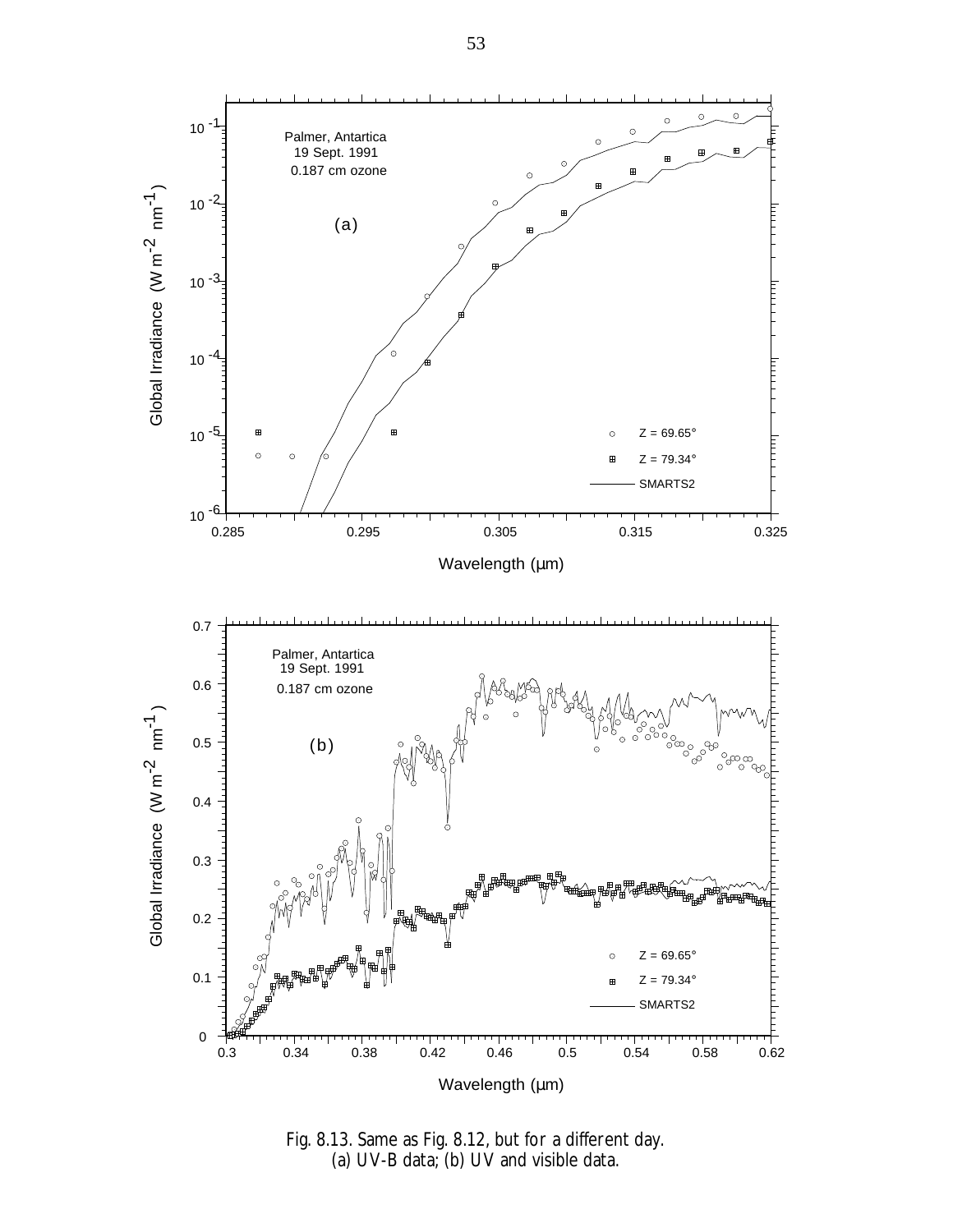Fig. 8.13. Same as Fig. 8.12, but for a different day.
(a) UV-B data; (b) UV and visible data.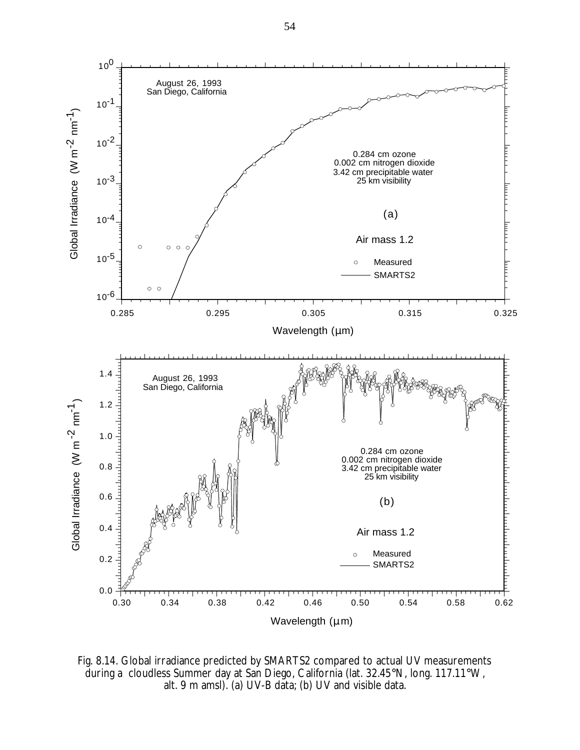Fig. 8.14. Global irradiance predicted by SMARTS2 compared to actual UV measurements during a cloudless Summer day at San Diego, California (lat. 32.45°N, long. 117.11°W, alt. 9 m amsl). (a) UV-B data; (b) UV and visible data.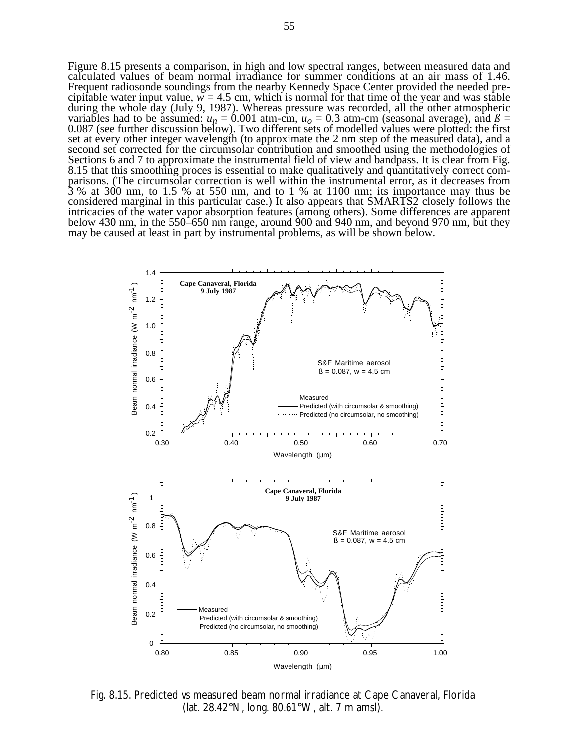Figure 8.15 presents a comparison, in high and low spectral ranges, between measured data and calculated values of beam normal irradiance for summer conditions at an air mass of 1.46. Frequent radiosonde soundings from the nearby Kennedy Space Center provided the needed precipitable water input value, $w = 4.5$ cm, which is normal for that time of the year and was stable during the whole day (July 9, 1987). Whereas pressure was recorded, all the other atmospheric variables had to be assumed: $u_n = 0.001$ atm-cm, $u_o = 0.3$ atm-cm (seasonal average), and $ß = 0.087$ (see further discussion below). Two different sets of modelled values were plotted: the first set at every other integer wavelength (to approximate the 2 nm step of the measured data), and a second set corrected for the circumsolar contribution and smoothed using the methodologies of Sections 6 and 7 to approximate the instrumental field of view and bandpass. It is clear from Fig. 8.15 that this smoothing proces is essential to make qualitatively and quantitatively correct comparisons. (The circumsolar correction is well within the instrumental error, as it decreases from 3 % at 300 nm, to 1.5 % at 550 nm, and to 1 % at 1100 nm; its importance may thus be considered marginal in this particular case.) It also appears that SMARTS2 closely follows the intricacies of the water vapor absorption features (among others). Some differences are apparent below 430 nm, in the 550–650 nm range, around 900 and 940 nm, and beyond 970 nm, but they may be caused at least in part by instrumental problems, as will be shown below.

Fig. 8.15. Predicted vs measured beam normal irradiance at Cape Canaveral, Florida (lat. 28.42°N, long. 80.61°W, alt. 7 m amsl).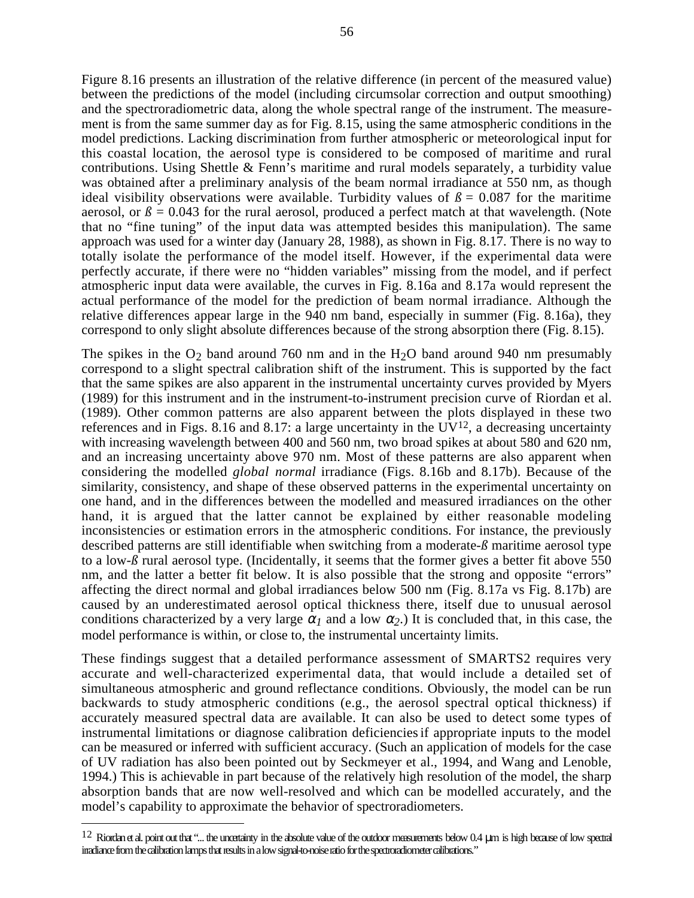Figure 8.16 presents an illustration of the relative difference (in percent of the measured value) between the predictions of the model (including circumsolar correction and output smoothing) and the spectroradiometric data, along the whole spectral range of the instrument. The measurement is from the same summer day as for Fig. 8.15, using the same atmospheric conditions in the model predictions. Lacking discrimination from further atmospheric or meteorological input for this coastal location, the aerosol type is considered to be composed of maritime and rural contributions. Using Shettle & Fenn's maritime and rural models separately, a turbidity value was obtained after a preliminary analysis of the beam normal irradiance at 550 nm, as though ideal visibility observations were available. Turbidity values of $ß = 0.087$ for the maritime aerosol, or $ß = 0.043$ for the rural aerosol, produced a perfect match at that wavelength. (Note that no "fine tuning" of the input data was attempted besides this manipulation). The same approach was used for a winter day (January 28, 1988), as shown in Fig. 8.17. There is no way to totally isolate the performance of the model itself. However, if the experimental data were perfectly accurate, if there were no "hidden variables" missing from the model, and if perfect atmospheric input data were available, the curves in Fig. 8.16a and 8.17a would represent the actual performance of the model for the prediction of beam normal irradiance. Although the relative differences appear large in the 940 nm band, especially in summer (Fig. 8.16a), they correspond to only slight absolute differences because of the strong absorption there (Fig. 8.15).

The spikes in the $O_2$ band around 760 nm and in the $H_2O$ band around 940 nm presumably correspond to a slight spectral calibration shift of the instrument. This is supported by the fact that the same spikes are also apparent in the instrumental uncertainty curves provided by Myers (1989) for this instrument and in the instrument-to-instrument precision curve of Riordan et al. (1989). Other common patterns are also apparent between the plots displayed in these two references and in Figs. 8.16 and 8.17: a large uncertainty in the UV[12], a decreasing uncertainty with increasing wavelength between 400 and 560 nm, two broad spikes at about 580 and 620 nm, and an increasing uncertainty above 970 nm. Most of these patterns are also apparent when considering the modelled *global normal* irradiance (Figs. 8.16b and 8.17b). Because of the similarity, consistency, and shape of these observed patterns in the experimental uncertainty on one hand, and in the differences between the modelled and measured irradiances on the other hand, it is argued that the latter cannot be explained by either reasonable modeling inconsistencies or estimation errors in the atmospheric conditions. For instance, the previously described patterns are still identifiable when switching from a moderate-*ß* maritime aerosol type to a low-*ß* rural aerosol type. (Incidentally, it seems that the former gives a better fit above 550 nm, and the latter a better fit below. It is also possible that the strong and opposite "errors" affecting the direct normal and global irradiances below 500 nm (Fig. 8.17a vs Fig. 8.17b) are caused by an underestimated aerosol optical thickness there, itself due to unusual aerosol conditions characterized by a very large $\alpha_1$ and a low $\alpha_2$.) It is concluded that, in this case, the model performance is within, or close to, the instrumental uncertainty limits.

These findings suggest that a detailed performance assessment of SMARTS2 requires very accurate and well-characterized experimental data, that would include a detailed set of simultaneous atmospheric and ground reflectance conditions. Obviously, the model can be run backwards to study atmospheric conditions (e.g., the aerosol spectral optical thickness) if accurately measured spectral data are available. It can also be used to detect some types of instrumental limitations or diagnose calibration deficiencies if appropriate inputs to the model can be measured or inferred with sufficient accuracy. (Such an application of models for the case of UV radiation has also been pointed out by Seckmeyer et al., 1994, and Wang and Lenoble, 1994.) This is achievable in part because of the relatively high resolution of the model, the sharp absorption bands that are now well-resolved and which can be modelled accurately, and the model's capability to approximate the behavior of spectroradiometers.

---

[12] Riordan et al. point out that "... the uncertainty in the absolute value of the outdoor measurements below 0.4 µm is high because of low spectral irradiance from the calibration lamps that results in a low signal-to-noise ratio for the spectroradiometer calibrations."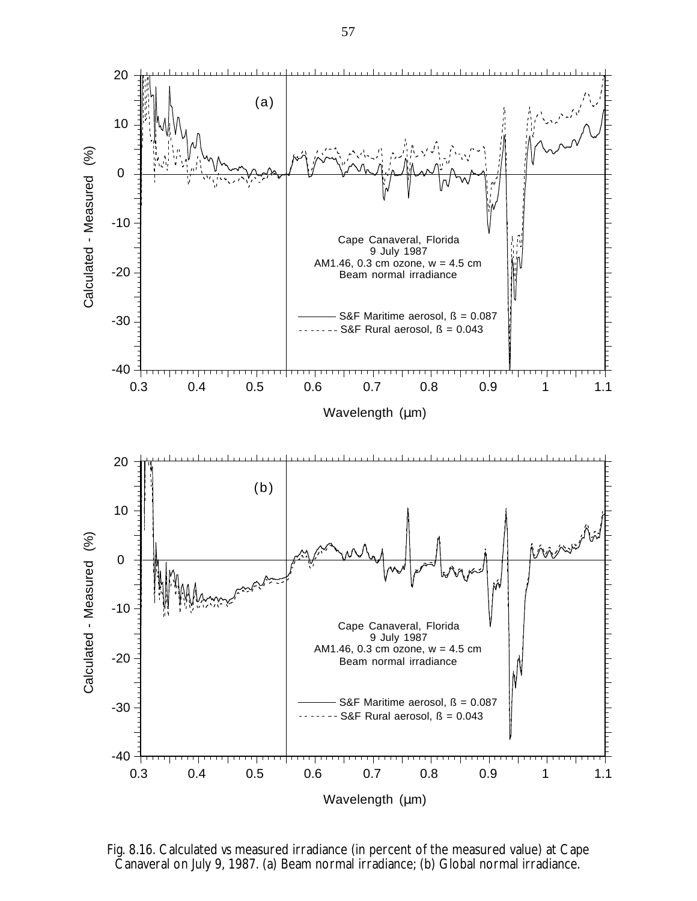Fig. 8.16. Calculated vs measured irradiance (in percent of the measured value) at Cape Canaveral on July 9, 1987. (a) Beam normal irradiance; (b) Global normal irradiance.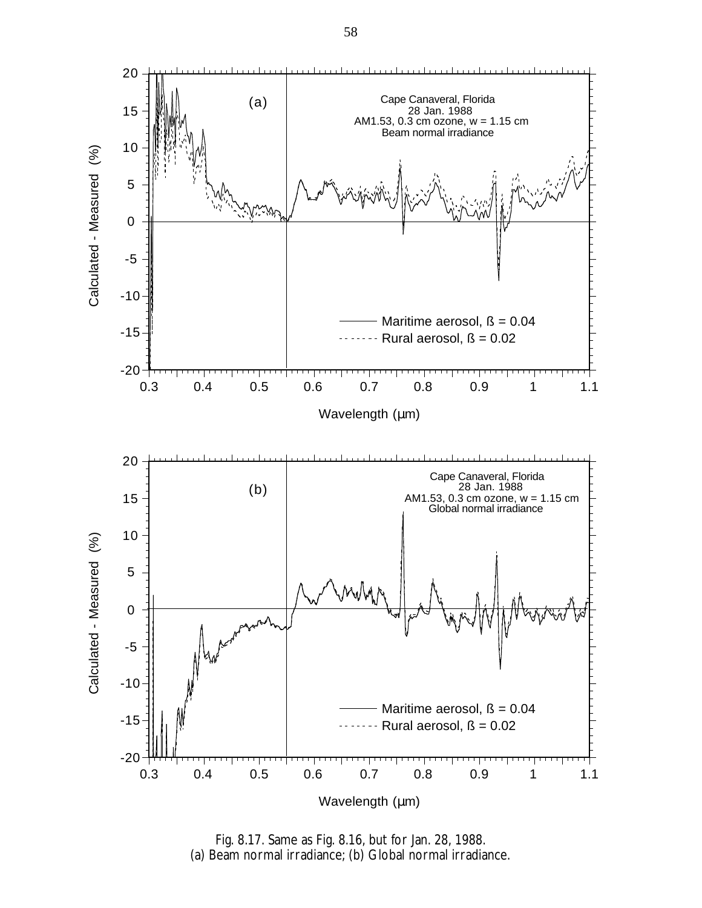Fig. 8.17. Same as Fig. 8.16, but for Jan. 28, 1988.
(a) Beam normal irradiance; (b) Global normal irradiance.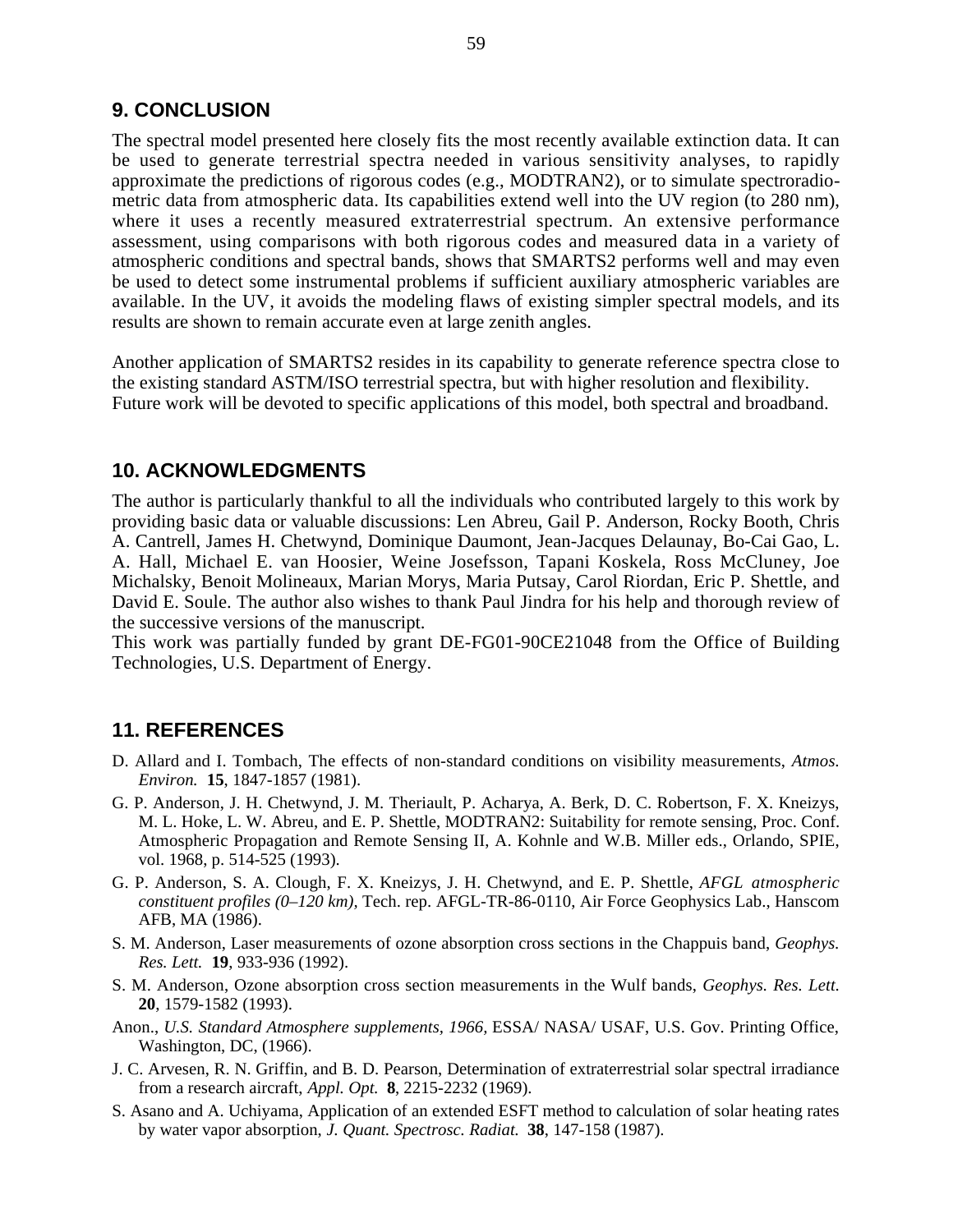## 9. CONCLUSION

The spectral model presented here closely fits the most recently available extinction data. It can be used to generate terrestrial spectra needed in various sensitivity analyses, to rapidly approximate the predictions of rigorous codes (e.g., MODTRAN2), or to simulate spectroradiometric data from atmospheric data. Its capabilities extend well into the UV region (to 280 nm), where it uses a recently measured extraterrestrial spectrum. An extensive performance assessment, using comparisons with both rigorous codes and measured data in a variety of atmospheric conditions and spectral bands, shows that SMARTS2 performs well and may even be used to detect some instrumental problems if sufficient auxiliary atmospheric variables are available. In the UV, it avoids the modeling flaws of existing simpler spectral models, and its results are shown to remain accurate even at large zenith angles.

Another application of SMARTS2 resides in its capability to generate reference spectra close to the existing standard ASTM/ISO terrestrial spectra, but with higher resolution and flexibility. Future work will be devoted to specific applications of this model, both spectral and broadband.

## 10. ACKNOWLEDGMENTS

The author is particularly thankful to all the individuals who contributed largely to this work by providing basic data or valuable discussions: Len Abreu, Gail P. Anderson, Rocky Booth, Chris A. Cantrell, James H. Chetwynd, Dominique Daumont, Jean-Jacques Delaunay, Bo-Cai Gao, L. A. Hall, Michael E. van Hoosier, Weine Josefsson, Tapani Koskela, Ross McCluney, Joe Michalsky, Benoit Molineaux, Marian Morys, Maria Putsay, Carol Riordan, Eric P. Shettle, and David E. Soule. The author also wishes to thank Paul Jindra for his help and thorough review of the successive versions of the manuscript.
This work was partially funded by grant DE-FG01-90CE21048 from the Office of Building Technologies, U.S. Department of Energy.

## 11. REFERENCES

D. Allard and I. Tombach, The effects of non-standard conditions on visibility measurements, *Atmos. Environ.* **15**, 1847-1857 (1981).

G. P. Anderson, J. H. Chetwynd, J. M. Theriault, P. Acharya, A. Berk, D. C. Robertson, F. X. Kneizys, M. L. Hoke, L. W. Abreu, and E. P. Shettle, MODTRAN2: Suitability for remote sensing, Proc. Conf. Atmospheric Propagation and Remote Sensing II, A. Kohnle and W.B. Miller eds., Orlando, SPIE, vol. 1968, p. 514-525 (1993).

G. P. Anderson, S. A. Clough, F. X. Kneizys, J. H. Chetwynd, and E. P. Shettle, *AFGL atmospheric constituent profiles (0–120 km)*, Tech. rep. AFGL-TR-86-0110, Air Force Geophysics Lab., Hanscom AFB, MA (1986).

S. M. Anderson, Laser measurements of ozone absorption cross sections in the Chappuis band, *Geophys. Res. Lett.* **19**, 933-936 (1992).

S. M. Anderson, Ozone absorption cross section measurements in the Wulf bands, *Geophys. Res. Lett.* **20**, 1579-1582 (1993).

Anon., *U.S. Standard Atmosphere supplements, 1966*, ESSA/ NASA/ USAF, U.S. Gov. Printing Office, Washington, DC, (1966).

J. C. Arvesen, R. N. Griffin, and B. D. Pearson, Determination of extraterrestrial solar spectral irradiance from a research aircraft, *Appl. Opt.* **8**, 2215-2232 (1969).

S. Asano and A. Uchiyama, Application of an extended ESFT method to calculation of solar heating rates by water vapor absorption, *J. Quant. Spectrosc. Radiat.* **38**, 147-158 (1987).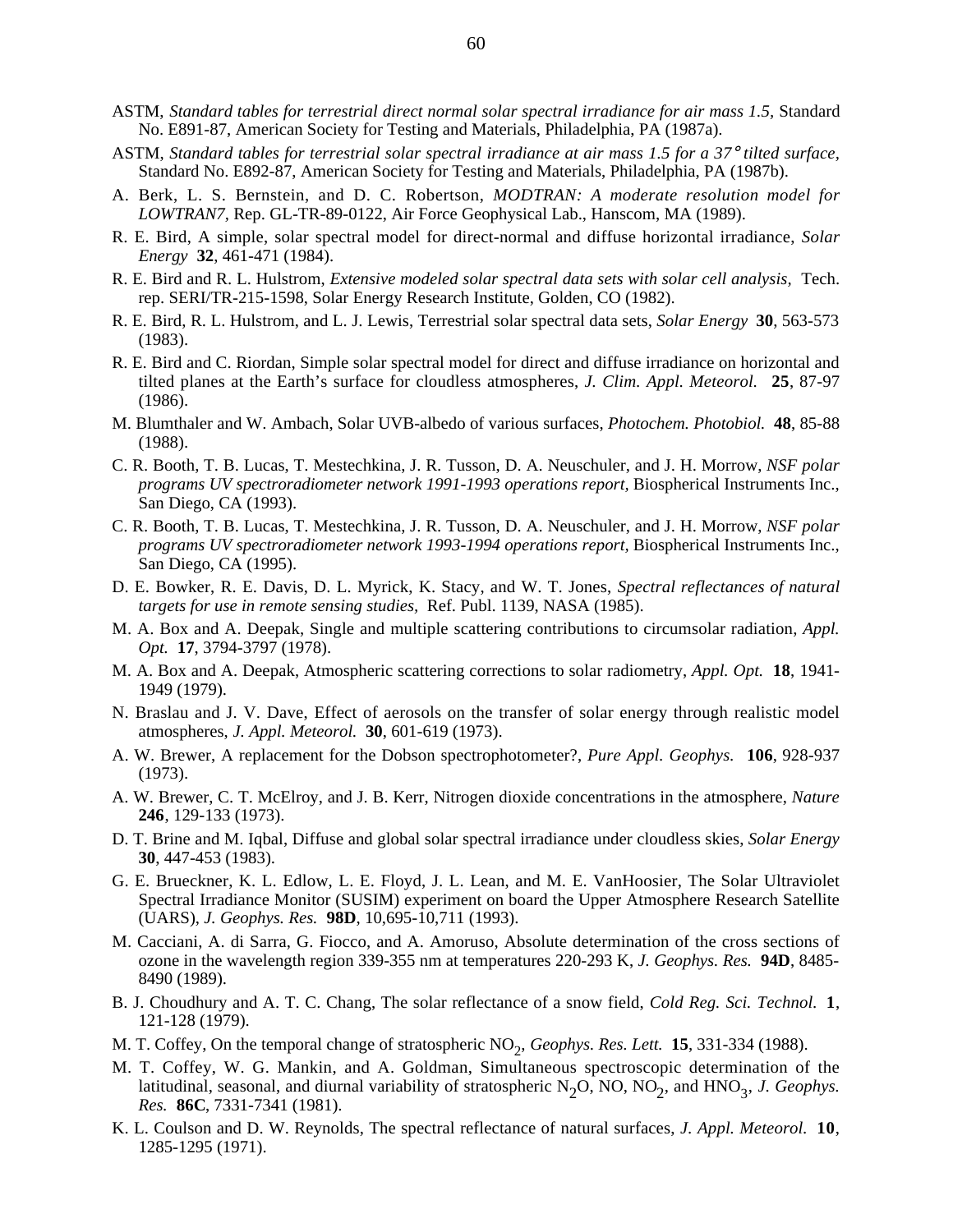ASTM, *Standard tables for terrestrial direct normal solar spectral irradiance for air mass 1.5*, Standard No. E891-87, American Society for Testing and Materials, Philadelphia, PA (1987a).

ASTM, *Standard tables for terrestrial solar spectral irradiance at air mass 1.5 for a 37° tilted surface,* Standard No. E892-87, American Society for Testing and Materials, Philadelphia, PA (1987b).

A. Berk, L. S. Bernstein, and D. C. Robertson, *MODTRAN: A moderate resolution model for LOWTRAN7*, Rep. GL-TR-89-0122, Air Force Geophysical Lab., Hanscom, MA (1989).

R. E. Bird, A simple, solar spectral model for direct-normal and diffuse horizontal irradiance, *Solar Energy* **32**, 461-471 (1984).

R. E. Bird and R. L. Hulstrom, *Extensive modeled solar spectral data sets with solar cell analysis,* Tech. rep. SERI/TR-215-1598, Solar Energy Research Institute, Golden, CO (1982).

R. E. Bird, R. L. Hulstrom, and L. J. Lewis, Terrestrial solar spectral data sets, *Solar Energy* **30**, 563-573 (1983).

R. E. Bird and C. Riordan, Simple solar spectral model for direct and diffuse irradiance on horizontal and tilted planes at the Earth's surface for cloudless atmospheres, *J. Clim. Appl. Meteorol.* **25**, 87-97 (1986).

M. Blumthaler and W. Ambach, Solar UVB-albedo of various surfaces, *Photochem. Photobiol.* **48**, 85-88 (1988).

C. R. Booth, T. B. Lucas, T. Mestechkina, J. R. Tusson, D. A. Neuschuler, and J. H. Morrow, *NSF polar programs UV spectroradiometer network 1991-1993 operations report*, Biospherical Instruments Inc., San Diego, CA (1993).

C. R. Booth, T. B. Lucas, T. Mestechkina, J. R. Tusson, D. A. Neuschuler, and J. H. Morrow, *NSF polar programs UV spectroradiometer network 1993-1994 operations report*, Biospherical Instruments Inc., San Diego, CA (1995).

D. E. Bowker, R. E. Davis, D. L. Myrick, K. Stacy, and W. T. Jones, *Spectral reflectances of natural targets for use in remote sensing studies,* Ref. Publ. 1139, NASA (1985).

M. A. Box and A. Deepak, Single and multiple scattering contributions to circumsolar radiation, *Appl. Opt.* **17**, 3794-3797 (1978).

M. A. Box and A. Deepak, Atmospheric scattering corrections to solar radiometry, *Appl. Opt.* **18**, 1941-1949 (1979).

N. Braslau and J. V. Dave, Effect of aerosols on the transfer of solar energy through realistic model atmospheres, *J. Appl. Meteorol.* **30**, 601-619 (1973).

A. W. Brewer, A replacement for the Dobson spectrophotometer?, *Pure Appl. Geophys.* **106**, 928-937 (1973).

A. W. Brewer, C. T. McElroy, and J. B. Kerr, Nitrogen dioxide concentrations in the atmosphere, *Nature* **246**, 129-133 (1973).

D. T. Brine and M. Iqbal, Diffuse and global solar spectral irradiance under cloudless skies, *Solar Energy* **30**, 447-453 (1983).

G. E. Brueckner, K. L. Edlow, L. E. Floyd, J. L. Lean, and M. E. VanHoosier, The Solar Ultraviolet Spectral Irradiance Monitor (SUSIM) experiment on board the Upper Atmosphere Research Satellite (UARS), *J. Geophys. Res.* **98D**, 10,695-10,711 (1993).

M. Cacciani, A. di Sarra, G. Fiocco, and A. Amoruso, Absolute determination of the cross sections of ozone in the wavelength region 339-355 nm at temperatures 220-293 K, *J. Geophys. Res.* **94D**, 8485-8490 (1989).

B. J. Choudhury and A. T. C. Chang, The solar reflectance of a snow field, *Cold Reg. Sci. Technol.* **1**, 121-128 (1979).

M. T. Coffey, On the temporal change of stratospheric $NO_2$, *Geophys. Res. Lett.* **15**, 331-334 (1988).

M. T. Coffey, W. G. Mankin, and A. Goldman, Simultaneous spectroscopic determination of the latitudinal, seasonal, and diurnal variability of stratospheric $N_2O$, NO, $NO_2$, and $HNO_3$, *J. Geophys. Res.* **86C**, 7331-7341 (1981).

K. L. Coulson and D. W. Reynolds, The spectral reflectance of natural surfaces, *J. Appl. Meteorol.* **10**, 1285-1295 (1971).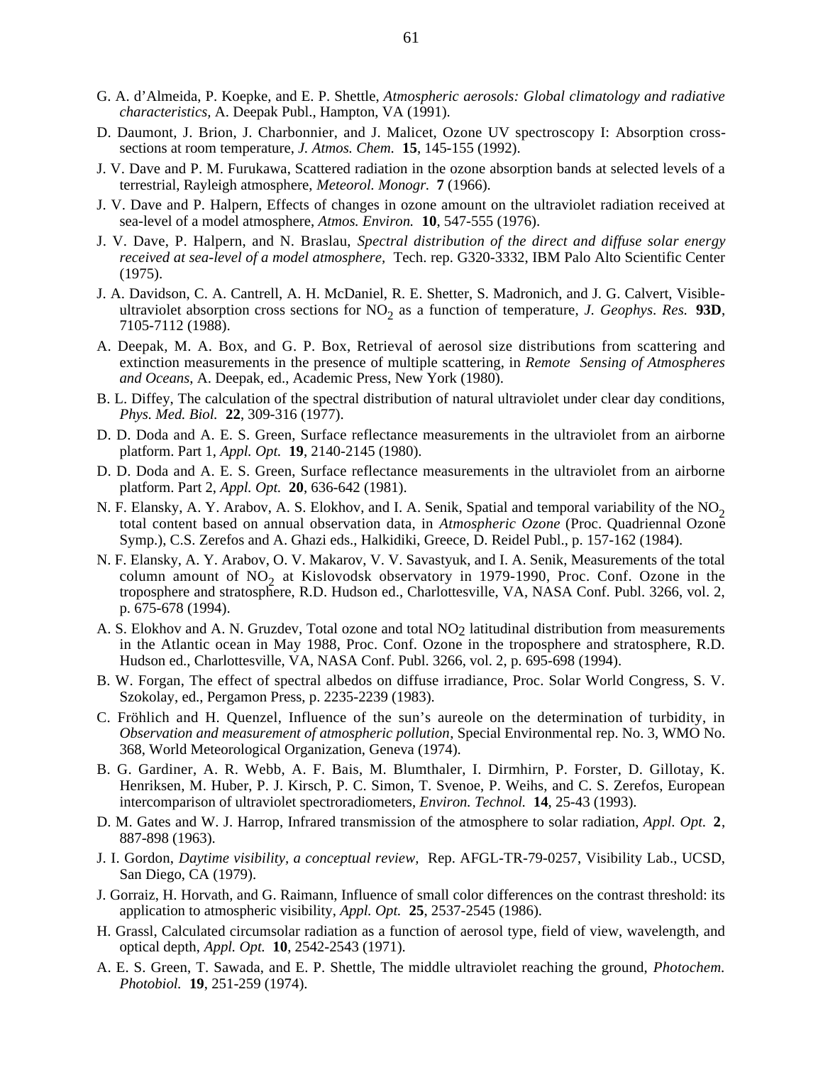G. A. d'Almeida, P. Koepke, and E. P. Shettle, *Atmospheric aerosols: Global climatology and radiative characteristics,* A. Deepak Publ., Hampton, VA (1991).

D. Daumont, J. Brion, J. Charbonnier, and J. Malicet, Ozone UV spectroscopy I: Absorption cross-sections at room temperature, *J. Atmos. Chem.* **15**, 145-155 (1992).

J. V. Dave and P. M. Furukawa, Scattered radiation in the ozone absorption bands at selected levels of a terrestrial, Rayleigh atmosphere, *Meteorol. Monogr.* **7** (1966).

J. V. Dave and P. Halpern, Effects of changes in ozone amount on the ultraviolet radiation received at sea-level of a model atmosphere, *Atmos. Environ.* **10**, 547-555 (1976).

J. V. Dave, P. Halpern, and N. Braslau, *Spectral distribution of the direct and diffuse solar energy received at sea-level of a model atmosphere,* Tech. rep. G320-3332, IBM Palo Alto Scientific Center (1975).

J. A. Davidson, C. A. Cantrell, A. H. McDaniel, R. E. Shetter, S. Madronich, and J. G. Calvert, Visible-ultraviolet absorption cross sections for $NO_2$ as a function of temperature, *J. Geophys. Res.* **93D**, 7105-7112 (1988).

A. Deepak, M. A. Box, and G. P. Box, Retrieval of aerosol size distributions from scattering and extinction measurements in the presence of multiple scattering, in *Remote Sensing of Atmospheres and Oceans*, A. Deepak, ed., Academic Press, New York (1980).

B. L. Diffey, The calculation of the spectral distribution of natural ultraviolet under clear day conditions, *Phys. Med. Biol.* **22**, 309-316 (1977).

D. D. Doda and A. E. S. Green, Surface reflectance measurements in the ultraviolet from an airborne platform. Part 1, *Appl. Opt.* **19**, 2140-2145 (1980).

D. D. Doda and A. E. S. Green, Surface reflectance measurements in the ultraviolet from an airborne platform. Part 2, *Appl. Opt.* **20**, 636-642 (1981).

N. F. Elansky, A. Y. Arabov, A. S. Elokhov, and I. A. Senik, Spatial and temporal variability of the $NO_2$ total content based on annual observation data, in *Atmospheric Ozone* (Proc. Quadriennal Ozone Symp.), C.S. Zerefos and A. Ghazi eds., Halkidiki, Greece, D. Reidel Publ., p. 157-162 (1984).

N. F. Elansky, A. Y. Arabov, O. V. Makarov, V. V. Savastyuk, and I. A. Senik, Measurements of the total column amount of $NO_2$ at Kislovodsk observatory in 1979-1990, Proc. Conf. Ozone in the troposphere and stratosphere, R.D. Hudson ed., Charlottesville, VA, NASA Conf. Publ. 3266, vol. 2, p. 675-678 (1994).

A. S. Elokhov and A. N. Gruzdev, Total ozone and total $NO_2$ latitudinal distribution from measurements in the Atlantic ocean in May 1988, Proc. Conf. Ozone in the troposphere and stratosphere, R.D. Hudson ed., Charlottesville, VA, NASA Conf. Publ. 3266, vol. 2, p. 695-698 (1994).

B. W. Forgan, The effect of spectral albedos on diffuse irradiance, Proc. Solar World Congress, S. V. Szokolay, ed., Pergamon Press, p. 2235-2239 (1983).

C. Fröhlich and H. Quenzel, Influence of the sun's aureole on the determination of turbidity, in *Observation and measurement of atmospheric pollution*, Special Environmental rep. No. 3, WMO No. 368, World Meteorological Organization, Geneva (1974).

B. G. Gardiner, A. R. Webb, A. F. Bais, M. Blumthaler, I. Dirmhirn, P. Forster, D. Gillotay, K. Henriksen, M. Huber, P. J. Kirsch, P. C. Simon, T. Svenoe, P. Weihs, and C. S. Zerefos, European intercomparison of ultraviolet spectroradiometers, *Environ. Technol.* **14**, 25-43 (1993).

D. M. Gates and W. J. Harrop, Infrared transmission of the atmosphere to solar radiation, *Appl. Opt.* **2**, 887-898 (1963).

J. I. Gordon, *Daytime visibility, a conceptual review,* Rep. AFGL-TR-79-0257, Visibility Lab., UCSD, San Diego, CA (1979).

J. Gorraiz, H. Horvath, and G. Raimann, Influence of small color differences on the contrast threshold: its application to atmospheric visibility, *Appl. Opt.* **25**, 2537-2545 (1986).

H. Grassl, Calculated circumsolar radiation as a function of aerosol type, field of view, wavelength, and optical depth, *Appl. Opt.* **10**, 2542-2543 (1971).

A. E. S. Green, T. Sawada, and E. P. Shettle, The middle ultraviolet reaching the ground, *Photochem. Photobiol.* **19**, 251-259 (1974).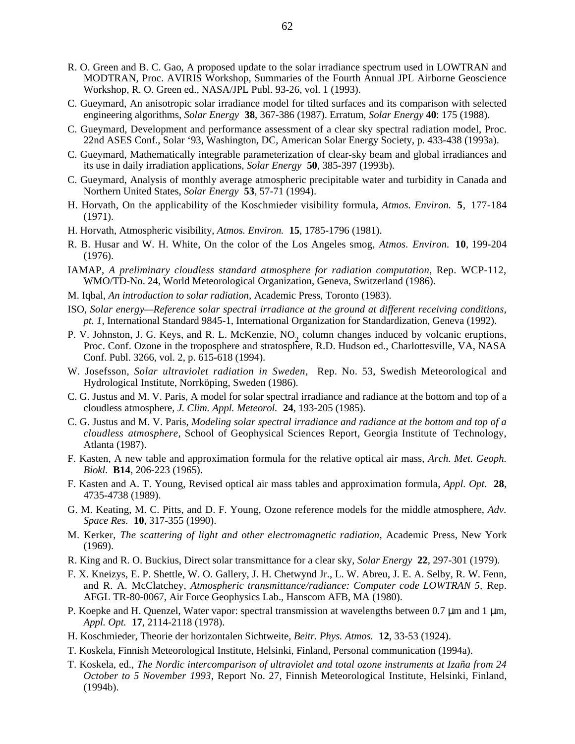R. O. Green and B. C. Gao, A proposed update to the solar irradiance spectrum used in LOWTRAN and MODTRAN, Proc. AVIRIS Workshop, Summaries of the Fourth Annual JPL Airborne Geoscience Workshop, R. O. Green ed., NASA/JPL Publ. 93-26, vol. 1 (1993).

C. Gueymard, An anisotropic solar irradiance model for tilted surfaces and its comparison with selected engineering algorithms, *Solar Energy* **38**, 367-386 (1987). Erratum, *Solar Energy* **40**: 175 (1988).

C. Gueymard, Development and performance assessment of a clear sky spectral radiation model, Proc. 22nd ASES Conf., Solar '93, Washington, DC, American Solar Energy Society, p. 433-438 (1993a).

C. Gueymard, Mathematically integrable parameterization of clear-sky beam and global irradiances and its use in daily irradiation applications, *Solar Energy* **50**, 385-397 (1993b).

C. Gueymard, Analysis of monthly average atmospheric precipitable water and turbidity in Canada and Northern United States, *Solar Energy* **53**, 57-71 (1994).

H. Horvath, On the applicability of the Koschmieder visibility formula, *Atmos. Environ.* **5**, 177-184 (1971).

H. Horvath, Atmospheric visibility, *Atmos. Environ.* **15**, 1785-1796 (1981).

R. B. Husar and W. H. White, On the color of the Los Angeles smog, *Atmos. Environ.* **10**, 199-204 (1976).

IAMAP, *A preliminary cloudless standard atmosphere for radiation computation,* Rep. WCP-112, WMO/TD-No. 24, World Meteorological Organization, Geneva, Switzerland (1986).

M. Iqbal, *An introduction to solar radiation*, Academic Press, Toronto (1983).

ISO, *Solar energy—Reference solar spectral irradiance at the ground at different receiving conditions, pt. 1,* International Standard 9845-1, International Organization for Standardization, Geneva (1992).

P. V. Johnston, J. G. Keys, and R. L. McKenzie, $NO_2$ column changes induced by volcanic eruptions, Proc. Conf. Ozone in the troposphere and stratosphere, R.D. Hudson ed., Charlottesville, VA, NASA Conf. Publ. 3266, vol. 2, p. 615-618 (1994).

W. Josefsson, *Solar ultraviolet radiation in Sweden,* Rep. No. 53, Swedish Meteorological and Hydrological Institute, Norrköping, Sweden (1986).

C. G. Justus and M. V. Paris, A model for solar spectral irradiance and radiance at the bottom and top of a cloudless atmosphere, *J. Clim. Appl. Meteorol.* **24**, 193-205 (1985).

C. G. Justus and M. V. Paris, *Modeling solar spectral irradiance and radiance at the bottom and top of a cloudless atmosphere,* School of Geophysical Sciences Report, Georgia Institute of Technology, Atlanta (1987).

F. Kasten, A new table and approximation formula for the relative optical air mass, *Arch. Met. Geoph. Biokl.* **B14**, 206-223 (1965).

F. Kasten and A. T. Young, Revised optical air mass tables and approximation formula, *Appl. Opt.* **28**, 4735-4738 (1989).

G. M. Keating, M. C. Pitts, and D. F. Young, Ozone reference models for the middle atmosphere, *Adv. Space Res.* **10**, 317-355 (1990).

M. Kerker, *The scattering of light and other electromagnetic radiation,* Academic Press, New York (1969).

R. King and R. O. Buckius, Direct solar transmittance for a clear sky, *Solar Energy* **22**, 297-301 (1979).

F. X. Kneizys, E. P. Shettle, W. O. Gallery, J. H. Chetwynd Jr., L. W. Abreu, J. E. A. Selby, R. W. Fenn, and R. A. McClatchey, *Atmospheric transmittance/radiance: Computer code LOWTRAN 5,* Rep. AFGL TR-80-0067, Air Force Geophysics Lab., Hanscom AFB, MA (1980).

P. Koepke and H. Quenzel, Water vapor: spectral transmission at wavelengths between 0.7 µm and 1 µm, *Appl. Opt.* **17**, 2114-2118 (1978).

H. Koschmieder, Theorie der horizontalen Sichtweite, *Beitr. Phys. Atmos.* **12**, 33-53 (1924).

T. Koskela, Finnish Meteorological Institute, Helsinki, Finland, Personal communication (1994a).

T. Koskela, ed., *The Nordic intercomparison of ultraviolet and total ozone instruments at Izaña from 24 October to 5 November 1993*, Report No. 27, Finnish Meteorological Institute, Helsinki, Finland, (1994b).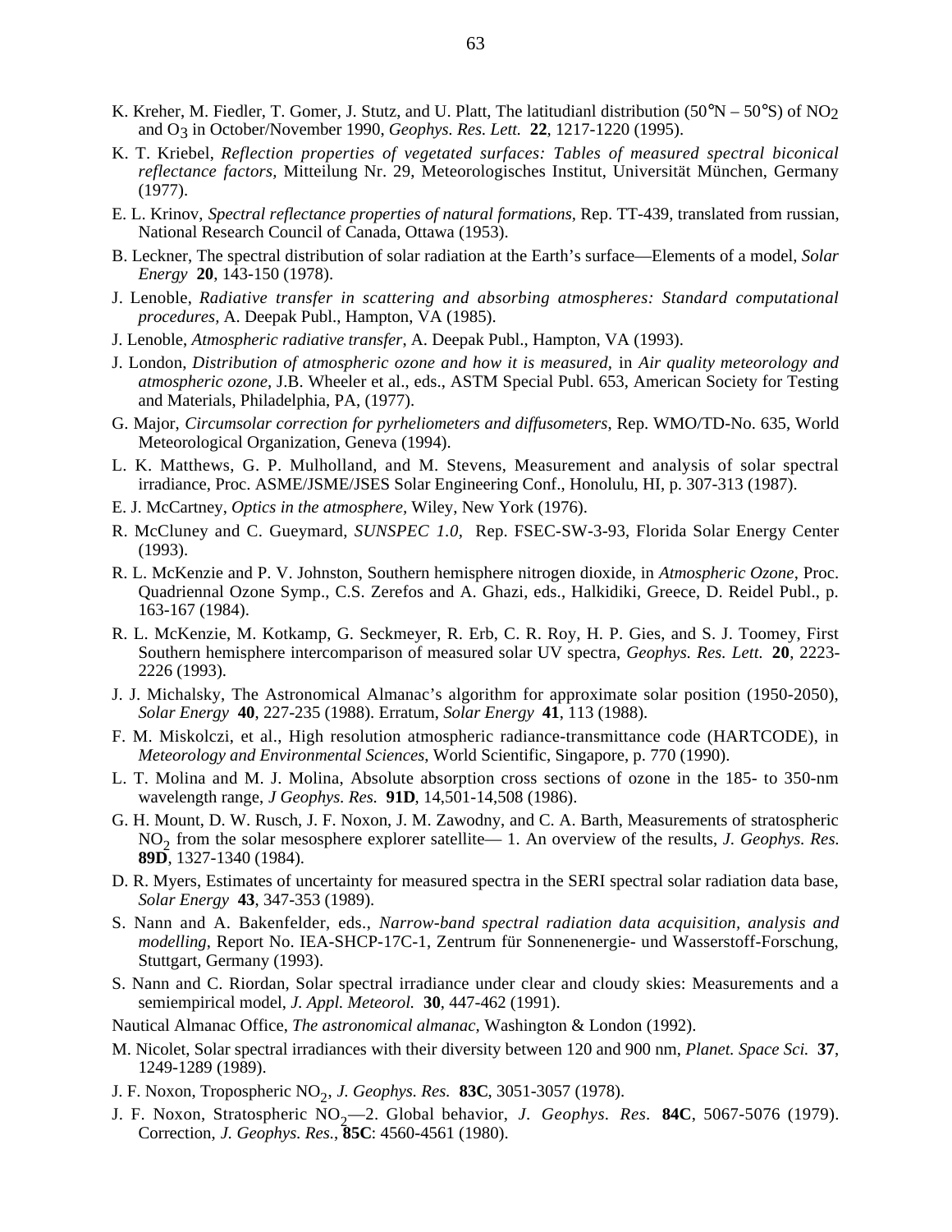K. Kreher, M. Fiedler, T. Gomer, J. Stutz, and U. Platt, The latitudianl distribution (50°N – 50°S) of $NO_2$ and $O_3$ in October/November 1990, *Geophys. Res. Lett.* **22**, 1217-1220 (1995).

K. T. Kriebel, *Reflection properties of vegetated surfaces: Tables of measured spectral biconical reflectance factors,* Mitteilung Nr. 29, Meteorologisches Institut, Universität München, Germany (1977).

E. L. Krinov, *Spectral reflectance properties of natural formations*, Rep. TT-439, translated from russian, National Research Council of Canada, Ottawa (1953).

B. Leckner, The spectral distribution of solar radiation at the Earth's surface—Elements of a model, *Solar Energy* **20**, 143-150 (1978).

J. Lenoble, *Radiative transfer in scattering and absorbing atmospheres: Standard computational procedures*, A. Deepak Publ., Hampton, VA (1985).

J. Lenoble, *Atmospheric radiative transfer*, A. Deepak Publ., Hampton, VA (1993).

J. London, *Distribution of atmospheric ozone and how it is measured*, in *Air quality meteorology and atmospheric ozone*, J.B. Wheeler et al., eds., ASTM Special Publ. 653, American Society for Testing and Materials, Philadelphia, PA, (1977).

G. Major, *Circumsolar correction for pyrheliometers and diffusometers*, Rep. WMO/TD-No. 635, World Meteorological Organization, Geneva (1994).

L. K. Matthews, G. P. Mulholland, and M. Stevens, Measurement and analysis of solar spectral irradiance, Proc. ASME/JSME/JSES Solar Engineering Conf., Honolulu, HI, p. 307-313 (1987).

E. J. McCartney, *Optics in the atmosphere,* Wiley, New York (1976).

R. McCluney and C. Gueymard, *SUNSPEC 1.0*, Rep. FSEC-SW-3-93, Florida Solar Energy Center (1993).

R. L. McKenzie and P. V. Johnston, Southern hemisphere nitrogen dioxide, in *Atmospheric Ozone*, Proc. Quadriennal Ozone Symp., C.S. Zerefos and A. Ghazi, eds., Halkidiki, Greece, D. Reidel Publ., p. 163-167 (1984).

R. L. McKenzie, M. Kotkamp, G. Seckmeyer, R. Erb, C. R. Roy, H. P. Gies, and S. J. Toomey, First Southern hemisphere intercomparison of measured solar UV spectra, *Geophys. Res. Lett.* **20**, 2223-2226 (1993).

J. J. Michalsky, The Astronomical Almanac's algorithm for approximate solar position (1950-2050), *Solar Energy* **40**, 227-235 (1988). Erratum, *Solar Energy* **41**, 113 (1988).

F. M. Miskolczi, et al., High resolution atmospheric radiance-transmittance code (HARTCODE), in *Meteorology and Environmental Sciences*, World Scientific, Singapore, p. 770 (1990).

L. T. Molina and M. J. Molina, Absolute absorption cross sections of ozone in the 185- to 350-nm wavelength range, *J Geophys. Res.* **91D**, 14,501-14,508 (1986).

G. H. Mount, D. W. Rusch, J. F. Noxon, J. M. Zawodny, and C. A. Barth, Measurements of stratospheric $NO_2$ from the solar mesosphere explorer satellite— 1. An overview of the results, *J. Geophys. Res.* **89D**, 1327-1340 (1984).

D. R. Myers, Estimates of uncertainty for measured spectra in the SERI spectral solar radiation data base, *Solar Energy* **43**, 347-353 (1989).

S. Nann and A. Bakenfelder, eds., *Narrow-band spectral radiation data acquisition, analysis and modelling*, Report No. IEA-SHCP-17C-1, Zentrum für Sonnenenergie- und Wasserstoff-Forschung, Stuttgart, Germany (1993).

S. Nann and C. Riordan, Solar spectral irradiance under clear and cloudy skies: Measurements and a semiempirical model, *J. Appl. Meteorol.* **30**, 447-462 (1991).

Nautical Almanac Office, *The astronomical almanac,* Washington & London (1992).

M. Nicolet, Solar spectral irradiances with their diversity between 120 and 900 nm, *Planet. Space Sci.* **37**, 1249-1289 (1989).

J. F. Noxon, Tropospheric $NO_2$, *J. Geophys. Res.* **83C**, 3051-3057 (1978).

J. F. Noxon, Stratospheric $NO_2$—2. Global behavior, *J. Geophys. Res.* **84C**, 5067-5076 (1979). Correction, *J. Geophys. Res.*, **85C**: 4560-4561 (1980).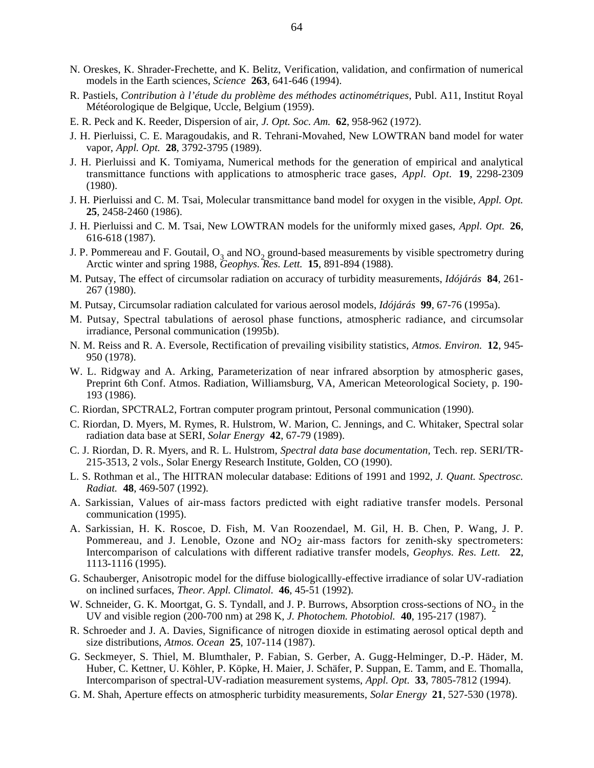N. Oreskes, K. Shrader-Frechette, and K. Belitz, Verification, validation, and confirmation of numerical models in the Earth sciences, *Science* **263**, 641-646 (1994).

R. Pastiels, *Contribution à l'étude du problème des méthodes actinométriques*, Publ. A11, Institut Royal Météorologique de Belgique, Uccle, Belgium (1959).

E. R. Peck and K. Reeder, Dispersion of air, *J. Opt. Soc. Am.* **62**, 958-962 (1972).

J. H. Pierluissi, C. E. Maragoudakis, and R. Tehrani-Movahed, New LOWTRAN band model for water vapor, *Appl. Opt.* **28**, 3792-3795 (1989).

J. H. Pierluissi and K. Tomiyama, Numerical methods for the generation of empirical and analytical transmittance functions with applications to atmospheric trace gases, *Appl. Opt.* **19**, 2298-2309 (1980).

J. H. Pierluissi and C. M. Tsai, Molecular transmittance band model for oxygen in the visible, *Appl. Opt.* **25**, 2458-2460 (1986).

J. H. Pierluissi and C. M. Tsai, New LOWTRAN models for the uniformly mixed gases, *Appl. Opt.* **26**, 616-618 (1987).

J. P. Pommereau and F. Goutail, $O_3$ and $NO_2$ ground-based measurements by visible spectrometry during Arctic winter and spring 1988, *Geophys. Res. Lett.* **15**, 891-894 (1988).

M. Putsay, The effect of circumsolar radiation on accuracy of turbidity measurements, *Időjárás* **84**, 261-267 (1980).

M. Putsay, Circumsolar radiation calculated for various aerosol models, *Időjárás* **99**, 67-76 (1995a).

M. Putsay, Spectral tabulations of aerosol phase functions, atmospheric radiance, and circumsolar irradiance, Personal communication (1995b).

N. M. Reiss and R. A. Eversole, Rectification of prevailing visibility statistics, *Atmos. Environ.* **12**, 945-950 (1978).

W. L. Ridgway and A. Arking, Parameterization of near infrared absorption by atmospheric gases, Preprint 6th Conf. Atmos. Radiation, Williamsburg, VA, American Meteorological Society, p. 190-193 (1986).

C. Riordan, SPCTRAL2, Fortran computer program printout, Personal communication (1990).

C. Riordan, D. Myers, M. Rymes, R. Hulstrom, W. Marion, C. Jennings, and C. Whitaker, Spectral solar radiation data base at SERI, *Solar Energy* **42**, 67-79 (1989).

C. J. Riordan, D. R. Myers, and R. L. Hulstrom, *Spectral data base documentation*, Tech. rep. SERI/TR-215-3513, 2 vols., Solar Energy Research Institute, Golden, CO (1990).

L. S. Rothman et al., The HITRAN molecular database: Editions of 1991 and 1992, *J. Quant. Spectrosc. Radiat.* **48**, 469-507 (1992).

A. Sarkissian, Values of air-mass factors predicted with eight radiative transfer models. Personal communication (1995).

A. Sarkissian, H. K. Roscoe, D. Fish, M. Van Roozendael, M. Gil, H. B. Chen, P. Wang, J. P. Pommereau, and J. Lenoble, Ozone and $NO_2$ air-mass factors for zenith-sky spectrometers: Intercomparison of calculations with different radiative transfer models, *Geophys. Res. Lett.* **22**, 1113-1116 (1995).

G. Schauberger, Anisotropic model for the diffuse biologicallly-effective irradiance of solar UV-radiation on inclined surfaces, *Theor. Appl. Climatol.* **46**, 45-51 (1992).

W. Schneider, G. K. Moortgat, G. S. Tyndall, and J. P. Burrows, Absorption cross-sections of $NO_2$ in the UV and visible region (200-700 nm) at 298 K, *J. Photochem. Photobiol.* **40**, 195-217 (1987).

R. Schroeder and J. A. Davies, Significance of nitrogen dioxide in estimating aerosol optical depth and size distributions, *Atmos. Ocean* **25**, 107-114 (1987).

G. Seckmeyer, S. Thiel, M. Blumthaler, P. Fabian, S. Gerber, A. Gugg-Helminger, D.-P. Häder, M. Huber, C. Kettner, U. Köhler, P. Köpke, H. Maier, J. Schäfer, P. Suppan, E. Tamm, and E. Thomalla, Intercomparison of spectral-UV-radiation measurement systems, *Appl. Opt.* **33**, 7805-7812 (1994).

G. M. Shah, Aperture effects on atmospheric turbidity measurements, *Solar Energy* **21**, 527-530 (1978).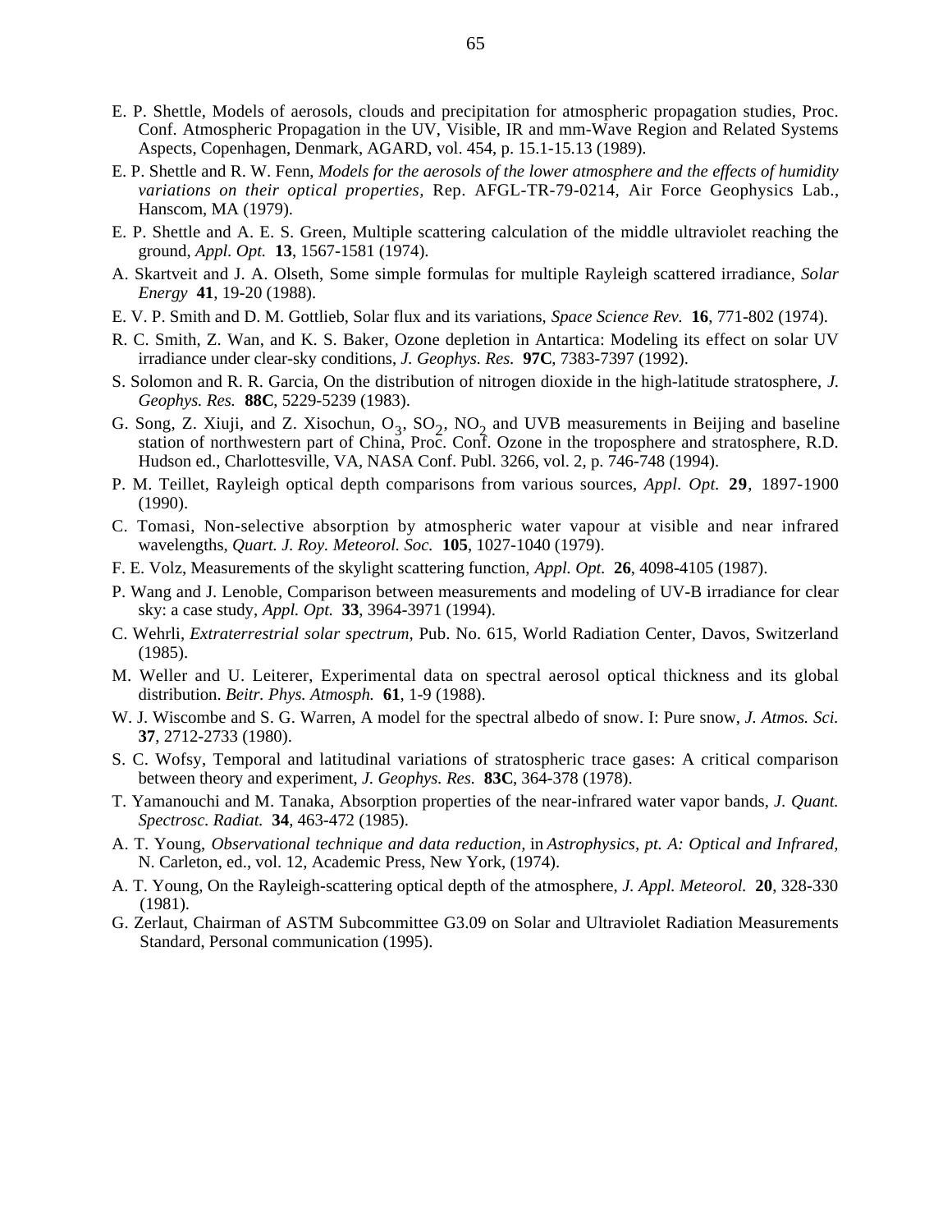E. P. Shettle, Models of aerosols, clouds and precipitation for atmospheric propagation studies, Proc. Conf. Atmospheric Propagation in the UV, Visible, IR and mm-Wave Region and Related Systems Aspects, Copenhagen, Denmark, AGARD, vol. 454, p. 15.1-15.13 (1989).

E. P. Shettle and R. W. Fenn, *Models for the aerosols of the lower atmosphere and the effects of humidity variations on their optical properties*, Rep. AFGL-TR-79-0214, Air Force Geophysics Lab., Hanscom, MA (1979).

E. P. Shettle and A. E. S. Green, Multiple scattering calculation of the middle ultraviolet reaching the ground, *Appl. Opt.* **13**, 1567-1581 (1974).

A. Skartveit and J. A. Olseth, Some simple formulas for multiple Rayleigh scattered irradiance, *Solar Energy* **41**, 19-20 (1988).

E. V. P. Smith and D. M. Gottlieb, Solar flux and its variations, *Space Science Rev.* **16**, 771-802 (1974).

R. C. Smith, Z. Wan, and K. S. Baker, Ozone depletion in Antartica: Modeling its effect on solar UV irradiance under clear-sky conditions, *J. Geophys. Res.* **97C**, 7383-7397 (1992).

S. Solomon and R. R. Garcia, On the distribution of nitrogen dioxide in the high-latitude stratosphere, *J. Geophys. Res.* **88C**, 5229-5239 (1983).

G. Song, Z. Xiuji, and Z. Xisochun, $O_3$, $SO_2$, $NO_2$ and UVB measurements in Beijing and baseline station of northwestern part of China, Proc. Conf. Ozone in the troposphere and stratosphere, R.D. Hudson ed., Charlottesville, VA, NASA Conf. Publ. 3266, vol. 2, p. 746-748 (1994).

P. M. Teillet, Rayleigh optical depth comparisons from various sources, *Appl. Opt.* **29**, 1897-1900 (1990).

C. Tomasi, Non-selective absorption by atmospheric water vapour at visible and near infrared wavelengths, *Quart. J. Roy. Meteorol. Soc.* **105**, 1027-1040 (1979).

F. E. Volz, Measurements of the skylight scattering function, *Appl. Opt.* **26**, 4098-4105 (1987).

P. Wang and J. Lenoble, Comparison between measurements and modeling of UV-B irradiance for clear sky: a case study, *Appl. Opt.* **33**, 3964-3971 (1994).

C. Wehrli, *Extraterrestrial solar spectrum*, Pub. No. 615, World Radiation Center, Davos, Switzerland (1985).

M. Weller and U. Leiterer, Experimental data on spectral aerosol optical thickness and its global distribution. *Beitr. Phys. Atmosph.* **61**, 1-9 (1988).

W. J. Wiscombe and S. G. Warren, A model for the spectral albedo of snow. I: Pure snow, *J. Atmos. Sci.* **37**, 2712-2733 (1980).

S. C. Wofsy, Temporal and latitudinal variations of stratospheric trace gases: A critical comparison between theory and experiment, *J. Geophys. Res.* **83C**, 364-378 (1978).

T. Yamanouchi and M. Tanaka, Absorption properties of the near-infrared water vapor bands, *J. Quant. Spectrosc. Radiat.* **34**, 463-472 (1985).

A. T. Young, *Observational technique and data reduction*, in *Astrophysics, pt. A: Optical and Infrared*, N. Carleton, ed., vol. 12, Academic Press, New York, (1974).

A. T. Young, On the Rayleigh-scattering optical depth of the atmosphere, *J. Appl. Meteorol.* **20**, 328-330 (1981).

G. Zerlaut, Chairman of ASTM Subcommittee G3.09 on Solar and Ultraviolet Radiation Measurements Standard, Personal communication (1995).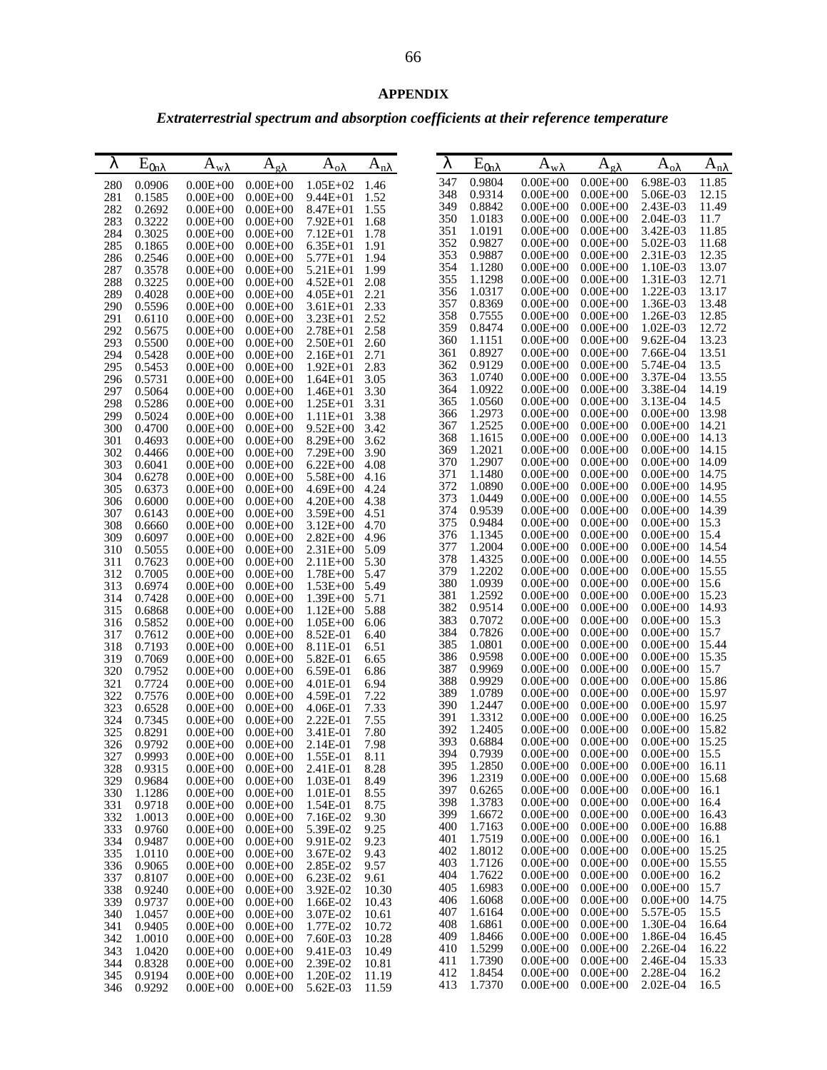## APPENDIX

### *Extraterrestrial spectrum and absorption coefficients at their reference temperature*

| $\lambda$ | $E_{0n\lambda}$ | $A_{w\lambda}$ | $A_{g\lambda}$ | $A_{o\lambda}$ | $A_{n\lambda}$ |
|---|---|---|---|---|---|
| 280 | 0.0906 | 0.00E+00 | 0.00E+00 | 1.05E+02 | 1.46 |
| 281 | 0.1585 | 0.00E+00 | 0.00E+00 | 9.44E+01 | 1.52 |
| 282 | 0.2692 | 0.00E+00 | 0.00E+00 | 8.47E+01 | 1.55 |
| 283 | 0.3222 | 0.00E+00 | 0.00E+00 | 7.92E+01 | 1.68 |
| 284 | 0.3025 | 0.00E+00 | 0.00E+00 | 7.12E+01 | 1.78 |
| 285 | 0.1865 | 0.00E+00 | 0.00E+00 | 6.35E+01 | 1.91 |
| 286 | 0.2546 | 0.00E+00 | 0.00E+00 | 5.77E+01 | 1.94 |
| 287 | 0.3578 | 0.00E+00 | 0.00E+00 | 5.21E+01 | 1.99 |
| 288 | 0.3225 | 0.00E+00 | 0.00E+00 | 4.52E+01 | 2.08 |
| 289 | 0.4028 | 0.00E+00 | 0.00E+00 | 4.05E+01 | 2.21 |
| 290 | 0.5596 | 0.00E+00 | 0.00E+00 | 3.61E+01 | 2.33 |
| 291 | 0.6110 | 0.00E+00 | 0.00E+00 | 3.23E+01 | 2.52 |
| 292 | 0.5675 | 0.00E+00 | 0.00E+00 | 2.78E+01 | 2.58 |
| 293 | 0.5500 | 0.00E+00 | 0.00E+00 | 2.50E+01 | 2.60 |
| 294 | 0.5428 | 0.00E+00 | 0.00E+00 | 2.16E+01 | 2.71 |
| 295 | 0.5453 | 0.00E+00 | 0.00E+00 | 1.92E+01 | 2.83 |
| 296 | 0.5731 | 0.00E+00 | 0.00E+00 | 1.64E+01 | 3.05 |
| 297 | 0.5064 | 0.00E+00 | 0.00E+00 | 1.46E+01 | 3.30 |
| 298 | 0.5286 | 0.00E+00 | 0.00E+00 | 1.25E+01 | 3.31 |
| 299 | 0.5024 | 0.00E+00 | 0.00E+00 | 1.11E+01 | 3.38 |
| 300 | 0.4700 | 0.00E+00 | 0.00E+00 | 9.52E+00 | 3.42 |
| 301 | 0.4693 | 0.00E+00 | 0.00E+00 | 8.29E+00 | 3.62 |
| 302 | 0.4466 | 0.00E+00 | 0.00E+00 | 7.29E+00 | 3.90 |
| 303 | 0.6041 | 0.00E+00 | 0.00E+00 | 6.22E+00 | 4.08 |
| 304 | 0.6278 | 0.00E+00 | 0.00E+00 | 5.58E+00 | 4.16 |
| 305 | 0.6373 | 0.00E+00 | 0.00E+00 | 4.69E+00 | 4.24 |
| 306 | 0.6000 | 0.00E+00 | 0.00E+00 | 4.20E+00 | 4.38 |
| 307 | 0.6143 | 0.00E+00 | 0.00E+00 | 3.59E+00 | 4.51 |
| 308 | 0.6660 | 0.00E+00 | 0.00E+00 | 3.12E+00 | 4.70 |
| 309 | 0.6097 | 0.00E+00 | 0.00E+00 | 2.82E+00 | 4.96 |
| 310 | 0.5055 | 0.00E+00 | 0.00E+00 | 2.31E+00 | 5.09 |
| 311 | 0.7623 | 0.00E+00 | 0.00E+00 | 2.11E+00 | 5.30 |
| 312 | 0.7005 | 0.00E+00 | 0.00E+00 | 1.78E+00 | 5.47 |
| 313 | 0.6974 | 0.00E+00 | 0.00E+00 | 1.53E+00 | 5.49 |
| 314 | 0.7428 | 0.00E+00 | 0.00E+00 | 1.39E+00 | 5.71 |
| 315 | 0.6868 | 0.00E+00 | 0.00E+00 | 1.12E+00 | 5.88 |
| 316 | 0.5852 | 0.00E+00 | 0.00E+00 | 1.05E+00 | 6.06 |
| 317 | 0.7612 | 0.00E+00 | 0.00E+00 | 8.52E-01 | 6.40 |
| 318 | 0.7193 | 0.00E+00 | 0.00E+00 | 8.11E-01 | 6.51 |
| 319 | 0.7069 | 0.00E+00 | 0.00E+00 | 5.82E-01 | 6.65 |
| 320 | 0.7952 | 0.00E+00 | 0.00E+00 | 6.59E-01 | 6.86 |
| 321 | 0.7724 | 0.00E+00 | 0.00E+00 | 4.01E-01 | 6.94 |
| 322 | 0.7576 | 0.00E+00 | 0.00E+00 | 4.59E-01 | 7.22 |
| 323 | 0.6528 | 0.00E+00 | 0.00E+00 | 4.06E-01 | 7.33 |
| 324 | 0.7345 | 0.00E+00 | 0.00E+00 | 2.22E-01 | 7.55 |
| 325 | 0.8291 | 0.00E+00 | 0.00E+00 | 3.41E-01 | 7.80 |
| 326 | 0.9792 | 0.00E+00 | 0.00E+00 | 2.14E-01 | 7.98 |
| 327 | 0.9993 | 0.00E+00 | 0.00E+00 | 1.55E-01 | 8.11 |
| 328 | 0.9315 | 0.00E+00 | 0.00E+00 | 2.41E-01 | 8.28 |
| 329 | 0.9684 | 0.00E+00 | 0.00E+00 | 1.03E-01 | 8.49 |
| 330 | 1.1286 | 0.00E+00 | 0.00E+00 | 1.01E-01 | 8.55 |
| 331 | 0.9718 | 0.00E+00 | 0.00E+00 | 1.54E-01 | 8.75 |
| 332 | 1.0013 | 0.00E+00 | 0.00E+00 | 7.16E-02 | 9.30 |
| 333 | 0.9760 | 0.00E+00 | 0.00E+00 | 5.39E-02 | 9.25 |
| 334 | 0.9487 | 0.00E+00 | 0.00E+00 | 9.91E-02 | 9.23 |
| 335 | 1.0110 | 0.00E+00 | 0.00E+00 | 3.67E-02 | 9.43 |
| 336 | 0.9065 | 0.00E+00 | 0.00E+00 | 2.85E-02 | 9.57 |
| 337 | 0.8107 | 0.00E+00 | 0.00E+00 | 6.23E-02 | 9.61 |
| 338 | 0.9240 | 0.00E+00 | 0.00E+00 | 3.92E-02 | 10.30 |
| 339 | 0.9737 | 0.00E+00 | 0.00E+00 | 1.66E-02 | 10.43 |
| 340 | 1.0457 | 0.00E+00 | 0.00E+00 | 3.07E-02 | 10.61 |
| 341 | 0.9405 | 0.00E+00 | 0.00E+00 | 1.77E-02 | 10.72 |
| 342 | 1.0010 | 0.00E+00 | 0.00E+00 | 7.60E-03 | 10.28 |
| 343 | 1.0420 | 0.00E+00 | 0.00E+00 | 9.41E-03 | 10.49 |
| 344 | 0.8328 | 0.00E+00 | 0.00E+00 | 2.39E-02 | 10.81 |
| 345 | 0.9194 | 0.00E+00 | 0.00E+00 | 1.20E-02 | 11.19 |
| 346 | 0.9292 | 0.00E+00 | 0.00E+00 | 5.62E-03 | 11.59 |
| 347 | 0.9804 | 0.00E+00 | 0.00E+00 | 6.98E-03 | 11.85 |
| 348 | 0.9314 | 0.00E+00 | 0.00E+00 | 5.06E-03 | 12.15 |
| 349 | 0.8842 | 0.00E+00 | 0.00E+00 | 2.43E-03 | 11.49 |
| 350 | 1.0183 | 0.00E+00 | 0.00E+00 | 2.04E-03 | 11.7 |
| 351 | 1.0191 | 0.00E+00 | 0.00E+00 | 3.42E-03 | 11.85 |
| 352 | 0.9827 | 0.00E+00 | 0.00E+00 | 5.02E-03 | 11.68 |
| 353 | 0.9887 | 0.00E+00 | 0.00E+00 | 2.31E-03 | 12.35 |
| 354 | 1.1280 | 0.00E+00 | 0.00E+00 | 1.10E-03 | 13.07 |
| 355 | 1.1298 | 0.00E+00 | 0.00E+00 | 1.31E-03 | 12.71 |
| 356 | 1.0317 | 0.00E+00 | 0.00E+00 | 1.22E-03 | 13.17 |
| 357 | 0.8369 | 0.00E+00 | 0.00E+00 | 1.36E-03 | 13.48 |
| 358 | 0.7555 | 0.00E+00 | 0.00E+00 | 1.26E-03 | 12.85 |
| 359 | 0.8474 | 0.00E+00 | 0.00E+00 | 1.02E-03 | 12.72 |
| 360 | 1.1151 | 0.00E+00 | 0.00E+00 | 9.62E-04 | 13.23 |
| 361 | 0.8927 | 0.00E+00 | 0.00E+00 | 7.66E-04 | 13.51 |
| 362 | 0.9129 | 0.00E+00 | 0.00E+00 | 5.74E-04 | 13.5 |
| 363 | 1.0740 | 0.00E+00 | 0.00E+00 | 3.37E-04 | 13.55 |
| 364 | 1.0922 | 0.00E+00 | 0.00E+00 | 3.38E-04 | 14.19 |
| 365 | 1.0560 | 0.00E+00 | 0.00E+00 | 3.13E-04 | 14.5 |
| 366 | 1.2973 | 0.00E+00 | 0.00E+00 | 0.00E+00 | 13.98 |
| 367 | 1.2525 | 0.00E+00 | 0.00E+00 | 0.00E+00 | 14.21 |
| 368 | 1.1615 | 0.00E+00 | 0.00E+00 | 0.00E+00 | 14.13 |
| 369 | 1.2021 | 0.00E+00 | 0.00E+00 | 0.00E+00 | 14.15 |
| 370 | 1.2907 | 0.00E+00 | 0.00E+00 | 0.00E+00 | 14.09 |
| 371 | 1.1480 | 0.00E+00 | 0.00E+00 | 0.00E+00 | 14.75 |
| 372 | 1.0890 | 0.00E+00 | 0.00E+00 | 0.00E+00 | 14.95 |
| 373 | 1.0449 | 0.00E+00 | 0.00E+00 | 0.00E+00 | 14.55 |
| 374 | 0.9539 | 0.00E+00 | 0.00E+00 | 0.00E+00 | 14.39 |
| 375 | 0.9484 | 0.00E+00 | 0.00E+00 | 0.00E+00 | 15.3 |
| 376 | 1.1345 | 0.00E+00 | 0.00E+00 | 0.00E+00 | 15.4 |
| 377 | 1.2004 | 0.00E+00 | 0.00E+00 | 0.00E+00 | 14.54 |
| 378 | 1.4325 | 0.00E+00 | 0.00E+00 | 0.00E+00 | 14.55 |
| 379 | 1.2202 | 0.00E+00 | 0.00E+00 | 0.00E+00 | 15.55 |
| 380 | 1.0939 | 0.00E+00 | 0.00E+00 | 0.00E+00 | 15.6 |
| 381 | 1.2592 | 0.00E+00 | 0.00E+00 | 0.00E+00 | 15.23 |
| 382 | 0.9514 | 0.00E+00 | 0.00E+00 | 0.00E+00 | 14.93 |
| 383 | 0.7072 | 0.00E+00 | 0.00E+00 | 0.00E+00 | 15.3 |
| 384 | 0.7826 | 0.00E+00 | 0.00E+00 | 0.00E+00 | 15.7 |
| 385 | 1.0801 | 0.00E+00 | 0.00E+00 | 0.00E+00 | 15.44 |
| 386 | 0.9598 | 0.00E+00 | 0.00E+00 | 0.00E+00 | 15.35 |
| 387 | 0.9969 | 0.00E+00 | 0.00E+00 | 0.00E+00 | 15.7 |
| 388 | 0.9929 | 0.00E+00 | 0.00E+00 | 0.00E+00 | 15.86 |
| 389 | 1.0789 | 0.00E+00 | 0.00E+00 | 0.00E+00 | 15.97 |
| 390 | 1.2447 | 0.00E+00 | 0.00E+00 | 0.00E+00 | 15.97 |
| 391 | 1.3312 | 0.00E+00 | 0.00E+00 | 0.00E+00 | 16.25 |
| 392 | 1.2405 | 0.00E+00 | 0.00E+00 | 0.00E+00 | 15.82 |
| 393 | 0.6884 | 0.00E+00 | 0.00E+00 | 0.00E+00 | 15.25 |
| 394 | 0.7939 | 0.00E+00 | 0.00E+00 | 0.00E+00 | 15.5 |
| 395 | 1.2850 | 0.00E+00 | 0.00E+00 | 0.00E+00 | 16.11 |
| 396 | 1.2319 | 0.00E+00 | 0.00E+00 | 0.00E+00 | 15.68 |
| 397 | 0.6265 | 0.00E+00 | 0.00E+00 | 0.00E+00 | 16.1 |
| 398 | 1.3783 | 0.00E+00 | 0.00E+00 | 0.00E+00 | 16.4 |
| 399 | 1.6672 | 0.00E+00 | 0.00E+00 | 0.00E+00 | 16.43 |
| 400 | 1.7163 | 0.00E+00 | 0.00E+00 | 0.00E+00 | 16.88 |
| 401 | 1.7519 | 0.00E+00 | 0.00E+00 | 0.00E+00 | 16.1 |
| 402 | 1.8012 | 0.00E+00 | 0.00E+00 | 0.00E+00 | 15.25 |
| 403 | 1.7126 | 0.00E+00 | 0.00E+00 | 0.00E+00 | 15.55 |
| 404 | 1.7622 | 0.00E+00 | 0.00E+00 | 0.00E+00 | 16.2 |
| 405 | 1.6983 | 0.00E+00 | 0.00E+00 | 0.00E+00 | 15.7 |
| 406 | 1.6068 | 0.00E+00 | 0.00E+00 | 0.00E+00 | 14.75 |
| 407 | 1.6164 | 0.00E+00 | 0.00E+00 | 5.57E-05 | 15.5 |
| 408 | 1.6861 | 0.00E+00 | 0.00E+00 | 1.30E-04 | 16.64 |
| 409 | 1.8466 | 0.00E+00 | 0.00E+00 | 1.86E-04 | 16.45 |
| 410 | 1.5299 | 0.00E+00 | 0.00E+00 | 2.26E-04 | 16.22 |
| 411 | 1.7390 | 0.00E+00 | 0.00E+00 | 2.46E-04 | 15.33 |
| 412 | 1.8454 | 0.00E+00 | 0.00E+00 | 2.28E-04 | 16.2 |
| 413 | 1.7370 | 0.00E+00 | 0.00E+00 | 2.02E-04 | 16.5 |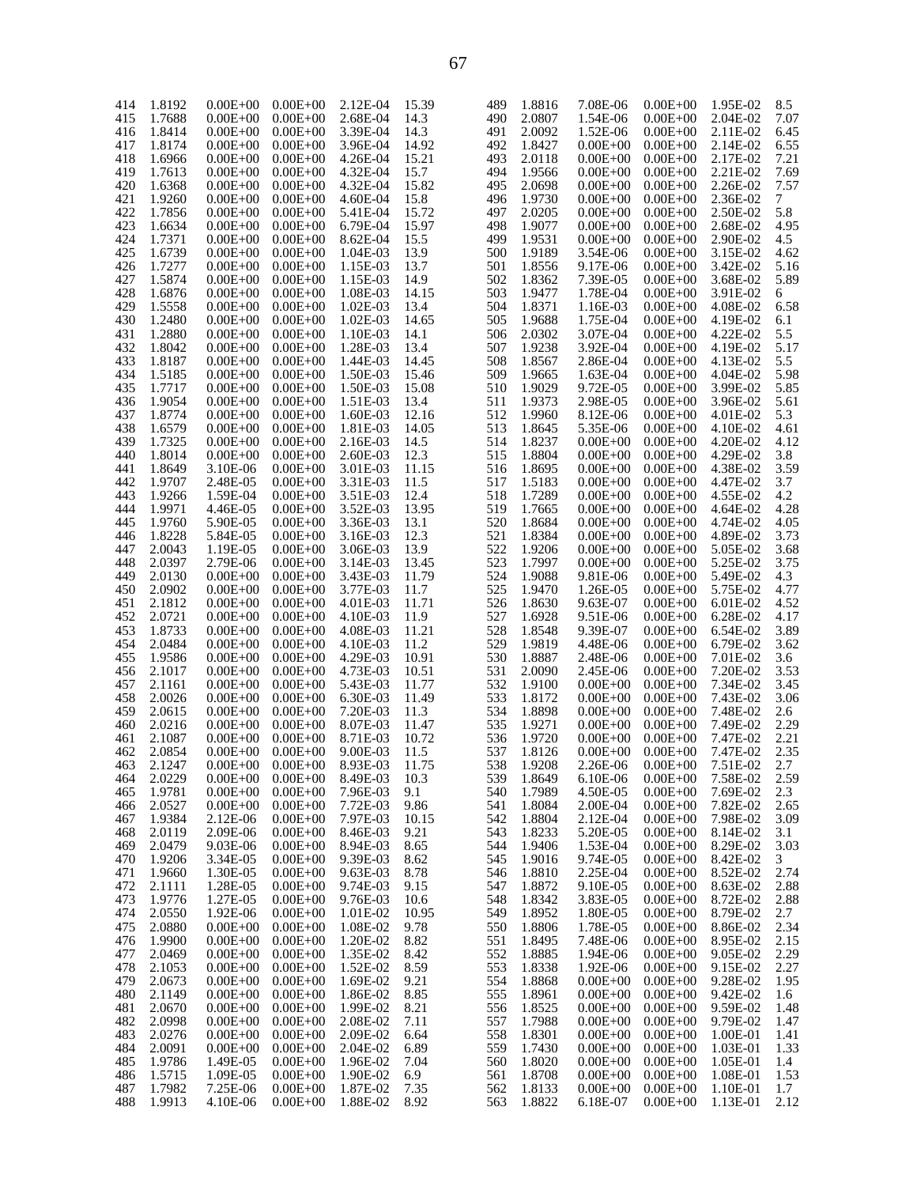| | | | | | |
|---|---|---|---|---|---|
| 414 | 1.8192 | 0.00E+00 | 0.00E+00 | 2.12E-04 | 15.39 |
| 415 | 1.7688 | 0.00E+00 | 0.00E+00 | 2.68E-04 | 14.3 |
| 416 | 1.8414 | 0.00E+00 | 0.00E+00 | 3.39E-04 | 14.3 |
| 417 | 1.8174 | 0.00E+00 | 0.00E+00 | 3.96E-04 | 14.92 |
| 418 | 1.6966 | 0.00E+00 | 0.00E+00 | 4.26E-04 | 15.21 |
| 419 | 1.7613 | 0.00E+00 | 0.00E+00 | 4.32E-04 | 15.7 |
| 420 | 1.6368 | 0.00E+00 | 0.00E+00 | 4.32E-04 | 15.82 |
| 421 | 1.9260 | 0.00E+00 | 0.00E+00 | 4.60E-04 | 15.8 |
| 422 | 1.7856 | 0.00E+00 | 0.00E+00 | 5.41E-04 | 15.72 |
| 423 | 1.6634 | 0.00E+00 | 0.00E+00 | 6.79E-04 | 15.97 |
| 424 | 1.7371 | 0.00E+00 | 0.00E+00 | 8.62E-04 | 15.5 |
| 425 | 1.6739 | 0.00E+00 | 0.00E+00 | 1.04E-03 | 13.9 |
| 426 | 1.7277 | 0.00E+00 | 0.00E+00 | 1.15E-03 | 13.7 |
| 427 | 1.5874 | 0.00E+00 | 0.00E+00 | 1.15E-03 | 14.9 |
| 428 | 1.6876 | 0.00E+00 | 0.00E+00 | 1.08E-03 | 14.15 |
| 429 | 1.5558 | 0.00E+00 | 0.00E+00 | 1.02E-03 | 13.4 |
| 430 | 1.2480 | 0.00E+00 | 0.00E+00 | 1.02E-03 | 14.65 |
| 431 | 1.2880 | 0.00E+00 | 0.00E+00 | 1.10E-03 | 14.1 |
| 432 | 1.8042 | 0.00E+00 | 0.00E+00 | 1.28E-03 | 13.4 |
| 433 | 1.8187 | 0.00E+00 | 0.00E+00 | 1.44E-03 | 14.45 |
| 434 | 1.5185 | 0.00E+00 | 0.00E+00 | 1.50E-03 | 15.46 |
| 435 | 1.7717 | 0.00E+00 | 0.00E+00 | 1.50E-03 | 15.08 |
| 436 | 1.9054 | 0.00E+00 | 0.00E+00 | 1.51E-03 | 13.4 |
| 437 | 1.8774 | 0.00E+00 | 0.00E+00 | 1.60E-03 | 12.16 |
| 438 | 1.6579 | 0.00E+00 | 0.00E+00 | 1.81E-03 | 14.05 |
| 439 | 1.7325 | 0.00E+00 | 0.00E+00 | 2.16E-03 | 14.5 |
| 440 | 1.8014 | 0.00E+00 | 0.00E+00 | 2.60E-03 | 12.3 |
| 441 | 1.8649 | 3.10E-06 | 0.00E+00 | 3.01E-03 | 11.15 |
| 442 | 1.9707 | 2.48E-05 | 0.00E+00 | 3.31E-03 | 11.5 |
| 443 | 1.9266 | 1.59E-04 | 0.00E+00 | 3.51E-03 | 12.4 |
| 444 | 1.9971 | 4.46E-05 | 0.00E+00 | 3.52E-03 | 13.95 |
| 445 | 1.9760 | 5.90E-05 | 0.00E+00 | 3.36E-03 | 13.1 |
| 446 | 1.8228 | 5.84E-05 | 0.00E+00 | 3.16E-03 | 12.3 |
| 447 | 2.0043 | 1.19E-05 | 0.00E+00 | 3.06E-03 | 13.9 |
| 448 | 2.0397 | 2.79E-06 | 0.00E+00 | 3.14E-03 | 13.45 |
| 449 | 2.0130 | 0.00E+00 | 0.00E+00 | 3.43E-03 | 11.79 |
| 450 | 2.0902 | 0.00E+00 | 0.00E+00 | 3.77E-03 | 11.7 |
| 451 | 2.1812 | 0.00E+00 | 0.00E+00 | 4.01E-03 | 11.71 |
| 452 | 2.0721 | 0.00E+00 | 0.00E+00 | 4.10E-03 | 11.9 |
| 453 | 1.8733 | 0.00E+00 | 0.00E+00 | 4.08E-03 | 11.21 |
| 454 | 2.0484 | 0.00E+00 | 0.00E+00 | 4.10E-03 | 11.2 |
| 455 | 1.9586 | 0.00E+00 | 0.00E+00 | 4.29E-03 | 10.91 |
| 456 | 2.1017 | 0.00E+00 | 0.00E+00 | 4.73E-03 | 10.51 |
| 457 | 2.1161 | 0.00E+00 | 0.00E+00 | 5.43E-03 | 11.77 |
| 458 | 2.0026 | 0.00E+00 | 0.00E+00 | 6.30E-03 | 11.49 |
| 459 | 2.0615 | 0.00E+00 | 0.00E+00 | 7.20E-03 | 11.3 |
| 460 | 2.0216 | 0.00E+00 | 0.00E+00 | 8.07E-03 | 11.47 |
| 461 | 2.1087 | 0.00E+00 | 0.00E+00 | 8.71E-03 | 10.72 |
| 462 | 2.0854 | 0.00E+00 | 0.00E+00 | 9.00E-03 | 11.5 |
| 463 | 2.1247 | 0.00E+00 | 0.00E+00 | 8.93E-03 | 11.75 |
| 464 | 2.0229 | 0.00E+00 | 0.00E+00 | 8.49E-03 | 10.3 |
| 465 | 1.9781 | 0.00E+00 | 0.00E+00 | 7.96E-03 | 9.1 |
| 466 | 2.0527 | 0.00E+00 | 0.00E+00 | 7.72E-03 | 9.86 |
| 467 | 1.9384 | 2.12E-06 | 0.00E+00 | 7.97E-03 | 10.15 |
| 468 | 2.0119 | 2.09E-06 | 0.00E+00 | 8.46E-03 | 9.21 |
| 469 | 2.0479 | 9.03E-06 | 0.00E+00 | 8.94E-03 | 8.65 |
| 470 | 1.9206 | 3.34E-05 | 0.00E+00 | 9.39E-03 | 8.62 |
| 471 | 1.9660 | 1.30E-05 | 0.00E+00 | 9.63E-03 | 8.78 |
| 472 | 2.1111 | 1.28E-05 | 0.00E+00 | 9.74E-03 | 9.15 |
| 473 | 1.9776 | 1.27E-05 | 0.00E+00 | 9.76E-03 | 10.6 |
| 474 | 2.0550 | 1.92E-06 | 0.00E+00 | 1.01E-02 | 10.95 |
| 475 | 2.0880 | 0.00E+00 | 0.00E+00 | 1.08E-02 | 9.78 |
| 476 | 1.9900 | 0.00E+00 | 0.00E+00 | 1.20E-02 | 8.82 |
| 477 | 2.0469 | 0.00E+00 | 0.00E+00 | 1.35E-02 | 8.42 |
| 478 | 2.1053 | 0.00E+00 | 0.00E+00 | 1.52E-02 | 8.59 |
| 479 | 2.0673 | 0.00E+00 | 0.00E+00 | 1.69E-02 | 9.21 |
| 480 | 2.1149 | 0.00E+00 | 0.00E+00 | 1.86E-02 | 8.85 |
| 481 | 2.0670 | 0.00E+00 | 0.00E+00 | 1.99E-02 | 8.21 |
| 482 | 2.0998 | 0.00E+00 | 0.00E+00 | 2.08E-02 | 7.11 |
| 483 | 2.0276 | 0.00E+00 | 0.00E+00 | 2.09E-02 | 6.64 |
| 484 | 2.0091 | 0.00E+00 | 0.00E+00 | 2.04E-02 | 6.89 |
| 485 | 1.9786 | 1.49E-05 | 0.00E+00 | 1.96E-02 | 7.04 |
| 486 | 1.5715 | 1.09E-05 | 0.00E+00 | 1.90E-02 | 6.9 |
| 487 | 1.7982 | 7.25E-06 | 0.00E+00 | 1.87E-02 | 7.35 |
| 488 | 1.9913 | 4.10E-06 | 0.00E+00 | 1.88E-02 | 8.92 |
| 489 | 1.8816 | 7.08E-06 | 0.00E+00 | 1.95E-02 | 8.5 |
| 490 | 2.0807 | 1.54E-06 | 0.00E+00 | 2.04E-02 | 7.07 |
| 491 | 2.0092 | 1.52E-06 | 0.00E+00 | 2.11E-02 | 6.45 |
| 492 | 1.8427 | 0.00E+00 | 0.00E+00 | 2.14E-02 | 6.55 |
| 493 | 2.0118 | 0.00E+00 | 0.00E+00 | 2.17E-02 | 7.21 |
| 494 | 1.9566 | 0.00E+00 | 0.00E+00 | 2.21E-02 | 7.69 |
| 495 | 2.0698 | 0.00E+00 | 0.00E+00 | 2.26E-02 | 7.57 |
| 496 | 1.9730 | 0.00E+00 | 0.00E+00 | 2.36E-02 | 7 |
| 497 | 2.0205 | 0.00E+00 | 0.00E+00 | 2.50E-02 | 5.8 |
| 498 | 1.9077 | 0.00E+00 | 0.00E+00 | 2.68E-02 | 4.95 |
| 499 | 1.9531 | 0.00E+00 | 0.00E+00 | 2.90E-02 | 4.5 |
| 500 | 1.9189 | 3.54E-06 | 0.00E+00 | 3.15E-02 | 4.62 |
| 501 | 1.8556 | 9.17E-06 | 0.00E+00 | 3.42E-02 | 5.16 |
| 502 | 1.8362 | 7.39E-05 | 0.00E+00 | 3.68E-02 | 5.89 |
| 503 | 1.9477 | 1.78E-04 | 0.00E+00 | 3.91E-02 | 6 |
| 504 | 1.8371 | 1.16E-03 | 0.00E+00 | 4.08E-02 | 6.58 |
| 505 | 1.9688 | 1.75E-04 | 0.00E+00 | 4.19E-02 | 6.1 |
| 506 | 2.0302 | 3.07E-04 | 0.00E+00 | 4.22E-02 | 5.5 |
| 507 | 1.9238 | 3.92E-04 | 0.00E+00 | 4.19E-02 | 5.17 |
| 508 | 1.8567 | 2.86E-04 | 0.00E+00 | 4.13E-02 | 5.5 |
| 509 | 1.9665 | 1.63E-04 | 0.00E+00 | 4.04E-02 | 5.98 |
| 510 | 1.9029 | 9.72E-05 | 0.00E+00 | 3.99E-02 | 5.85 |
| 511 | 1.9373 | 2.98E-05 | 0.00E+00 | 3.96E-02 | 5.61 |
| 512 | 1.9960 | 8.12E-06 | 0.00E+00 | 4.01E-02 | 5.3 |
| 513 | 1.8645 | 5.35E-06 | 0.00E+00 | 4.10E-02 | 4.61 |
| 514 | 1.8237 | 0.00E+00 | 0.00E+00 | 4.20E-02 | 4.12 |
| 515 | 1.8804 | 0.00E+00 | 0.00E+00 | 4.29E-02 | 3.8 |
| 516 | 1.8695 | 0.00E+00 | 0.00E+00 | 4.38E-02 | 3.59 |
| 517 | 1.5183 | 0.00E+00 | 0.00E+00 | 4.47E-02 | 3.7 |
| 518 | 1.7289 | 0.00E+00 | 0.00E+00 | 4.55E-02 | 4.2 |
| 519 | 1.7665 | 0.00E+00 | 0.00E+00 | 4.64E-02 | 4.28 |
| 520 | 1.8684 | 0.00E+00 | 0.00E+00 | 4.74E-02 | 4.05 |
| 521 | 1.8384 | 0.00E+00 | 0.00E+00 | 4.89E-02 | 3.73 |
| 522 | 1.9206 | 0.00E+00 | 0.00E+00 | 5.05E-02 | 3.68 |
| 523 | 1.7997 | 0.00E+00 | 0.00E+00 | 5.25E-02 | 3.75 |
| 524 | 1.9088 | 9.81E-06 | 0.00E+00 | 5.49E-02 | 4.3 |
| 525 | 1.9470 | 1.26E-05 | 0.00E+00 | 5.75E-02 | 4.77 |
| 526 | 1.8630 | 9.63E-07 | 0.00E+00 | 6.01E-02 | 4.52 |
| 527 | 1.6928 | 9.51E-06 | 0.00E+00 | 6.28E-02 | 4.17 |
| 528 | 1.8548 | 9.39E-07 | 0.00E+00 | 6.54E-02 | 3.89 |
| 529 | 1.9819 | 4.48E-06 | 0.00E+00 | 6.79E-02 | 3.62 |
| 530 | 1.8887 | 2.48E-06 | 0.00E+00 | 7.01E-02 | 3.6 |
| 531 | 2.0090 | 2.45E-06 | 0.00E+00 | 7.20E-02 | 3.53 |
| 532 | 1.9100 | 0.00E+00 | 0.00E+00 | 7.34E-02 | 3.45 |
| 533 | 1.8172 | 0.00E+00 | 0.00E+00 | 7.43E-02 | 3.06 |
| 534 | 1.8898 | 0.00E+00 | 0.00E+00 | 7.48E-02 | 2.6 |
| 535 | 1.9271 | 0.00E+00 | 0.00E+00 | 7.49E-02 | 2.29 |
| 536 | 1.9720 | 0.00E+00 | 0.00E+00 | 7.47E-02 | 2.21 |
| 537 | 1.8126 | 0.00E+00 | 0.00E+00 | 7.47E-02 | 2.35 |
| 538 | 1.9208 | 2.26E-06 | 0.00E+00 | 7.51E-02 | 2.7 |
| 539 | 1.8649 | 6.10E-06 | 0.00E+00 | 7.58E-02 | 2.59 |
| 540 | 1.7989 | 4.50E-05 | 0.00E+00 | 7.69E-02 | 2.3 |
| 541 | 1.8084 | 2.00E-04 | 0.00E+00 | 7.82E-02 | 2.65 |
| 542 | 1.8804 | 2.12E-04 | 0.00E+00 | 7.98E-02 | 3.09 |
| 543 | 1.8233 | 5.20E-05 | 0.00E+00 | 8.14E-02 | 3.1 |
| 544 | 1.9406 | 1.53E-04 | 0.00E+00 | 8.29E-02 | 3.03 |
| 545 | 1.9016 | 9.74E-05 | 0.00E+00 | 8.42E-02 | 3 |
| 546 | 1.8810 | 2.25E-04 | 0.00E+00 | 8.52E-02 | 2.74 |
| 547 | 1.8872 | 9.10E-05 | 0.00E+00 | 8.63E-02 | 2.88 |
| 548 | 1.8342 | 3.83E-05 | 0.00E+00 | 8.72E-02 | 2.88 |
| 549 | 1.8952 | 1.80E-05 | 0.00E+00 | 8.79E-02 | 2.7 |
| 550 | 1.8806 | 1.78E-05 | 0.00E+00 | 8.86E-02 | 2.34 |
| 551 | 1.8495 | 7.48E-06 | 0.00E+00 | 8.95E-02 | 2.15 |
| 552 | 1.8885 | 1.94E-06 | 0.00E+00 | 9.05E-02 | 2.29 |
| 553 | 1.8338 | 1.92E-06 | 0.00E+00 | 9.15E-02 | 2.27 |
| 554 | 1.8868 | 0.00E+00 | 0.00E+00 | 9.28E-02 | 1.95 |
| 555 | 1.8961 | 0.00E+00 | 0.00E+00 | 9.42E-02 | 1.6 |
| 556 | 1.8525 | 0.00E+00 | 0.00E+00 | 9.59E-02 | 1.48 |
| 557 | 1.7988 | 0.00E+00 | 0.00E+00 | 9.79E-02 | 1.47 |
| 558 | 1.8301 | 0.00E+00 | 0.00E+00 | 1.00E-01 | 1.41 |
| 559 | 1.7430 | 0.00E+00 | 0.00E+00 | 1.03E-01 | 1.33 |
| 560 | 1.8020 | 0.00E+00 | 0.00E+00 | 1.05E-01 | 1.4 |
| 561 | 1.8708 | 0.00E+00 | 0.00E+00 | 1.08E-01 | 1.53 |
| 562 | 1.8133 | 0.00E+00 | 0.00E+00 | 1.10E-01 | 1.7 |
| 563 | 1.8822 | 6.18E-07 | 0.00E+00 | 1.13E-01 | 2.12 |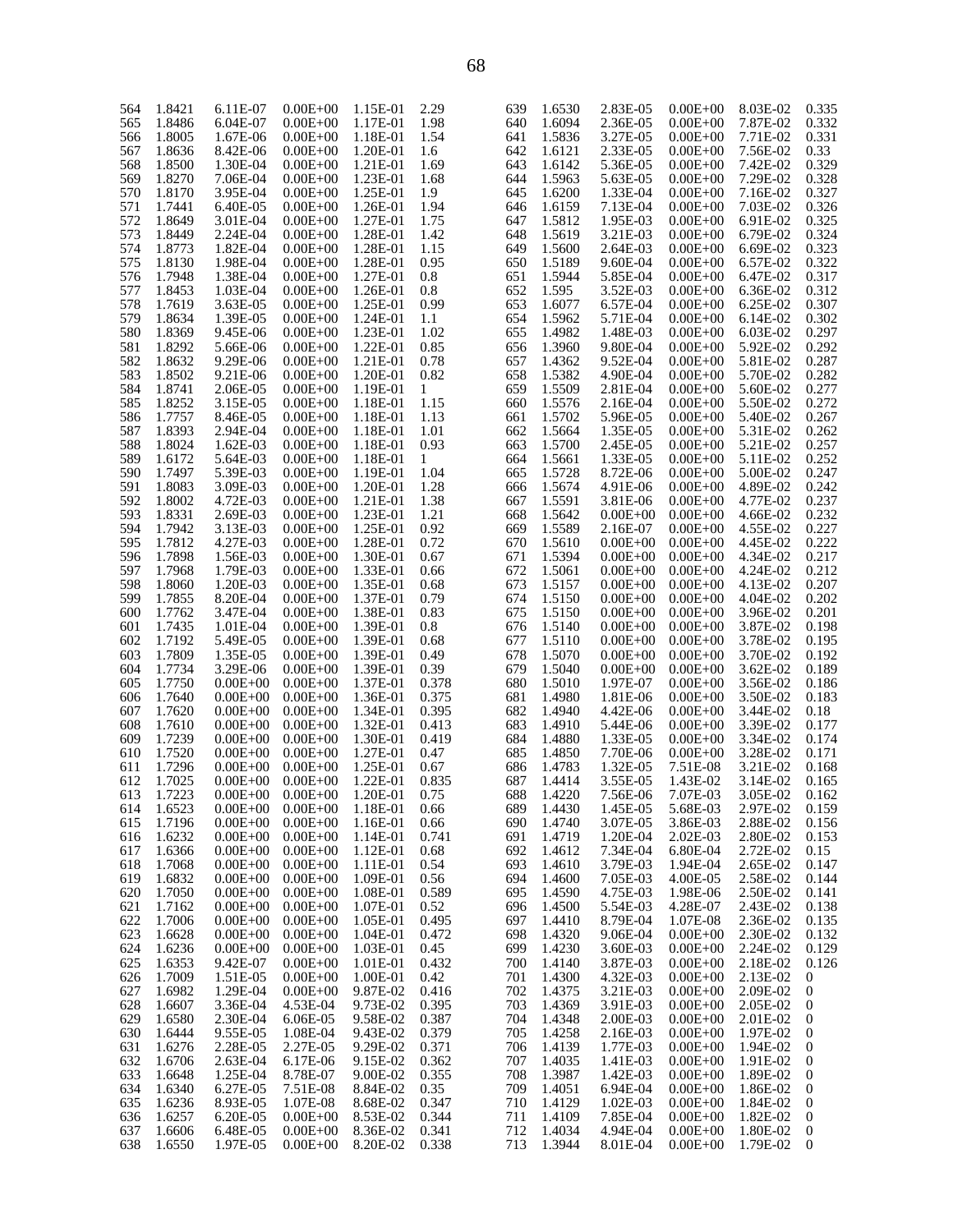| | | | | | |
|---|---|---|---|---|---|
| 564 | 1.8421 | 6.11E-07 | 0.00E+00 | 1.15E-01 | 2.29 |
| 565 | 1.8486 | 6.04E-07 | 0.00E+00 | 1.17E-01 | 1.98 |
| 566 | 1.8005 | 1.67E-06 | 0.00E+00 | 1.18E-01 | 1.54 |
| 567 | 1.8636 | 8.42E-06 | 0.00E+00 | 1.20E-01 | 1.6 |
| 568 | 1.8500 | 1.30E-04 | 0.00E+00 | 1.21E-01 | 1.69 |
| 569 | 1.8270 | 7.06E-04 | 0.00E+00 | 1.23E-01 | 1.68 |
| 570 | 1.8170 | 3.95E-04 | 0.00E+00 | 1.25E-01 | 1.9 |
| 571 | 1.7441 | 6.40E-05 | 0.00E+00 | 1.26E-01 | 1.94 |
| 572 | 1.8649 | 3.01E-04 | 0.00E+00 | 1.27E-01 | 1.75 |
| 573 | 1.8449 | 2.24E-04 | 0.00E+00 | 1.28E-01 | 1.42 |
| 574 | 1.8773 | 1.82E-04 | 0.00E+00 | 1.28E-01 | 1.15 |
| 575 | 1.8130 | 1.98E-04 | 0.00E+00 | 1.28E-01 | 0.95 |
| 576 | 1.7948 | 1.38E-04 | 0.00E+00 | 1.27E-01 | 0.8 |
| 577 | 1.8453 | 1.03E-04 | 0.00E+00 | 1.26E-01 | 0.8 |
| 578 | 1.7619 | 3.63E-05 | 0.00E+00 | 1.25E-01 | 0.99 |
| 579 | 1.8634 | 1.39E-05 | 0.00E+00 | 1.24E-01 | 1.1 |
| 580 | 1.8369 | 9.45E-06 | 0.00E+00 | 1.23E-01 | 1.02 |
| 581 | 1.8292 | 5.66E-06 | 0.00E+00 | 1.22E-01 | 0.85 |
| 582 | 1.8632 | 9.29E-06 | 0.00E+00 | 1.21E-01 | 0.78 |
| 583 | 1.8502 | 9.21E-06 | 0.00E+00 | 1.20E-01 | 0.82 |
| 584 | 1.8741 | 2.06E-05 | 0.00E+00 | 1.19E-01 | 1 |
| 585 | 1.8252 | 3.15E-05 | 0.00E+00 | 1.18E-01 | 1.15 |
| 586 | 1.7757 | 8.46E-05 | 0.00E+00 | 1.18E-01 | 1.13 |
| 587 | 1.8393 | 2.94E-04 | 0.00E+00 | 1.18E-01 | 1.01 |
| 588 | 1.8024 | 1.62E-03 | 0.00E+00 | 1.18E-01 | 0.93 |
| 589 | 1.6172 | 5.64E-03 | 0.00E+00 | 1.18E-01 | 1 |
| 590 | 1.7497 | 5.39E-03 | 0.00E+00 | 1.19E-01 | 1.04 |
| 591 | 1.8083 | 3.09E-03 | 0.00E+00 | 1.20E-01 | 1.28 |
| 592 | 1.8002 | 4.72E-03 | 0.00E+00 | 1.21E-01 | 1.38 |
| 593 | 1.8331 | 2.69E-03 | 0.00E+00 | 1.23E-01 | 1.21 |
| 594 | 1.7942 | 3.13E-03 | 0.00E+00 | 1.25E-01 | 0.92 |
| 595 | 1.7812 | 4.27E-03 | 0.00E+00 | 1.28E-01 | 0.72 |
| 596 | 1.7898 | 1.56E-03 | 0.00E+00 | 1.30E-01 | 0.67 |
| 597 | 1.7968 | 1.79E-03 | 0.00E+00 | 1.33E-01 | 0.66 |
| 598 | 1.8060 | 1.20E-03 | 0.00E+00 | 1.35E-01 | 0.68 |
| 599 | 1.7855 | 8.20E-04 | 0.00E+00 | 1.37E-01 | 0.79 |
| 600 | 1.7762 | 3.47E-04 | 0.00E+00 | 1.38E-01 | 0.83 |
| 601 | 1.7435 | 1.01E-04 | 0.00E+00 | 1.39E-01 | 0.8 |
| 602 | 1.7192 | 5.49E-05 | 0.00E+00 | 1.39E-01 | 0.68 |
| 603 | 1.7809 | 1.35E-05 | 0.00E+00 | 1.39E-01 | 0.49 |
| 604 | 1.7734 | 3.29E-06 | 0.00E+00 | 1.39E-01 | 0.39 |
| 605 | 1.7750 | 0.00E+00 | 0.00E+00 | 1.37E-01 | 0.378 |
| 606 | 1.7640 | 0.00E+00 | 0.00E+00 | 1.36E-01 | 0.375 |
| 607 | 1.7620 | 0.00E+00 | 0.00E+00 | 1.34E-01 | 0.395 |
| 608 | 1.7610 | 0.00E+00 | 0.00E+00 | 1.32E-01 | 0.413 |
| 609 | 1.7239 | 0.00E+00 | 0.00E+00 | 1.30E-01 | 0.419 |
| 610 | 1.7520 | 0.00E+00 | 0.00E+00 | 1.27E-01 | 0.47 |
| 611 | 1.7296 | 0.00E+00 | 0.00E+00 | 1.25E-01 | 0.67 |
| 612 | 1.7025 | 0.00E+00 | 0.00E+00 | 1.22E-01 | 0.835 |
| 613 | 1.7223 | 0.00E+00 | 0.00E+00 | 1.20E-01 | 0.75 |
| 614 | 1.6523 | 0.00E+00 | 0.00E+00 | 1.18E-01 | 0.66 |
| 615 | 1.7196 | 0.00E+00 | 0.00E+00 | 1.16E-01 | 0.66 |
| 616 | 1.6232 | 0.00E+00 | 0.00E+00 | 1.14E-01 | 0.741 |
| 617 | 1.6366 | 0.00E+00 | 0.00E+00 | 1.12E-01 | 0.68 |
| 618 | 1.7068 | 0.00E+00 | 0.00E+00 | 1.11E-01 | 0.54 |
| 619 | 1.6832 | 0.00E+00 | 0.00E+00 | 1.09E-01 | 0.56 |
| 620 | 1.7050 | 0.00E+00 | 0.00E+00 | 1.08E-01 | 0.589 |
| 621 | 1.7162 | 0.00E+00 | 0.00E+00 | 1.07E-01 | 0.52 |
| 622 | 1.7006 | 0.00E+00 | 0.00E+00 | 1.05E-01 | 0.495 |
| 623 | 1.6628 | 0.00E+00 | 0.00E+00 | 1.04E-01 | 0.472 |
| 624 | 1.6236 | 0.00E+00 | 0.00E+00 | 1.03E-01 | 0.45 |
| 625 | 1.6353 | 9.42E-07 | 0.00E+00 | 1.01E-01 | 0.432 |
| 626 | 1.7009 | 1.51E-05 | 0.00E+00 | 1.00E-01 | 0.42 |
| 627 | 1.6982 | 1.29E-04 | 0.00E+00 | 9.87E-02 | 0.416 |
| 628 | 1.6607 | 3.36E-04 | 4.53E-04 | 9.73E-02 | 0.395 |
| 629 | 1.6580 | 2.30E-04 | 6.06E-05 | 9.58E-02 | 0.387 |
| 630 | 1.6444 | 9.55E-05 | 1.08E-04 | 9.43E-02 | 0.379 |
| 631 | 1.6276 | 2.28E-05 | 2.27E-05 | 9.29E-02 | 0.371 |
| 632 | 1.6706 | 2.63E-04 | 6.17E-06 | 9.15E-02 | 0.362 |
| 633 | 1.6648 | 1.25E-04 | 8.78E-07 | 9.00E-02 | 0.355 |
| 634 | 1.6340 | 6.27E-05 | 7.51E-08 | 8.84E-02 | 0.35 |
| 635 | 1.6236 | 8.93E-05 | 1.07E-08 | 8.68E-02 | 0.347 |
| 636 | 1.6257 | 6.20E-05 | 0.00E+00 | 8.53E-02 | 0.344 |
| 637 | 1.6606 | 6.48E-05 | 0.00E+00 | 8.36E-02 | 0.341 |
| 638 | 1.6550 | 1.97E-05 | 0.00E+00 | 8.20E-02 | 0.338 |
| 639 | 1.6530 | 2.83E-05 | 0.00E+00 | 8.03E-02 | 0.335 |
| 640 | 1.6094 | 2.36E-05 | 0.00E+00 | 7.87E-02 | 0.332 |
| 641 | 1.5836 | 3.27E-05 | 0.00E+00 | 7.71E-02 | 0.331 |
| 642 | 1.6121 | 2.33E-05 | 0.00E+00 | 7.56E-02 | 0.33 |
| 643 | 1.6142 | 5.36E-05 | 0.00E+00 | 7.42E-02 | 0.329 |
| 644 | 1.5963 | 5.63E-05 | 0.00E+00 | 7.29E-02 | 0.328 |
| 645 | 1.6200 | 1.33E-04 | 0.00E+00 | 7.16E-02 | 0.327 |
| 646 | 1.6159 | 7.13E-04 | 0.00E+00 | 7.03E-02 | 0.326 |
| 647 | 1.5812 | 1.95E-03 | 0.00E+00 | 6.91E-02 | 0.325 |
| 648 | 1.5619 | 3.21E-03 | 0.00E+00 | 6.79E-02 | 0.324 |
| 649 | 1.5600 | 2.64E-03 | 0.00E+00 | 6.69E-02 | 0.323 |
| 650 | 1.5189 | 9.60E-04 | 0.00E+00 | 6.57E-02 | 0.322 |
| 651 | 1.5944 | 5.85E-04 | 0.00E+00 | 6.47E-02 | 0.317 |
| 652 | 1.595 | 3.52E-03 | 0.00E+00 | 6.36E-02 | 0.312 |
| 653 | 1.6077 | 6.57E-04 | 0.00E+00 | 6.25E-02 | 0.307 |
| 654 | 1.5962 | 5.71E-04 | 0.00E+00 | 6.14E-02 | 0.302 |
| 655 | 1.4982 | 1.48E-03 | 0.00E+00 | 6.03E-02 | 0.297 |
| 656 | 1.3960 | 9.80E-04 | 0.00E+00 | 5.92E-02 | 0.292 |
| 657 | 1.4362 | 9.52E-04 | 0.00E+00 | 5.81E-02 | 0.287 |
| 658 | 1.5382 | 4.90E-04 | 0.00E+00 | 5.70E-02 | 0.282 |
| 659 | 1.5509 | 2.81E-04 | 0.00E+00 | 5.60E-02 | 0.277 |
| 660 | 1.5576 | 2.16E-04 | 0.00E+00 | 5.50E-02 | 0.272 |
| 661 | 1.5702 | 5.96E-05 | 0.00E+00 | 5.40E-02 | 0.267 |
| 662 | 1.5664 | 1.35E-05 | 0.00E+00 | 5.31E-02 | 0.262 |
| 663 | 1.5700 | 2.45E-05 | 0.00E+00 | 5.21E-02 | 0.257 |
| 664 | 1.5661 | 1.33E-05 | 0.00E+00 | 5.11E-02 | 0.252 |
| 665 | 1.5728 | 8.72E-06 | 0.00E+00 | 5.00E-02 | 0.247 |
| 666 | 1.5674 | 4.91E-06 | 0.00E+00 | 4.89E-02 | 0.242 |
| 667 | 1.5591 | 3.81E-06 | 0.00E+00 | 4.77E-02 | 0.237 |
| 668 | 1.5642 | 0.00E+00 | 0.00E+00 | 4.66E-02 | 0.232 |
| 669 | 1.5589 | 2.16E-07 | 0.00E+00 | 4.55E-02 | 0.227 |
| 670 | 1.5610 | 0.00E+00 | 0.00E+00 | 4.45E-02 | 0.222 |
| 671 | 1.5394 | 0.00E+00 | 0.00E+00 | 4.34E-02 | 0.217 |
| 672 | 1.5061 | 0.00E+00 | 0.00E+00 | 4.24E-02 | 0.212 |
| 673 | 1.5157 | 0.00E+00 | 0.00E+00 | 4.13E-02 | 0.207 |
| 674 | 1.5150 | 0.00E+00 | 0.00E+00 | 4.04E-02 | 0.202 |
| 675 | 1.5150 | 0.00E+00 | 0.00E+00 | 3.96E-02 | 0.201 |
| 676 | 1.5140 | 0.00E+00 | 0.00E+00 | 3.87E-02 | 0.198 |
| 677 | 1.5110 | 0.00E+00 | 0.00E+00 | 3.78E-02 | 0.195 |
| 678 | 1.5070 | 0.00E+00 | 0.00E+00 | 3.70E-02 | 0.192 |
| 679 | 1.5040 | 0.00E+00 | 0.00E+00 | 3.62E-02 | 0.189 |
| 680 | 1.5010 | 1.97E-07 | 0.00E+00 | 3.56E-02 | 0.186 |
| 681 | 1.4980 | 1.81E-06 | 0.00E+00 | 3.50E-02 | 0.183 |
| 682 | 1.4940 | 4.42E-06 | 0.00E+00 | 3.44E-02 | 0.18 |
| 683 | 1.4910 | 5.44E-06 | 0.00E+00 | 3.39E-02 | 0.177 |
| 684 | 1.4880 | 1.33E-05 | 0.00E+00 | 3.34E-02 | 0.174 |
| 685 | 1.4850 | 7.70E-06 | 0.00E+00 | 3.28E-02 | 0.171 |
| 686 | 1.4783 | 1.32E-05 | 7.51E-08 | 3.21E-02 | 0.168 |
| 687 | 1.4414 | 3.55E-05 | 1.43E-02 | 3.14E-02 | 0.165 |
| 688 | 1.4220 | 7.56E-06 | 7.07E-03 | 3.05E-02 | 0.162 |
| 689 | 1.4430 | 1.45E-05 | 5.68E-03 | 2.97E-02 | 0.159 |
| 690 | 1.4740 | 3.07E-05 | 3.86E-03 | 2.88E-02 | 0.156 |
| 691 | 1.4719 | 1.20E-04 | 2.02E-03 | 2.80E-02 | 0.153 |
| 692 | 1.4612 | 7.34E-04 | 6.80E-04 | 2.72E-02 | 0.15 |
| 693 | 1.4610 | 3.79E-03 | 1.94E-04 | 2.65E-02 | 0.147 |
| 694 | 1.4600 | 7.05E-03 | 4.00E-05 | 2.58E-02 | 0.144 |
| 695 | 1.4590 | 4.75E-03 | 1.98E-06 | 2.50E-02 | 0.141 |
| 696 | 1.4500 | 5.54E-03 | 4.28E-07 | 2.43E-02 | 0.138 |
| 697 | 1.4410 | 8.79E-04 | 1.07E-08 | 2.36E-02 | 0.135 |
| 698 | 1.4320 | 9.06E-04 | 0.00E+00 | 2.30E-02 | 0.132 |
| 699 | 1.4230 | 3.60E-03 | 0.00E+00 | 2.24E-02 | 0.129 |
| 700 | 1.4140 | 3.87E-03 | 0.00E+00 | 2.18E-02 | 0.126 |
| 701 | 1.4300 | 4.32E-03 | 0.00E+00 | 2.13E-02 | 0 |
| 702 | 1.4375 | 3.21E-03 | 0.00E+00 | 2.09E-02 | 0 |
| 703 | 1.4369 | 3.91E-03 | 0.00E+00 | 2.05E-02 | 0 |
| 704 | 1.4348 | 2.00E-03 | 0.00E+00 | 2.01E-02 | 0 |
| 705 | 1.4258 | 2.16E-03 | 0.00E+00 | 1.97E-02 | 0 |
| 706 | 1.4139 | 1.77E-03 | 0.00E+00 | 1.94E-02 | 0 |
| 707 | 1.4035 | 1.41E-03 | 0.00E+00 | 1.91E-02 | 0 |
| 708 | 1.3987 | 1.42E-03 | 0.00E+00 | 1.89E-02 | 0 |
| 709 | 1.4051 | 6.94E-04 | 0.00E+00 | 1.86E-02 | 0 |
| 710 | 1.4129 | 1.02E-03 | 0.00E+00 | 1.84E-02 | 0 |
| 711 | 1.4109 | 7.85E-04 | 0.00E+00 | 1.82E-02 | 0 |
| 712 | 1.4034 | 4.94E-04 | 0.00E+00 | 1.80E-02 | 0 |
| 713 | 1.3944 | 8.01E-04 | 0.00E+00 | 1.79E-02 | 0 |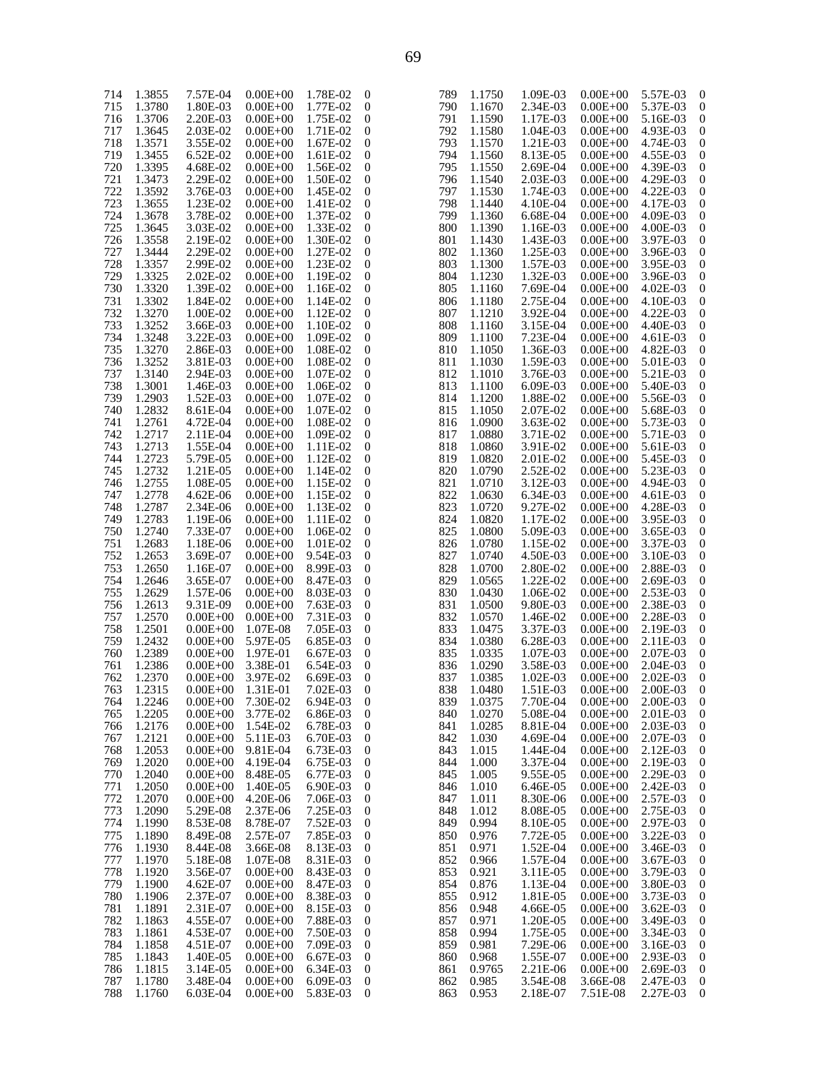| | | | | | |
|---|---|---|---|---|---|
| 714 | 1.3855 | 7.57E-04 | 0.00E+00 | 1.78E-02 | 0 |
| 715 | 1.3780 | 1.80E-03 | 0.00E+00 | 1.77E-02 | 0 |
| 716 | 1.3706 | 2.20E-03 | 0.00E+00 | 1.75E-02 | 0 |
| 717 | 1.3645 | 2.03E-02 | 0.00E+00 | 1.71E-02 | 0 |
| 718 | 1.3571 | 3.55E-02 | 0.00E+00 | 1.67E-02 | 0 |
| 719 | 1.3455 | 6.52E-02 | 0.00E+00 | 1.61E-02 | 0 |
| 720 | 1.3395 | 4.68E-02 | 0.00E+00 | 1.56E-02 | 0 |
| 721 | 1.3473 | 2.29E-02 | 0.00E+00 | 1.50E-02 | 0 |
| 722 | 1.3592 | 3.76E-03 | 0.00E+00 | 1.45E-02 | 0 |
| 723 | 1.3655 | 1.23E-02 | 0.00E+00 | 1.41E-02 | 0 |
| 724 | 1.3678 | 3.78E-02 | 0.00E+00 | 1.37E-02 | 0 |
| 725 | 1.3645 | 3.03E-02 | 0.00E+00 | 1.33E-02 | 0 |
| 726 | 1.3558 | 2.19E-02 | 0.00E+00 | 1.30E-02 | 0 |
| 727 | 1.3444 | 2.29E-02 | 0.00E+00 | 1.27E-02 | 0 |
| 728 | 1.3357 | 2.99E-02 | 0.00E+00 | 1.23E-02 | 0 |
| 729 | 1.3325 | 2.02E-02 | 0.00E+00 | 1.19E-02 | 0 |
| 730 | 1.3320 | 1.39E-02 | 0.00E+00 | 1.16E-02 | 0 |
| 731 | 1.3302 | 1.84E-02 | 0.00E+00 | 1.14E-02 | 0 |
| 732 | 1.3270 | 1.00E-02 | 0.00E+00 | 1.12E-02 | 0 |
| 733 | 1.3252 | 3.66E-03 | 0.00E+00 | 1.10E-02 | 0 |
| 734 | 1.3248 | 3.22E-03 | 0.00E+00 | 1.09E-02 | 0 |
| 735 | 1.3270 | 2.86E-03 | 0.00E+00 | 1.08E-02 | 0 |
| 736 | 1.3252 | 3.81E-03 | 0.00E+00 | 1.08E-02 | 0 |
| 737 | 1.3140 | 2.94E-03 | 0.00E+00 | 1.07E-02 | 0 |
| 738 | 1.3001 | 1.46E-03 | 0.00E+00 | 1.06E-02 | 0 |
| 739 | 1.2903 | 1.52E-03 | 0.00E+00 | 1.07E-02 | 0 |
| 740 | 1.2832 | 8.61E-04 | 0.00E+00 | 1.07E-02 | 0 |
| 741 | 1.2761 | 4.72E-04 | 0.00E+00 | 1.08E-02 | 0 |
| 742 | 1.2717 | 2.11E-04 | 0.00E+00 | 1.09E-02 | 0 |
| 743 | 1.2713 | 1.55E-04 | 0.00E+00 | 1.11E-02 | 0 |
| 744 | 1.2723 | 5.79E-05 | 0.00E+00 | 1.12E-02 | 0 |
| 745 | 1.2732 | 1.21E-05 | 0.00E+00 | 1.14E-02 | 0 |
| 746 | 1.2755 | 1.08E-05 | 0.00E+00 | 1.15E-02 | 0 |
| 747 | 1.2778 | 4.62E-06 | 0.00E+00 | 1.15E-02 | 0 |
| 748 | 1.2787 | 2.34E-06 | 0.00E+00 | 1.13E-02 | 0 |
| 749 | 1.2783 | 1.19E-06 | 0.00E+00 | 1.11E-02 | 0 |
| 750 | 1.2740 | 7.33E-07 | 0.00E+00 | 1.06E-02 | 0 |
| 751 | 1.2683 | 1.18E-06 | 0.00E+00 | 1.01E-02 | 0 |
| 752 | 1.2653 | 3.69E-07 | 0.00E+00 | 9.54E-03 | 0 |
| 753 | 1.2650 | 1.16E-07 | 0.00E+00 | 8.99E-03 | 0 |
| 754 | 1.2646 | 3.65E-07 | 0.00E+00 | 8.47E-03 | 0 |
| 755 | 1.2629 | 1.57E-06 | 0.00E+00 | 8.03E-03 | 0 |
| 756 | 1.2613 | 9.31E-09 | 0.00E+00 | 7.63E-03 | 0 |
| 757 | 1.2570 | 0.00E+00 | 0.00E+00 | 7.31E-03 | 0 |
| 758 | 1.2501 | 0.00E+00 | 1.07E-08 | 7.05E-03 | 0 |
| 759 | 1.2432 | 0.00E+00 | 5.97E-05 | 6.85E-03 | 0 |
| 760 | 1.2389 | 0.00E+00 | 1.97E-01 | 6.67E-03 | 0 |
| 761 | 1.2386 | 0.00E+00 | 3.38E-01 | 6.54E-03 | 0 |
| 762 | 1.2370 | 0.00E+00 | 3.97E-02 | 6.69E-03 | 0 |
| 763 | 1.2315 | 0.00E+00 | 1.31E-01 | 7.02E-03 | 0 |
| 764 | 1.2246 | 0.00E+00 | 7.30E-02 | 6.94E-03 | 0 |
| 765 | 1.2205 | 0.00E+00 | 3.77E-02 | 6.86E-03 | 0 |
| 766 | 1.2176 | 0.00E+00 | 1.54E-02 | 6.78E-03 | 0 |
| 767 | 1.2121 | 0.00E+00 | 5.11E-03 | 6.70E-03 | 0 |
| 768 | 1.2053 | 0.00E+00 | 9.81E-04 | 6.73E-03 | 0 |
| 769 | 1.2020 | 0.00E+00 | 4.19E-04 | 6.75E-03 | 0 |
| 770 | 1.2040 | 0.00E+00 | 8.48E-05 | 6.77E-03 | 0 |
| 771 | 1.2050 | 0.00E+00 | 1.40E-05 | 6.90E-03 | 0 |
| 772 | 1.2070 | 0.00E+00 | 4.20E-06 | 7.06E-03 | 0 |
| 773 | 1.2090 | 5.29E-08 | 2.37E-06 | 7.25E-03 | 0 |
| 774 | 1.1990 | 8.53E-08 | 8.78E-07 | 7.52E-03 | 0 |
| 775 | 1.1890 | 8.49E-08 | 2.57E-07 | 7.85E-03 | 0 |
| 776 | 1.1930 | 8.44E-08 | 3.66E-08 | 8.13E-03 | 0 |
| 777 | 1.1970 | 5.18E-08 | 1.07E-08 | 8.31E-03 | 0 |
| 778 | 1.1920 | 3.56E-07 | 0.00E+00 | 8.43E-03 | 0 |
| 779 | 1.1900 | 4.62E-07 | 0.00E+00 | 8.47E-03 | 0 |
| 780 | 1.1906 | 2.37E-07 | 0.00E+00 | 8.38E-03 | 0 |
| 781 | 1.1891 | 2.31E-07 | 0.00E+00 | 8.15E-03 | 0 |
| 782 | 1.1863 | 4.55E-07 | 0.00E+00 | 7.88E-03 | 0 |
| 783 | 1.1861 | 4.53E-07 | 0.00E+00 | 7.50E-03 | 0 |
| 784 | 1.1858 | 4.51E-07 | 0.00E+00 | 7.09E-03 | 0 |
| 785 | 1.1843 | 1.40E-05 | 0.00E+00 | 6.67E-03 | 0 |
| 786 | 1.1815 | 3.14E-05 | 0.00E+00 | 6.34E-03 | 0 |
| 787 | 1.1780 | 3.48E-04 | 0.00E+00 | 6.09E-03 | 0 |
| 788 | 1.1760 | 6.03E-04 | 0.00E+00 | 5.83E-03 | 0 |
| 789 | 1.1750 | 1.09E-03 | 0.00E+00 | 5.57E-03 | 0 |
| 790 | 1.1670 | 2.34E-03 | 0.00E+00 | 5.37E-03 | 0 |
| 791 | 1.1590 | 1.17E-03 | 0.00E+00 | 5.16E-03 | 0 |
| 792 | 1.1580 | 1.04E-03 | 0.00E+00 | 4.93E-03 | 0 |
| 793 | 1.1570 | 1.21E-03 | 0.00E+00 | 4.74E-03 | 0 |
| 794 | 1.1560 | 8.13E-05 | 0.00E+00 | 4.55E-03 | 0 |
| 795 | 1.1550 | 2.69E-04 | 0.00E+00 | 4.39E-03 | 0 |
| 796 | 1.1540 | 2.03E-03 | 0.00E+00 | 4.29E-03 | 0 |
| 797 | 1.1530 | 1.74E-03 | 0.00E+00 | 4.22E-03 | 0 |
| 798 | 1.1440 | 4.10E-04 | 0.00E+00 | 4.17E-03 | 0 |
| 799 | 1.1360 | 6.68E-04 | 0.00E+00 | 4.09E-03 | 0 |
| 800 | 1.1390 | 1.16E-03 | 0.00E+00 | 4.00E-03 | 0 |
| 801 | 1.1430 | 1.43E-03 | 0.00E+00 | 3.97E-03 | 0 |
| 802 | 1.1360 | 1.25E-03 | 0.00E+00 | 3.96E-03 | 0 |
| 803 | 1.1300 | 1.57E-03 | 0.00E+00 | 3.95E-03 | 0 |
| 804 | 1.1230 | 1.32E-03 | 0.00E+00 | 3.96E-03 | 0 |
| 805 | 1.1160 | 7.69E-04 | 0.00E+00 | 4.02E-03 | 0 |
| 806 | 1.1180 | 2.75E-04 | 0.00E+00 | 4.10E-03 | 0 |
| 807 | 1.1210 | 3.92E-04 | 0.00E+00 | 4.22E-03 | 0 |
| 808 | 1.1160 | 3.15E-04 | 0.00E+00 | 4.40E-03 | 0 |
| 809 | 1.1100 | 7.23E-04 | 0.00E+00 | 4.61E-03 | 0 |
| 810 | 1.1050 | 1.36E-03 | 0.00E+00 | 4.82E-03 | 0 |
| 811 | 1.1030 | 1.59E-03 | 0.00E+00 | 5.01E-03 | 0 |
| 812 | 1.1010 | 3.76E-03 | 0.00E+00 | 5.21E-03 | 0 |
| 813 | 1.1100 | 6.09E-03 | 0.00E+00 | 5.40E-03 | 0 |
| 814 | 1.1200 | 1.88E-02 | 0.00E+00 | 5.56E-03 | 0 |
| 815 | 1.1050 | 2.07E-02 | 0.00E+00 | 5.68E-03 | 0 |
| 816 | 1.0900 | 3.63E-02 | 0.00E+00 | 5.73E-03 | 0 |
| 817 | 1.0880 | 3.71E-02 | 0.00E+00 | 5.71E-03 | 0 |
| 818 | 1.0860 | 3.91E-02 | 0.00E+00 | 5.61E-03 | 0 |
| 819 | 1.0820 | 2.01E-02 | 0.00E+00 | 5.45E-03 | 0 |
| 820 | 1.0790 | 2.52E-02 | 0.00E+00 | 5.23E-03 | 0 |
| 821 | 1.0710 | 3.12E-03 | 0.00E+00 | 4.94E-03 | 0 |
| 822 | 1.0630 | 6.34E-03 | 0.00E+00 | 4.61E-03 | 0 |
| 823 | 1.0720 | 9.27E-02 | 0.00E+00 | 4.28E-03 | 0 |
| 824 | 1.0820 | 1.17E-02 | 0.00E+00 | 3.95E-03 | 0 |
| 825 | 1.0800 | 5.09E-03 | 0.00E+00 | 3.65E-03 | 0 |
| 826 | 1.0780 | 1.15E-02 | 0.00E+00 | 3.37E-03 | 0 |
| 827 | 1.0740 | 4.50E-03 | 0.00E+00 | 3.10E-03 | 0 |
| 828 | 1.0700 | 2.80E-02 | 0.00E+00 | 2.88E-03 | 0 |
| 829 | 1.0565 | 1.22E-02 | 0.00E+00 | 2.69E-03 | 0 |
| 830 | 1.0430 | 1.06E-02 | 0.00E+00 | 2.53E-03 | 0 |
| 831 | 1.0500 | 9.80E-03 | 0.00E+00 | 2.38E-03 | 0 |
| 832 | 1.0570 | 1.46E-02 | 0.00E+00 | 2.28E-03 | 0 |
| 833 | 1.0475 | 3.37E-03 | 0.00E+00 | 2.19E-03 | 0 |
| 834 | 1.0380 | 6.28E-03 | 0.00E+00 | 2.11E-03 | 0 |
| 835 | 1.0335 | 1.07E-03 | 0.00E+00 | 2.07E-03 | 0 |
| 836 | 1.0290 | 3.58E-03 | 0.00E+00 | 2.04E-03 | 0 |
| 837 | 1.0385 | 1.02E-03 | 0.00E+00 | 2.02E-03 | 0 |
| 838 | 1.0480 | 1.51E-03 | 0.00E+00 | 2.00E-03 | 0 |
| 839 | 1.0375 | 7.70E-04 | 0.00E+00 | 2.00E-03 | 0 |
| 840 | 1.0270 | 5.08E-04 | 0.00E+00 | 2.01E-03 | 0 |
| 841 | 1.0285 | 8.81E-04 | 0.00E+00 | 2.03E-03 | 0 |
| 842 | 1.030 | 4.69E-04 | 0.00E+00 | 2.07E-03 | 0 |
| 843 | 1.015 | 1.44E-04 | 0.00E+00 | 2.12E-03 | 0 |
| 844 | 1.000 | 3.37E-04 | 0.00E+00 | 2.19E-03 | 0 |
| 845 | 1.005 | 9.55E-05 | 0.00E+00 | 2.29E-03 | 0 |
| 846 | 1.010 | 6.46E-05 | 0.00E+00 | 2.42E-03 | 0 |
| 847 | 1.011 | 8.30E-06 | 0.00E+00 | 2.57E-03 | 0 |
| 848 | 1.012 | 8.08E-05 | 0.00E+00 | 2.75E-03 | 0 |
| 849 | 0.994 | 8.10E-05 | 0.00E+00 | 2.97E-03 | 0 |
| 850 | 0.976 | 7.72E-05 | 0.00E+00 | 3.22E-03 | 0 |
| 851 | 0.971 | 1.52E-04 | 0.00E+00 | 3.46E-03 | 0 |
| 852 | 0.966 | 1.57E-04 | 0.00E+00 | 3.67E-03 | 0 |
| 853 | 0.921 | 3.11E-05 | 0.00E+00 | 3.79E-03 | 0 |
| 854 | 0.876 | 1.13E-04 | 0.00E+00 | 3.80E-03 | 0 |
| 855 | 0.912 | 1.81E-05 | 0.00E+00 | 3.73E-03 | 0 |
| 856 | 0.948 | 4.66E-05 | 0.00E+00 | 3.62E-03 | 0 |
| 857 | 0.971 | 1.20E-05 | 0.00E+00 | 3.49E-03 | 0 |
| 858 | 0.994 | 1.75E-05 | 0.00E+00 | 3.34E-03 | 0 |
| 859 | 0.981 | 7.29E-06 | 0.00E+00 | 3.16E-03 | 0 |
| 860 | 0.968 | 1.55E-07 | 0.00E+00 | 2.93E-03 | 0 |
| 861 | 0.9765 | 2.21E-06 | 0.00E+00 | 2.69E-03 | 0 |
| 862 | 0.985 | 3.54E-08 | 3.66E-08 | 2.47E-03 | 0 |
| 863 | 0.953 | 2.18E-07 | 7.51E-08 | 2.27E-03 | 0 |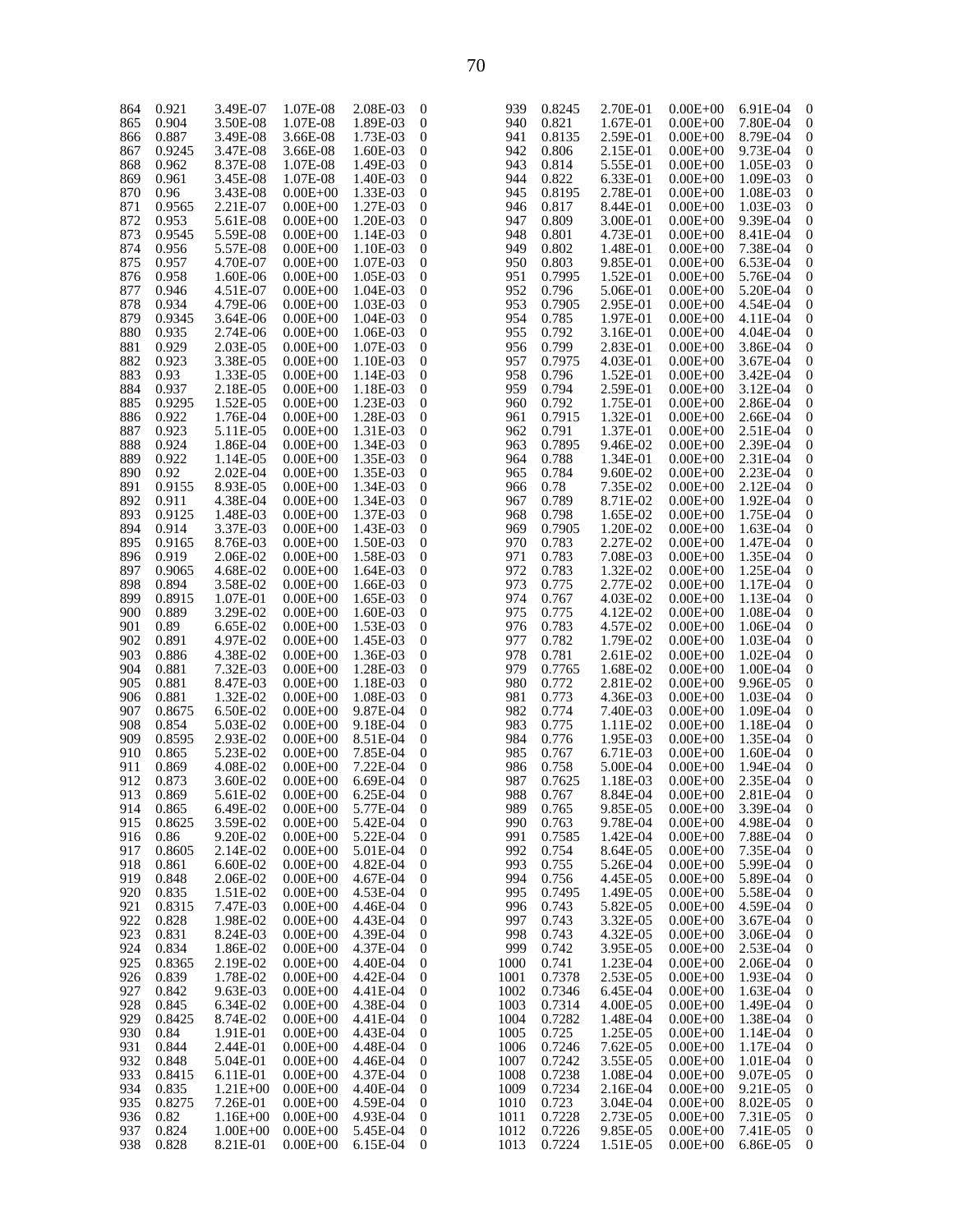| | | | | | |
|---|---|---|---|---|---|
| 864 | 0.921 | 3.49E-07 | 1.07E-08 | 2.08E-03 | 0 |
| 865 | 0.904 | 3.50E-08 | 1.07E-08 | 1.89E-03 | 0 |
| 866 | 0.887 | 3.49E-08 | 3.66E-08 | 1.73E-03 | 0 |
| 867 | 0.9245 | 3.47E-08 | 3.66E-08 | 1.60E-03 | 0 |
| 868 | 0.962 | 8.37E-08 | 1.07E-08 | 1.49E-03 | 0 |
| 869 | 0.961 | 3.45E-08 | 1.07E-08 | 1.40E-03 | 0 |
| 870 | 0.96 | 3.43E-08 | 0.00E+00 | 1.33E-03 | 0 |
| 871 | 0.9565 | 2.21E-07 | 0.00E+00 | 1.27E-03 | 0 |
| 872 | 0.953 | 5.61E-08 | 0.00E+00 | 1.20E-03 | 0 |
| 873 | 0.9545 | 5.59E-08 | 0.00E+00 | 1.14E-03 | 0 |
| 874 | 0.956 | 5.57E-08 | 0.00E+00 | 1.10E-03 | 0 |
| 875 | 0.957 | 4.70E-07 | 0.00E+00 | 1.07E-03 | 0 |
| 876 | 0.958 | 1.60E-06 | 0.00E+00 | 1.05E-03 | 0 |
| 877 | 0.946 | 4.51E-07 | 0.00E+00 | 1.04E-03 | 0 |
| 878 | 0.934 | 4.79E-06 | 0.00E+00 | 1.03E-03 | 0 |
| 879 | 0.9345 | 3.64E-06 | 0.00E+00 | 1.04E-03 | 0 |
| 880 | 0.935 | 2.74E-06 | 0.00E+00 | 1.06E-03 | 0 |
| 881 | 0.929 | 2.03E-05 | 0.00E+00 | 1.07E-03 | 0 |
| 882 | 0.923 | 3.38E-05 | 0.00E+00 | 1.10E-03 | 0 |
| 883 | 0.93 | 1.33E-05 | 0.00E+00 | 1.14E-03 | 0 |
| 884 | 0.937 | 2.18E-05 | 0.00E+00 | 1.18E-03 | 0 |
| 885 | 0.9295 | 1.52E-05 | 0.00E+00 | 1.23E-03 | 0 |
| 886 | 0.922 | 1.76E-04 | 0.00E+00 | 1.28E-03 | 0 |
| 887 | 0.923 | 5.11E-05 | 0.00E+00 | 1.31E-03 | 0 |
| 888 | 0.924 | 1.86E-04 | 0.00E+00 | 1.34E-03 | 0 |
| 889 | 0.922 | 1.14E-05 | 0.00E+00 | 1.35E-03 | 0 |
| 890 | 0.92 | 2.02E-04 | 0.00E+00 | 1.35E-03 | 0 |
| 891 | 0.9155 | 8.93E-05 | 0.00E+00 | 1.34E-03 | 0 |
| 892 | 0.911 | 4.38E-04 | 0.00E+00 | 1.34E-03 | 0 |
| 893 | 0.9125 | 1.48E-03 | 0.00E+00 | 1.37E-03 | 0 |
| 894 | 0.914 | 3.37E-03 | 0.00E+00 | 1.43E-03 | 0 |
| 895 | 0.9165 | 8.76E-03 | 0.00E+00 | 1.50E-03 | 0 |
| 896 | 0.919 | 2.06E-02 | 0.00E+00 | 1.58E-03 | 0 |
| 897 | 0.9065 | 4.68E-02 | 0.00E+00 | 1.64E-03 | 0 |
| 898 | 0.894 | 3.58E-02 | 0.00E+00 | 1.66E-03 | 0 |
| 899 | 0.8915 | 1.07E-01 | 0.00E+00 | 1.65E-03 | 0 |
| 900 | 0.889 | 3.29E-02 | 0.00E+00 | 1.60E-03 | 0 |
| 901 | 0.89 | 6.65E-02 | 0.00E+00 | 1.53E-03 | 0 |
| 902 | 0.891 | 4.97E-02 | 0.00E+00 | 1.45E-03 | 0 |
| 903 | 0.886 | 4.38E-02 | 0.00E+00 | 1.36E-03 | 0 |
| 904 | 0.881 | 7.32E-03 | 0.00E+00 | 1.28E-03 | 0 |
| 905 | 0.881 | 8.47E-03 | 0.00E+00 | 1.18E-03 | 0 |
| 906 | 0.881 | 1.32E-02 | 0.00E+00 | 1.08E-03 | 0 |
| 907 | 0.8675 | 6.50E-02 | 0.00E+00 | 9.87E-04 | 0 |
| 908 | 0.854 | 5.03E-02 | 0.00E+00 | 9.18E-04 | 0 |
| 909 | 0.8595 | 2.93E-02 | 0.00E+00 | 8.51E-04 | 0 |
| 910 | 0.865 | 5.23E-02 | 0.00E+00 | 7.85E-04 | 0 |
| 911 | 0.869 | 4.08E-02 | 0.00E+00 | 7.22E-04 | 0 |
| 912 | 0.873 | 3.60E-02 | 0.00E+00 | 6.69E-04 | 0 |
| 913 | 0.869 | 5.61E-02 | 0.00E+00 | 6.25E-04 | 0 |
| 914 | 0.865 | 6.49E-02 | 0.00E+00 | 5.77E-04 | 0 |
| 915 | 0.8625 | 3.59E-02 | 0.00E+00 | 5.42E-04 | 0 |
| 916 | 0.86 | 9.20E-02 | 0.00E+00 | 5.22E-04 | 0 |
| 917 | 0.8605 | 2.14E-02 | 0.00E+00 | 5.01E-04 | 0 |
| 918 | 0.861 | 6.60E-02 | 0.00E+00 | 4.82E-04 | 0 |
| 919 | 0.848 | 2.06E-02 | 0.00E+00 | 4.67E-04 | 0 |
| 920 | 0.835 | 1.51E-02 | 0.00E+00 | 4.53E-04 | 0 |
| 921 | 0.8315 | 7.47E-03 | 0.00E+00 | 4.46E-04 | 0 |
| 922 | 0.828 | 1.98E-02 | 0.00E+00 | 4.43E-04 | 0 |
| 923 | 0.831 | 8.24E-03 | 0.00E+00 | 4.39E-04 | 0 |
| 924 | 0.834 | 1.86E-02 | 0.00E+00 | 4.37E-04 | 0 |
| 925 | 0.8365 | 2.19E-02 | 0.00E+00 | 4.40E-04 | 0 |
| 926 | 0.839 | 1.78E-02 | 0.00E+00 | 4.42E-04 | 0 |
| 927 | 0.842 | 9.63E-03 | 0.00E+00 | 4.41E-04 | 0 |
| 928 | 0.845 | 6.34E-02 | 0.00E+00 | 4.38E-04 | 0 |
| 929 | 0.8425 | 8.74E-02 | 0.00E+00 | 4.41E-04 | 0 |
| 930 | 0.84 | 1.91E-01 | 0.00E+00 | 4.43E-04 | 0 |
| 931 | 0.844 | 2.44E-01 | 0.00E+00 | 4.48E-04 | 0 |
| 932 | 0.848 | 5.04E-01 | 0.00E+00 | 4.46E-04 | 0 |
| 933 | 0.8415 | 6.11E-01 | 0.00E+00 | 4.37E-04 | 0 |
| 934 | 0.835 | 1.21E+00 | 0.00E+00 | 4.40E-04 | 0 |
| 935 | 0.8275 | 7.26E-01 | 0.00E+00 | 4.59E-04 | 0 |
| 936 | 0.82 | 1.16E+00 | 0.00E+00 | 4.93E-04 | 0 |
| 937 | 0.824 | 1.00E+00 | 0.00E+00 | 5.45E-04 | 0 |
| 938 | 0.828 | 8.21E-01 | 0.00E+00 | 6.15E-04 | 0 |
| 939 | 0.8245 | 2.70E-01 | 0.00E+00 | 6.91E-04 | 0 |
| 940 | 0.821 | 1.67E-01 | 0.00E+00 | 7.80E-04 | 0 |
| 941 | 0.8135 | 2.59E-01 | 0.00E+00 | 8.79E-04 | 0 |
| 942 | 0.806 | 2.15E-01 | 0.00E+00 | 9.73E-04 | 0 |
| 943 | 0.814 | 5.55E-01 | 0.00E+00 | 1.05E-03 | 0 |
| 944 | 0.822 | 6.33E-01 | 0.00E+00 | 1.09E-03 | 0 |
| 945 | 0.8195 | 2.78E-01 | 0.00E+00 | 1.08E-03 | 0 |
| 946 | 0.817 | 8.44E-01 | 0.00E+00 | 1.03E-03 | 0 |
| 947 | 0.809 | 3.00E-01 | 0.00E+00 | 9.39E-04 | 0 |
| 948 | 0.801 | 4.73E-01 | 0.00E+00 | 8.41E-04 | 0 |
| 949 | 0.802 | 1.48E-01 | 0.00E+00 | 7.38E-04 | 0 |
| 950 | 0.803 | 9.85E-01 | 0.00E+00 | 6.53E-04 | 0 |
| 951 | 0.7995 | 1.52E-01 | 0.00E+00 | 5.76E-04 | 0 |
| 952 | 0.796 | 5.06E-01 | 0.00E+00 | 5.20E-04 | 0 |
| 953 | 0.7905 | 2.95E-01 | 0.00E+00 | 4.54E-04 | 0 |
| 954 | 0.785 | 1.97E-01 | 0.00E+00 | 4.11E-04 | 0 |
| 955 | 0.792 | 3.16E-01 | 0.00E+00 | 4.04E-04 | 0 |
| 956 | 0.799 | 2.83E-01 | 0.00E+00 | 3.86E-04 | 0 |
| 957 | 0.7975 | 4.03E-01 | 0.00E+00 | 3.67E-04 | 0 |
| 958 | 0.796 | 1.52E-01 | 0.00E+00 | 3.42E-04 | 0 |
| 959 | 0.794 | 2.59E-01 | 0.00E+00 | 3.12E-04 | 0 |
| 960 | 0.792 | 1.75E-01 | 0.00E+00 | 2.86E-04 | 0 |
| 961 | 0.7915 | 1.32E-01 | 0.00E+00 | 2.66E-04 | 0 |
| 962 | 0.791 | 1.37E-01 | 0.00E+00 | 2.51E-04 | 0 |
| 963 | 0.7895 | 9.46E-02 | 0.00E+00 | 2.39E-04 | 0 |
| 964 | 0.788 | 1.34E-01 | 0.00E+00 | 2.31E-04 | 0 |
| 965 | 0.784 | 9.60E-02 | 0.00E+00 | 2.23E-04 | 0 |
| 966 | 0.78 | 7.35E-02 | 0.00E+00 | 2.12E-04 | 0 |
| 967 | 0.789 | 8.71E-02 | 0.00E+00 | 1.92E-04 | 0 |
| 968 | 0.798 | 1.65E-02 | 0.00E+00 | 1.75E-04 | 0 |
| 969 | 0.7905 | 1.20E-02 | 0.00E+00 | 1.63E-04 | 0 |
| 970 | 0.783 | 2.27E-02 | 0.00E+00 | 1.47E-04 | 0 |
| 971 | 0.783 | 7.08E-03 | 0.00E+00 | 1.35E-04 | 0 |
| 972 | 0.783 | 1.32E-02 | 0.00E+00 | 1.25E-04 | 0 |
| 973 | 0.775 | 2.77E-02 | 0.00E+00 | 1.17E-04 | 0 |
| 974 | 0.767 | 4.03E-02 | 0.00E+00 | 1.13E-04 | 0 |
| 975 | 0.775 | 4.12E-02 | 0.00E+00 | 1.08E-04 | 0 |
| 976 | 0.783 | 4.57E-02 | 0.00E+00 | 1.06E-04 | 0 |
| 977 | 0.782 | 1.79E-02 | 0.00E+00 | 1.03E-04 | 0 |
| 978 | 0.781 | 2.61E-02 | 0.00E+00 | 1.02E-04 | 0 |
| 979 | 0.7765 | 1.68E-02 | 0.00E+00 | 1.00E-04 | 0 |
| 980 | 0.772 | 2.81E-02 | 0.00E+00 | 9.96E-05 | 0 |
| 981 | 0.773 | 4.36E-03 | 0.00E+00 | 1.03E-04 | 0 |
| 982 | 0.774 | 7.40E-03 | 0.00E+00 | 1.09E-04 | 0 |
| 983 | 0.775 | 1.11E-02 | 0.00E+00 | 1.18E-04 | 0 |
| 984 | 0.776 | 1.95E-03 | 0.00E+00 | 1.35E-04 | 0 |
| 985 | 0.767 | 6.71E-03 | 0.00E+00 | 1.60E-04 | 0 |
| 986 | 0.758 | 5.00E-04 | 0.00E+00 | 1.94E-04 | 0 |
| 987 | 0.7625 | 1.18E-03 | 0.00E+00 | 2.35E-04 | 0 |
| 988 | 0.767 | 8.84E-04 | 0.00E+00 | 2.81E-04 | 0 |
| 989 | 0.765 | 9.85E-05 | 0.00E+00 | 3.39E-04 | 0 |
| 990 | 0.763 | 9.78E-04 | 0.00E+00 | 4.98E-04 | 0 |
| 991 | 0.7585 | 1.42E-04 | 0.00E+00 | 7.88E-04 | 0 |
| 992 | 0.754 | 8.64E-05 | 0.00E+00 | 7.35E-04 | 0 |
| 993 | 0.755 | 5.26E-04 | 0.00E+00 | 5.99E-04 | 0 |
| 994 | 0.756 | 4.45E-05 | 0.00E+00 | 5.89E-04 | 0 |
| 995 | 0.7495 | 1.49E-05 | 0.00E+00 | 5.58E-04 | 0 |
| 996 | 0.743 | 5.82E-05 | 0.00E+00 | 4.59E-04 | 0 |
| 997 | 0.743 | 3.32E-05 | 0.00E+00 | 3.67E-04 | 0 |
| 998 | 0.743 | 4.32E-05 | 0.00E+00 | 3.06E-04 | 0 |
| 999 | 0.742 | 3.95E-05 | 0.00E+00 | 2.53E-04 | 0 |
| 1000 | 0.741 | 1.23E-04 | 0.00E+00 | 2.06E-04 | 0 |
| 1001 | 0.7378 | 2.53E-05 | 0.00E+00 | 1.93E-04 | 0 |
| 1002 | 0.7346 | 6.45E-04 | 0.00E+00 | 1.63E-04 | 0 |
| 1003 | 0.7314 | 4.00E-05 | 0.00E+00 | 1.49E-04 | 0 |
| 1004 | 0.7282 | 1.48E-04 | 0.00E+00 | 1.38E-04 | 0 |
| 1005 | 0.725 | 1.25E-05 | 0.00E+00 | 1.14E-04 | 0 |
| 1006 | 0.7246 | 7.62E-05 | 0.00E+00 | 1.17E-04 | 0 |
| 1007 | 0.7242 | 3.55E-05 | 0.00E+00 | 1.01E-04 | 0 |
| 1008 | 0.7238 | 1.08E-04 | 0.00E+00 | 9.07E-05 | 0 |
| 1009 | 0.7234 | 2.16E-04 | 0.00E+00 | 9.21E-05 | 0 |
| 1010 | 0.723 | 3.04E-04 | 0.00E+00 | 8.02E-05 | 0 |
| 1011 | 0.7228 | 2.73E-05 | 0.00E+00 | 7.31E-05 | 0 |
| 1012 | 0.7226 | 9.85E-05 | 0.00E+00 | 7.41E-05 | 0 |
| 1013 | 0.7224 | 1.51E-05 | 0.00E+00 | 6.86E-05 | 0 |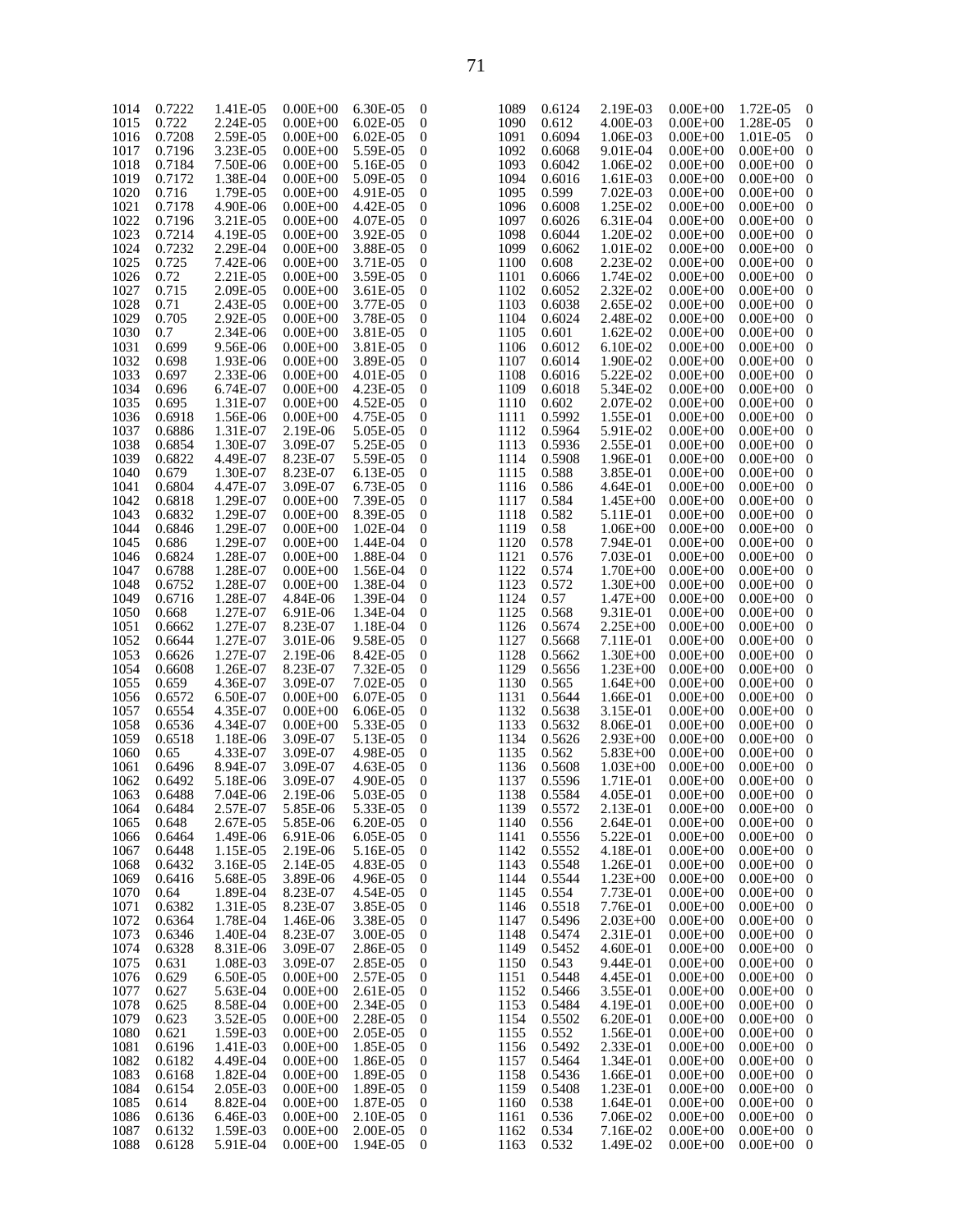| | | | | | |
|---|---|---|---|---|---|
| 1014 | 0.7222 | 1.41E-05 | 0.00E+00 | 6.30E-05 | 0 |
| 1015 | 0.722 | 2.24E-05 | 0.00E+00 | 6.02E-05 | 0 |
| 1016 | 0.7208 | 2.59E-05 | 0.00E+00 | 6.02E-05 | 0 |
| 1017 | 0.7196 | 3.23E-05 | 0.00E+00 | 5.59E-05 | 0 |
| 1018 | 0.7184 | 7.50E-06 | 0.00E+00 | 5.16E-05 | 0 |
| 1019 | 0.7172 | 1.38E-04 | 0.00E+00 | 5.09E-05 | 0 |
| 1020 | 0.716 | 1.79E-05 | 0.00E+00 | 4.91E-05 | 0 |
| 1021 | 0.7178 | 4.90E-06 | 0.00E+00 | 4.42E-05 | 0 |
| 1022 | 0.7196 | 3.21E-05 | 0.00E+00 | 4.07E-05 | 0 |
| 1023 | 0.7214 | 4.19E-05 | 0.00E+00 | 3.92E-05 | 0 |
| 1024 | 0.7232 | 2.29E-04 | 0.00E+00 | 3.88E-05 | 0 |
| 1025 | 0.725 | 7.42E-06 | 0.00E+00 | 3.71E-05 | 0 |
| 1026 | 0.72 | 2.21E-05 | 0.00E+00 | 3.59E-05 | 0 |
| 1027 | 0.715 | 2.09E-05 | 0.00E+00 | 3.61E-05 | 0 |
| 1028 | 0.71 | 2.43E-05 | 0.00E+00 | 3.77E-05 | 0 |
| 1029 | 0.705 | 2.92E-05 | 0.00E+00 | 3.78E-05 | 0 |
| 1030 | 0.7 | 2.34E-06 | 0.00E+00 | 3.81E-05 | 0 |
| 1031 | 0.699 | 9.56E-06 | 0.00E+00 | 3.81E-05 | 0 |
| 1032 | 0.698 | 1.93E-06 | 0.00E+00 | 3.89E-05 | 0 |
| 1033 | 0.697 | 2.33E-06 | 0.00E+00 | 4.01E-05 | 0 |
| 1034 | 0.696 | 6.74E-07 | 0.00E+00 | 4.23E-05 | 0 |
| 1035 | 0.695 | 1.31E-07 | 0.00E+00 | 4.52E-05 | 0 |
| 1036 | 0.6918 | 1.56E-06 | 0.00E+00 | 4.75E-05 | 0 |
| 1037 | 0.6886 | 1.31E-07 | 2.19E-06 | 5.05E-05 | 0 |
| 1038 | 0.6854 | 1.30E-07 | 3.09E-07 | 5.25E-05 | 0 |
| 1039 | 0.6822 | 4.49E-07 | 8.23E-07 | 5.59E-05 | 0 |
| 1040 | 0.679 | 1.30E-07 | 8.23E-07 | 6.13E-05 | 0 |
| 1041 | 0.6804 | 4.47E-07 | 3.09E-07 | 6.73E-05 | 0 |
| 1042 | 0.6818 | 1.29E-07 | 0.00E+00 | 7.39E-05 | 0 |
| 1043 | 0.6832 | 1.29E-07 | 0.00E+00 | 8.39E-05 | 0 |
| 1044 | 0.6846 | 1.29E-07 | 0.00E+00 | 1.02E-04 | 0 |
| 1045 | 0.686 | 1.29E-07 | 0.00E+00 | 1.44E-04 | 0 |
| 1046 | 0.6824 | 1.28E-07 | 0.00E+00 | 1.88E-04 | 0 |
| 1047 | 0.6788 | 1.28E-07 | 0.00E+00 | 1.56E-04 | 0 |
| 1048 | 0.6752 | 1.28E-07 | 0.00E+00 | 1.38E-04 | 0 |
| 1049 | 0.6716 | 1.28E-07 | 4.84E-06 | 1.39E-04 | 0 |
| 1050 | 0.668 | 1.27E-07 | 6.91E-06 | 1.34E-04 | 0 |
| 1051 | 0.6662 | 1.27E-07 | 8.23E-07 | 1.18E-04 | 0 |
| 1052 | 0.6644 | 1.27E-07 | 3.01E-06 | 9.58E-05 | 0 |
| 1053 | 0.6626 | 1.27E-07 | 2.19E-06 | 8.42E-05 | 0 |
| 1054 | 0.6608 | 1.26E-07 | 8.23E-07 | 7.32E-05 | 0 |
| 1055 | 0.659 | 4.36E-07 | 3.09E-07 | 7.02E-05 | 0 |
| 1056 | 0.6572 | 6.50E-07 | 0.00E+00 | 6.07E-05 | 0 |
| 1057 | 0.6554 | 4.35E-07 | 0.00E+00 | 6.06E-05 | 0 |
| 1058 | 0.6536 | 4.34E-07 | 0.00E+00 | 5.33E-05 | 0 |
| 1059 | 0.6518 | 1.18E-06 | 3.09E-07 | 5.13E-05 | 0 |
| 1060 | 0.65 | 4.33E-07 | 3.09E-07 | 4.98E-05 | 0 |
| 1061 | 0.6496 | 8.94E-07 | 3.09E-07 | 4.63E-05 | 0 |
| 1062 | 0.6492 | 5.18E-06 | 3.09E-07 | 4.90E-05 | 0 |
| 1063 | 0.6488 | 7.04E-06 | 2.19E-06 | 5.03E-05 | 0 |
| 1064 | 0.6484 | 2.57E-07 | 5.85E-06 | 5.33E-05 | 0 |
| 1065 | 0.648 | 2.67E-05 | 5.85E-06 | 6.20E-05 | 0 |
| 1066 | 0.6464 | 1.49E-06 | 6.91E-06 | 6.05E-05 | 0 |
| 1067 | 0.6448 | 1.15E-05 | 2.19E-06 | 5.16E-05 | 0 |
| 1068 | 0.6432 | 3.16E-05 | 2.14E-05 | 4.83E-05 | 0 |
| 1069 | 0.6416 | 5.68E-05 | 3.89E-06 | 4.96E-05 | 0 |
| 1070 | 0.64 | 1.89E-04 | 8.23E-07 | 4.54E-05 | 0 |
| 1071 | 0.6382 | 1.31E-05 | 8.23E-07 | 3.85E-05 | 0 |
| 1072 | 0.6364 | 1.78E-04 | 1.46E-06 | 3.38E-05 | 0 |
| 1073 | 0.6346 | 1.40E-04 | 8.23E-07 | 3.00E-05 | 0 |
| 1074 | 0.6328 | 8.31E-06 | 3.09E-07 | 2.86E-05 | 0 |
| 1075 | 0.631 | 1.08E-03 | 3.09E-07 | 2.85E-05 | 0 |
| 1076 | 0.629 | 6.50E-05 | 0.00E+00 | 2.57E-05 | 0 |
| 1077 | 0.627 | 5.63E-04 | 0.00E+00 | 2.61E-05 | 0 |
| 1078 | 0.625 | 8.58E-04 | 0.00E+00 | 2.34E-05 | 0 |
| 1079 | 0.623 | 3.52E-05 | 0.00E+00 | 2.28E-05 | 0 |
| 1080 | 0.621 | 1.59E-03 | 0.00E+00 | 2.05E-05 | 0 |
| 1081 | 0.6196 | 1.41E-03 | 0.00E+00 | 1.85E-05 | 0 |
| 1082 | 0.6182 | 4.49E-04 | 0.00E+00 | 1.86E-05 | 0 |
| 1083 | 0.6168 | 1.82E-04 | 0.00E+00 | 1.89E-05 | 0 |
| 1084 | 0.6154 | 2.05E-03 | 0.00E+00 | 1.89E-05 | 0 |
| 1085 | 0.614 | 8.82E-04 | 0.00E+00 | 1.87E-05 | 0 |
| 1086 | 0.6136 | 6.46E-03 | 0.00E+00 | 2.10E-05 | 0 |
| 1087 | 0.6132 | 1.59E-03 | 0.00E+00 | 2.00E-05 | 0 |
| 1088 | 0.6128 | 5.91E-04 | 0.00E+00 | 1.94E-05 | 0 |
| 1089 | 0.6124 | 2.19E-03 | 0.00E+00 | 1.72E-05 | 0 |
| 1090 | 0.612 | 4.00E-03 | 0.00E+00 | 1.28E-05 | 0 |
| 1091 | 0.6094 | 1.06E-03 | 0.00E+00 | 1.01E-05 | 0 |
| 1092 | 0.6068 | 9.01E-04 | 0.00E+00 | 0.00E+00 | 0 |
| 1093 | 0.6042 | 1.06E-02 | 0.00E+00 | 0.00E+00 | 0 |
| 1094 | 0.6016 | 1.61E-03 | 0.00E+00 | 0.00E+00 | 0 |
| 1095 | 0.599 | 7.02E-03 | 0.00E+00 | 0.00E+00 | 0 |
| 1096 | 0.6008 | 1.25E-02 | 0.00E+00 | 0.00E+00 | 0 |
| 1097 | 0.6026 | 6.31E-04 | 0.00E+00 | 0.00E+00 | 0 |
| 1098 | 0.6044 | 1.20E-02 | 0.00E+00 | 0.00E+00 | 0 |
| 1099 | 0.6062 | 1.01E-02 | 0.00E+00 | 0.00E+00 | 0 |
| 1100 | 0.608 | 2.23E-02 | 0.00E+00 | 0.00E+00 | 0 |
| 1101 | 0.6066 | 1.74E-02 | 0.00E+00 | 0.00E+00 | 0 |
| 1102 | 0.6052 | 2.32E-02 | 0.00E+00 | 0.00E+00 | 0 |
| 1103 | 0.6038 | 2.65E-02 | 0.00E+00 | 0.00E+00 | 0 |
| 1104 | 0.6024 | 2.48E-02 | 0.00E+00 | 0.00E+00 | 0 |
| 1105 | 0.601 | 1.62E-02 | 0.00E+00 | 0.00E+00 | 0 |
| 1106 | 0.6012 | 6.10E-02 | 0.00E+00 | 0.00E+00 | 0 |
| 1107 | 0.6014 | 1.90E-02 | 0.00E+00 | 0.00E+00 | 0 |
| 1108 | 0.6016 | 5.22E-02 | 0.00E+00 | 0.00E+00 | 0 |
| 1109 | 0.6018 | 5.34E-02 | 0.00E+00 | 0.00E+00 | 0 |
| 1110 | 0.602 | 2.07E-02 | 0.00E+00 | 0.00E+00 | 0 |
| 1111 | 0.5992 | 1.55E-01 | 0.00E+00 | 0.00E+00 | 0 |
| 1112 | 0.5964 | 5.91E-02 | 0.00E+00 | 0.00E+00 | 0 |
| 1113 | 0.5936 | 2.55E-01 | 0.00E+00 | 0.00E+00 | 0 |
| 1114 | 0.5908 | 1.96E-01 | 0.00E+00 | 0.00E+00 | 0 |
| 1115 | 0.588 | 3.85E-01 | 0.00E+00 | 0.00E+00 | 0 |
| 1116 | 0.586 | 4.64E-01 | 0.00E+00 | 0.00E+00 | 0 |
| 1117 | 0.584 | 1.45E+00 | 0.00E+00 | 0.00E+00 | 0 |
| 1118 | 0.582 | 5.11E-01 | 0.00E+00 | 0.00E+00 | 0 |
| 1119 | 0.58 | 1.06E+00 | 0.00E+00 | 0.00E+00 | 0 |
| 1120 | 0.578 | 7.94E-01 | 0.00E+00 | 0.00E+00 | 0 |
| 1121 | 0.576 | 7.03E-01 | 0.00E+00 | 0.00E+00 | 0 |
| 1122 | 0.574 | 1.70E+00 | 0.00E+00 | 0.00E+00 | 0 |
| 1123 | 0.572 | 1.30E+00 | 0.00E+00 | 0.00E+00 | 0 |
| 1124 | 0.57 | 1.47E+00 | 0.00E+00 | 0.00E+00 | 0 |
| 1125 | 0.568 | 9.31E-01 | 0.00E+00 | 0.00E+00 | 0 |
| 1126 | 0.5674 | 2.25E+00 | 0.00E+00 | 0.00E+00 | 0 |
| 1127 | 0.5668 | 7.11E-01 | 0.00E+00 | 0.00E+00 | 0 |
| 1128 | 0.5662 | 1.30E+00 | 0.00E+00 | 0.00E+00 | 0 |
| 1129 | 0.5656 | 1.23E+00 | 0.00E+00 | 0.00E+00 | 0 |
| 1130 | 0.565 | 1.64E+00 | 0.00E+00 | 0.00E+00 | 0 |
| 1131 | 0.5644 | 1.66E-01 | 0.00E+00 | 0.00E+00 | 0 |
| 1132 | 0.5638 | 3.15E-01 | 0.00E+00 | 0.00E+00 | 0 |
| 1133 | 0.5632 | 8.06E-01 | 0.00E+00 | 0.00E+00 | 0 |
| 1134 | 0.5626 | 2.93E+00 | 0.00E+00 | 0.00E+00 | 0 |
| 1135 | 0.562 | 5.83E+00 | 0.00E+00 | 0.00E+00 | 0 |
| 1136 | 0.5608 | 1.03E+00 | 0.00E+00 | 0.00E+00 | 0 |
| 1137 | 0.5596 | 1.71E-01 | 0.00E+00 | 0.00E+00 | 0 |
| 1138 | 0.5584 | 4.05E-01 | 0.00E+00 | 0.00E+00 | 0 |
| 1139 | 0.5572 | 2.13E-01 | 0.00E+00 | 0.00E+00 | 0 |
| 1140 | 0.556 | 2.64E-01 | 0.00E+00 | 0.00E+00 | 0 |
| 1141 | 0.5556 | 5.22E-01 | 0.00E+00 | 0.00E+00 | 0 |
| 1142 | 0.5552 | 4.18E-01 | 0.00E+00 | 0.00E+00 | 0 |
| 1143 | 0.5548 | 1.26E-01 | 0.00E+00 | 0.00E+00 | 0 |
| 1144 | 0.5544 | 1.23E+00 | 0.00E+00 | 0.00E+00 | 0 |
| 1145 | 0.554 | 7.73E-01 | 0.00E+00 | 0.00E+00 | 0 |
| 1146 | 0.5518 | 7.76E-01 | 0.00E+00 | 0.00E+00 | 0 |
| 1147 | 0.5496 | 2.03E+00 | 0.00E+00 | 0.00E+00 | 0 |
| 1148 | 0.5474 | 2.31E-01 | 0.00E+00 | 0.00E+00 | 0 |
| 1149 | 0.5452 | 4.60E-01 | 0.00E+00 | 0.00E+00 | 0 |
| 1150 | 0.543 | 9.44E-01 | 0.00E+00 | 0.00E+00 | 0 |
| 1151 | 0.5448 | 4.45E-01 | 0.00E+00 | 0.00E+00 | 0 |
| 1152 | 0.5466 | 3.55E-01 | 0.00E+00 | 0.00E+00 | 0 |
| 1153 | 0.5484 | 4.19E-01 | 0.00E+00 | 0.00E+00 | 0 |
| 1154 | 0.5502 | 6.20E-01 | 0.00E+00 | 0.00E+00 | 0 |
| 1155 | 0.552 | 1.56E-01 | 0.00E+00 | 0.00E+00 | 0 |
| 1156 | 0.5492 | 2.33E-01 | 0.00E+00 | 0.00E+00 | 0 |
| 1157 | 0.5464 | 1.34E-01 | 0.00E+00 | 0.00E+00 | 0 |
| 1158 | 0.5436 | 1.66E-01 | 0.00E+00 | 0.00E+00 | 0 |
| 1159 | 0.5408 | 1.23E-01 | 0.00E+00 | 0.00E+00 | 0 |
| 1160 | 0.538 | 1.64E-01 | 0.00E+00 | 0.00E+00 | 0 |
| 1161 | 0.536 | 7.06E-02 | 0.00E+00 | 0.00E+00 | 0 |
| 1162 | 0.534 | 7.16E-02 | 0.00E+00 | 0.00E+00 | 0 |
| 1163 | 0.532 | 1.49E-02 | 0.00E+00 | 0.00E+00 | 0 |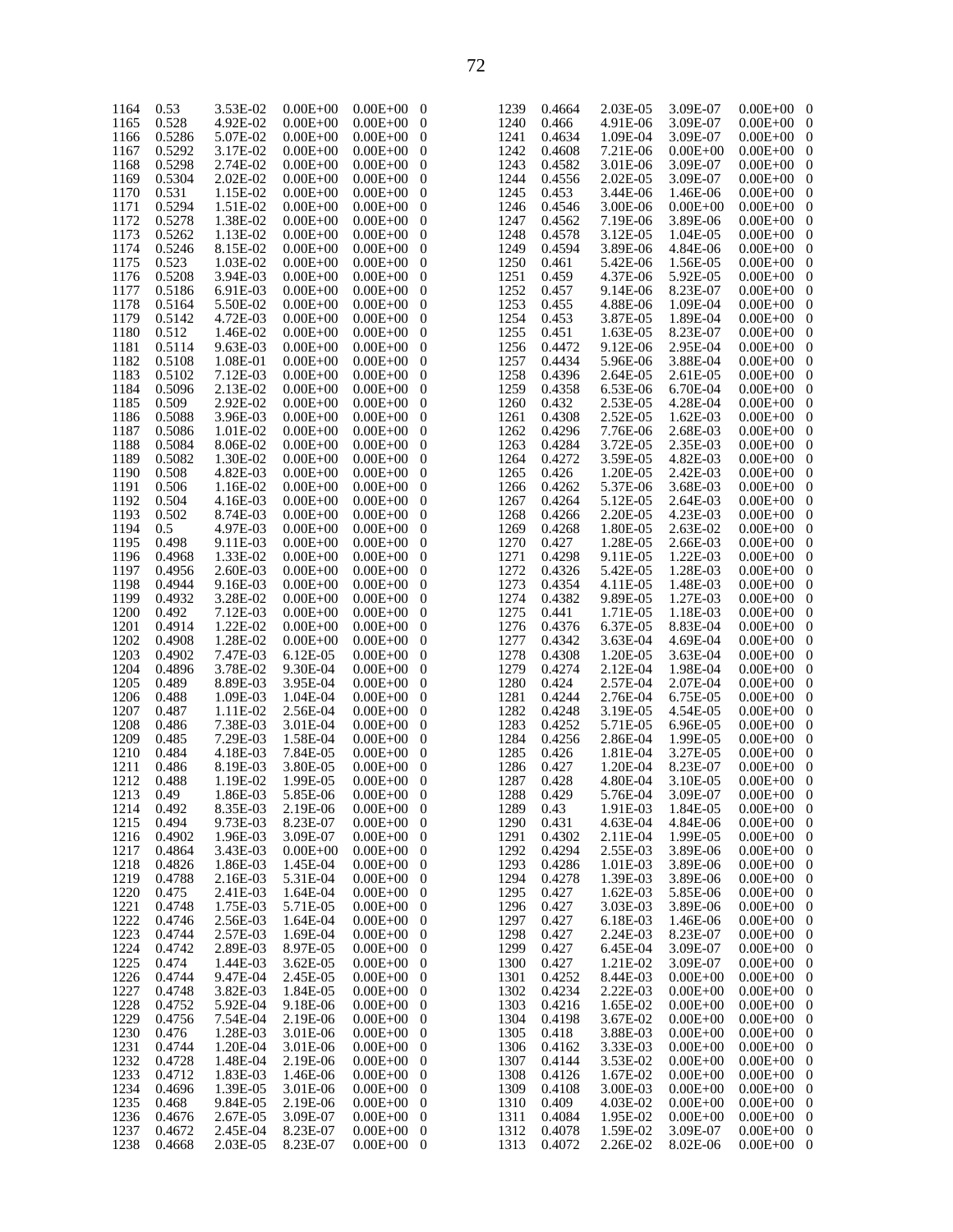| | | | | | |
|---|---|---|---|---|---|
| 1164 | 0.53 | 3.53E-02 | 0.00E+00 | 0.00E+00 | 0 |
| 1165 | 0.528 | 4.92E-02 | 0.00E+00 | 0.00E+00 | 0 |
| 1166 | 0.5286 | 5.07E-02 | 0.00E+00 | 0.00E+00 | 0 |
| 1167 | 0.5292 | 3.17E-02 | 0.00E+00 | 0.00E+00 | 0 |
| 1168 | 0.5298 | 2.74E-02 | 0.00E+00 | 0.00E+00 | 0 |
| 1169 | 0.5304 | 2.02E-02 | 0.00E+00 | 0.00E+00 | 0 |
| 1170 | 0.531 | 1.15E-02 | 0.00E+00 | 0.00E+00 | 0 |
| 1171 | 0.5294 | 1.51E-02 | 0.00E+00 | 0.00E+00 | 0 |
| 1172 | 0.5278 | 1.38E-02 | 0.00E+00 | 0.00E+00 | 0 |
| 1173 | 0.5262 | 1.13E-02 | 0.00E+00 | 0.00E+00 | 0 |
| 1174 | 0.5246 | 8.15E-02 | 0.00E+00 | 0.00E+00 | 0 |
| 1175 | 0.523 | 1.03E-02 | 0.00E+00 | 0.00E+00 | 0 |
| 1176 | 0.5208 | 3.94E-03 | 0.00E+00 | 0.00E+00 | 0 |
| 1177 | 0.5186 | 6.91E-03 | 0.00E+00 | 0.00E+00 | 0 |
| 1178 | 0.5164 | 5.50E-02 | 0.00E+00 | 0.00E+00 | 0 |
| 1179 | 0.5142 | 4.72E-03 | 0.00E+00 | 0.00E+00 | 0 |
| 1180 | 0.512 | 1.46E-02 | 0.00E+00 | 0.00E+00 | 0 |
| 1181 | 0.5114 | 9.63E-03 | 0.00E+00 | 0.00E+00 | 0 |
| 1182 | 0.5108 | 1.08E-01 | 0.00E+00 | 0.00E+00 | 0 |
| 1183 | 0.5102 | 7.12E-03 | 0.00E+00 | 0.00E+00 | 0 |
| 1184 | 0.5096 | 2.13E-02 | 0.00E+00 | 0.00E+00 | 0 |
| 1185 | 0.509 | 2.92E-02 | 0.00E+00 | 0.00E+00 | 0 |
| 1186 | 0.5088 | 3.96E-03 | 0.00E+00 | 0.00E+00 | 0 |
| 1187 | 0.5086 | 1.01E-02 | 0.00E+00 | 0.00E+00 | 0 |
| 1188 | 0.5084 | 8.06E-02 | 0.00E+00 | 0.00E+00 | 0 |
| 1189 | 0.5082 | 1.30E-02 | 0.00E+00 | 0.00E+00 | 0 |
| 1190 | 0.508 | 4.82E-03 | 0.00E+00 | 0.00E+00 | 0 |
| 1191 | 0.506 | 1.16E-02 | 0.00E+00 | 0.00E+00 | 0 |
| 1192 | 0.504 | 4.16E-03 | 0.00E+00 | 0.00E+00 | 0 |
| 1193 | 0.502 | 8.74E-03 | 0.00E+00 | 0.00E+00 | 0 |
| 1194 | 0.5 | 4.97E-03 | 0.00E+00 | 0.00E+00 | 0 |
| 1195 | 0.498 | 9.11E-03 | 0.00E+00 | 0.00E+00 | 0 |
| 1196 | 0.4968 | 1.33E-02 | 0.00E+00 | 0.00E+00 | 0 |
| 1197 | 0.4956 | 2.60E-03 | 0.00E+00 | 0.00E+00 | 0 |
| 1198 | 0.4944 | 9.16E-03 | 0.00E+00 | 0.00E+00 | 0 |
| 1199 | 0.4932 | 3.28E-02 | 0.00E+00 | 0.00E+00 | 0 |
| 1200 | 0.492 | 7.12E-03 | 0.00E+00 | 0.00E+00 | 0 |
| 1201 | 0.4914 | 1.22E-02 | 0.00E+00 | 0.00E+00 | 0 |
| 1202 | 0.4908 | 1.28E-02 | 0.00E+00 | 0.00E+00 | 0 |
| 1203 | 0.4902 | 7.47E-03 | 6.12E-05 | 0.00E+00 | 0 |
| 1204 | 0.4896 | 3.78E-02 | 9.30E-04 | 0.00E+00 | 0 |
| 1205 | 0.489 | 8.89E-03 | 3.95E-04 | 0.00E+00 | 0 |
| 1206 | 0.488 | 1.09E-03 | 1.04E-04 | 0.00E+00 | 0 |
| 1207 | 0.487 | 1.11E-02 | 2.56E-04 | 0.00E+00 | 0 |
| 1208 | 0.486 | 7.38E-03 | 3.01E-04 | 0.00E+00 | 0 |
| 1209 | 0.485 | 7.29E-03 | 1.58E-04 | 0.00E+00 | 0 |
| 1210 | 0.484 | 4.18E-03 | 7.84E-05 | 0.00E+00 | 0 |
| 1211 | 0.486 | 8.19E-03 | 3.80E-05 | 0.00E+00 | 0 |
| 1212 | 0.488 | 1.19E-02 | 1.99E-05 | 0.00E+00 | 0 |
| 1213 | 0.49 | 1.86E-03 | 5.85E-06 | 0.00E+00 | 0 |
| 1214 | 0.492 | 8.35E-03 | 2.19E-06 | 0.00E+00 | 0 |
| 1215 | 0.494 | 9.73E-03 | 8.23E-07 | 0.00E+00 | 0 |
| 1216 | 0.4902 | 1.96E-03 | 3.09E-07 | 0.00E+00 | 0 |
| 1217 | 0.4864 | 3.43E-03 | 0.00E+00 | 0.00E+00 | 0 |
| 1218 | 0.4826 | 1.86E-03 | 1.45E-04 | 0.00E+00 | 0 |
| 1219 | 0.4788 | 2.16E-03 | 5.31E-04 | 0.00E+00 | 0 |
| 1220 | 0.475 | 2.41E-03 | 1.64E-04 | 0.00E+00 | 0 |
| 1221 | 0.4748 | 1.75E-03 | 5.71E-05 | 0.00E+00 | 0 |
| 1222 | 0.4746 | 2.56E-03 | 1.64E-04 | 0.00E+00 | 0 |
| 1223 | 0.4744 | 2.57E-03 | 1.69E-04 | 0.00E+00 | 0 |
| 1224 | 0.4742 | 2.89E-03 | 8.97E-05 | 0.00E+00 | 0 |
| 1225 | 0.474 | 1.44E-03 | 3.62E-05 | 0.00E+00 | 0 |
| 1226 | 0.4744 | 9.47E-04 | 2.45E-05 | 0.00E+00 | 0 |
| 1227 | 0.4748 | 3.82E-03 | 1.84E-05 | 0.00E+00 | 0 |
| 1228 | 0.4752 | 5.92E-04 | 9.18E-06 | 0.00E+00 | 0 |
| 1229 | 0.4756 | 7.54E-04 | 2.19E-06 | 0.00E+00 | 0 |
| 1230 | 0.476 | 1.28E-03 | 3.01E-06 | 0.00E+00 | 0 |
| 1231 | 0.4744 | 1.20E-04 | 3.01E-06 | 0.00E+00 | 0 |
| 1232 | 0.4728 | 1.48E-04 | 2.19E-06 | 0.00E+00 | 0 |
| 1233 | 0.4712 | 1.83E-03 | 1.46E-06 | 0.00E+00 | 0 |
| 1234 | 0.4696 | 1.39E-05 | 3.01E-06 | 0.00E+00 | 0 |
| 1235 | 0.468 | 9.84E-05 | 2.19E-06 | 0.00E+00 | 0 |
| 1236 | 0.4676 | 2.67E-05 | 3.09E-07 | 0.00E+00 | 0 |
| 1237 | 0.4672 | 2.45E-04 | 8.23E-07 | 0.00E+00 | 0 |
| 1238 | 0.4668 | 2.03E-05 | 8.23E-07 | 0.00E+00 | 0 |
| 1239 | 0.4664 | 2.03E-05 | 3.09E-07 | 0.00E+00 | 0 |
| 1240 | 0.466 | 4.91E-06 | 3.09E-07 | 0.00E+00 | 0 |
| 1241 | 0.4634 | 1.09E-04 | 3.09E-07 | 0.00E+00 | 0 |
| 1242 | 0.4608 | 7.21E-06 | 0.00E+00 | 0.00E+00 | 0 |
| 1243 | 0.4582 | 3.01E-06 | 3.09E-07 | 0.00E+00 | 0 |
| 1244 | 0.4556 | 2.02E-05 | 3.09E-07 | 0.00E+00 | 0 |
| 1245 | 0.453 | 3.44E-06 | 1.46E-06 | 0.00E+00 | 0 |
| 1246 | 0.4546 | 3.00E-06 | 0.00E+00 | 0.00E+00 | 0 |
| 1247 | 0.4562 | 7.19E-06 | 3.89E-06 | 0.00E+00 | 0 |
| 1248 | 0.4578 | 3.12E-05 | 1.04E-05 | 0.00E+00 | 0 |
| 1249 | 0.4594 | 3.89E-06 | 4.84E-06 | 0.00E+00 | 0 |
| 1250 | 0.461 | 5.42E-06 | 1.56E-05 | 0.00E+00 | 0 |
| 1251 | 0.459 | 4.37E-06 | 5.92E-05 | 0.00E+00 | 0 |
| 1252 | 0.457 | 9.14E-06 | 8.23E-07 | 0.00E+00 | 0 |
| 1253 | 0.455 | 4.88E-06 | 1.09E-04 | 0.00E+00 | 0 |
| 1254 | 0.453 | 3.87E-05 | 1.89E-04 | 0.00E+00 | 0 |
| 1255 | 0.451 | 1.63E-05 | 8.23E-07 | 0.00E+00 | 0 |
| 1256 | 0.4472 | 9.12E-06 | 2.95E-04 | 0.00E+00 | 0 |
| 1257 | 0.4434 | 5.96E-06 | 3.88E-04 | 0.00E+00 | 0 |
| 1258 | 0.4396 | 2.64E-05 | 2.61E-05 | 0.00E+00 | 0 |
| 1259 | 0.4358 | 6.53E-06 | 6.70E-04 | 0.00E+00 | 0 |
| 1260 | 0.432 | 2.53E-05 | 4.28E-04 | 0.00E+00 | 0 |
| 1261 | 0.4308 | 2.52E-05 | 1.62E-03 | 0.00E+00 | 0 |
| 1262 | 0.4296 | 7.76E-06 | 2.68E-03 | 0.00E+00 | 0 |
| 1263 | 0.4284 | 3.72E-05 | 2.35E-03 | 0.00E+00 | 0 |
| 1264 | 0.4272 | 3.59E-05 | 4.82E-03 | 0.00E+00 | 0 |
| 1265 | 0.426 | 1.20E-05 | 2.42E-03 | 0.00E+00 | 0 |
| 1266 | 0.4262 | 5.37E-06 | 3.68E-03 | 0.00E+00 | 0 |
| 1267 | 0.4264 | 5.12E-05 | 2.64E-03 | 0.00E+00 | 0 |
| 1268 | 0.4266 | 2.20E-05 | 4.23E-03 | 0.00E+00 | 0 |
| 1269 | 0.4268 | 1.80E-05 | 2.63E-02 | 0.00E+00 | 0 |
| 1270 | 0.427 | 1.28E-05 | 2.66E-03 | 0.00E+00 | 0 |
| 1271 | 0.4298 | 9.11E-05 | 1.22E-03 | 0.00E+00 | 0 |
| 1272 | 0.4326 | 5.42E-05 | 1.28E-03 | 0.00E+00 | 0 |
| 1273 | 0.4354 | 4.11E-05 | 1.48E-03 | 0.00E+00 | 0 |
| 1274 | 0.4382 | 9.89E-05 | 1.27E-03 | 0.00E+00 | 0 |
| 1275 | 0.441 | 1.71E-05 | 1.18E-03 | 0.00E+00 | 0 |
| 1276 | 0.4376 | 6.37E-05 | 8.83E-04 | 0.00E+00 | 0 |
| 1277 | 0.4342 | 3.63E-04 | 4.69E-04 | 0.00E+00 | 0 |
| 1278 | 0.4308 | 1.20E-05 | 3.63E-04 | 0.00E+00 | 0 |
| 1279 | 0.4274 | 2.12E-04 | 1.98E-04 | 0.00E+00 | 0 |
| 1280 | 0.424 | 2.57E-04 | 2.07E-04 | 0.00E+00 | 0 |
| 1281 | 0.4244 | 2.76E-04 | 6.75E-05 | 0.00E+00 | 0 |
| 1282 | 0.4248 | 3.19E-05 | 4.54E-05 | 0.00E+00 | 0 |
| 1283 | 0.4252 | 5.71E-05 | 6.96E-05 | 0.00E+00 | 0 |
| 1284 | 0.4256 | 2.86E-04 | 1.99E-05 | 0.00E+00 | 0 |
| 1285 | 0.426 | 1.81E-04 | 3.27E-05 | 0.00E+00 | 0 |
| 1286 | 0.427 | 1.20E-04 | 8.23E-07 | 0.00E+00 | 0 |
| 1287 | 0.428 | 4.80E-04 | 3.10E-05 | 0.00E+00 | 0 |
| 1288 | 0.429 | 5.76E-04 | 3.09E-07 | 0.00E+00 | 0 |
| 1289 | 0.43 | 1.91E-03 | 1.84E-05 | 0.00E+00 | 0 |
| 1290 | 0.431 | 4.63E-04 | 4.84E-06 | 0.00E+00 | 0 |
| 1291 | 0.4302 | 2.11E-04 | 1.99E-05 | 0.00E+00 | 0 |
| 1292 | 0.4294 | 2.55E-03 | 3.89E-06 | 0.00E+00 | 0 |
| 1293 | 0.4286 | 1.01E-03 | 3.89E-06 | 0.00E+00 | 0 |
| 1294 | 0.4278 | 1.39E-03 | 3.89E-06 | 0.00E+00 | 0 |
| 1295 | 0.427 | 1.62E-03 | 5.85E-06 | 0.00E+00 | 0 |
| 1296 | 0.427 | 3.03E-03 | 3.89E-06 | 0.00E+00 | 0 |
| 1297 | 0.427 | 6.18E-03 | 1.46E-06 | 0.00E+00 | 0 |
| 1298 | 0.427 | 2.24E-03 | 8.23E-07 | 0.00E+00 | 0 |
| 1299 | 0.427 | 6.45E-04 | 3.09E-07 | 0.00E+00 | 0 |
| 1300 | 0.427 | 1.21E-02 | 3.09E-07 | 0.00E+00 | 0 |
| 1301 | 0.4252 | 8.44E-03 | 0.00E+00 | 0.00E+00 | 0 |
| 1302 | 0.4234 | 2.22E-03 | 0.00E+00 | 0.00E+00 | 0 |
| 1303 | 0.4216 | 1.65E-02 | 0.00E+00 | 0.00E+00 | 0 |
| 1304 | 0.4198 | 3.67E-02 | 0.00E+00 | 0.00E+00 | 0 |
| 1305 | 0.418 | 3.88E-03 | 0.00E+00 | 0.00E+00 | 0 |
| 1306 | 0.4162 | 3.33E-03 | 0.00E+00 | 0.00E+00 | 0 |
| 1307 | 0.4144 | 3.53E-02 | 0.00E+00 | 0.00E+00 | 0 |
| 1308 | 0.4126 | 1.67E-02 | 0.00E+00 | 0.00E+00 | 0 |
| 1309 | 0.4108 | 3.00E-03 | 0.00E+00 | 0.00E+00 | 0 |
| 1310 | 0.409 | 4.03E-02 | 0.00E+00 | 0.00E+00 | 0 |
| 1311 | 0.4084 | 1.95E-02 | 0.00E+00 | 0.00E+00 | 0 |
| 1312 | 0.4078 | 1.59E-02 | 3.09E-07 | 0.00E+00 | 0 |
| 1313 | 0.4072 | 2.26E-02 | 8.02E-06 | 0.00E+00 | 0 |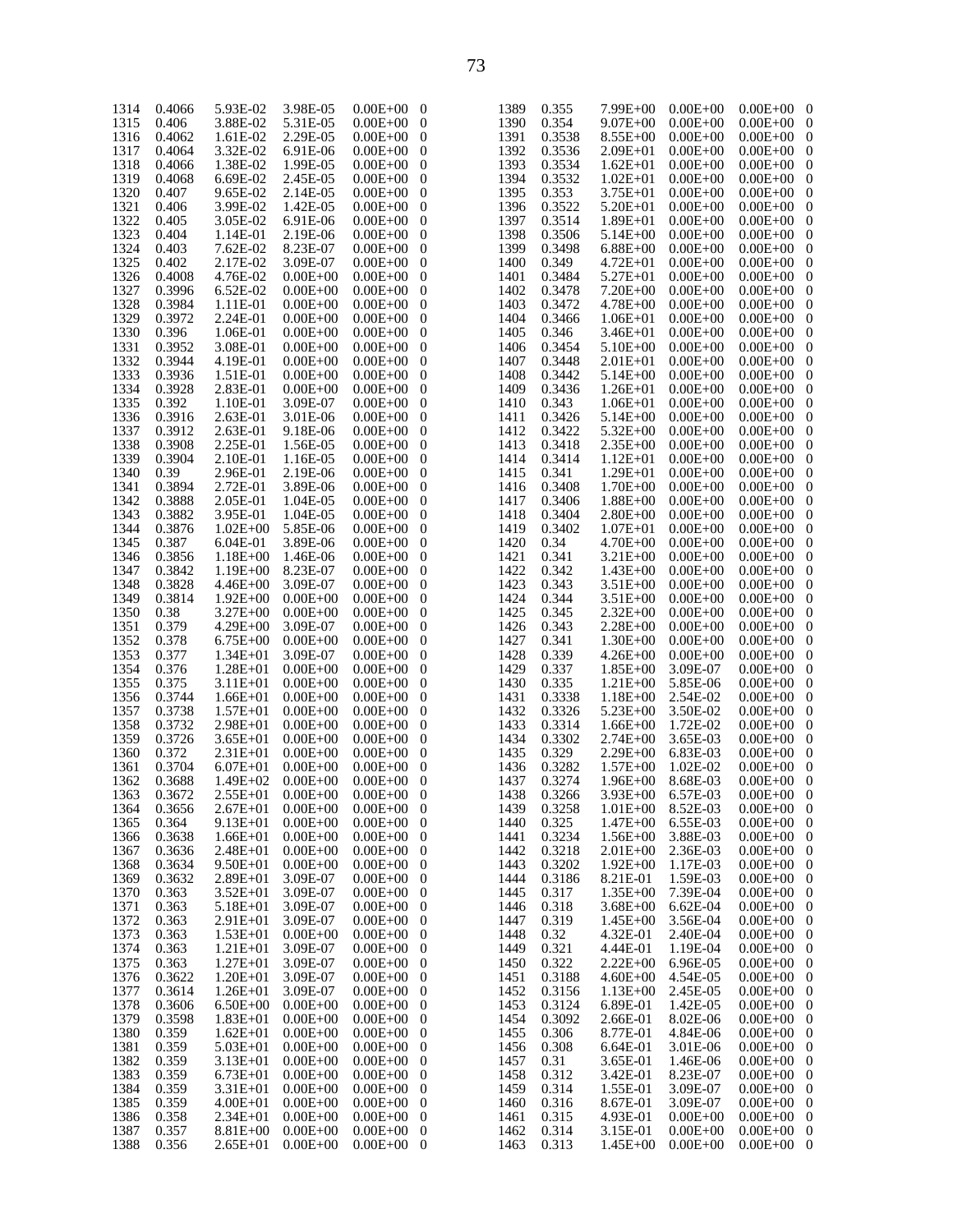| | | | | | |
|---|---|---|---|---|---|
| 1314 | 0.4066 | 5.93E-02 | 3.98E-05 | 0.00E+00 | 0 |
| 1315 | 0.406 | 3.88E-02 | 5.31E-05 | 0.00E+00 | 0 |
| 1316 | 0.4062 | 1.61E-02 | 2.29E-05 | 0.00E+00 | 0 |
| 1317 | 0.4064 | 3.32E-02 | 6.91E-06 | 0.00E+00 | 0 |
| 1318 | 0.4066 | 1.38E-02 | 1.99E-05 | 0.00E+00 | 0 |
| 1319 | 0.4068 | 6.69E-02 | 2.45E-05 | 0.00E+00 | 0 |
| 1320 | 0.407 | 9.65E-02 | 2.14E-05 | 0.00E+00 | 0 |
| 1321 | 0.406 | 3.99E-02 | 1.42E-05 | 0.00E+00 | 0 |
| 1322 | 0.405 | 3.05E-02 | 6.91E-06 | 0.00E+00 | 0 |
| 1323 | 0.404 | 1.14E-01 | 2.19E-06 | 0.00E+00 | 0 |
| 1324 | 0.403 | 7.62E-02 | 8.23E-07 | 0.00E+00 | 0 |
| 1325 | 0.402 | 2.17E-02 | 3.09E-07 | 0.00E+00 | 0 |
| 1326 | 0.4008 | 4.76E-02 | 0.00E+00 | 0.00E+00 | 0 |
| 1327 | 0.3996 | 6.52E-02 | 0.00E+00 | 0.00E+00 | 0 |
| 1328 | 0.3984 | 1.11E-01 | 0.00E+00 | 0.00E+00 | 0 |
| 1329 | 0.3972 | 2.24E-01 | 0.00E+00 | 0.00E+00 | 0 |
| 1330 | 0.396 | 1.06E-01 | 0.00E+00 | 0.00E+00 | 0 |
| 1331 | 0.3952 | 3.08E-01 | 0.00E+00 | 0.00E+00 | 0 |
| 1332 | 0.3944 | 4.19E-01 | 0.00E+00 | 0.00E+00 | 0 |
| 1333 | 0.3936 | 1.51E-01 | 0.00E+00 | 0.00E+00 | 0 |
| 1334 | 0.3928 | 2.83E-01 | 0.00E+00 | 0.00E+00 | 0 |
| 1335 | 0.392 | 1.10E-01 | 3.09E-07 | 0.00E+00 | 0 |
| 1336 | 0.3916 | 2.63E-01 | 3.01E-06 | 0.00E+00 | 0 |
| 1337 | 0.3912 | 2.63E-01 | 9.18E-06 | 0.00E+00 | 0 |
| 1338 | 0.3908 | 2.25E-01 | 1.56E-05 | 0.00E+00 | 0 |
| 1339 | 0.3904 | 2.10E-01 | 1.16E-05 | 0.00E+00 | 0 |
| 1340 | 0.39 | 2.96E-01 | 2.19E-06 | 0.00E+00 | 0 |
| 1341 | 0.3894 | 2.72E-01 | 3.89E-06 | 0.00E+00 | 0 |
| 1342 | 0.3888 | 2.05E-01 | 1.04E-05 | 0.00E+00 | 0 |
| 1343 | 0.3882 | 3.95E-01 | 1.04E-05 | 0.00E+00 | 0 |
| 1344 | 0.3876 | 1.02E+00 | 5.85E-06 | 0.00E+00 | 0 |
| 1345 | 0.387 | 6.04E-01 | 3.89E-06 | 0.00E+00 | 0 |
| 1346 | 0.3856 | 1.18E+00 | 1.46E-06 | 0.00E+00 | 0 |
| 1347 | 0.3842 | 1.19E+00 | 8.23E-07 | 0.00E+00 | 0 |
| 1348 | 0.3828 | 4.46E+00 | 3.09E-07 | 0.00E+00 | 0 |
| 1349 | 0.3814 | 1.92E+00 | 0.00E+00 | 0.00E+00 | 0 |
| 1350 | 0.38 | 3.27E+00 | 0.00E+00 | 0.00E+00 | 0 |
| 1351 | 0.379 | 4.29E+00 | 3.09E-07 | 0.00E+00 | 0 |
| 1352 | 0.378 | 6.75E+00 | 0.00E+00 | 0.00E+00 | 0 |
| 1353 | 0.377 | 1.34E+01 | 3.09E-07 | 0.00E+00 | 0 |
| 1354 | 0.376 | 1.28E+01 | 0.00E+00 | 0.00E+00 | 0 |
| 1355 | 0.375 | 3.11E+01 | 0.00E+00 | 0.00E+00 | 0 |
| 1356 | 0.3744 | 1.66E+01 | 0.00E+00 | 0.00E+00 | 0 |
| 1357 | 0.3738 | 1.57E+01 | 0.00E+00 | 0.00E+00 | 0 |
| 1358 | 0.3732 | 2.98E+01 | 0.00E+00 | 0.00E+00 | 0 |
| 1359 | 0.3726 | 3.65E+01 | 0.00E+00 | 0.00E+00 | 0 |
| 1360 | 0.372 | 2.31E+01 | 0.00E+00 | 0.00E+00 | 0 |
| 1361 | 0.3704 | 6.07E+01 | 0.00E+00 | 0.00E+00 | 0 |
| 1362 | 0.3688 | 1.49E+02 | 0.00E+00 | 0.00E+00 | 0 |
| 1363 | 0.3672 | 2.55E+01 | 0.00E+00 | 0.00E+00 | 0 |
| 1364 | 0.3656 | 2.67E+01 | 0.00E+00 | 0.00E+00 | 0 |
| 1365 | 0.364 | 9.13E+01 | 0.00E+00 | 0.00E+00 | 0 |
| 1366 | 0.3638 | 1.66E+01 | 0.00E+00 | 0.00E+00 | 0 |
| 1367 | 0.3636 | 2.48E+01 | 0.00E+00 | 0.00E+00 | 0 |
| 1368 | 0.3634 | 9.50E+01 | 0.00E+00 | 0.00E+00 | 0 |
| 1369 | 0.3632 | 2.89E+01 | 3.09E-07 | 0.00E+00 | 0 |
| 1370 | 0.363 | 3.52E+01 | 3.09E-07 | 0.00E+00 | 0 |
| 1371 | 0.363 | 5.18E+01 | 3.09E-07 | 0.00E+00 | 0 |
| 1372 | 0.363 | 2.91E+01 | 3.09E-07 | 0.00E+00 | 0 |
| 1373 | 0.363 | 1.53E+01 | 0.00E+00 | 0.00E+00 | 0 |
| 1374 | 0.363 | 1.21E+01 | 3.09E-07 | 0.00E+00 | 0 |
| 1375 | 0.363 | 1.27E+01 | 3.09E-07 | 0.00E+00 | 0 |
| 1376 | 0.3622 | 1.20E+01 | 3.09E-07 | 0.00E+00 | 0 |
| 1377 | 0.3614 | 1.26E+01 | 3.09E-07 | 0.00E+00 | 0 |
| 1378 | 0.3606 | 6.50E+00 | 0.00E+00 | 0.00E+00 | 0 |
| 1379 | 0.3598 | 1.83E+01 | 0.00E+00 | 0.00E+00 | 0 |
| 1380 | 0.359 | 1.62E+01 | 0.00E+00 | 0.00E+00 | 0 |
| 1381 | 0.359 | 5.03E+01 | 0.00E+00 | 0.00E+00 | 0 |
| 1382 | 0.359 | 3.13E+01 | 0.00E+00 | 0.00E+00 | 0 |
| 1383 | 0.359 | 6.73E+01 | 0.00E+00 | 0.00E+00 | 0 |
| 1384 | 0.359 | 3.31E+01 | 0.00E+00 | 0.00E+00 | 0 |
| 1385 | 0.359 | 4.00E+01 | 0.00E+00 | 0.00E+00 | 0 |
| 1386 | 0.358 | 2.34E+01 | 0.00E+00 | 0.00E+00 | 0 |
| 1387 | 0.357 | 8.81E+00 | 0.00E+00 | 0.00E+00 | 0 |
| 1388 | 0.356 | 2.65E+01 | 0.00E+00 | 0.00E+00 | 0 |
| 1389 | 0.355 | 7.99E+00 | 0.00E+00 | 0.00E+00 | 0 |
| 1390 | 0.354 | 9.07E+00 | 0.00E+00 | 0.00E+00 | 0 |
| 1391 | 0.3538 | 8.55E+00 | 0.00E+00 | 0.00E+00 | 0 |
| 1392 | 0.3536 | 2.09E+01 | 0.00E+00 | 0.00E+00 | 0 |
| 1393 | 0.3534 | 1.62E+01 | 0.00E+00 | 0.00E+00 | 0 |
| 1394 | 0.3532 | 1.02E+01 | 0.00E+00 | 0.00E+00 | 0 |
| 1395 | 0.353 | 3.75E+01 | 0.00E+00 | 0.00E+00 | 0 |
| 1396 | 0.3522 | 5.20E+01 | 0.00E+00 | 0.00E+00 | 0 |
| 1397 | 0.3514 | 1.89E+01 | 0.00E+00 | 0.00E+00 | 0 |
| 1398 | 0.3506 | 5.14E+00 | 0.00E+00 | 0.00E+00 | 0 |
| 1399 | 0.3498 | 6.88E+00 | 0.00E+00 | 0.00E+00 | 0 |
| 1400 | 0.349 | 4.72E+01 | 0.00E+00 | 0.00E+00 | 0 |
| 1401 | 0.3484 | 5.27E+01 | 0.00E+00 | 0.00E+00 | 0 |
| 1402 | 0.3478 | 7.20E+00 | 0.00E+00 | 0.00E+00 | 0 |
| 1403 | 0.3472 | 4.78E+00 | 0.00E+00 | 0.00E+00 | 0 |
| 1404 | 0.3466 | 1.06E+01 | 0.00E+00 | 0.00E+00 | 0 |
| 1405 | 0.346 | 3.46E+01 | 0.00E+00 | 0.00E+00 | 0 |
| 1406 | 0.3454 | 5.10E+00 | 0.00E+00 | 0.00E+00 | 0 |
| 1407 | 0.3448 | 2.01E+01 | 0.00E+00 | 0.00E+00 | 0 |
| 1408 | 0.3442 | 5.14E+00 | 0.00E+00 | 0.00E+00 | 0 |
| 1409 | 0.3436 | 1.26E+01 | 0.00E+00 | 0.00E+00 | 0 |
| 1410 | 0.343 | 1.06E+01 | 0.00E+00 | 0.00E+00 | 0 |
| 1411 | 0.3426 | 5.14E+00 | 0.00E+00 | 0.00E+00 | 0 |
| 1412 | 0.3422 | 5.32E+00 | 0.00E+00 | 0.00E+00 | 0 |
| 1413 | 0.3418 | 2.35E+00 | 0.00E+00 | 0.00E+00 | 0 |
| 1414 | 0.3414 | 1.12E+01 | 0.00E+00 | 0.00E+00 | 0 |
| 1415 | 0.341 | 1.29E+01 | 0.00E+00 | 0.00E+00 | 0 |
| 1416 | 0.3408 | 1.70E+00 | 0.00E+00 | 0.00E+00 | 0 |
| 1417 | 0.3406 | 1.88E+00 | 0.00E+00 | 0.00E+00 | 0 |
| 1418 | 0.3404 | 2.80E+00 | 0.00E+00 | 0.00E+00 | 0 |
| 1419 | 0.3402 | 1.07E+01 | 0.00E+00 | 0.00E+00 | 0 |
| 1420 | 0.34 | 4.70E+00 | 0.00E+00 | 0.00E+00 | 0 |
| 1421 | 0.341 | 3.21E+00 | 0.00E+00 | 0.00E+00 | 0 |
| 1422 | 0.342 | 1.43E+00 | 0.00E+00 | 0.00E+00 | 0 |
| 1423 | 0.343 | 3.51E+00 | 0.00E+00 | 0.00E+00 | 0 |
| 1424 | 0.344 | 3.51E+00 | 0.00E+00 | 0.00E+00 | 0 |
| 1425 | 0.345 | 2.32E+00 | 0.00E+00 | 0.00E+00 | 0 |
| 1426 | 0.343 | 2.28E+00 | 0.00E+00 | 0.00E+00 | 0 |
| 1427 | 0.341 | 1.30E+00 | 0.00E+00 | 0.00E+00 | 0 |
| 1428 | 0.339 | 4.26E+00 | 0.00E+00 | 0.00E+00 | 0 |
| 1429 | 0.337 | 1.85E+00 | 3.09E-07 | 0.00E+00 | 0 |
| 1430 | 0.335 | 1.21E+00 | 5.85E-06 | 0.00E+00 | 0 |
| 1431 | 0.3338 | 1.18E+00 | 2.54E-02 | 0.00E+00 | 0 |
| 1432 | 0.3326 | 5.23E+00 | 3.50E-02 | 0.00E+00 | 0 |
| 1433 | 0.3314 | 1.66E+00 | 1.72E-02 | 0.00E+00 | 0 |
| 1434 | 0.3302 | 2.74E+00 | 3.65E-03 | 0.00E+00 | 0 |
| 1435 | 0.329 | 2.29E+00 | 6.83E-03 | 0.00E+00 | 0 |
| 1436 | 0.3282 | 1.57E+00 | 1.02E-02 | 0.00E+00 | 0 |
| 1437 | 0.3274 | 1.96E+00 | 8.68E-03 | 0.00E+00 | 0 |
| 1438 | 0.3266 | 3.93E+00 | 6.57E-03 | 0.00E+00 | 0 |
| 1439 | 0.3258 | 1.01E+00 | 8.52E-03 | 0.00E+00 | 0 |
| 1440 | 0.325 | 1.47E+00 | 6.55E-03 | 0.00E+00 | 0 |
| 1441 | 0.3234 | 1.56E+00 | 3.88E-03 | 0.00E+00 | 0 |
| 1442 | 0.3218 | 2.01E+00 | 2.36E-03 | 0.00E+00 | 0 |
| 1443 | 0.3202 | 1.92E+00 | 1.17E-03 | 0.00E+00 | 0 |
| 1444 | 0.3186 | 8.21E-01 | 1.59E-03 | 0.00E+00 | 0 |
| 1445 | 0.317 | 1.35E+00 | 7.39E-04 | 0.00E+00 | 0 |
| 1446 | 0.318 | 3.68E+00 | 6.62E-04 | 0.00E+00 | 0 |
| 1447 | 0.319 | 1.45E+00 | 3.56E-04 | 0.00E+00 | 0 |
| 1448 | 0.32 | 4.32E-01 | 2.40E-04 | 0.00E+00 | 0 |
| 1449 | 0.321 | 4.44E-01 | 1.19E-04 | 0.00E+00 | 0 |
| 1450 | 0.322 | 2.22E+00 | 6.96E-05 | 0.00E+00 | 0 |
| 1451 | 0.3188 | 4.60E+00 | 4.54E-05 | 0.00E+00 | 0 |
| 1452 | 0.3156 | 1.13E+00 | 2.45E-05 | 0.00E+00 | 0 |
| 1453 | 0.3124 | 6.89E-01 | 1.42E-05 | 0.00E+00 | 0 |
| 1454 | 0.3092 | 2.66E-01 | 8.02E-06 | 0.00E+00 | 0 |
| 1455 | 0.306 | 8.77E-01 | 4.84E-06 | 0.00E+00 | 0 |
| 1456 | 0.308 | 6.64E-01 | 3.01E-06 | 0.00E+00 | 0 |
| 1457 | 0.31 | 3.65E-01 | 1.46E-06 | 0.00E+00 | 0 |
| 1458 | 0.312 | 3.42E-01 | 8.23E-07 | 0.00E+00 | 0 |
| 1459 | 0.314 | 1.55E-01 | 3.09E-07 | 0.00E+00 | 0 |
| 1460 | 0.316 | 8.67E-01 | 3.09E-07 | 0.00E+00 | 0 |
| 1461 | 0.315 | 4.93E-01 | 0.00E+00 | 0.00E+00 | 0 |
| 1462 | 0.314 | 3.15E-01 | 0.00E+00 | 0.00E+00 | 0 |
| 1463 | 0.313 | 1.45E+00 | 0.00E+00 | 0.00E+00 | 0 |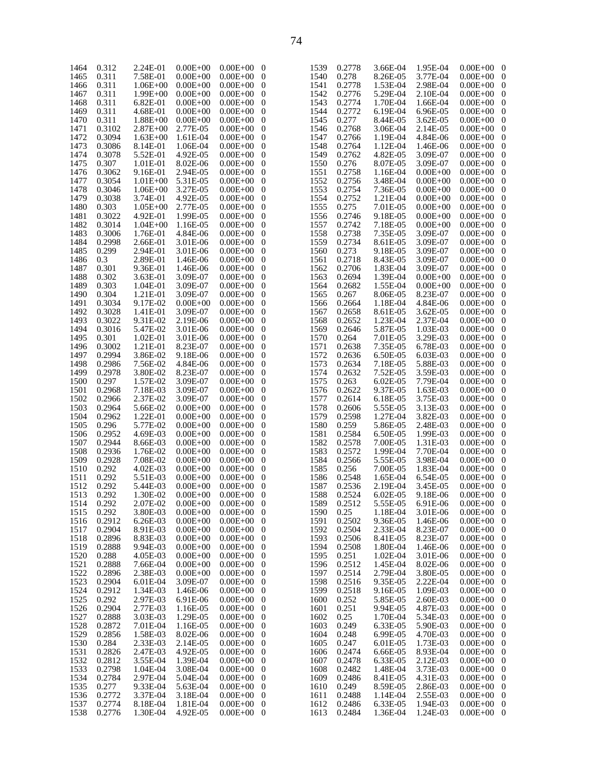| | | | | | |
|---|---|---|---|---|---|
| 1464 | 0.312 | 2.24E-01 | 0.00E+00 | 0.00E+00 | 0 |
| 1465 | 0.311 | 7.58E-01 | 0.00E+00 | 0.00E+00 | 0 |
| 1466 | 0.311 | 1.06E+00 | 0.00E+00 | 0.00E+00 | 0 |
| 1467 | 0.311 | 1.99E+00 | 0.00E+00 | 0.00E+00 | 0 |
| 1468 | 0.311 | 6.82E-01 | 0.00E+00 | 0.00E+00 | 0 |
| 1469 | 0.311 | 4.68E-01 | 0.00E+00 | 0.00E+00 | 0 |
| 1470 | 0.311 | 1.88E+00 | 0.00E+00 | 0.00E+00 | 0 |
| 1471 | 0.3102 | 2.87E+00 | 2.77E-05 | 0.00E+00 | 0 |
| 1472 | 0.3094 | 1.63E+00 | 1.61E-04 | 0.00E+00 | 0 |
| 1473 | 0.3086 | 8.14E-01 | 1.06E-04 | 0.00E+00 | 0 |
| 1474 | 0.3078 | 5.52E-01 | 4.92E-05 | 0.00E+00 | 0 |
| 1475 | 0.307 | 1.01E-01 | 8.02E-06 | 0.00E+00 | 0 |
| 1476 | 0.3062 | 9.16E-01 | 2.94E-05 | 0.00E+00 | 0 |
| 1477 | 0.3054 | 1.01E+00 | 5.31E-05 | 0.00E+00 | 0 |
| 1478 | 0.3046 | 1.06E+00 | 3.27E-05 | 0.00E+00 | 0 |
| 1479 | 0.3038 | 3.74E-01 | 4.92E-05 | 0.00E+00 | 0 |
| 1480 | 0.303 | 1.05E+00 | 2.77E-05 | 0.00E+00 | 0 |
| 1481 | 0.3022 | 4.92E-01 | 1.99E-05 | 0.00E+00 | 0 |
| 1482 | 0.3014 | 1.04E+00 | 1.16E-05 | 0.00E+00 | 0 |
| 1483 | 0.3006 | 1.76E-01 | 4.84E-06 | 0.00E+00 | 0 |
| 1484 | 0.2998 | 2.66E-01 | 3.01E-06 | 0.00E+00 | 0 |
| 1485 | 0.299 | 2.94E-01 | 3.01E-06 | 0.00E+00 | 0 |
| 1486 | 0.3 | 2.89E-01 | 1.46E-06 | 0.00E+00 | 0 |
| 1487 | 0.301 | 9.36E-01 | 1.46E-06 | 0.00E+00 | 0 |
| 1488 | 0.302 | 3.63E-01 | 3.09E-07 | 0.00E+00 | 0 |
| 1489 | 0.303 | 1.04E-01 | 3.09E-07 | 0.00E+00 | 0 |
| 1490 | 0.304 | 1.21E-01 | 3.09E-07 | 0.00E+00 | 0 |
| 1491 | 0.3034 | 9.17E-02 | 0.00E+00 | 0.00E+00 | 0 |
| 1492 | 0.3028 | 1.41E-01 | 3.09E-07 | 0.00E+00 | 0 |
| 1493 | 0.3022 | 9.31E-02 | 2.19E-06 | 0.00E+00 | 0 |
| 1494 | 0.3016 | 5.47E-02 | 3.01E-06 | 0.00E+00 | 0 |
| 1495 | 0.301 | 1.02E-01 | 3.01E-06 | 0.00E+00 | 0 |
| 1496 | 0.3002 | 1.21E-01 | 8.23E-07 | 0.00E+00 | 0 |
| 1497 | 0.2994 | 3.86E-02 | 9.18E-06 | 0.00E+00 | 0 |
| 1498 | 0.2986 | 7.56E-02 | 4.84E-06 | 0.00E+00 | 0 |
| 1499 | 0.2978 | 3.80E-02 | 8.23E-07 | 0.00E+00 | 0 |
| 1500 | 0.297 | 1.57E-02 | 3.09E-07 | 0.00E+00 | 0 |
| 1501 | 0.2968 | 7.18E-03 | 3.09E-07 | 0.00E+00 | 0 |
| 1502 | 0.2966 | 2.37E-02 | 3.09E-07 | 0.00E+00 | 0 |
| 1503 | 0.2964 | 5.66E-02 | 0.00E+00 | 0.00E+00 | 0 |
| 1504 | 0.2962 | 1.22E-01 | 0.00E+00 | 0.00E+00 | 0 |
| 1505 | 0.296 | 5.77E-02 | 0.00E+00 | 0.00E+00 | 0 |
| 1506 | 0.2952 | 4.69E-03 | 0.00E+00 | 0.00E+00 | 0 |
| 1507 | 0.2944 | 8.66E-03 | 0.00E+00 | 0.00E+00 | 0 |
| 1508 | 0.2936 | 1.76E-02 | 0.00E+00 | 0.00E+00 | 0 |
| 1509 | 0.2928 | 7.08E-02 | 0.00E+00 | 0.00E+00 | 0 |
| 1510 | 0.292 | 4.02E-03 | 0.00E+00 | 0.00E+00 | 0 |
| 1511 | 0.292 | 5.51E-03 | 0.00E+00 | 0.00E+00 | 0 |
| 1512 | 0.292 | 5.44E-03 | 0.00E+00 | 0.00E+00 | 0 |
| 1513 | 0.292 | 1.30E-02 | 0.00E+00 | 0.00E+00 | 0 |
| 1514 | 0.292 | 2.07E-02 | 0.00E+00 | 0.00E+00 | 0 |
| 1515 | 0.292 | 3.80E-03 | 0.00E+00 | 0.00E+00 | 0 |
| 1516 | 0.2912 | 6.26E-03 | 0.00E+00 | 0.00E+00 | 0 |
| 1517 | 0.2904 | 8.91E-03 | 0.00E+00 | 0.00E+00 | 0 |
| 1518 | 0.2896 | 8.83E-03 | 0.00E+00 | 0.00E+00 | 0 |
| 1519 | 0.2888 | 9.94E-03 | 0.00E+00 | 0.00E+00 | 0 |
| 1520 | 0.288 | 4.05E-03 | 0.00E+00 | 0.00E+00 | 0 |
| 1521 | 0.2888 | 7.66E-04 | 0.00E+00 | 0.00E+00 | 0 |
| 1522 | 0.2896 | 2.38E-03 | 0.00E+00 | 0.00E+00 | 0 |
| 1523 | 0.2904 | 6.01E-04 | 3.09E-07 | 0.00E+00 | 0 |
| 1524 | 0.2912 | 1.34E-03 | 1.46E-06 | 0.00E+00 | 0 |
| 1525 | 0.292 | 2.97E-03 | 6.91E-06 | 0.00E+00 | 0 |
| 1526 | 0.2904 | 2.77E-03 | 1.16E-05 | 0.00E+00 | 0 |
| 1527 | 0.2888 | 3.03E-03 | 1.29E-05 | 0.00E+00 | 0 |
| 1528 | 0.2872 | 7.01E-04 | 1.16E-05 | 0.00E+00 | 0 |
| 1529 | 0.2856 | 1.58E-03 | 8.02E-06 | 0.00E+00 | 0 |
| 1530 | 0.284 | 2.33E-03 | 2.14E-05 | 0.00E+00 | 0 |
| 1531 | 0.2826 | 2.47E-03 | 4.92E-05 | 0.00E+00 | 0 |
| 1532 | 0.2812 | 3.55E-04 | 1.39E-04 | 0.00E+00 | 0 |
| 1533 | 0.2798 | 1.04E-04 | 3.08E-04 | 0.00E+00 | 0 |
| 1534 | 0.2784 | 2.97E-04 | 5.04E-04 | 0.00E+00 | 0 |
| 1535 | 0.277 | 9.33E-04 | 5.63E-04 | 0.00E+00 | 0 |
| 1536 | 0.2772 | 3.37E-04 | 3.18E-04 | 0.00E+00 | 0 |
| 1537 | 0.2774 | 8.18E-04 | 1.81E-04 | 0.00E+00 | 0 |
| 1538 | 0.2776 | 1.30E-04 | 4.92E-05 | 0.00E+00 | 0 |
| 1539 | 0.2778 | 3.66E-04 | 1.95E-04 | 0.00E+00 | 0 |
| 1540 | 0.278 | 8.26E-05 | 3.77E-04 | 0.00E+00 | 0 |
| 1541 | 0.2778 | 1.53E-04 | 2.98E-04 | 0.00E+00 | 0 |
| 1542 | 0.2776 | 5.29E-04 | 2.10E-04 | 0.00E+00 | 0 |
| 1543 | 0.2774 | 1.70E-04 | 1.66E-04 | 0.00E+00 | 0 |
| 1544 | 0.2772 | 6.19E-04 | 6.96E-05 | 0.00E+00 | 0 |
| 1545 | 0.277 | 8.44E-05 | 3.62E-05 | 0.00E+00 | 0 |
| 1546 | 0.2768 | 3.06E-04 | 2.14E-05 | 0.00E+00 | 0 |
| 1547 | 0.2766 | 1.19E-04 | 4.84E-06 | 0.00E+00 | 0 |
| 1548 | 0.2764 | 1.12E-04 | 1.46E-06 | 0.00E+00 | 0 |
| 1549 | 0.2762 | 4.82E-05 | 3.09E-07 | 0.00E+00 | 0 |
| 1550 | 0.276 | 8.07E-05 | 3.09E-07 | 0.00E+00 | 0 |
| 1551 | 0.2758 | 1.16E-04 | 0.00E+00 | 0.00E+00 | 0 |
| 1552 | 0.2756 | 3.48E-04 | 0.00E+00 | 0.00E+00 | 0 |
| 1553 | 0.2754 | 7.36E-05 | 0.00E+00 | 0.00E+00 | 0 |
| 1554 | 0.2752 | 1.21E-04 | 0.00E+00 | 0.00E+00 | 0 |
| 1555 | 0.275 | 7.01E-05 | 0.00E+00 | 0.00E+00 | 0 |
| 1556 | 0.2746 | 9.18E-05 | 0.00E+00 | 0.00E+00 | 0 |
| 1557 | 0.2742 | 7.18E-05 | 0.00E+00 | 0.00E+00 | 0 |
| 1558 | 0.2738 | 7.35E-05 | 3.09E-07 | 0.00E+00 | 0 |
| 1559 | 0.2734 | 8.61E-05 | 3.09E-07 | 0.00E+00 | 0 |
| 1560 | 0.273 | 9.18E-05 | 3.09E-07 | 0.00E+00 | 0 |
| 1561 | 0.2718 | 8.43E-05 | 3.09E-07 | 0.00E+00 | 0 |
| 1562 | 0.2706 | 1.83E-04 | 3.09E-07 | 0.00E+00 | 0 |
| 1563 | 0.2694 | 1.39E-04 | 0.00E+00 | 0.00E+00 | 0 |
| 1564 | 0.2682 | 1.55E-04 | 0.00E+00 | 0.00E+00 | 0 |
| 1565 | 0.267 | 8.06E-05 | 8.23E-07 | 0.00E+00 | 0 |
| 1566 | 0.2664 | 1.18E-04 | 4.84E-06 | 0.00E+00 | 0 |
| 1567 | 0.2658 | 8.61E-05 | 3.62E-05 | 0.00E+00 | 0 |
| 1568 | 0.2652 | 1.23E-04 | 2.37E-04 | 0.00E+00 | 0 |
| 1569 | 0.2646 | 5.87E-05 | 1.03E-03 | 0.00E+00 | 0 |
| 1570 | 0.264 | 7.01E-05 | 3.29E-03 | 0.00E+00 | 0 |
| 1571 | 0.2638 | 7.35E-05 | 6.78E-03 | 0.00E+00 | 0 |
| 1572 | 0.2636 | 6.50E-05 | 6.03E-03 | 0.00E+00 | 0 |
| 1573 | 0.2634 | 7.18E-05 | 5.88E-03 | 0.00E+00 | 0 |
| 1574 | 0.2632 | 7.52E-05 | 3.59E-03 | 0.00E+00 | 0 |
| 1575 | 0.263 | 6.02E-05 | 7.79E-04 | 0.00E+00 | 0 |
| 1576 | 0.2622 | 9.37E-05 | 1.63E-03 | 0.00E+00 | 0 |
| 1577 | 0.2614 | 6.18E-05 | 3.75E-03 | 0.00E+00 | 0 |
| 1578 | 0.2606 | 5.55E-05 | 3.13E-03 | 0.00E+00 | 0 |
| 1579 | 0.2598 | 1.27E-04 | 3.82E-03 | 0.00E+00 | 0 |
| 1580 | 0.259 | 5.86E-05 | 2.48E-03 | 0.00E+00 | 0 |
| 1581 | 0.2584 | 6.50E-05 | 1.99E-03 | 0.00E+00 | 0 |
| 1582 | 0.2578 | 7.00E-05 | 1.31E-03 | 0.00E+00 | 0 |
| 1583 | 0.2572 | 1.99E-04 | 7.70E-04 | 0.00E+00 | 0 |
| 1584 | 0.2566 | 5.55E-05 | 3.98E-04 | 0.00E+00 | 0 |
| 1585 | 0.256 | 7.00E-05 | 1.83E-04 | 0.00E+00 | 0 |
| 1586 | 0.2548 | 1.65E-04 | 6.54E-05 | 0.00E+00 | 0 |
| 1587 | 0.2536 | 2.19E-04 | 3.45E-05 | 0.00E+00 | 0 |
| 1588 | 0.2524 | 6.02E-05 | 9.18E-06 | 0.00E+00 | 0 |
| 1589 | 0.2512 | 5.55E-05 | 6.91E-06 | 0.00E+00 | 0 |
| 1590 | 0.25 | 1.18E-04 | 3.01E-06 | 0.00E+00 | 0 |
| 1591 | 0.2502 | 9.36E-05 | 1.46E-06 | 0.00E+00 | 0 |
| 1592 | 0.2504 | 2.33E-04 | 8.23E-07 | 0.00E+00 | 0 |
| 1593 | 0.2506 | 8.41E-05 | 8.23E-07 | 0.00E+00 | 0 |
| 1594 | 0.2508 | 1.80E-04 | 1.46E-06 | 0.00E+00 | 0 |
| 1595 | 0.251 | 1.02E-04 | 3.01E-06 | 0.00E+00 | 0 |
| 1596 | 0.2512 | 1.45E-04 | 8.02E-06 | 0.00E+00 | 0 |
| 1597 | 0.2514 | 2.79E-04 | 3.80E-05 | 0.00E+00 | 0 |
| 1598 | 0.2516 | 9.35E-05 | 2.22E-04 | 0.00E+00 | 0 |
| 1599 | 0.2518 | 9.16E-05 | 1.09E-03 | 0.00E+00 | 0 |
| 1600 | 0.252 | 5.85E-05 | 2.60E-03 | 0.00E+00 | 0 |
| 1601 | 0.251 | 9.94E-05 | 4.87E-03 | 0.00E+00 | 0 |
| 1602 | 0.25 | 1.70E-04 | 5.34E-03 | 0.00E+00 | 0 |
| 1603 | 0.249 | 6.33E-05 | 5.90E-03 | 0.00E+00 | 0 |
| 1604 | 0.248 | 6.99E-05 | 4.70E-03 | 0.00E+00 | 0 |
| 1605 | 0.247 | 6.01E-05 | 1.73E-03 | 0.00E+00 | 0 |
| 1606 | 0.2474 | 6.66E-05 | 8.93E-04 | 0.00E+00 | 0 |
| 1607 | 0.2478 | 6.33E-05 | 2.12E-03 | 0.00E+00 | 0 |
| 1608 | 0.2482 | 1.48E-04 | 3.73E-03 | 0.00E+00 | 0 |
| 1609 | 0.2486 | 8.41E-05 | 4.31E-03 | 0.00E+00 | 0 |
| 1610 | 0.249 | 8.59E-05 | 2.86E-03 | 0.00E+00 | 0 |
| 1611 | 0.2488 | 1.14E-04 | 2.55E-03 | 0.00E+00 | 0 |
| 1612 | 0.2486 | 6.33E-05 | 1.94E-03 | 0.00E+00 | 0 |
| 1613 | 0.2484 | 1.36E-04 | 1.24E-03 | 0.00E+00 | 0 |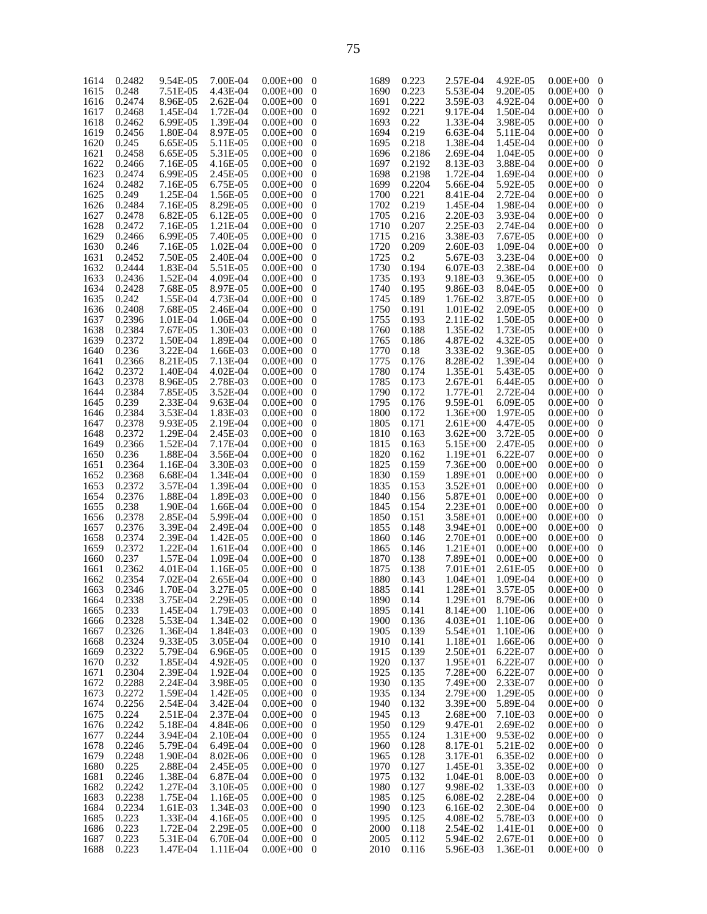| | | | | | |
|---|---|---|---|---|---|
| 1614 | 0.2482 | 9.54E-05 | 7.00E-04 | 0.00E+00 | 0 |
| 1615 | 0.248 | 7.51E-05 | 4.43E-04 | 0.00E+00 | 0 |
| 1616 | 0.2474 | 8.96E-05 | 2.62E-04 | 0.00E+00 | 0 |
| 1617 | 0.2468 | 1.45E-04 | 1.72E-04 | 0.00E+00 | 0 |
| 1618 | 0.2462 | 6.99E-05 | 1.39E-04 | 0.00E+00 | 0 |
| 1619 | 0.2456 | 1.80E-04 | 8.97E-05 | 0.00E+00 | 0 |
| 1620 | 0.245 | 6.65E-05 | 5.11E-05 | 0.00E+00 | 0 |
| 1621 | 0.2458 | 6.65E-05 | 5.31E-05 | 0.00E+00 | 0 |
| 1622 | 0.2466 | 7.16E-05 | 4.16E-05 | 0.00E+00 | 0 |
| 1623 | 0.2474 | 6.99E-05 | 2.45E-05 | 0.00E+00 | 0 |
| 1624 | 0.2482 | 7.16E-05 | 6.75E-05 | 0.00E+00 | 0 |
| 1625 | 0.249 | 1.25E-04 | 1.56E-05 | 0.00E+00 | 0 |
| 1626 | 0.2484 | 7.16E-05 | 8.29E-05 | 0.00E+00 | 0 |
| 1627 | 0.2478 | 6.82E-05 | 6.12E-05 | 0.00E+00 | 0 |
| 1628 | 0.2472 | 7.16E-05 | 1.21E-04 | 0.00E+00 | 0 |
| 1629 | 0.2466 | 6.99E-05 | 7.40E-05 | 0.00E+00 | 0 |
| 1630 | 0.246 | 7.16E-05 | 1.02E-04 | 0.00E+00 | 0 |
| 1631 | 0.2452 | 7.50E-05 | 2.40E-04 | 0.00E+00 | 0 |
| 1632 | 0.2444 | 1.83E-04 | 5.51E-05 | 0.00E+00 | 0 |
| 1633 | 0.2436 | 1.52E-04 | 4.09E-04 | 0.00E+00 | 0 |
| 1634 | 0.2428 | 7.68E-05 | 8.97E-05 | 0.00E+00 | 0 |
| 1635 | 0.242 | 1.55E-04 | 4.73E-04 | 0.00E+00 | 0 |
| 1636 | 0.2408 | 7.68E-05 | 2.46E-04 | 0.00E+00 | 0 |
| 1637 | 0.2396 | 1.01E-04 | 1.06E-04 | 0.00E+00 | 0 |
| 1638 | 0.2384 | 7.67E-05 | 1.30E-03 | 0.00E+00 | 0 |
| 1639 | 0.2372 | 1.50E-04 | 1.89E-04 | 0.00E+00 | 0 |
| 1640 | 0.236 | 3.22E-04 | 1.66E-03 | 0.00E+00 | 0 |
| 1641 | 0.2366 | 8.21E-05 | 7.13E-04 | 0.00E+00 | 0 |
| 1642 | 0.2372 | 1.40E-04 | 4.02E-04 | 0.00E+00 | 0 |
| 1643 | 0.2378 | 8.96E-05 | 2.78E-03 | 0.00E+00 | 0 |
| 1644 | 0.2384 | 7.85E-05 | 3.52E-04 | 0.00E+00 | 0 |
| 1645 | 0.239 | 2.33E-04 | 9.63E-04 | 0.00E+00 | 0 |
| 1646 | 0.2384 | 3.53E-04 | 1.83E-03 | 0.00E+00 | 0 |
| 1647 | 0.2378 | 9.93E-05 | 2.19E-04 | 0.00E+00 | 0 |
| 1648 | 0.2372 | 1.29E-04 | 2.45E-03 | 0.00E+00 | 0 |
| 1649 | 0.2366 | 1.52E-04 | 7.17E-04 | 0.00E+00 | 0 |
| 1650 | 0.236 | 1.88E-04 | 3.56E-04 | 0.00E+00 | 0 |
| 1651 | 0.2364 | 1.16E-04 | 3.30E-03 | 0.00E+00 | 0 |
| 1652 | 0.2368 | 6.68E-04 | 1.34E-04 | 0.00E+00 | 0 |
| 1653 | 0.2372 | 3.57E-04 | 1.39E-04 | 0.00E+00 | 0 |
| 1654 | 0.2376 | 1.88E-04 | 1.89E-03 | 0.00E+00 | 0 |
| 1655 | 0.238 | 1.90E-04 | 1.66E-04 | 0.00E+00 | 0 |
| 1656 | 0.2378 | 2.85E-04 | 5.99E-04 | 0.00E+00 | 0 |
| 1657 | 0.2376 | 3.39E-04 | 2.49E-04 | 0.00E+00 | 0 |
| 1658 | 0.2374 | 2.39E-04 | 1.42E-05 | 0.00E+00 | 0 |
| 1659 | 0.2372 | 1.22E-04 | 1.61E-04 | 0.00E+00 | 0 |
| 1660 | 0.237 | 1.57E-04 | 1.09E-04 | 0.00E+00 | 0 |
| 1661 | 0.2362 | 4.01E-04 | 1.16E-05 | 0.00E+00 | 0 |
| 1662 | 0.2354 | 7.02E-04 | 2.65E-04 | 0.00E+00 | 0 |
| 1663 | 0.2346 | 1.70E-04 | 3.27E-05 | 0.00E+00 | 0 |
| 1664 | 0.2338 | 3.75E-04 | 2.29E-05 | 0.00E+00 | 0 |
| 1665 | 0.233 | 1.45E-04 | 1.79E-03 | 0.00E+00 | 0 |
| 1666 | 0.2328 | 5.53E-04 | 1.34E-02 | 0.00E+00 | 0 |
| 1667 | 0.2326 | 1.36E-04 | 1.84E-03 | 0.00E+00 | 0 |
| 1668 | 0.2324 | 9.33E-05 | 3.05E-04 | 0.00E+00 | 0 |
| 1669 | 0.2322 | 5.79E-04 | 6.96E-05 | 0.00E+00 | 0 |
| 1670 | 0.232 | 1.85E-04 | 4.92E-05 | 0.00E+00 | 0 |
| 1671 | 0.2304 | 2.39E-04 | 1.92E-04 | 0.00E+00 | 0 |
| 1672 | 0.2288 | 2.24E-04 | 3.98E-05 | 0.00E+00 | 0 |
| 1673 | 0.2272 | 1.59E-04 | 1.42E-05 | 0.00E+00 | 0 |
| 1674 | 0.2256 | 2.54E-04 | 3.42E-04 | 0.00E+00 | 0 |
| 1675 | 0.224 | 2.51E-04 | 2.37E-04 | 0.00E+00 | 0 |
| 1676 | 0.2242 | 5.18E-04 | 4.84E-06 | 0.00E+00 | 0 |
| 1677 | 0.2244 | 3.94E-04 | 2.10E-04 | 0.00E+00 | 0 |
| 1678 | 0.2246 | 5.79E-04 | 6.49E-04 | 0.00E+00 | 0 |
| 1679 | 0.2248 | 1.90E-04 | 8.02E-06 | 0.00E+00 | 0 |
| 1680 | 0.225 | 2.88E-04 | 2.45E-05 | 0.00E+00 | 0 |
| 1681 | 0.2246 | 1.38E-04 | 6.87E-04 | 0.00E+00 | 0 |
| 1682 | 0.2242 | 1.27E-04 | 3.10E-05 | 0.00E+00 | 0 |
| 1683 | 0.2238 | 1.75E-04 | 1.16E-05 | 0.00E+00 | 0 |
| 1684 | 0.2234 | 1.61E-03 | 1.34E-03 | 0.00E+00 | 0 |
| 1685 | 0.223 | 1.33E-04 | 4.16E-05 | 0.00E+00 | 0 |
| 1686 | 0.223 | 1.72E-04 | 2.29E-05 | 0.00E+00 | 0 |
| 1687 | 0.223 | 5.31E-04 | 6.70E-04 | 0.00E+00 | 0 |
| 1688 | 0.223 | 1.47E-04 | 1.11E-04 | 0.00E+00 | 0 |
| 1689 | 0.223 | 2.57E-04 | 4.92E-05 | 0.00E+00 | 0 |
| 1690 | 0.223 | 5.53E-04 | 9.20E-05 | 0.00E+00 | 0 |
| 1691 | 0.222 | 3.59E-03 | 4.92E-04 | 0.00E+00 | 0 |
| 1692 | 0.221 | 9.17E-04 | 1.50E-04 | 0.00E+00 | 0 |
| 1693 | 0.22 | 1.33E-04 | 3.98E-05 | 0.00E+00 | 0 |
| 1694 | 0.219 | 6.63E-04 | 5.11E-04 | 0.00E+00 | 0 |
| 1695 | 0.218 | 1.38E-04 | 1.45E-04 | 0.00E+00 | 0 |
| 1696 | 0.2186 | 2.69E-04 | 1.04E-05 | 0.00E+00 | 0 |
| 1697 | 0.2192 | 8.13E-03 | 3.88E-04 | 0.00E+00 | 0 |
| 1698 | 0.2198 | 1.72E-04 | 1.69E-04 | 0.00E+00 | 0 |
| 1699 | 0.2204 | 5.66E-04 | 5.92E-05 | 0.00E+00 | 0 |
| 1700 | 0.221 | 8.41E-04 | 2.72E-04 | 0.00E+00 | 0 |
| 1702 | 0.219 | 1.45E-04 | 1.98E-04 | 0.00E+00 | 0 |
| 1705 | 0.216 | 2.20E-03 | 3.93E-04 | 0.00E+00 | 0 |
| 1710 | 0.207 | 2.25E-03 | 2.74E-04 | 0.00E+00 | 0 |
| 1715 | 0.216 | 3.38E-03 | 7.67E-05 | 0.00E+00 | 0 |
| 1720 | 0.209 | 2.60E-03 | 1.09E-04 | 0.00E+00 | 0 |
| 1725 | 0.2 | 5.67E-03 | 3.23E-04 | 0.00E+00 | 0 |
| 1730 | 0.194 | 6.07E-03 | 2.38E-04 | 0.00E+00 | 0 |
| 1735 | 0.193 | 9.18E-03 | 9.36E-05 | 0.00E+00 | 0 |
| 1740 | 0.195 | 9.86E-03 | 8.04E-05 | 0.00E+00 | 0 |
| 1745 | 0.189 | 1.76E-02 | 3.87E-05 | 0.00E+00 | 0 |
| 1750 | 0.191 | 1.01E-02 | 2.09E-05 | 0.00E+00 | 0 |
| 1755 | 0.193 | 2.11E-02 | 1.50E-05 | 0.00E+00 | 0 |
| 1760 | 0.188 | 1.35E-02 | 1.73E-05 | 0.00E+00 | 0 |
| 1765 | 0.186 | 4.87E-02 | 4.32E-05 | 0.00E+00 | 0 |
| 1770 | 0.18 | 3.33E-02 | 9.36E-05 | 0.00E+00 | 0 |
| 1775 | 0.176 | 8.28E-02 | 1.39E-04 | 0.00E+00 | 0 |
| 1780 | 0.174 | 1.35E-01 | 5.43E-05 | 0.00E+00 | 0 |
| 1785 | 0.173 | 2.67E-01 | 6.44E-05 | 0.00E+00 | 0 |
| 1790 | 0.172 | 1.77E-01 | 2.72E-04 | 0.00E+00 | 0 |
| 1795 | 0.176 | 9.59E-01 | 6.09E-05 | 0.00E+00 | 0 |
| 1800 | 0.172 | 1.36E+00 | 1.97E-05 | 0.00E+00 | 0 |
| 1805 | 0.171 | 2.61E+00 | 4.47E-05 | 0.00E+00 | 0 |
| 1810 | 0.163 | 3.62E+00 | 3.72E-05 | 0.00E+00 | 0 |
| 1815 | 0.163 | 5.15E+00 | 2.47E-05 | 0.00E+00 | 0 |
| 1820 | 0.162 | 1.19E+01 | 6.22E-07 | 0.00E+00 | 0 |
| 1825 | 0.159 | 7.36E+00 | 0.00E+00 | 0.00E+00 | 0 |
| 1830 | 0.159 | 1.89E+01 | 0.00E+00 | 0.00E+00 | 0 |
| 1835 | 0.153 | 3.52E+01 | 0.00E+00 | 0.00E+00 | 0 |
| 1840 | 0.156 | 5.87E+01 | 0.00E+00 | 0.00E+00 | 0 |
| 1845 | 0.154 | 2.23E+01 | 0.00E+00 | 0.00E+00 | 0 |
| 1850 | 0.151 | 3.58E+01 | 0.00E+00 | 0.00E+00 | 0 |
| 1855 | 0.148 | 3.94E+01 | 0.00E+00 | 0.00E+00 | 0 |
| 1860 | 0.146 | 2.70E+01 | 0.00E+00 | 0.00E+00 | 0 |
| 1865 | 0.146 | 1.21E+01 | 0.00E+00 | 0.00E+00 | 0 |
| 1870 | 0.138 | 7.89E+01 | 0.00E+00 | 0.00E+00 | 0 |
| 1875 | 0.138 | 7.01E+01 | 2.61E-05 | 0.00E+00 | 0 |
| 1880 | 0.143 | 1.04E+01 | 1.09E-04 | 0.00E+00 | 0 |
| 1885 | 0.141 | 1.28E+01 | 3.57E-05 | 0.00E+00 | 0 |
| 1890 | 0.14 | 1.29E+01 | 8.79E-06 | 0.00E+00 | 0 |
| 1895 | 0.141 | 8.14E+00 | 1.10E-06 | 0.00E+00 | 0 |
| 1900 | 0.136 | 4.03E+01 | 1.10E-06 | 0.00E+00 | 0 |
| 1905 | 0.139 | 5.54E+01 | 1.10E-06 | 0.00E+00 | 0 |
| 1910 | 0.141 | 1.18E+01 | 1.66E-06 | 0.00E+00 | 0 |
| 1915 | 0.139 | 2.50E+01 | 6.22E-07 | 0.00E+00 | 0 |
| 1920 | 0.137 | 1.95E+01 | 6.22E-07 | 0.00E+00 | 0 |
| 1925 | 0.135 | 7.28E+00 | 6.22E-07 | 0.00E+00 | 0 |
| 1930 | 0.135 | 7.49E+00 | 2.33E-07 | 0.00E+00 | 0 |
| 1935 | 0.134 | 2.79E+00 | 1.29E-05 | 0.00E+00 | 0 |
| 1940 | 0.132 | 3.39E+00 | 5.89E-04 | 0.00E+00 | 0 |
| 1945 | 0.13 | 2.68E+00 | 7.10E-03 | 0.00E+00 | 0 |
| 1950 | 0.129 | 9.47E-01 | 2.69E-02 | 0.00E+00 | 0 |
| 1955 | 0.124 | 1.31E+00 | 9.53E-02 | 0.00E+00 | 0 |
| 1960 | 0.128 | 8.17E-01 | 5.21E-02 | 0.00E+00 | 0 |
| 1965 | 0.128 | 3.17E-01 | 6.35E-02 | 0.00E+00 | 0 |
| 1970 | 0.127 | 1.45E-01 | 3.35E-02 | 0.00E+00 | 0 |
| 1975 | 0.132 | 1.04E-01 | 8.00E-03 | 0.00E+00 | 0 |
| 1980 | 0.127 | 9.98E-02 | 1.33E-03 | 0.00E+00 | 0 |
| 1985 | 0.125 | 6.08E-02 | 2.28E-04 | 0.00E+00 | 0 |
| 1990 | 0.123 | 6.16E-02 | 2.30E-04 | 0.00E+00 | 0 |
| 1995 | 0.125 | 4.08E-02 | 5.78E-03 | 0.00E+00 | 0 |
| 2000 | 0.118 | 2.54E-02 | 1.41E-01 | 0.00E+00 | 0 |
| 2005 | 0.112 | 5.94E-02 | 2.67E-01 | 0.00E+00 | 0 |
| 2010 | 0.116 | 5.96E-03 | 1.36E-01 | 0.00E+00 | 0 |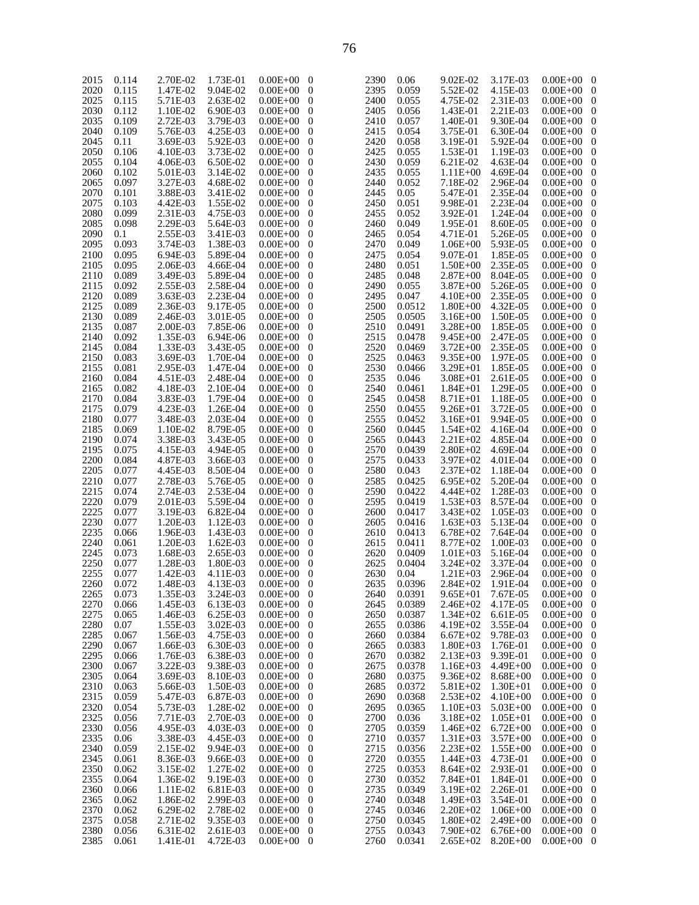| | | | | | |
|---|---|---|---|---|---|
| 2015 | 0.114 | 2.70E-02 | 1.73E-01 | 0.00E+00 | 0 |
| 2020 | 0.115 | 1.47E-02 | 9.04E-02 | 0.00E+00 | 0 |
| 2025 | 0.115 | 5.71E-03 | 2.63E-02 | 0.00E+00 | 0 |
| 2030 | 0.112 | 1.10E-02 | 6.90E-03 | 0.00E+00 | 0 |
| 2035 | 0.109 | 2.72E-03 | 3.79E-03 | 0.00E+00 | 0 |
| 2040 | 0.109 | 5.76E-03 | 4.25E-03 | 0.00E+00 | 0 |
| 2045 | 0.11 | 3.69E-03 | 5.92E-03 | 0.00E+00 | 0 |
| 2050 | 0.106 | 4.10E-03 | 3.73E-02 | 0.00E+00 | 0 |
| 2055 | 0.104 | 4.06E-03 | 6.50E-02 | 0.00E+00 | 0 |
| 2060 | 0.102 | 5.01E-03 | 3.14E-02 | 0.00E+00 | 0 |
| 2065 | 0.097 | 3.27E-03 | 4.68E-02 | 0.00E+00 | 0 |
| 2070 | 0.101 | 3.88E-03 | 3.41E-02 | 0.00E+00 | 0 |
| 2075 | 0.103 | 4.42E-03 | 1.55E-02 | 0.00E+00 | 0 |
| 2080 | 0.099 | 2.31E-03 | 4.75E-03 | 0.00E+00 | 0 |
| 2085 | 0.098 | 2.29E-03 | 5.64E-03 | 0.00E+00 | 0 |
| 2090 | 0.1 | 2.55E-03 | 3.41E-03 | 0.00E+00 | 0 |
| 2095 | 0.093 | 3.74E-03 | 1.38E-03 | 0.00E+00 | 0 |
| 2100 | 0.095 | 6.94E-03 | 5.89E-04 | 0.00E+00 | 0 |
| 2105 | 0.095 | 2.06E-03 | 4.66E-04 | 0.00E+00 | 0 |
| 2110 | 0.089 | 3.49E-03 | 5.89E-04 | 0.00E+00 | 0 |
| 2115 | 0.092 | 2.55E-03 | 2.58E-04 | 0.00E+00 | 0 |
| 2120 | 0.089 | 3.63E-03 | 2.23E-04 | 0.00E+00 | 0 |
| 2125 | 0.089 | 2.36E-03 | 9.17E-05 | 0.00E+00 | 0 |
| 2130 | 0.089 | 2.46E-03 | 3.01E-05 | 0.00E+00 | 0 |
| 2135 | 0.087 | 2.00E-03 | 7.85E-06 | 0.00E+00 | 0 |
| 2140 | 0.092 | 1.35E-03 | 6.94E-06 | 0.00E+00 | 0 |
| 2145 | 0.084 | 1.33E-03 | 3.43E-05 | 0.00E+00 | 0 |
| 2150 | 0.083 | 3.69E-03 | 1.70E-04 | 0.00E+00 | 0 |
| 2155 | 0.081 | 2.95E-03 | 1.47E-04 | 0.00E+00 | 0 |
| 2160 | 0.084 | 4.51E-03 | 2.48E-04 | 0.00E+00 | 0 |
| 2165 | 0.082 | 4.18E-03 | 2.10E-04 | 0.00E+00 | 0 |
| 2170 | 0.084 | 3.83E-03 | 1.79E-04 | 0.00E+00 | 0 |
| 2175 | 0.079 | 4.23E-03 | 1.26E-04 | 0.00E+00 | 0 |
| 2180 | 0.077 | 3.48E-03 | 2.03E-04 | 0.00E+00 | 0 |
| 2185 | 0.069 | 1.10E-02 | 8.79E-05 | 0.00E+00 | 0 |
| 2190 | 0.074 | 3.38E-03 | 3.43E-05 | 0.00E+00 | 0 |
| 2195 | 0.075 | 4.15E-03 | 4.94E-05 | 0.00E+00 | 0 |
| 2200 | 0.084 | 4.87E-03 | 3.66E-03 | 0.00E+00 | 0 |
| 2205 | 0.077 | 4.45E-03 | 8.50E-04 | 0.00E+00 | 0 |
| 2210 | 0.077 | 2.78E-03 | 5.76E-05 | 0.00E+00 | 0 |
| 2215 | 0.074 | 2.74E-03 | 2.53E-04 | 0.00E+00 | 0 |
| 2220 | 0.079 | 2.01E-03 | 5.59E-04 | 0.00E+00 | 0 |
| 2225 | 0.077 | 3.19E-03 | 6.82E-04 | 0.00E+00 | 0 |
| 2230 | 0.077 | 1.20E-03 | 1.12E-03 | 0.00E+00 | 0 |
| 2235 | 0.066 | 1.96E-03 | 1.43E-03 | 0.00E+00 | 0 |
| 2240 | 0.061 | 1.20E-03 | 1.62E-03 | 0.00E+00 | 0 |
| 2245 | 0.073 | 1.68E-03 | 2.65E-03 | 0.00E+00 | 0 |
| 2250 | 0.077 | 1.28E-03 | 1.80E-03 | 0.00E+00 | 0 |
| 2255 | 0.077 | 1.42E-03 | 4.11E-03 | 0.00E+00 | 0 |
| 2260 | 0.072 | 1.48E-03 | 4.13E-03 | 0.00E+00 | 0 |
| 2265 | 0.073 | 1.35E-03 | 3.24E-03 | 0.00E+00 | 0 |
| 2270 | 0.066 | 1.45E-03 | 6.13E-03 | 0.00E+00 | 0 |
| 2275 | 0.065 | 1.46E-03 | 6.25E-03 | 0.00E+00 | 0 |
| 2280 | 0.07 | 1.55E-03 | 3.02E-03 | 0.00E+00 | 0 |
| 2285 | 0.067 | 1.56E-03 | 4.75E-03 | 0.00E+00 | 0 |
| 2290 | 0.067 | 1.66E-03 | 6.30E-03 | 0.00E+00 | 0 |
| 2295 | 0.066 | 1.76E-03 | 6.38E-03 | 0.00E+00 | 0 |
| 2300 | 0.067 | 3.22E-03 | 9.38E-03 | 0.00E+00 | 0 |
| 2305 | 0.064 | 3.69E-03 | 8.10E-03 | 0.00E+00 | 0 |
| 2310 | 0.063 | 5.66E-03 | 1.50E-03 | 0.00E+00 | 0 |
| 2315 | 0.059 | 5.47E-03 | 6.87E-03 | 0.00E+00 | 0 |
| 2320 | 0.054 | 5.73E-03 | 1.28E-02 | 0.00E+00 | 0 |
| 2325 | 0.056 | 7.71E-03 | 2.70E-03 | 0.00E+00 | 0 |
| 2330 | 0.056 | 4.95E-03 | 4.03E-03 | 0.00E+00 | 0 |
| 2335 | 0.06 | 3.38E-03 | 4.45E-03 | 0.00E+00 | 0 |
| 2340 | 0.059 | 2.15E-02 | 9.94E-03 | 0.00E+00 | 0 |
| 2345 | 0.061 | 8.36E-03 | 9.66E-03 | 0.00E+00 | 0 |
| 2350 | 0.062 | 3.15E-02 | 1.27E-02 | 0.00E+00 | 0 |
| 2355 | 0.064 | 1.36E-02 | 9.19E-03 | 0.00E+00 | 0 |
| 2360 | 0.066 | 1.11E-02 | 6.81E-03 | 0.00E+00 | 0 |
| 2365 | 0.062 | 1.86E-02 | 2.99E-03 | 0.00E+00 | 0 |
| 2370 | 0.062 | 6.29E-02 | 2.78E-02 | 0.00E+00 | 0 |
| 2375 | 0.058 | 2.71E-02 | 9.35E-03 | 0.00E+00 | 0 |
| 2380 | 0.056 | 6.31E-02 | 2.61E-03 | 0.00E+00 | 0 |
| 2385 | 0.061 | 1.41E-01 | 4.72E-03 | 0.00E+00 | 0 |
| 2390 | 0.06 | 9.02E-02 | 3.17E-03 | 0.00E+00 | 0 |
| 2395 | 0.059 | 5.52E-02 | 4.15E-03 | 0.00E+00 | 0 |
| 2400 | 0.055 | 4.75E-02 | 2.31E-03 | 0.00E+00 | 0 |
| 2405 | 0.056 | 1.43E-01 | 2.21E-03 | 0.00E+00 | 0 |
| 2410 | 0.057 | 1.40E-01 | 9.30E-04 | 0.00E+00 | 0 |
| 2415 | 0.054 | 3.75E-01 | 6.30E-04 | 0.00E+00 | 0 |
| 2420 | 0.058 | 3.19E-01 | 5.92E-04 | 0.00E+00 | 0 |
| 2425 | 0.055 | 1.53E-01 | 1.19E-03 | 0.00E+00 | 0 |
| 2430 | 0.059 | 6.21E-02 | 4.63E-04 | 0.00E+00 | 0 |
| 2435 | 0.055 | 1.11E+00 | 4.69E-04 | 0.00E+00 | 0 |
| 2440 | 0.052 | 7.18E-02 | 2.96E-04 | 0.00E+00 | 0 |
| 2445 | 0.05 | 5.47E-01 | 2.35E-04 | 0.00E+00 | 0 |
| 2450 | 0.051 | 9.98E-01 | 2.23E-04 | 0.00E+00 | 0 |
| 2455 | 0.052 | 3.92E-01 | 1.24E-04 | 0.00E+00 | 0 |
| 2460 | 0.049 | 1.95E-01 | 8.60E-05 | 0.00E+00 | 0 |
| 2465 | 0.054 | 4.71E-01 | 5.26E-05 | 0.00E+00 | 0 |
| 2470 | 0.049 | 1.06E+00 | 5.93E-05 | 0.00E+00 | 0 |
| 2475 | 0.054 | 9.07E-01 | 1.85E-05 | 0.00E+00 | 0 |
| 2480 | 0.051 | 1.50E+00 | 2.35E-05 | 0.00E+00 | 0 |
| 2485 | 0.048 | 2.87E+00 | 8.04E-05 | 0.00E+00 | 0 |
| 2490 | 0.055 | 3.87E+00 | 5.26E-05 | 0.00E+00 | 0 |
| 2495 | 0.047 | 4.10E+00 | 2.35E-05 | 0.00E+00 | 0 |
| 2500 | 0.0512 | 1.80E+00 | 4.32E-05 | 0.00E+00 | 0 |
| 2505 | 0.0505 | 3.16E+00 | 1.50E-05 | 0.00E+00 | 0 |
| 2510 | 0.0491 | 3.28E+00 | 1.85E-05 | 0.00E+00 | 0 |
| 2515 | 0.0478 | 9.45E+00 | 2.47E-05 | 0.00E+00 | 0 |
| 2520 | 0.0469 | 3.72E+00 | 2.35E-05 | 0.00E+00 | 0 |
| 2525 | 0.0463 | 9.35E+00 | 1.97E-05 | 0.00E+00 | 0 |
| 2530 | 0.0466 | 3.29E+01 | 1.85E-05 | 0.00E+00 | 0 |
| 2535 | 0.046 | 3.08E+01 | 2.61E-05 | 0.00E+00 | 0 |
| 2540 | 0.0461 | 1.84E+01 | 1.29E-05 | 0.00E+00 | 0 |
| 2545 | 0.0458 | 8.71E+01 | 1.18E-05 | 0.00E+00 | 0 |
| 2550 | 0.0455 | 9.26E+01 | 3.72E-05 | 0.00E+00 | 0 |
| 2555 | 0.0452 | 3.16E+01 | 9.94E-05 | 0.00E+00 | 0 |
| 2560 | 0.0445 | 1.54E+02 | 4.16E-04 | 0.00E+00 | 0 |
| 2565 | 0.0443 | 2.21E+02 | 4.85E-04 | 0.00E+00 | 0 |
| 2570 | 0.0439 | 2.80E+02 | 4.69E-04 | 0.00E+00 | 0 |
| 2575 | 0.0433 | 3.97E+02 | 4.01E-04 | 0.00E+00 | 0 |
| 2580 | 0.043 | 2.37E+02 | 1.18E-04 | 0.00E+00 | 0 |
| 2585 | 0.0425 | 6.95E+02 | 5.20E-04 | 0.00E+00 | 0 |
| 2590 | 0.0422 | 4.44E+02 | 1.28E-03 | 0.00E+00 | 0 |
| 2595 | 0.0419 | 1.53E+03 | 8.57E-04 | 0.00E+00 | 0 |
| 2600 | 0.0417 | 3.43E+02 | 1.05E-03 | 0.00E+00 | 0 |
| 2605 | 0.0416 | 1.63E+03 | 5.13E-04 | 0.00E+00 | 0 |
| 2610 | 0.0413 | 6.78E+02 | 7.64E-04 | 0.00E+00 | 0 |
| 2615 | 0.0411 | 8.77E+02 | 1.00E-03 | 0.00E+00 | 0 |
| 2620 | 0.0409 | 1.01E+03 | 5.16E-04 | 0.00E+00 | 0 |
| 2625 | 0.0404 | 3.24E+02 | 3.37E-04 | 0.00E+00 | 0 |
| 2630 | 0.04 | 1.21E+03 | 2.96E-04 | 0.00E+00 | 0 |
| 2635 | 0.0396 | 2.84E+02 | 1.91E-04 | 0.00E+00 | 0 |
| 2640 | 0.0391 | 9.65E+01 | 7.67E-05 | 0.00E+00 | 0 |
| 2645 | 0.0389 | 2.46E+02 | 4.17E-05 | 0.00E+00 | 0 |
| 2650 | 0.0387 | 1.34E+02 | 6.61E-05 | 0.00E+00 | 0 |
| 2655 | 0.0386 | 4.19E+02 | 3.55E-04 | 0.00E+00 | 0 |
| 2660 | 0.0384 | 6.67E+02 | 9.78E-03 | 0.00E+00 | 0 |
| 2665 | 0.0383 | 1.80E+03 | 1.76E-01 | 0.00E+00 | 0 |
| 2670 | 0.0382 | 2.13E+03 | 9.39E-01 | 0.00E+00 | 0 |
| 2675 | 0.0378 | 1.16E+03 | 4.49E+00 | 0.00E+00 | 0 |
| 2680 | 0.0375 | 9.36E+02 | 8.68E+00 | 0.00E+00 | 0 |
| 2685 | 0.0372 | 5.81E+02 | 1.30E+01 | 0.00E+00 | 0 |
| 2690 | 0.0368 | 2.53E+02 | 4.10E+00 | 0.00E+00 | 0 |
| 2695 | 0.0365 | 1.10E+03 | 5.03E+00 | 0.00E+00 | 0 |
| 2700 | 0.036 | 3.18E+02 | 1.05E+01 | 0.00E+00 | 0 |
| 2705 | 0.0359 | 1.46E+02 | 6.72E+00 | 0.00E+00 | 0 |
| 2710 | 0.0357 | 1.31E+03 | 3.57E+00 | 0.00E+00 | 0 |
| 2715 | 0.0356 | 2.23E+02 | 1.55E+00 | 0.00E+00 | 0 |
| 2720 | 0.0355 | 1.44E+03 | 4.73E-01 | 0.00E+00 | 0 |
| 2725 | 0.0353 | 8.64E+02 | 2.93E-01 | 0.00E+00 | 0 |
| 2730 | 0.0352 | 7.84E+01 | 1.84E-01 | 0.00E+00 | 0 |
| 2735 | 0.0349 | 3.19E+02 | 2.26E-01 | 0.00E+00 | 0 |
| 2740 | 0.0348 | 1.49E+03 | 3.54E-01 | 0.00E+00 | 0 |
| 2745 | 0.0346 | 2.20E+02 | 1.06E+00 | 0.00E+00 | 0 |
| 2750 | 0.0345 | 1.80E+02 | 2.49E+00 | 0.00E+00 | 0 |
| 2755 | 0.0343 | 7.90E+02 | 6.76E+00 | 0.00E+00 | 0 |
| 2760 | 0.0341 | 2.65E+02 | 8.20E+00 | 0.00E+00 | 0 |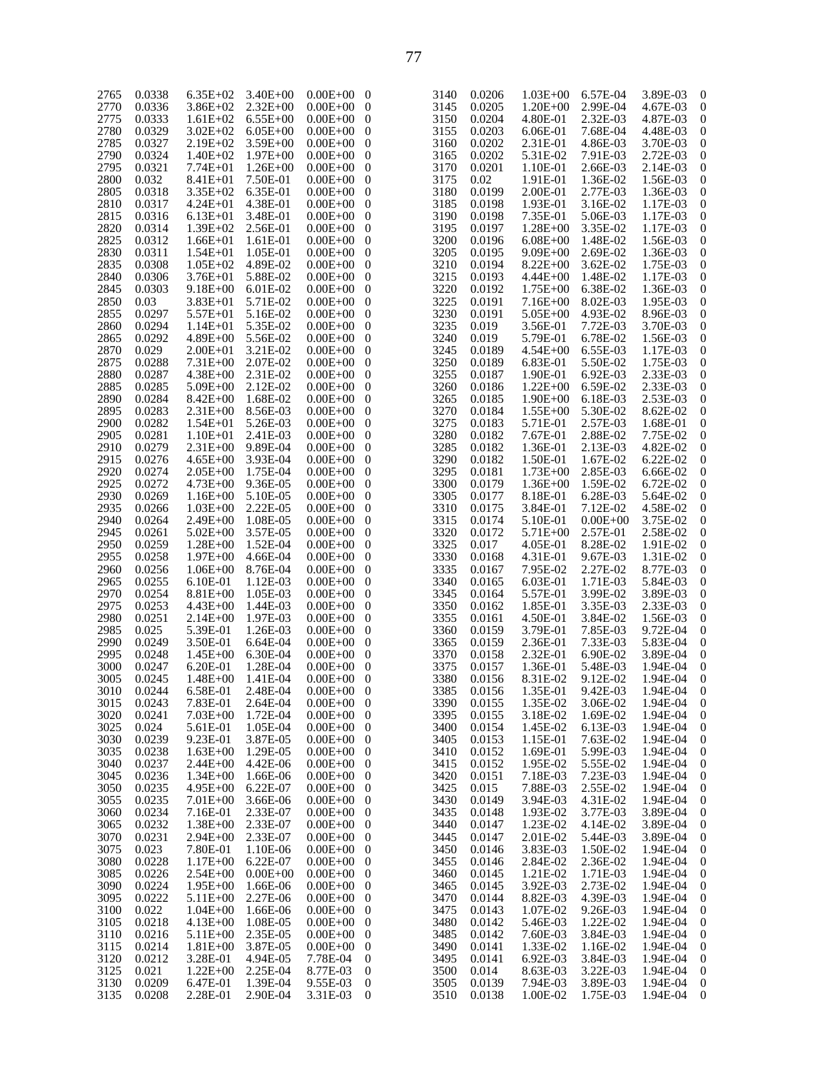| | | | | | |
|---|---|---|---|---|---|
| 2765 | 0.0338 | 6.35E+02 | 3.40E+00 | 0.00E+00 | 0 |
| 2770 | 0.0336 | 3.86E+02 | 2.32E+00 | 0.00E+00 | 0 |
| 2775 | 0.0333 | 1.61E+02 | 6.55E+00 | 0.00E+00 | 0 |
| 2780 | 0.0329 | 3.02E+02 | 6.05E+00 | 0.00E+00 | 0 |
| 2785 | 0.0327 | 2.19E+02 | 3.59E+00 | 0.00E+00 | 0 |
| 2790 | 0.0324 | 1.40E+02 | 1.97E+00 | 0.00E+00 | 0 |
| 2795 | 0.0321 | 7.74E+01 | 1.26E+00 | 0.00E+00 | 0 |
| 2800 | 0.032 | 8.41E+01 | 7.50E-01 | 0.00E+00 | 0 |
| 2805 | 0.0318 | 3.35E+02 | 6.35E-01 | 0.00E+00 | 0 |
| 2810 | 0.0317 | 4.24E+01 | 4.38E-01 | 0.00E+00 | 0 |
| 2815 | 0.0316 | 6.13E+01 | 3.48E-01 | 0.00E+00 | 0 |
| 2820 | 0.0314 | 1.39E+02 | 2.56E-01 | 0.00E+00 | 0 |
| 2825 | 0.0312 | 1.66E+01 | 1.61E-01 | 0.00E+00 | 0 |
| 2830 | 0.0311 | 1.54E+01 | 1.05E-01 | 0.00E+00 | 0 |
| 2835 | 0.0308 | 1.05E+02 | 4.89E-02 | 0.00E+00 | 0 |
| 2840 | 0.0306 | 3.76E+01 | 5.88E-02 | 0.00E+00 | 0 |
| 2845 | 0.0303 | 9.18E+00 | 6.01E-02 | 0.00E+00 | 0 |
| 2850 | 0.03 | 3.83E+01 | 5.71E-02 | 0.00E+00 | 0 |
| 2855 | 0.0297 | 5.57E+01 | 5.16E-02 | 0.00E+00 | 0 |
| 2860 | 0.0294 | 1.14E+01 | 5.35E-02 | 0.00E+00 | 0 |
| 2865 | 0.0292 | 4.89E+00 | 5.56E-02 | 0.00E+00 | 0 |
| 2870 | 0.029 | 2.00E+01 | 3.21E-02 | 0.00E+00 | 0 |
| 2875 | 0.0288 | 7.31E+00 | 2.07E-02 | 0.00E+00 | 0 |
| 2880 | 0.0287 | 4.38E+00 | 2.31E-02 | 0.00E+00 | 0 |
| 2885 | 0.0285 | 5.09E+00 | 2.12E-02 | 0.00E+00 | 0 |
| 2890 | 0.0284 | 8.42E+00 | 1.68E-02 | 0.00E+00 | 0 |
| 2895 | 0.0283 | 2.31E+00 | 8.56E-03 | 0.00E+00 | 0 |
| 2900 | 0.0282 | 1.54E+01 | 5.26E-03 | 0.00E+00 | 0 |
| 2905 | 0.0281 | 1.10E+01 | 2.41E-03 | 0.00E+00 | 0 |
| 2910 | 0.0279 | 2.31E+00 | 9.89E-04 | 0.00E+00 | 0 |
| 2915 | 0.0276 | 4.65E+00 | 3.93E-04 | 0.00E+00 | 0 |
| 2920 | 0.0274 | 2.05E+00 | 1.75E-04 | 0.00E+00 | 0 |
| 2925 | 0.0272 | 4.73E+00 | 9.36E-05 | 0.00E+00 | 0 |
| 2930 | 0.0269 | 1.16E+00 | 5.10E-05 | 0.00E+00 | 0 |
| 2935 | 0.0266 | 1.03E+00 | 2.22E-05 | 0.00E+00 | 0 |
| 2940 | 0.0264 | 2.49E+00 | 1.08E-05 | 0.00E+00 | 0 |
| 2945 | 0.0261 | 5.02E+00 | 3.57E-05 | 0.00E+00 | 0 |
| 2950 | 0.0259 | 1.28E+00 | 1.52E-04 | 0.00E+00 | 0 |
| 2955 | 0.0258 | 1.97E+00 | 4.66E-04 | 0.00E+00 | 0 |
| 2960 | 0.0256 | 1.06E+00 | 8.76E-04 | 0.00E+00 | 0 |
| 2965 | 0.0255 | 6.10E-01 | 1.12E-03 | 0.00E+00 | 0 |
| 2970 | 0.0254 | 8.81E+00 | 1.05E-03 | 0.00E+00 | 0 |
| 2975 | 0.0253 | 4.43E+00 | 1.44E-03 | 0.00E+00 | 0 |
| 2980 | 0.0251 | 2.14E+00 | 1.97E-03 | 0.00E+00 | 0 |
| 2985 | 0.025 | 5.39E-01 | 1.26E-03 | 0.00E+00 | 0 |
| 2990 | 0.0249 | 3.50E-01 | 6.64E-04 | 0.00E+00 | 0 |
| 2995 | 0.0248 | 1.45E+00 | 6.30E-04 | 0.00E+00 | 0 |
| 3000 | 0.0247 | 6.20E-01 | 1.28E-04 | 0.00E+00 | 0 |
| 3005 | 0.0245 | 1.48E+00 | 1.41E-04 | 0.00E+00 | 0 |
| 3010 | 0.0244 | 6.58E-01 | 2.48E-04 | 0.00E+00 | 0 |
| 3015 | 0.0243 | 7.83E-01 | 2.64E-04 | 0.00E+00 | 0 |
| 3020 | 0.0241 | 7.03E+00 | 1.72E-04 | 0.00E+00 | 0 |
| 3025 | 0.024 | 5.61E-01 | 1.05E-04 | 0.00E+00 | 0 |
| 3030 | 0.0239 | 9.23E-01 | 3.87E-05 | 0.00E+00 | 0 |
| 3035 | 0.0238 | 1.63E+00 | 1.29E-05 | 0.00E+00 | 0 |
| 3040 | 0.0237 | 2.44E+00 | 4.42E-06 | 0.00E+00 | 0 |
| 3045 | 0.0236 | 1.34E+00 | 1.66E-06 | 0.00E+00 | 0 |
| 3050 | 0.0235 | 4.95E+00 | 6.22E-07 | 0.00E+00 | 0 |
| 3055 | 0.0235 | 7.01E+00 | 3.66E-06 | 0.00E+00 | 0 |
| 3060 | 0.0234 | 7.16E-01 | 2.33E-07 | 0.00E+00 | 0 |
| 3065 | 0.0232 | 1.38E+00 | 2.33E-07 | 0.00E+00 | 0 |
| 3070 | 0.0231 | 2.94E+00 | 2.33E-07 | 0.00E+00 | 0 |
| 3075 | 0.023 | 7.80E-01 | 1.10E-06 | 0.00E+00 | 0 |
| 3080 | 0.0228 | 1.17E+00 | 6.22E-07 | 0.00E+00 | 0 |
| 3085 | 0.0226 | 2.54E+00 | 0.00E+00 | 0.00E+00 | 0 |
| 3090 | 0.0224 | 1.95E+00 | 1.66E-06 | 0.00E+00 | 0 |
| 3095 | 0.0222 | 5.11E+00 | 2.27E-06 | 0.00E+00 | 0 |
| 3100 | 0.022 | 1.04E+00 | 1.66E-06 | 0.00E+00 | 0 |
| 3105 | 0.0218 | 4.13E+00 | 1.08E-05 | 0.00E+00 | 0 |
| 3110 | 0.0216 | 5.11E+00 | 2.35E-05 | 0.00E+00 | 0 |
| 3115 | 0.0214 | 1.81E+00 | 3.87E-05 | 0.00E+00 | 0 |
| 3120 | 0.0212 | 3.28E-01 | 4.94E-05 | 7.78E-04 | 0 |
| 3125 | 0.021 | 1.22E+00 | 2.25E-04 | 8.77E-03 | 0 |
| 3130 | 0.0209 | 6.47E-01 | 1.39E-04 | 9.55E-03 | 0 |
| 3135 | 0.0208 | 2.28E-01 | 2.90E-04 | 3.31E-03 | 0 |
| 3140 | 0.0206 | 1.03E+00 | 6.57E-04 | 3.89E-03 | 0 |
| 3145 | 0.0205 | 1.20E+00 | 2.99E-04 | 4.67E-03 | 0 |
| 3150 | 0.0204 | 4.80E-01 | 2.32E-03 | 4.87E-03 | 0 |
| 3155 | 0.0203 | 6.06E-01 | 7.68E-04 | 4.48E-03 | 0 |
| 3160 | 0.0202 | 2.31E-01 | 4.86E-03 | 3.70E-03 | 0 |
| 3165 | 0.0202 | 5.31E-02 | 7.91E-03 | 2.72E-03 | 0 |
| 3170 | 0.0201 | 1.10E-01 | 2.66E-03 | 2.14E-03 | 0 |
| 3175 | 0.02 | 1.91E-01 | 1.36E-02 | 1.56E-03 | 0 |
| 3180 | 0.0199 | 2.00E-01 | 2.77E-03 | 1.36E-03 | 0 |
| 3185 | 0.0198 | 1.93E-01 | 3.16E-02 | 1.17E-03 | 0 |
| 3190 | 0.0198 | 7.35E-01 | 5.06E-03 | 1.17E-03 | 0 |
| 3195 | 0.0197 | 1.28E+00 | 3.35E-02 | 1.17E-03 | 0 |
| 3200 | 0.0196 | 6.08E+00 | 1.48E-02 | 1.56E-03 | 0 |
| 3205 | 0.0195 | 9.09E+00 | 2.69E-02 | 1.36E-03 | 0 |
| 3210 | 0.0194 | 8.22E+00 | 3.62E-02 | 1.75E-03 | 0 |
| 3215 | 0.0193 | 4.44E+00 | 1.48E-02 | 1.17E-03 | 0 |
| 3220 | 0.0192 | 1.75E+00 | 6.38E-02 | 1.36E-03 | 0 |
| 3225 | 0.0191 | 7.16E+00 | 8.02E-03 | 1.95E-03 | 0 |
| 3230 | 0.0191 | 5.05E+00 | 4.93E-02 | 8.96E-03 | 0 |
| 3235 | 0.019 | 3.56E-01 | 7.72E-03 | 3.70E-03 | 0 |
| 3240 | 0.019 | 5.79E-01 | 6.78E-02 | 1.56E-03 | 0 |
| 3245 | 0.0189 | 4.54E+00 | 6.55E-03 | 1.17E-03 | 0 |
| 3250 | 0.0189 | 6.83E-01 | 5.50E-02 | 1.75E-03 | 0 |
| 3255 | 0.0187 | 1.90E-01 | 6.92E-03 | 2.33E-03 | 0 |
| 3260 | 0.0186 | 1.22E+00 | 6.59E-02 | 2.33E-03 | 0 |
| 3265 | 0.0185 | 1.90E+00 | 6.18E-03 | 2.53E-03 | 0 |
| 3270 | 0.0184 | 1.55E+00 | 5.30E-02 | 8.62E-02 | 0 |
| 3275 | 0.0183 | 5.71E-01 | 2.57E-03 | 1.68E-01 | 0 |
| 3280 | 0.0182 | 7.67E-01 | 2.88E-02 | 7.75E-02 | 0 |
| 3285 | 0.0182 | 1.36E-01 | 2.13E-03 | 4.82E-02 | 0 |
| 3290 | 0.0182 | 1.50E-01 | 1.67E-02 | 6.22E-02 | 0 |
| 3295 | 0.0181 | 1.73E+00 | 2.85E-03 | 6.66E-02 | 0 |
| 3300 | 0.0179 | 1.36E+00 | 1.59E-02 | 6.72E-02 | 0 |
| 3305 | 0.0177 | 8.18E-01 | 6.28E-03 | 5.64E-02 | 0 |
| 3310 | 0.0175 | 3.84E-01 | 7.12E-02 | 4.58E-02 | 0 |
| 3315 | 0.0174 | 5.10E-01 | 0.00E+00 | 3.75E-02 | 0 |
| 3320 | 0.0172 | 5.71E+00 | 2.57E-01 | 2.58E-02 | 0 |
| 3325 | 0.017 | 4.05E-01 | 8.28E-02 | 1.91E-02 | 0 |
| 3330 | 0.0168 | 4.31E-01 | 9.67E-03 | 1.31E-02 | 0 |
| 3335 | 0.0167 | 7.95E-02 | 2.27E-02 | 8.77E-03 | 0 |
| 3340 | 0.0165 | 6.03E-01 | 1.71E-03 | 5.84E-03 | 0 |
| 3345 | 0.0164 | 5.57E-01 | 3.99E-02 | 3.89E-03 | 0 |
| 3350 | 0.0162 | 1.85E-01 | 3.35E-03 | 2.33E-03 | 0 |
| 3355 | 0.0161 | 4.50E-01 | 3.84E-02 | 1.56E-03 | 0 |
| 3360 | 0.0159 | 3.79E-01 | 7.85E-03 | 9.72E-04 | 0 |
| 3365 | 0.0159 | 2.36E-01 | 7.33E-03 | 5.83E-04 | 0 |
| 3370 | 0.0158 | 2.32E-01 | 6.90E-02 | 3.89E-04 | 0 |
| 3375 | 0.0157 | 1.36E-01 | 5.48E-03 | 1.94E-04 | 0 |
| 3380 | 0.0156 | 8.31E-02 | 9.12E-02 | 1.94E-04 | 0 |
| 3385 | 0.0156 | 1.35E-01 | 9.42E-03 | 1.94E-04 | 0 |
| 3390 | 0.0155 | 1.35E-02 | 3.06E-02 | 1.94E-04 | 0 |
| 3395 | 0.0155 | 3.18E-02 | 1.69E-02 | 1.94E-04 | 0 |
| 3400 | 0.0154 | 1.45E-02 | 6.13E-03 | 1.94E-04 | 0 |
| 3405 | 0.0153 | 1.15E-01 | 7.63E-02 | 1.94E-04 | 0 |
| 3410 | 0.0152 | 1.69E-01 | 5.99E-03 | 1.94E-04 | 0 |
| 3415 | 0.0152 | 1.95E-02 | 5.55E-02 | 1.94E-04 | 0 |
| 3420 | 0.0151 | 7.18E-03 | 7.23E-03 | 1.94E-04 | 0 |
| 3425 | 0.015 | 7.88E-03 | 2.55E-02 | 1.94E-04 | 0 |
| 3430 | 0.0149 | 3.94E-03 | 4.31E-02 | 1.94E-04 | 0 |
| 3435 | 0.0148 | 1.93E-02 | 3.77E-03 | 3.89E-04 | 0 |
| 3440 | 0.0147 | 1.23E-02 | 4.14E-02 | 3.89E-04 | 0 |
| 3445 | 0.0147 | 2.01E-02 | 5.44E-03 | 3.89E-04 | 0 |
| 3450 | 0.0146 | 3.83E-03 | 1.50E-02 | 1.94E-04 | 0 |
| 3455 | 0.0146 | 2.84E-02 | 2.36E-02 | 1.94E-04 | 0 |
| 3460 | 0.0145 | 1.21E-02 | 1.71E-03 | 1.94E-04 | 0 |
| 3465 | 0.0145 | 3.92E-03 | 2.73E-02 | 1.94E-04 | 0 |
| 3470 | 0.0144 | 8.82E-03 | 4.39E-03 | 1.94E-04 | 0 |
| 3475 | 0.0143 | 1.07E-02 | 9.26E-03 | 1.94E-04 | 0 |
| 3480 | 0.0142 | 5.46E-03 | 1.22E-02 | 1.94E-04 | 0 |
| 3485 | 0.0142 | 7.60E-03 | 3.84E-03 | 1.94E-04 | 0 |
| 3490 | 0.0141 | 1.33E-02 | 1.16E-02 | 1.94E-04 | 0 |
| 3495 | 0.0141 | 6.92E-03 | 3.84E-03 | 1.94E-04 | 0 |
| 3500 | 0.014 | 8.63E-03 | 3.22E-03 | 1.94E-04 | 0 |
| 3505 | 0.0139 | 7.94E-03 | 3.89E-03 | 1.94E-04 | 0 |
| 3510 | 0.0138 | 1.00E-02 | 1.75E-03 | 1.94E-04 | 0 |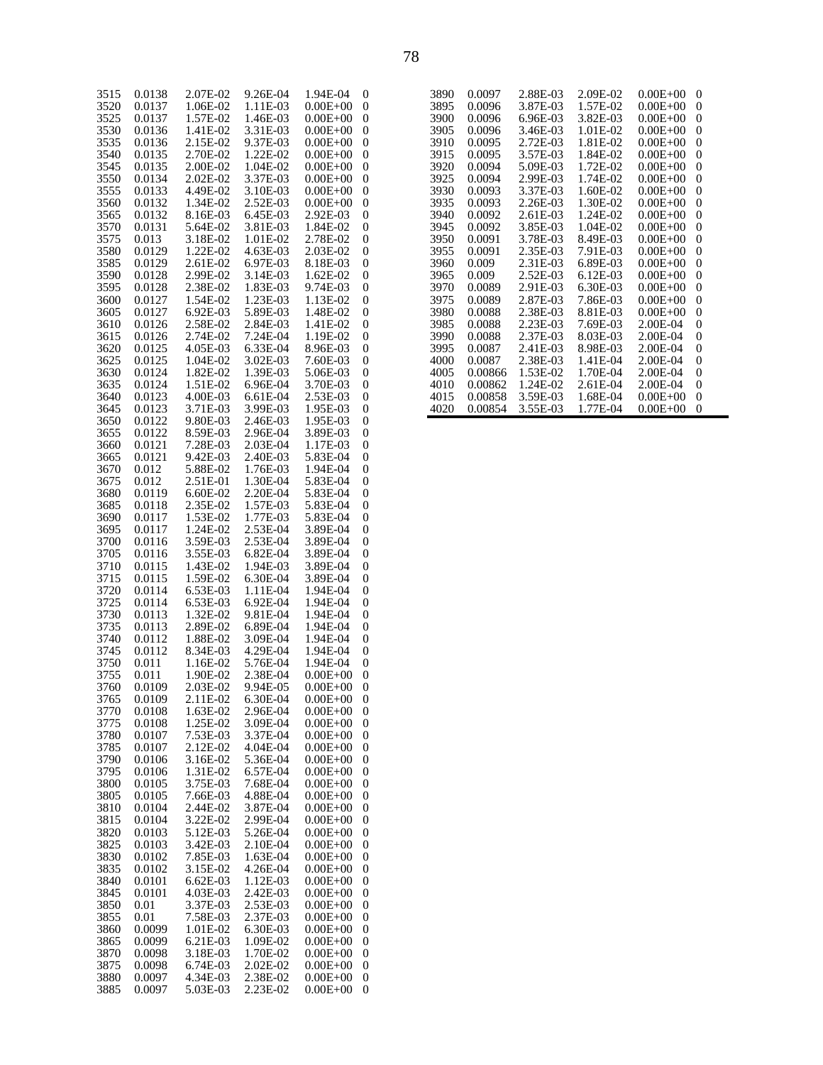| | | | | | |
|---|---|---|---|---|---|
| 3515 | 0.0138 | 2.07E-02 | 9.26E-04 | 1.94E-04 | 0 |
| 3520 | 0.0137 | 1.06E-02 | 1.11E-03 | 0.00E+00 | 0 |
| 3525 | 0.0137 | 1.57E-02 | 1.46E-03 | 0.00E+00 | 0 |
| 3530 | 0.0136 | 1.41E-02 | 3.31E-03 | 0.00E+00 | 0 |
| 3535 | 0.0136 | 2.15E-02 | 9.37E-03 | 0.00E+00 | 0 |
| 3540 | 0.0135 | 2.70E-02 | 1.22E-02 | 0.00E+00 | 0 |
| 3545 | 0.0135 | 2.00E-02 | 1.04E-02 | 0.00E+00 | 0 |
| 3550 | 0.0134 | 2.02E-02 | 3.37E-03 | 0.00E+00 | 0 |
| 3555 | 0.0133 | 4.49E-02 | 3.10E-03 | 0.00E+00 | 0 |
| 3560 | 0.0132 | 1.34E-02 | 2.52E-03 | 0.00E+00 | 0 |
| 3565 | 0.0132 | 8.16E-03 | 6.45E-03 | 2.92E-03 | 0 |
| 3570 | 0.0131 | 5.64E-02 | 3.81E-03 | 1.84E-02 | 0 |
| 3575 | 0.013 | 3.18E-02 | 1.01E-02 | 2.78E-02 | 0 |
| 3580 | 0.0129 | 1.22E-02 | 4.63E-03 | 2.03E-02 | 0 |
| 3585 | 0.0129 | 2.61E-02 | 6.97E-03 | 8.18E-03 | 0 |
| 3590 | 0.0128 | 2.99E-02 | 3.14E-03 | 1.62E-02 | 0 |
| 3595 | 0.0128 | 2.38E-02 | 1.83E-03 | 9.74E-03 | 0 |
| 3600 | 0.0127 | 1.54E-02 | 1.23E-03 | 1.13E-02 | 0 |
| 3605 | 0.0127 | 6.92E-03 | 5.89E-03 | 1.48E-02 | 0 |
| 3610 | 0.0126 | 2.58E-02 | 2.84E-03 | 1.41E-02 | 0 |
| 3615 | 0.0126 | 2.74E-02 | 7.24E-04 | 1.19E-02 | 0 |
| 3620 | 0.0125 | 4.05E-03 | 6.33E-04 | 8.96E-03 | 0 |
| 3625 | 0.0125 | 1.04E-02 | 3.02E-03 | 7.60E-03 | 0 |
| 3630 | 0.0124 | 1.82E-02 | 1.39E-03 | 5.06E-03 | 0 |
| 3635 | 0.0124 | 1.51E-02 | 6.96E-04 | 3.70E-03 | 0 |
| 3640 | 0.0123 | 4.00E-03 | 6.61E-04 | 2.53E-03 | 0 |
| 3645 | 0.0123 | 3.71E-03 | 3.99E-03 | 1.95E-03 | 0 |
| 3650 | 0.0122 | 9.80E-03 | 2.46E-03 | 1.95E-03 | 0 |
| 3655 | 0.0122 | 8.59E-03 | 2.96E-04 | 3.89E-03 | 0 |
| 3660 | 0.0121 | 7.28E-03 | 2.03E-04 | 1.17E-03 | 0 |
| 3665 | 0.0121 | 9.42E-03 | 2.40E-03 | 5.83E-04 | 0 |
| 3670 | 0.012 | 5.88E-02 | 1.76E-03 | 1.94E-04 | 0 |
| 3675 | 0.012 | 2.51E-01 | 1.30E-04 | 5.83E-04 | 0 |
| 3680 | 0.0119 | 6.60E-02 | 2.20E-04 | 5.83E-04 | 0 |
| 3685 | 0.0118 | 2.35E-02 | 1.57E-03 | 5.83E-04 | 0 |
| 3690 | 0.0117 | 1.53E-02 | 1.77E-03 | 5.83E-04 | 0 |
| 3695 | 0.0117 | 1.24E-02 | 2.53E-04 | 3.89E-04 | 0 |
| 3700 | 0.0116 | 3.59E-03 | 2.53E-04 | 3.89E-04 | 0 |
| 3705 | 0.0116 | 3.55E-03 | 6.82E-04 | 3.89E-04 | 0 |
| 3710 | 0.0115 | 1.43E-02 | 1.94E-03 | 3.89E-04 | 0 |
| 3715 | 0.0115 | 1.59E-02 | 6.30E-04 | 3.89E-04 | 0 |
| 3720 | 0.0114 | 6.53E-03 | 1.11E-04 | 1.94E-04 | 0 |
| 3725 | 0.0114 | 6.53E-03 | 6.92E-04 | 1.94E-04 | 0 |
| 3730 | 0.0113 | 1.32E-02 | 9.81E-04 | 1.94E-04 | 0 |
| 3735 | 0.0113 | 2.89E-02 | 6.89E-04 | 1.94E-04 | 0 |
| 3740 | 0.0112 | 1.88E-02 | 3.09E-04 | 1.94E-04 | 0 |
| 3745 | 0.0112 | 8.34E-03 | 4.29E-04 | 1.94E-04 | 0 |
| 3750 | 0.011 | 1.16E-02 | 5.76E-04 | 1.94E-04 | 0 |
| 3755 | 0.011 | 1.90E-02 | 2.38E-04 | 0.00E+00 | 0 |
| 3760 | 0.0109 | 2.03E-02 | 9.94E-05 | 0.00E+00 | 0 |
| 3765 | 0.0109 | 2.11E-02 | 6.30E-04 | 0.00E+00 | 0 |
| 3770 | 0.0108 | 1.63E-02 | 2.96E-04 | 0.00E+00 | 0 |
| 3775 | 0.0108 | 1.25E-02 | 3.09E-04 | 0.00E+00 | 0 |
| 3780 | 0.0107 | 7.53E-03 | 3.37E-04 | 0.00E+00 | 0 |
| 3785 | 0.0107 | 2.12E-02 | 4.04E-04 | 0.00E+00 | 0 |
| 3790 | 0.0106 | 3.16E-02 | 5.36E-04 | 0.00E+00 | 0 |
| 3795 | 0.0106 | 1.31E-02 | 6.57E-04 | 0.00E+00 | 0 |
| 3800 | 0.0105 | 3.75E-03 | 7.68E-04 | 0.00E+00 | 0 |
| 3805 | 0.0105 | 7.66E-03 | 4.88E-04 | 0.00E+00 | 0 |
| 3810 | 0.0104 | 2.44E-02 | 3.87E-04 | 0.00E+00 | 0 |
| 3815 | 0.0104 | 3.22E-02 | 2.99E-04 | 0.00E+00 | 0 |
| 3820 | 0.0103 | 5.12E-03 | 5.26E-04 | 0.00E+00 | 0 |
| 3825 | 0.0103 | 3.42E-03 | 2.10E-04 | 0.00E+00 | 0 |
| 3830 | 0.0102 | 7.85E-03 | 1.63E-04 | 0.00E+00 | 0 |
| 3835 | 0.0102 | 3.15E-02 | 4.26E-04 | 0.00E+00 | 0 |
| 3840 | 0.0101 | 6.62E-03 | 1.12E-03 | 0.00E+00 | 0 |
| 3845 | 0.0101 | 4.03E-03 | 2.42E-03 | 0.00E+00 | 0 |
| 3850 | 0.01 | 3.37E-03 | 2.53E-03 | 0.00E+00 | 0 |
| 3855 | 0.01 | 7.58E-03 | 2.37E-03 | 0.00E+00 | 0 |
| 3860 | 0.0099 | 1.01E-02 | 6.30E-03 | 0.00E+00 | 0 |
| 3865 | 0.0099 | 6.21E-03 | 1.09E-02 | 0.00E+00 | 0 |
| 3870 | 0.0098 | 3.18E-03 | 1.70E-02 | 0.00E+00 | 0 |
| 3875 | 0.0098 | 6.74E-03 | 2.02E-02 | 0.00E+00 | 0 |
| 3880 | 0.0097 | 4.34E-03 | 2.38E-02 | 0.00E+00 | 0 |
| 3885 | 0.0097 | 5.03E-03 | 2.23E-02 | 0.00E+00 | 0 |
| 3890 | 0.0097 | 2.88E-03 | 2.09E-02 | 0.00E+00 | 0 |
| 3895 | 0.0096 | 3.87E-03 | 1.57E-02 | 0.00E+00 | 0 |
| 3900 | 0.0096 | 6.96E-03 | 3.82E-03 | 0.00E+00 | 0 |
| 3905 | 0.0096 | 3.46E-03 | 1.01E-02 | 0.00E+00 | 0 |
| 3910 | 0.0095 | 2.72E-03 | 1.81E-02 | 0.00E+00 | 0 |
| 3915 | 0.0095 | 3.57E-03 | 1.84E-02 | 0.00E+00 | 0 |
| 3920 | 0.0094 | 5.09E-03 | 1.72E-02 | 0.00E+00 | 0 |
| 3925 | 0.0094 | 2.99E-03 | 1.74E-02 | 0.00E+00 | 0 |
| 3930 | 0.0093 | 3.37E-03 | 1.60E-02 | 0.00E+00 | 0 |
| 3935 | 0.0093 | 2.26E-03 | 1.30E-02 | 0.00E+00 | 0 |
| 3940 | 0.0092 | 2.61E-03 | 1.24E-02 | 0.00E+00 | 0 |
| 3945 | 0.0092 | 3.85E-03 | 1.04E-02 | 0.00E+00 | 0 |
| 3950 | 0.0091 | 3.78E-03 | 8.49E-03 | 0.00E+00 | 0 |
| 3955 | 0.0091 | 2.35E-03 | 7.91E-03 | 0.00E+00 | 0 |
| 3960 | 0.009 | 2.31E-03 | 6.89E-03 | 0.00E+00 | 0 |
| 3965 | 0.009 | 2.52E-03 | 6.12E-03 | 0.00E+00 | 0 |
| 3970 | 0.0089 | 2.91E-03 | 6.30E-03 | 0.00E+00 | 0 |
| 3975 | 0.0089 | 2.87E-03 | 7.86E-03 | 0.00E+00 | 0 |
| 3980 | 0.0088 | 2.38E-03 | 8.81E-03 | 0.00E+00 | 0 |
| 3985 | 0.0088 | 2.23E-03 | 7.69E-03 | 2.00E-04 | 0 |
| 3990 | 0.0088 | 2.37E-03 | 8.03E-03 | 2.00E-04 | 0 |
| 3995 | 0.0087 | 2.41E-03 | 8.98E-03 | 2.00E-04 | 0 |
| 4000 | 0.0087 | 2.38E-03 | 1.41E-04 | 2.00E-04 | 0 |
| 4005 | 0.00866 | 1.53E-02 | 1.70E-04 | 2.00E-04 | 0 |
| 4010 | 0.00862 | 1.24E-02 | 2.61E-04 | 2.00E-04 | 0 |
| 4015 | 0.00858 | 3.59E-03 | 1.68E-04 | 0.00E+00 | 0 |
| 4020 | 0.00854 | 3.55E-03 | 1.77E-04 | 0.00E+00 | 0 |